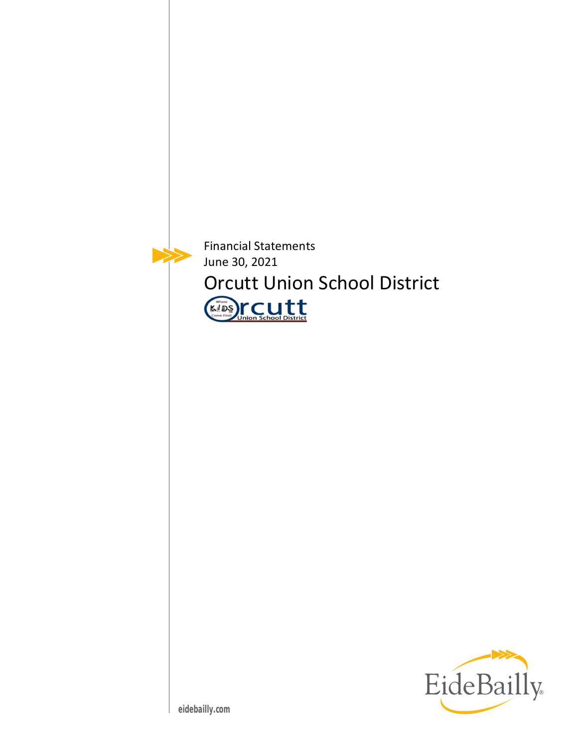Financial Statements
June 30, 2021

# Orcutt Union School District

eidebailly.com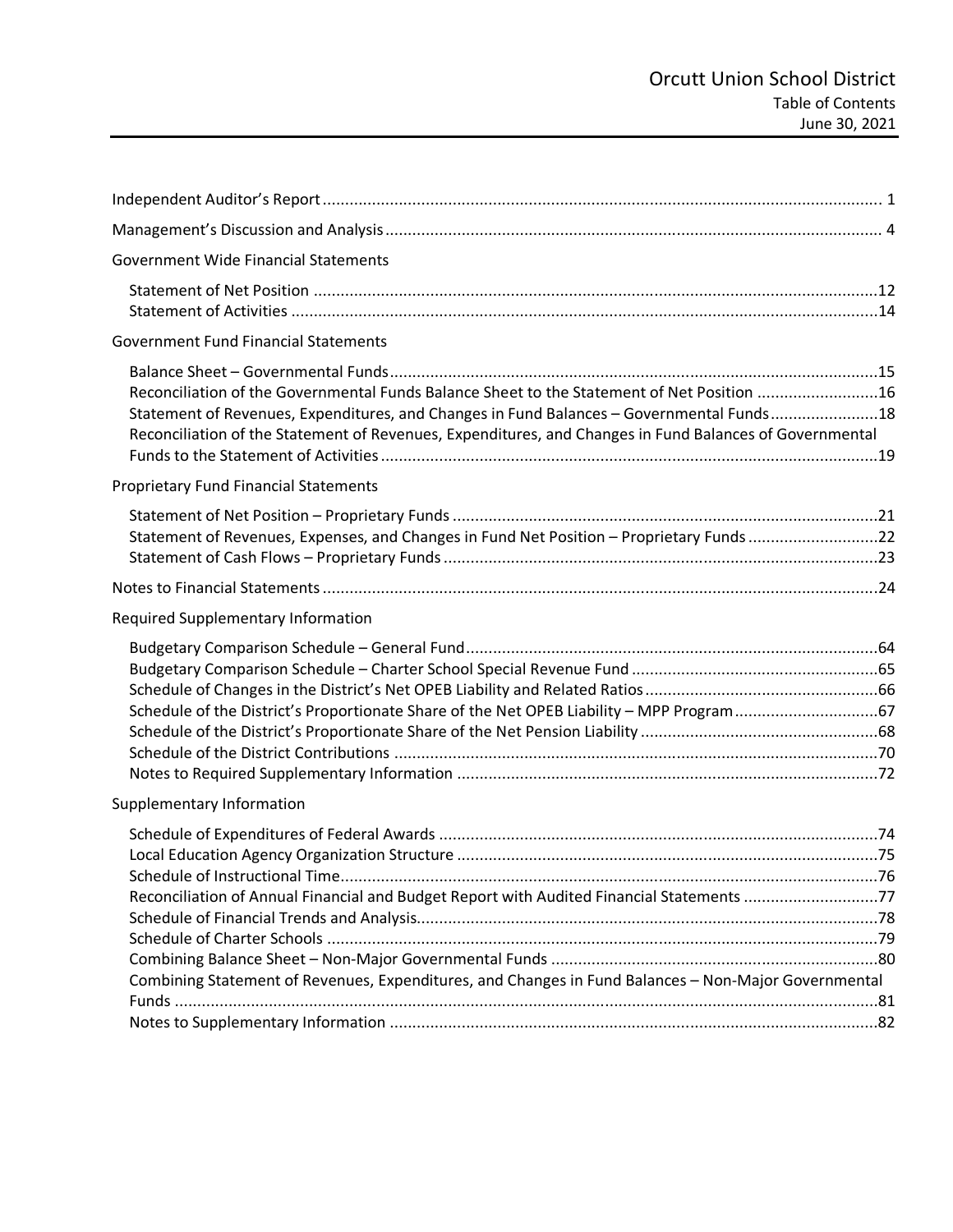# Orcutt Union School District

## Table of Contents

## June 30, 2021

| | |
|---|---|
| Independent Auditor's Report | 1 |
| Management's Discussion and Analysis | 4 |
| **Government Wide Financial Statements** | |
| Statement of Net Position | 12 |
| Statement of Activities | 14 |
| **Government Fund Financial Statements** | |
| Balance Sheet – Governmental Funds | 15 |
| Reconciliation of the Governmental Funds Balance Sheet to the Statement of Net Position | 16 |
| Statement of Revenues, Expenditures, and Changes in Fund Balances – Governmental Funds | 18 |
| Reconciliation of the Statement of Revenues, Expenditures, and Changes in Fund Balances of Governmental Funds to the Statement of Activities | 19 |
| **Proprietary Fund Financial Statements** | |
| Statement of Net Position – Proprietary Funds | 21 |
| Statement of Revenues, Expenses, and Changes in Fund Net Position – Proprietary Funds | 22 |
| Statement of Cash Flows – Proprietary Funds | 23 |
| Notes to Financial Statements | 24 |
| **Required Supplementary Information** | |
| Budgetary Comparison Schedule – General Fund | 64 |
| Budgetary Comparison Schedule – Charter School Special Revenue Fund | 65 |
| Schedule of Changes in the District's Net OPEB Liability and Related Ratios | 66 |
| Schedule of the District's Proportionate Share of the Net OPEB Liability – MPP Program | 67 |
| Schedule of the District's Proportionate Share of the Net Pension Liability | 68 |
| Schedule of the District Contributions | 70 |
| Notes to Required Supplementary Information | 72 |
| **Supplementary Information** | |
| Schedule of Expenditures of Federal Awards | 74 |
| Local Education Agency Organization Structure | 75 |
| Schedule of Instructional Time | 76 |
| Reconciliation of Annual Financial and Budget Report with Audited Financial Statements | 77 |
| Schedule of Financial Trends and Analysis | 78 |
| Schedule of Charter Schools | 79 |
| Combining Balance Sheet – Non-Major Governmental Funds | 80 |
| Combining Statement of Revenues, Expenditures, and Changes in Fund Balances – Non-Major Governmental Funds | 81 |
| Notes to Supplementary Information | 82 |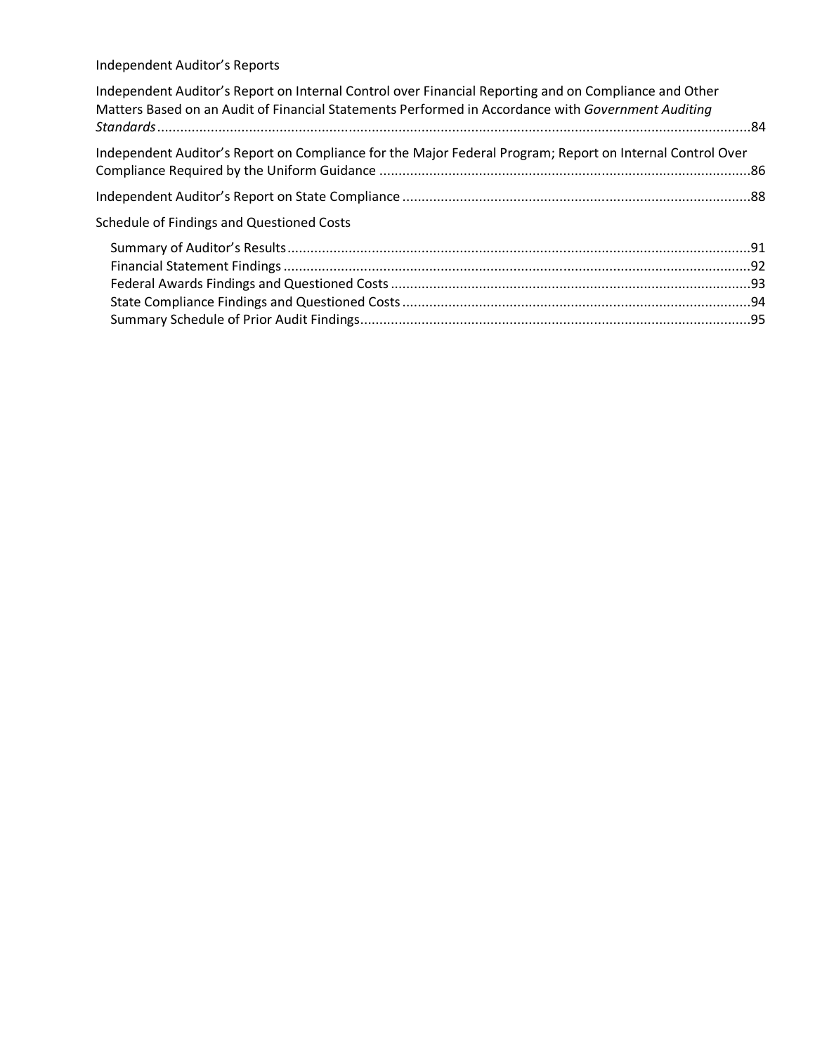Independent Auditor's Reports

Independent Auditor's Report on Internal Control over Financial Reporting and on Compliance and Other Matters Based on an Audit of Financial Statements Performed in Accordance with *Government Auditing Standards*.....84

Independent Auditor's Report on Compliance for the Major Federal Program; Report on Internal Control Over Compliance Required by the Uniform Guidance.....86

Independent Auditor's Report on State Compliance.....88

Schedule of Findings and Questioned Costs

- Summary of Auditor's Results.....91
- Financial Statement Findings.....92
- Federal Awards Findings and Questioned Costs.....93
- State Compliance Findings and Questioned Costs.....94
- Summary Schedule of Prior Audit Findings.....95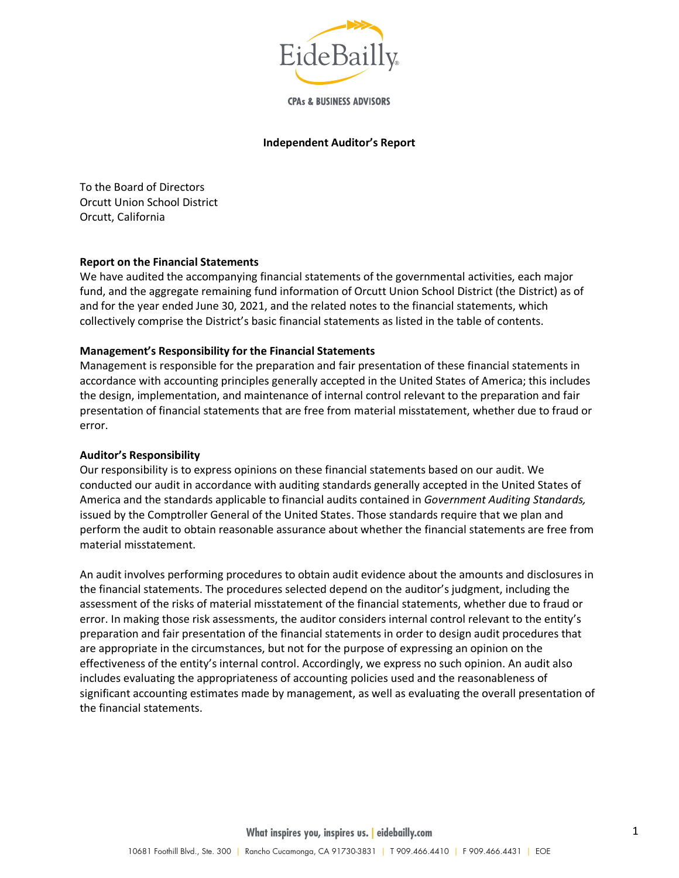**CPAs & BUSINESS ADVISORS**

## Independent Auditor's Report

To the Board of Directors
Orcutt Union School District
Orcutt, California

**Report on the Financial Statements**

We have audited the accompanying financial statements of the governmental activities, each major fund, and the aggregate remaining fund information of Orcutt Union School District (the District) as of and for the year ended June 30, 2021, and the related notes to the financial statements, which collectively comprise the District's basic financial statements as listed in the table of contents.

**Management's Responsibility for the Financial Statements**

Management is responsible for the preparation and fair presentation of these financial statements in accordance with accounting principles generally accepted in the United States of America; this includes the design, implementation, and maintenance of internal control relevant to the preparation and fair presentation of financial statements that are free from material misstatement, whether due to fraud or error.

**Auditor's Responsibility**

Our responsibility is to express opinions on these financial statements based on our audit. We conducted our audit in accordance with auditing standards generally accepted in the United States of America and the standards applicable to financial audits contained in *Government Auditing Standards,* issued by the Comptroller General of the United States. Those standards require that we plan and perform the audit to obtain reasonable assurance about whether the financial statements are free from material misstatement.

An audit involves performing procedures to obtain audit evidence about the amounts and disclosures in the financial statements. The procedures selected depend on the auditor's judgment, including the assessment of the risks of material misstatement of the financial statements, whether due to fraud or error. In making those risk assessments, the auditor considers internal control relevant to the entity's preparation and fair presentation of the financial statements in order to design audit procedures that are appropriate in the circumstances, but not for the purpose of expressing an opinion on the effectiveness of the entity's internal control. Accordingly, we express no such opinion. An audit also includes evaluating the appropriateness of accounting policies used and the reasonableness of significant accounting estimates made by management, as well as evaluating the overall presentation of the financial statements.

What inspires you, inspires us. | eidebailly.com

10681 Foothill Blvd., Ste. 300 | Rancho Cucamonga, CA 91730-3831 | T 909.466.4410 | F 909.466.4431 | EOE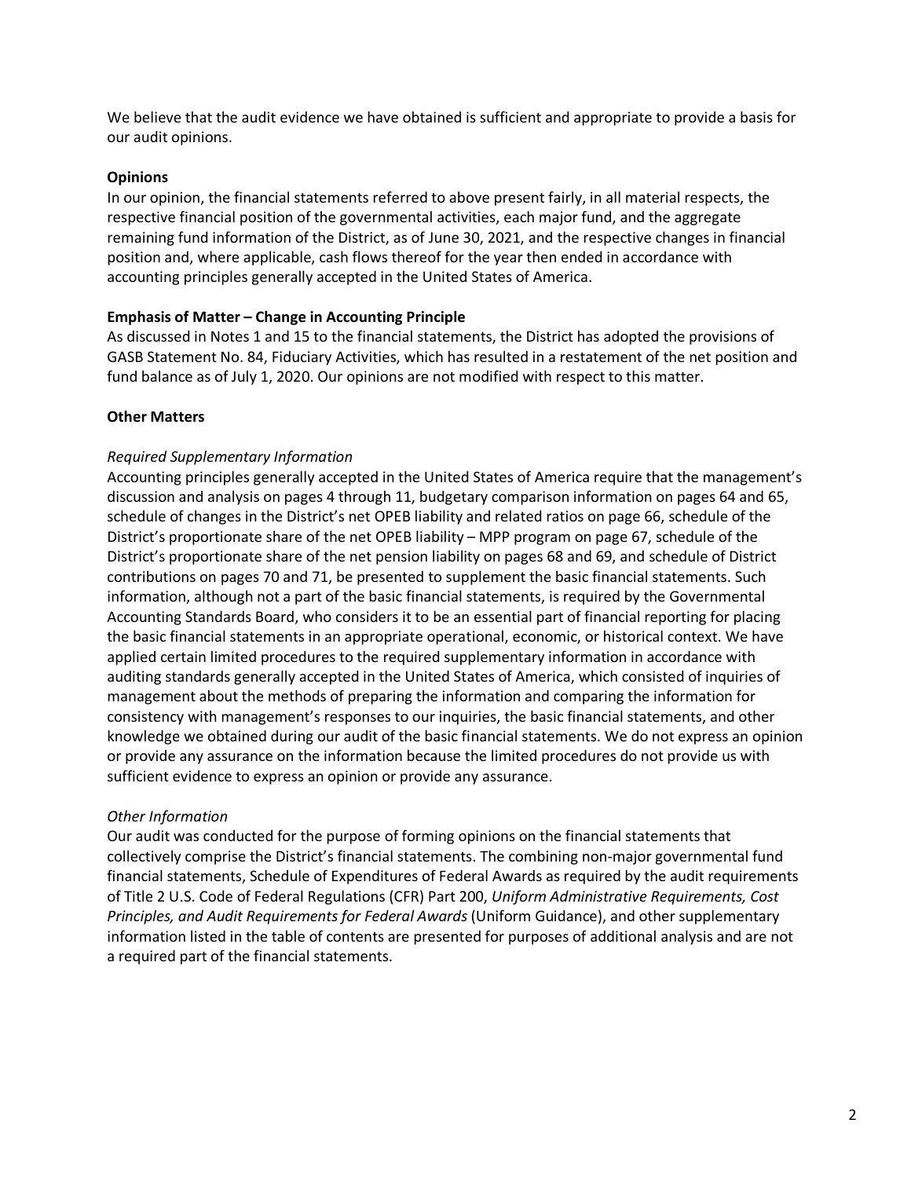We believe that the audit evidence we have obtained is sufficient and appropriate to provide a basis for our audit opinions.

**Opinions**

In our opinion, the financial statements referred to above present fairly, in all material respects, the respective financial position of the governmental activities, each major fund, and the aggregate remaining fund information of the District, as of June 30, 2021, and the respective changes in financial position and, where applicable, cash flows thereof for the year then ended in accordance with accounting principles generally accepted in the United States of America.

**Emphasis of Matter – Change in Accounting Principle**

As discussed in Notes 1 and 15 to the financial statements, the District has adopted the provisions of GASB Statement No. 84, Fiduciary Activities, which has resulted in a restatement of the net position and fund balance as of July 1, 2020. Our opinions are not modified with respect to this matter.

**Other Matters**

*Required Supplementary Information*

Accounting principles generally accepted in the United States of America require that the management's discussion and analysis on pages 4 through 11, budgetary comparison information on pages 64 and 65, schedule of changes in the District's net OPEB liability and related ratios on page 66, schedule of the District's proportionate share of the net OPEB liability – MPP program on page 67, schedule of the District's proportionate share of the net pension liability on pages 68 and 69, and schedule of District contributions on pages 70 and 71, be presented to supplement the basic financial statements. Such information, although not a part of the basic financial statements, is required by the Governmental Accounting Standards Board, who considers it to be an essential part of financial reporting for placing the basic financial statements in an appropriate operational, economic, or historical context. We have applied certain limited procedures to the required supplementary information in accordance with auditing standards generally accepted in the United States of America, which consisted of inquiries of management about the methods of preparing the information and comparing the information for consistency with management's responses to our inquiries, the basic financial statements, and other knowledge we obtained during our audit of the basic financial statements. We do not express an opinion or provide any assurance on the information because the limited procedures do not provide us with sufficient evidence to express an opinion or provide any assurance.

*Other Information*

Our audit was conducted for the purpose of forming opinions on the financial statements that collectively comprise the District's financial statements. The combining non-major governmental fund financial statements, Schedule of Expenditures of Federal Awards as required by the audit requirements of Title 2 U.S. Code of Federal Regulations (CFR) Part 200, *Uniform Administrative Requirements, Cost Principles, and Audit Requirements for Federal Awards* (Uniform Guidance), and other supplementary information listed in the table of contents are presented for purposes of additional analysis and are not a required part of the financial statements.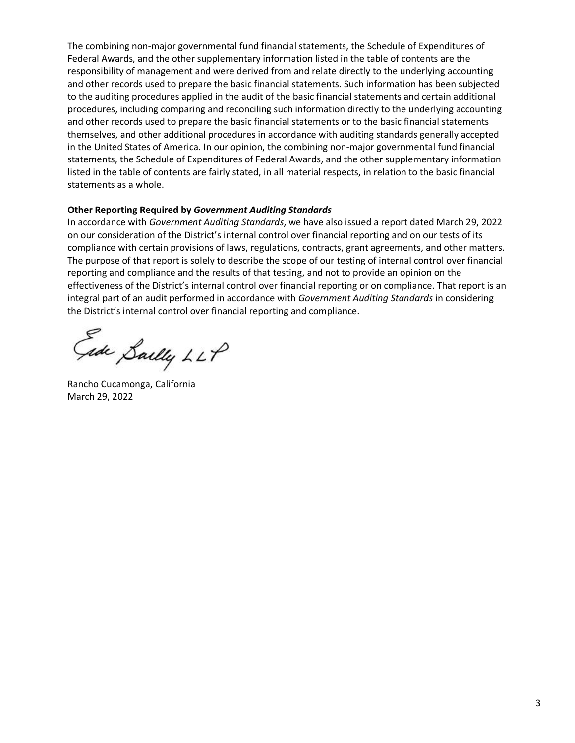The combining non-major governmental fund financial statements, the Schedule of Expenditures of Federal Awards, and the other supplementary information listed in the table of contents are the responsibility of management and were derived from and relate directly to the underlying accounting and other records used to prepare the basic financial statements. Such information has been subjected to the auditing procedures applied in the audit of the basic financial statements and certain additional procedures, including comparing and reconciling such information directly to the underlying accounting and other records used to prepare the basic financial statements or to the basic financial statements themselves, and other additional procedures in accordance with auditing standards generally accepted in the United States of America. In our opinion, the combining non-major governmental fund financial statements, the Schedule of Expenditures of Federal Awards, and the other supplementary information listed in the table of contents are fairly stated, in all material respects, in relation to the basic financial statements as a whole.

**Other Reporting Required by *Government Auditing Standards***

In accordance with *Government Auditing Standards*, we have also issued a report dated March 29, 2022 on our consideration of the District's internal control over financial reporting and on our tests of its compliance with certain provisions of laws, regulations, contracts, grant agreements, and other matters. The purpose of that report is solely to describe the scope of our testing of internal control over financial reporting and compliance and the results of that testing, and not to provide an opinion on the effectiveness of the District's internal control over financial reporting or on compliance. That report is an integral part of an audit performed in accordance with *Government Auditing Standards* in considering the District's internal control over financial reporting and compliance.

Eide Bailly LLP

Rancho Cucamonga, California
March 29, 2022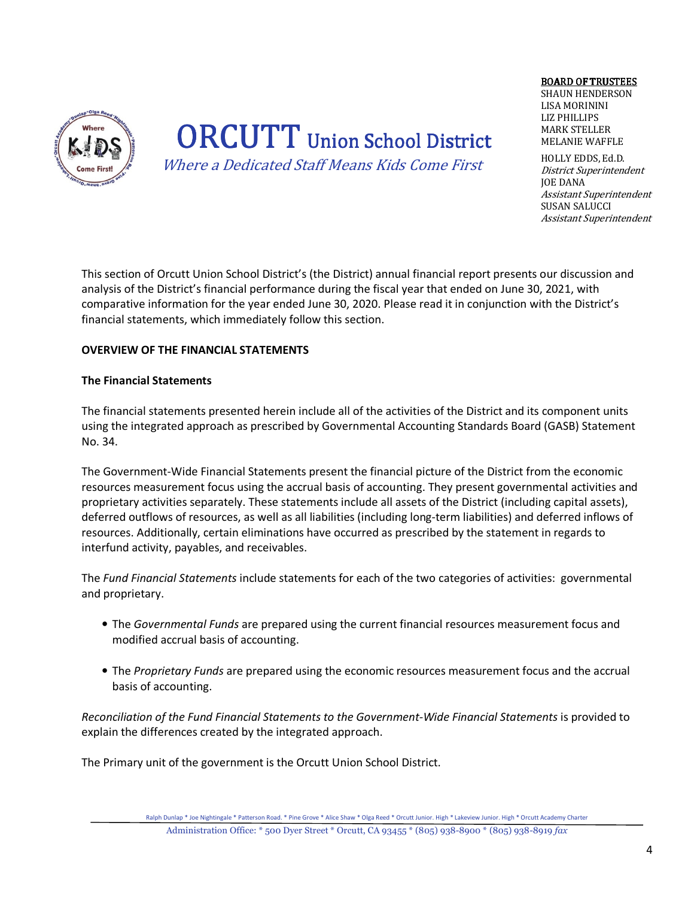# ORCUTT Union School District

*Where a Dedicated Staff Means Kids Come First*

**BOARD OF TRUSTEES**
SHAUN HENDERSON
LISA MORININI
LIZ PHILLIPS
MARK STELLER
MELANIE WAFFLE

HOLLY EDDS, Ed.D.
*District Superintendent*
JOE DANA
*Assistant Superintendent*
SUSAN SALUCCI
*Assistant Superintendent*

This section of Orcutt Union School District's (the District) annual financial report presents our discussion and analysis of the District's financial performance during the fiscal year that ended on June 30, 2021, with comparative information for the year ended June 30, 2020. Please read it in conjunction with the District's financial statements, which immediately follow this section.

**OVERVIEW OF THE FINANCIAL STATEMENTS**

**The Financial Statements**

The financial statements presented herein include all of the activities of the District and its component units using the integrated approach as prescribed by Governmental Accounting Standards Board (GASB) Statement No. 34.

The Government-Wide Financial Statements present the financial picture of the District from the economic resources measurement focus using the accrual basis of accounting. They present governmental activities and proprietary activities separately. These statements include all assets of the District (including capital assets), deferred outflows of resources, as well as all liabilities (including long-term liabilities) and deferred inflows of resources. Additionally, certain eliminations have occurred as prescribed by the statement in regards to interfund activity, payables, and receivables.

The *Fund Financial Statements* include statements for each of the two categories of activities: governmental and proprietary.

- The *Governmental Funds* are prepared using the current financial resources measurement focus and modified accrual basis of accounting.
- The *Proprietary Funds* are prepared using the economic resources measurement focus and the accrual basis of accounting.

*Reconciliation of the Fund Financial Statements to the Government-Wide Financial Statements* is provided to explain the differences created by the integrated approach.

The Primary unit of the government is the Orcutt Union School District.

Ralph Dunlap * Joe Nightingale * Patterson Road. * Pine Grove * Alice Shaw * Olga Reed * Orcutt Junior. High * Lakeview Junior. High * Orcutt Academy Charter

Administration Office: * 500 Dyer Street * Orcutt, CA 93455 * (805) 938-8900 * (805) 938-8919 *fax*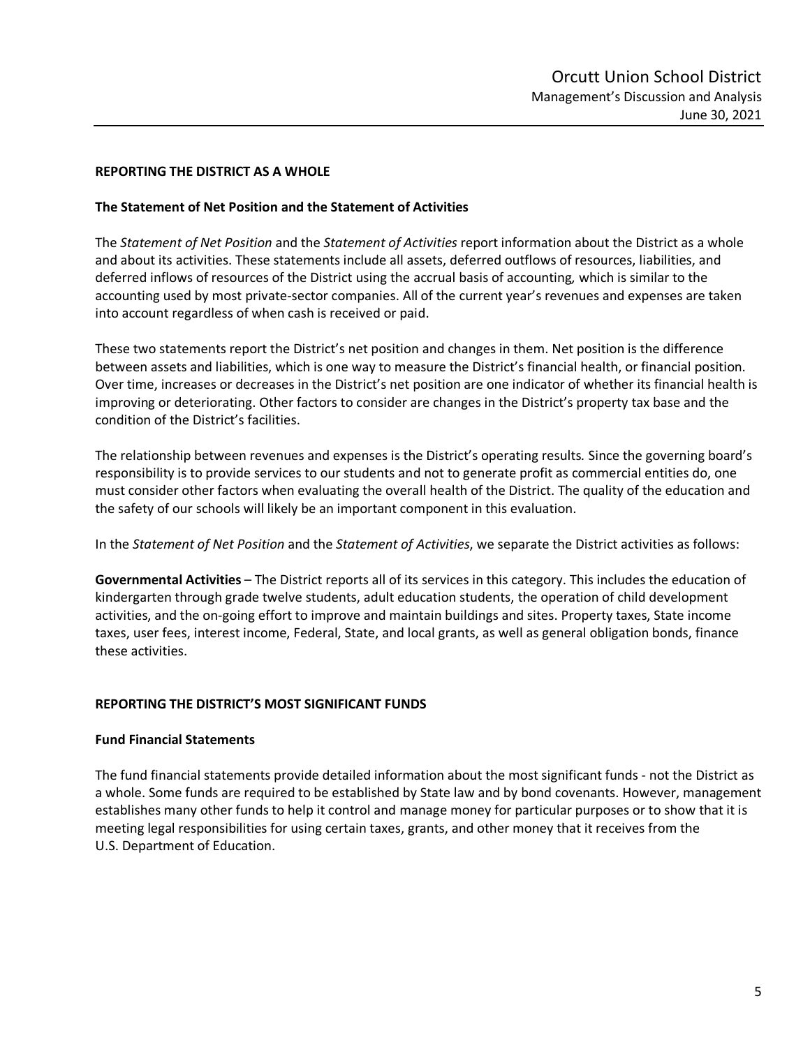**REPORTING THE DISTRICT AS A WHOLE**

**The Statement of Net Position and the Statement of Activities**

The *Statement of Net Position* and the *Statement of Activities* report information about the District as a whole and about its activities. These statements include all assets, deferred outflows of resources, liabilities, and deferred inflows of resources of the District using the accrual basis of accounting, which is similar to the accounting used by most private-sector companies. All of the current year's revenues and expenses are taken into account regardless of when cash is received or paid.

These two statements report the District's net position and changes in them. Net position is the difference between assets and liabilities, which is one way to measure the District's financial health, or financial position. Over time, increases or decreases in the District's net position are one indicator of whether its financial health is improving or deteriorating. Other factors to consider are changes in the District's property tax base and the condition of the District's facilities.

The relationship between revenues and expenses is the District's operating results. Since the governing board's responsibility is to provide services to our students and not to generate profit as commercial entities do, one must consider other factors when evaluating the overall health of the District. The quality of the education and the safety of our schools will likely be an important component in this evaluation.

In the *Statement of Net Position* and the *Statement of Activities*, we separate the District activities as follows:

**Governmental Activities** – The District reports all of its services in this category. This includes the education of kindergarten through grade twelve students, adult education students, the operation of child development activities, and the on-going effort to improve and maintain buildings and sites. Property taxes, State income taxes, user fees, interest income, Federal, State, and local grants, as well as general obligation bonds, finance these activities.

**REPORTING THE DISTRICT'S MOST SIGNIFICANT FUNDS**

**Fund Financial Statements**

The fund financial statements provide detailed information about the most significant funds - not the District as a whole. Some funds are required to be established by State law and by bond covenants. However, management establishes many other funds to help it control and manage money for particular purposes or to show that it is meeting legal responsibilities for using certain taxes, grants, and other money that it receives from the U.S. Department of Education.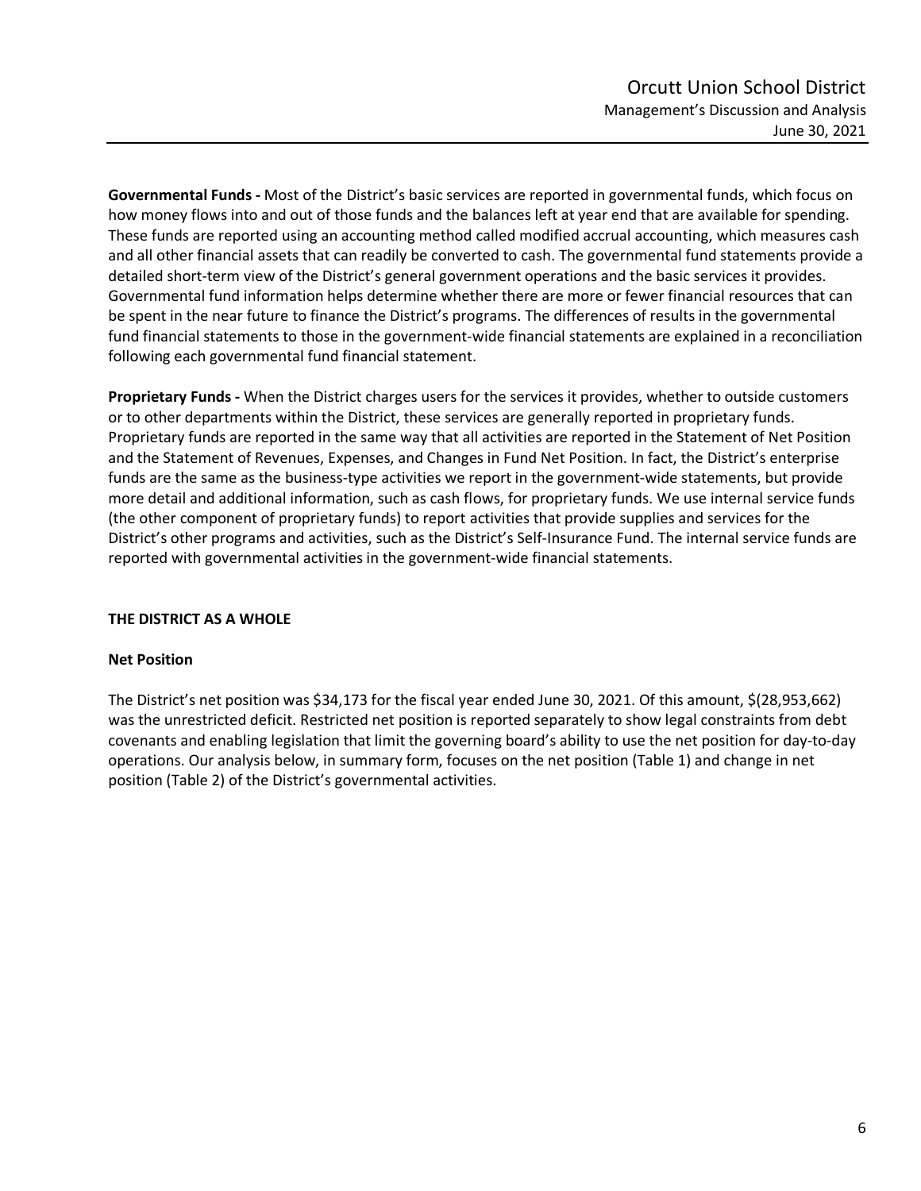**Governmental Funds -** Most of the District's basic services are reported in governmental funds, which focus on how money flows into and out of those funds and the balances left at year end that are available for spending. These funds are reported using an accounting method called modified accrual accounting, which measures cash and all other financial assets that can readily be converted to cash. The governmental fund statements provide a detailed short-term view of the District's general government operations and the basic services it provides. Governmental fund information helps determine whether there are more or fewer financial resources that can be spent in the near future to finance the District's programs. The differences of results in the governmental fund financial statements to those in the government-wide financial statements are explained in a reconciliation following each governmental fund financial statement.

**Proprietary Funds -** When the District charges users for the services it provides, whether to outside customers or to other departments within the District, these services are generally reported in proprietary funds. Proprietary funds are reported in the same way that all activities are reported in the Statement of Net Position and the Statement of Revenues, Expenses, and Changes in Fund Net Position. In fact, the District's enterprise funds are the same as the business-type activities we report in the government-wide statements, but provide more detail and additional information, such as cash flows, for proprietary funds. We use internal service funds (the other component of proprietary funds) to report activities that provide supplies and services for the District's other programs and activities, such as the District's Self-Insurance Fund. The internal service funds are reported with governmental activities in the government-wide financial statements.

## THE DISTRICT AS A WHOLE

### Net Position

The District's net position was $34,173 for the fiscal year ended June 30, 2021. Of this amount, $(28,953,662) was the unrestricted deficit. Restricted net position is reported separately to show legal constraints from debt covenants and enabling legislation that limit the governing board's ability to use the net position for day-to-day operations. Our analysis below, in summary form, focuses on the net position (Table 1) and change in net position (Table 2) of the District's governmental activities.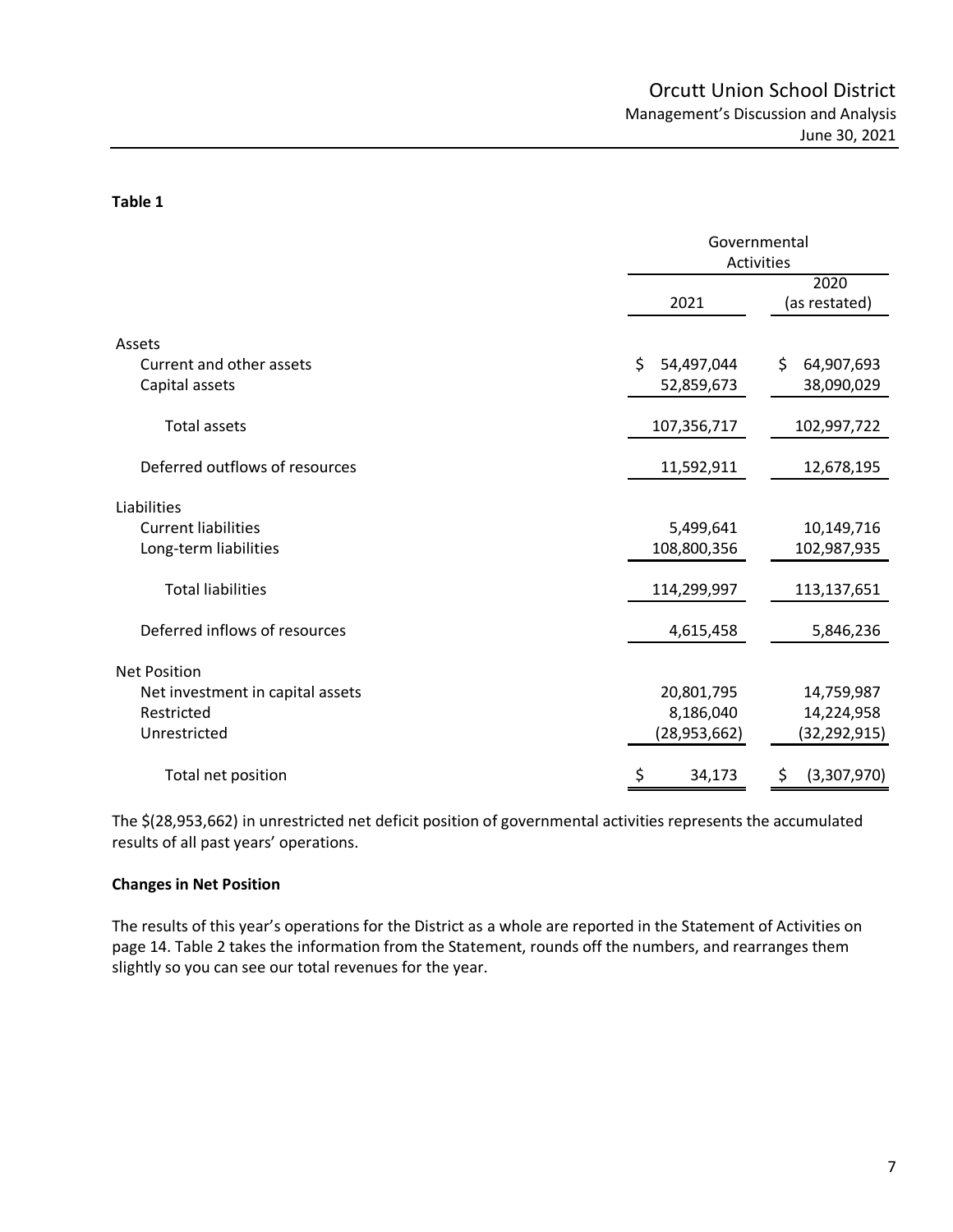**Table 1**

| | Governmental Activities | |
|---|---|---|
| | 2021 | 2020 (as restated) |
| **Assets** | | |
| Current and other assets | $ 54,497,044 | $ 64,907,693 |
| Capital assets | 52,859,673 | 38,090,029 |
| Total assets | 107,356,717 | 102,997,722 |
| Deferred outflows of resources | 11,592,911 | 12,678,195 |
| **Liabilities** | | |
| Current liabilities | 5,499,641 | 10,149,716 |
| Long-term liabilities | 108,800,356 | 102,987,935 |
| Total liabilities | 114,299,997 | 113,137,651 |
| Deferred inflows of resources | 4,615,458 | 5,846,236 |
| **Net Position** | | |
| Net investment in capital assets | 20,801,795 | 14,759,987 |
| Restricted | 8,186,040 | 14,224,958 |
| Unrestricted | (28,953,662) | (32,292,915) |
| Total net position | $ 34,173 | $ (3,307,970) |

The $(28,953,662) in unrestricted net deficit position of governmental activities represents the accumulated results of all past years' operations.

**Changes in Net Position**

The results of this year's operations for the District as a whole are reported in the Statement of Activities on page 14. Table 2 takes the information from the Statement, rounds off the numbers, and rearranges them slightly so you can see our total revenues for the year.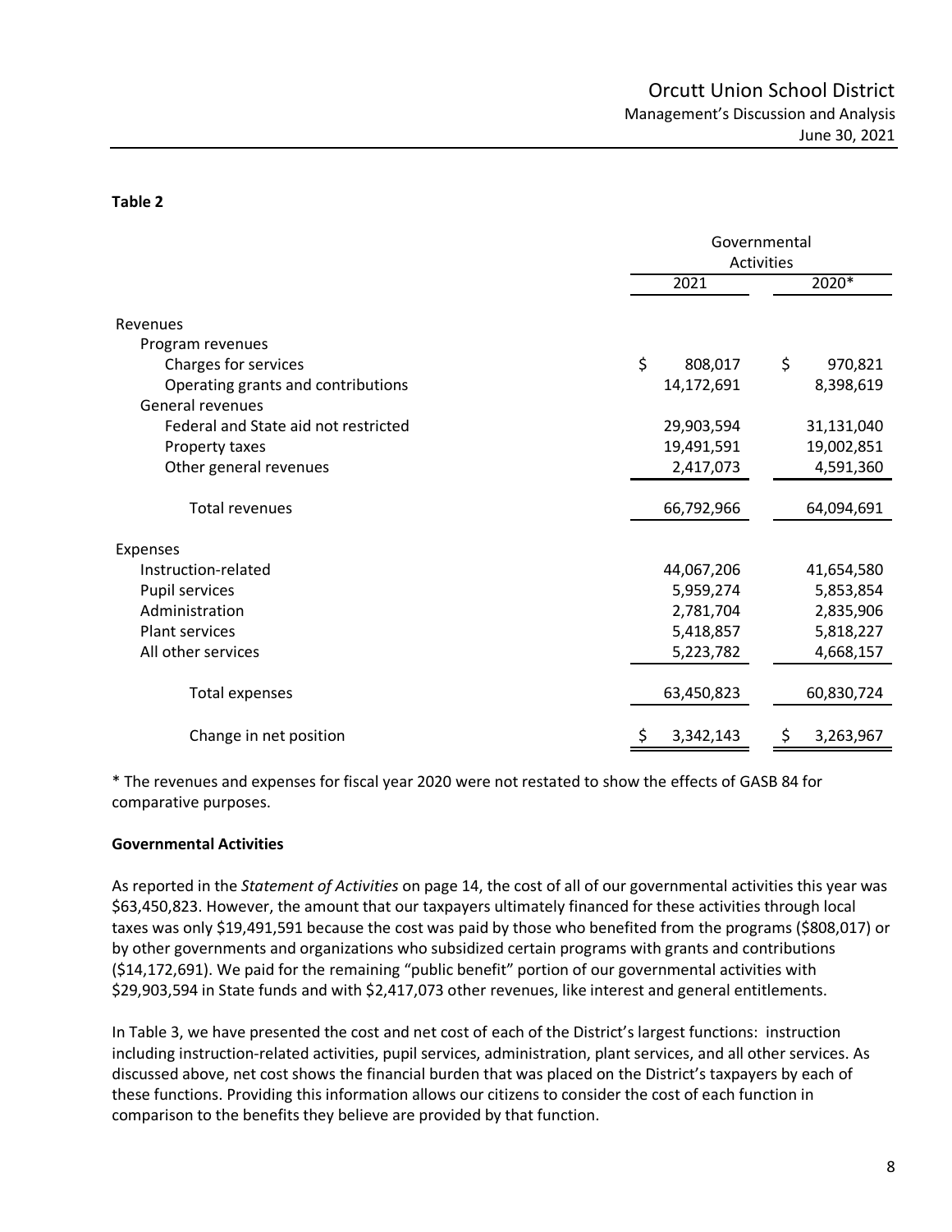**Table 2**

| | Governmental Activities | |
|---|---|---|
| | 2021 | 2020* |
| Revenues | | |
| Program revenues | | |
| Charges for services | $ 808,017 | $ 970,821 |
| Operating grants and contributions | 14,172,691 | 8,398,619 |
| General revenues | | |
| Federal and State aid not restricted | 29,903,594 | 31,131,040 |
| Property taxes | 19,491,591 | 19,002,851 |
| Other general revenues | 2,417,073 | 4,591,360 |
| Total revenues | 66,792,966 | 64,094,691 |
| Expenses | | |
| Instruction-related | 44,067,206 | 41,654,580 |
| Pupil services | 5,959,274 | 5,853,854 |
| Administration | 2,781,704 | 2,835,906 |
| Plant services | 5,418,857 | 5,818,227 |
| All other services | 5,223,782 | 4,668,157 |
| Total expenses | 63,450,823 | 60,830,724 |
| Change in net position | $ 3,342,143 | $ 3,263,967 |

* The revenues and expenses for fiscal year 2020 were not restated to show the effects of GASB 84 for comparative purposes.

**Governmental Activities**

As reported in the *Statement of Activities* on page 14, the cost of all of our governmental activities this year was $63,450,823. However, the amount that our taxpayers ultimately financed for these activities through local taxes was only $19,491,591 because the cost was paid by those who benefited from the programs ($808,017) or by other governments and organizations who subsidized certain programs with grants and contributions ($14,172,691). We paid for the remaining "public benefit" portion of our governmental activities with $29,903,594 in State funds and with $2,417,073 other revenues, like interest and general entitlements.

In Table 3, we have presented the cost and net cost of each of the District's largest functions: instruction including instruction-related activities, pupil services, administration, plant services, and all other services. As discussed above, net cost shows the financial burden that was placed on the District's taxpayers by each of these functions. Providing this information allows our citizens to consider the cost of each function in comparison to the benefits they believe are provided by that function.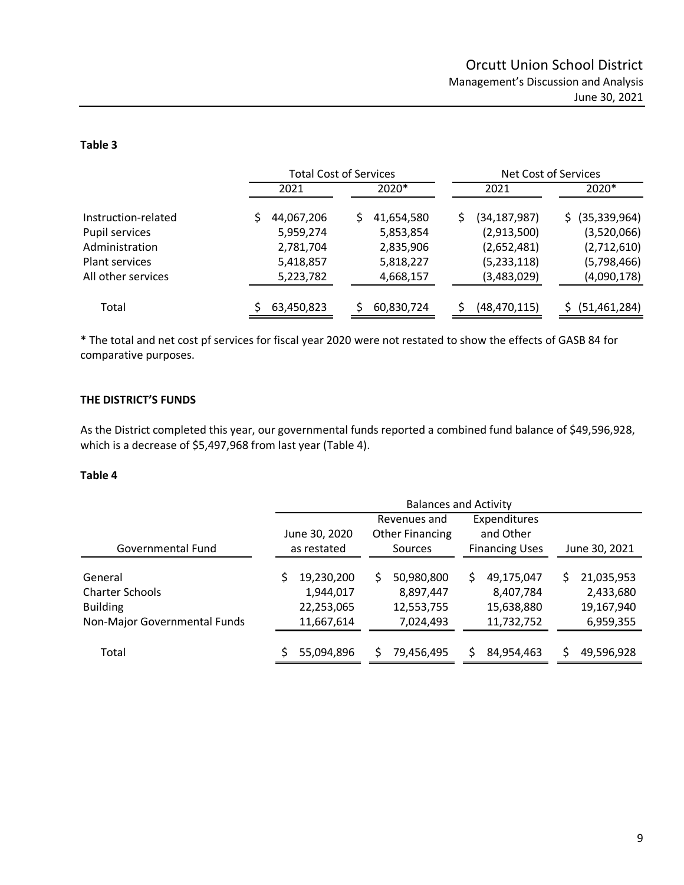**Table 3**

| | Total Cost of Services | | Net Cost of Services | |
|---|---|---|---|---|
| | 2021 | 2020* | 2021 | 2020* |
| Instruction-related | $ 44,067,206 | $ 41,654,580 | $ (34,187,987) | $ (35,339,964) |
| Pupil services | 5,959,274 | 5,853,854 | (2,913,500) | (3,520,066) |
| Administration | 2,781,704 | 2,835,906 | (2,652,481) | (2,712,610) |
| Plant services | 5,418,857 | 5,818,227 | (5,233,118) | (5,798,466) |
| All other services | 5,223,782 | 4,668,157 | (3,483,029) | (4,090,178) |
| Total | $ 63,450,823 | $ 60,830,724 | $ (48,470,115) | $ (51,461,284) |

* The total and net cost pf services for fiscal year 2020 were not restated to show the effects of GASB 84 for comparative purposes.

**THE DISTRICT'S FUNDS**

As the District completed this year, our governmental funds reported a combined fund balance of $49,596,928, which is a decrease of $5,497,968 from last year (Table 4).

**Table 4**

| | Balances and Activity | | | |
|---|---|---|---|---|
| Governmental Fund | June 30, 2020 as restated | Revenues and Other Financing Sources | Expenditures and Other Financing Uses | June 30, 2021 |
| General | $ 19,230,200 | $ 50,980,800 | $ 49,175,047 | $ 21,035,953 |
| Charter Schools | 1,944,017 | 8,897,447 | 8,407,784 | 2,433,680 |
| Building | 22,253,065 | 12,553,755 | 15,638,880 | 19,167,940 |
| Non-Major Governmental Funds | 11,667,614 | 7,024,493 | 11,732,752 | 6,959,355 |
| Total | $ 55,094,896 | $ 79,456,495 | $ 84,954,463 | $ 49,596,928 |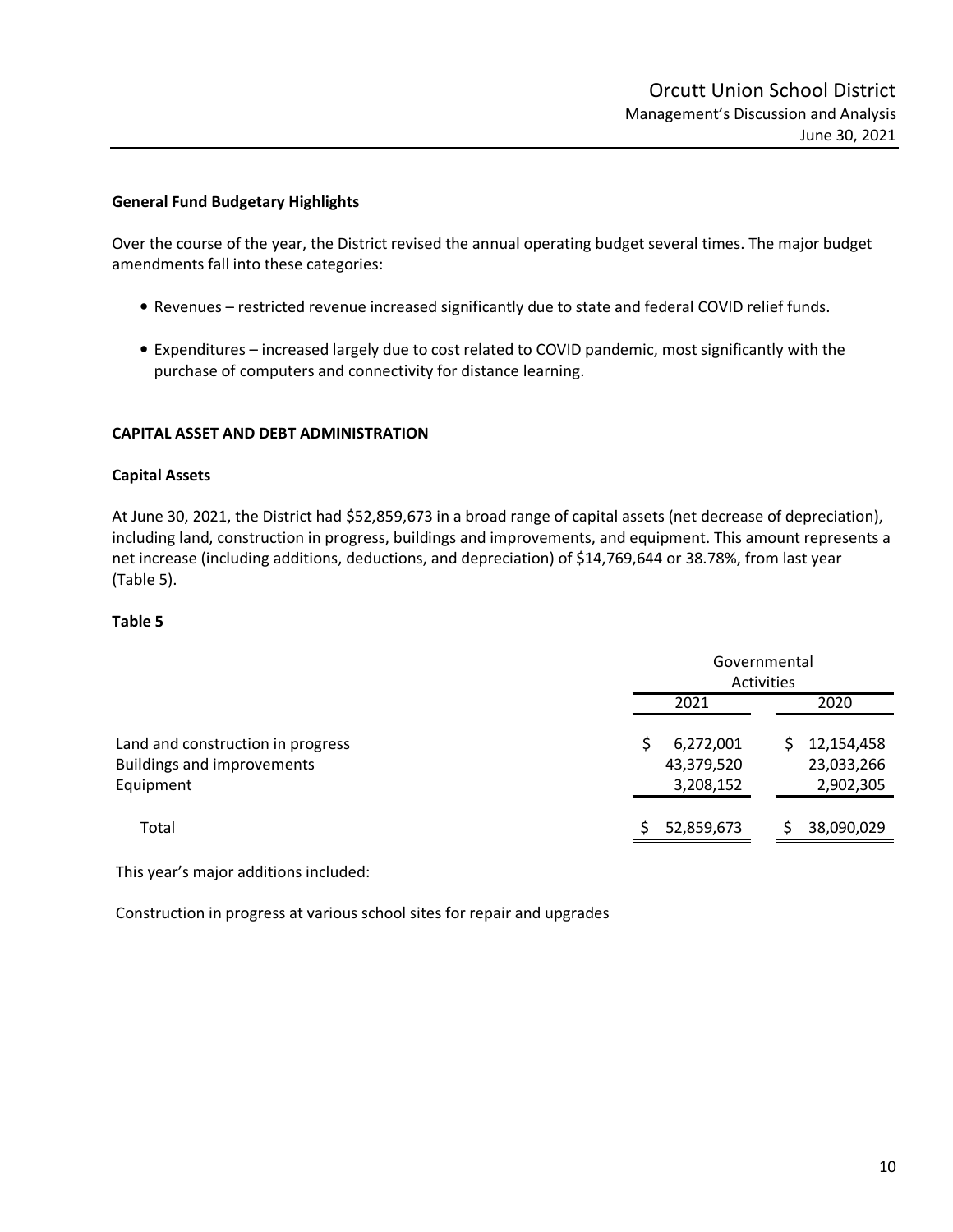### General Fund Budgetary Highlights

Over the course of the year, the District revised the annual operating budget several times. The major budget amendments fall into these categories:

- Revenues – restricted revenue increased significantly due to state and federal COVID relief funds.
- Expenditures – increased largely due to cost related to COVID pandemic, most significantly with the purchase of computers and connectivity for distance learning.

## CAPITAL ASSET AND DEBT ADMINISTRATION

### Capital Assets

At June 30, 2021, the District had $52,859,673 in a broad range of capital assets (net decrease of depreciation), including land, construction in progress, buildings and improvements, and equipment. This amount represents a net increase (including additions, deductions, and depreciation) of $14,769,644 or 38.78%, from last year (Table 5).

**Table 5**

| | Governmental Activities | |
|---|---|---|
| | 2021 | 2020 |
| Land and construction in progress | $ 6,272,001 | $ 12,154,458 |
| Buildings and improvements | 43,379,520 | 23,033,266 |
| Equipment | 3,208,152 | 2,902,305 |
| Total | $ 52,859,673 | $ 38,090,029 |

This year's major additions included:

Construction in progress at various school sites for repair and upgrades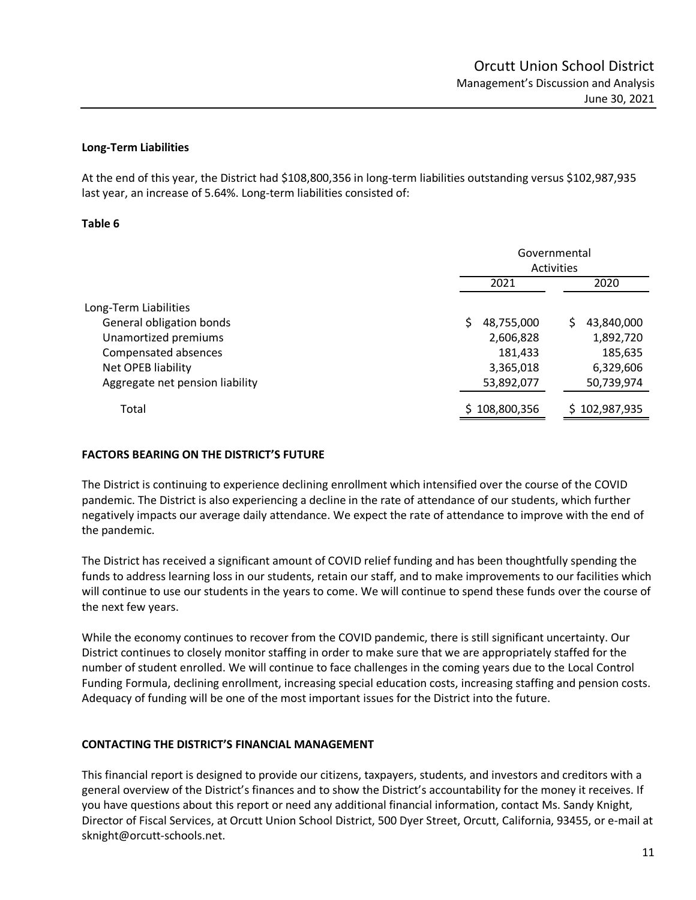### Long-Term Liabilities

At the end of this year, the District had $108,800,356 in long-term liabilities outstanding versus $102,987,935 last year, an increase of 5.64%. Long-term liabilities consisted of:

**Table 6**

| | Governmental Activities | |
|---|---|---|
| | 2021 | 2020 |
| Long-Term Liabilities | | |
| General obligation bonds | $ 48,755,000 | $ 43,840,000 |
| Unamortized premiums | 2,606,828 | 1,892,720 |
| Compensated absences | 181,433 | 185,635 |
| Net OPEB liability | 3,365,018 | 6,329,606 |
| Aggregate net pension liability | 53,892,077 | 50,739,974 |
| Total | $ 108,800,356 | $ 102,987,935 |

## FACTORS BEARING ON THE DISTRICT'S FUTURE

The District is continuing to experience declining enrollment which intensified over the course of the COVID pandemic. The District is also experiencing a decline in the rate of attendance of our students, which further negatively impacts our average daily attendance. We expect the rate of attendance to improve with the end of the pandemic.

The District has received a significant amount of COVID relief funding and has been thoughtfully spending the funds to address learning loss in our students, retain our staff, and to make improvements to our facilities which will continue to use our students in the years to come. We will continue to spend these funds over the course of the next few years.

While the economy continues to recover from the COVID pandemic, there is still significant uncertainty. Our District continues to closely monitor staffing in order to make sure that we are appropriately staffed for the number of student enrolled. We will continue to face challenges in the coming years due to the Local Control Funding Formula, declining enrollment, increasing special education costs, increasing staffing and pension costs. Adequacy of funding will be one of the most important issues for the District into the future.

## CONTACTING THE DISTRICT'S FINANCIAL MANAGEMENT

This financial report is designed to provide our citizens, taxpayers, students, and investors and creditors with a general overview of the District's finances and to show the District's accountability for the money it receives. If you have questions about this report or need any additional financial information, contact Ms. Sandy Knight, Director of Fiscal Services, at Orcutt Union School District, 500 Dyer Street, Orcutt, California, 93455, or e-mail at sknight@orcutt-schools.net.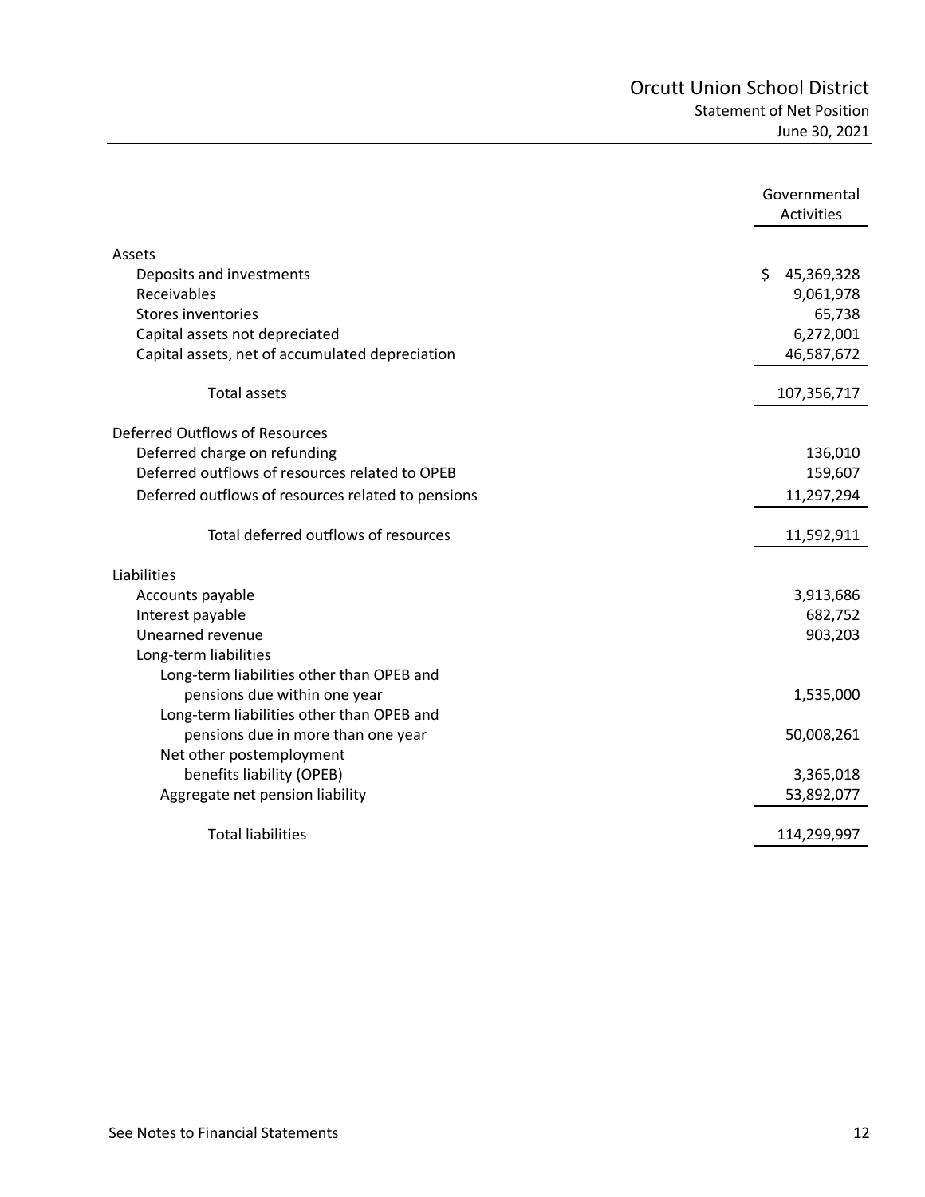# Orcutt Union School District

## Statement of Net Position

### June 30, 2021

| | Governmental Activities |
|---|---|
| **Assets** | |
| Deposits and investments | $ 45,369,328 |
| Receivables | 9,061,978 |
| Stores inventories | 65,738 |
| Capital assets not depreciated | 6,272,001 |
| Capital assets, net of accumulated depreciation | 46,587,672 |
| Total assets | 107,356,717 |
| **Deferred Outflows of Resources** | |
| Deferred charge on refunding | 136,010 |
| Deferred outflows of resources related to OPEB | 159,607 |
| Deferred outflows of resources related to pensions | 11,297,294 |
| Total deferred outflows of resources | 11,592,911 |
| **Liabilities** | |
| Accounts payable | 3,913,686 |
| Interest payable | 682,752 |
| Unearned revenue | 903,203 |
| Long-term liabilities | |
| Long-term liabilities other than OPEB and pensions due within one year | 1,535,000 |
| Long-term liabilities other than OPEB and pensions due in more than one year | 50,008,261 |
| Net other postemployment benefits liability (OPEB) | 3,365,018 |
| Aggregate net pension liability | 53,892,077 |
| Total liabilities | 114,299,997 |

See Notes to Financial Statements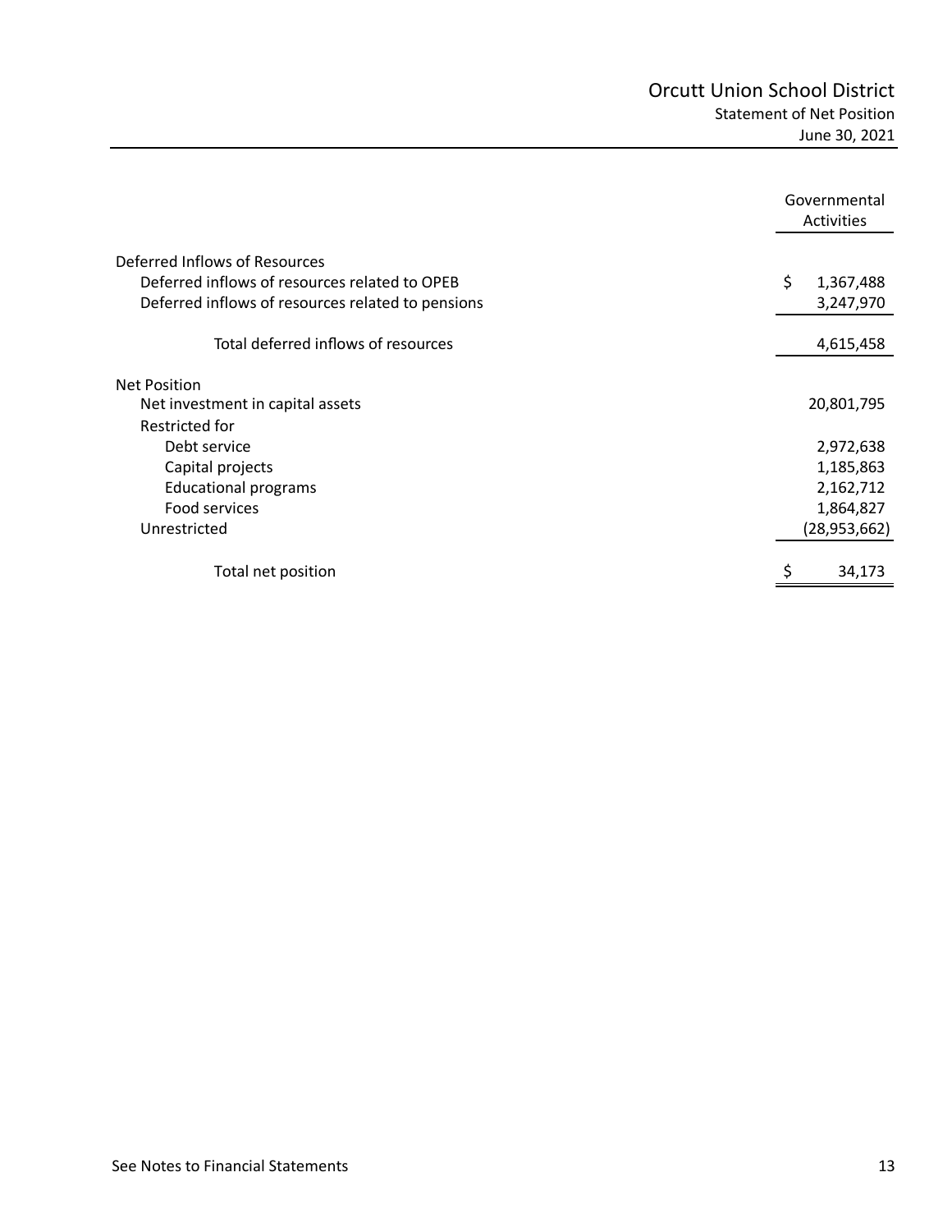# Orcutt Union School District

## Statement of Net Position

June 30, 2021

| | Governmental Activities |
|---|---|
| **Deferred Inflows of Resources** | |
| Deferred inflows of resources related to OPEB | $ 1,367,488 |
| Deferred inflows of resources related to pensions | 3,247,970 |
| Total deferred inflows of resources | 4,615,458 |
| **Net Position** | |
| Net investment in capital assets | 20,801,795 |
| Restricted for | |
| Debt service | 2,972,638 |
| Capital projects | 1,185,863 |
| Educational programs | 2,162,712 |
| Food services | 1,864,827 |
| Unrestricted | (28,953,662) |
| Total net position | $ 34,173 |

See Notes to Financial Statements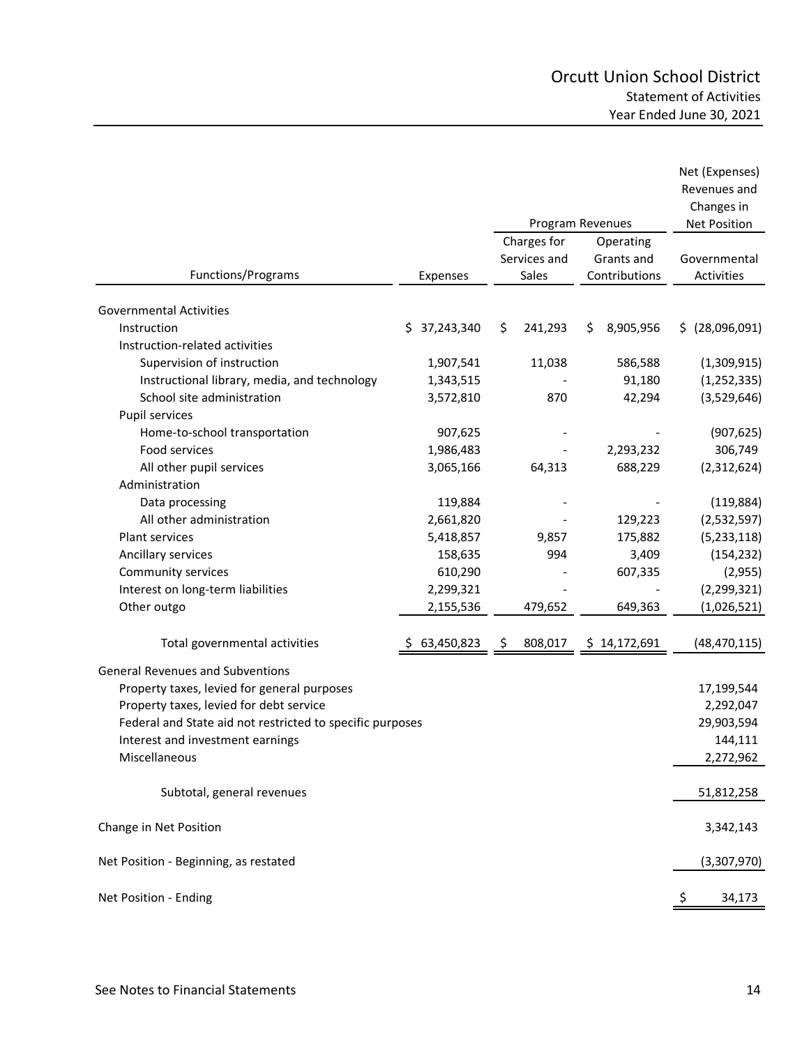# Orcutt Union School District

## Statement of Activities

### Year Ended June 30, 2021

| Functions/Programs | Expenses | Program Revenues | | Net (Expenses) Revenues and Changes in Net Position |
|---|---|---|---|---|
| | | Charges for Services and Sales | Operating Grants and Contributions | Governmental Activities |
| **Governmental Activities** | | | | |
| Instruction | $ 37,243,340 | $ 241,293 | $ 8,905,956 | $ (28,096,091) |
| Instruction-related activities | | | | |
| Supervision of instruction | 1,907,541 | 11,038 | 586,588 | (1,309,915) |
| Instructional library, media, and technology | 1,343,515 | - | 91,180 | (1,252,335) |
| School site administration | 3,572,810 | 870 | 42,294 | (3,529,646) |
| Pupil services | | | | |
| Home-to-school transportation | 907,625 | - | - | (907,625) |
| Food services | 1,986,483 | - | 2,293,232 | 306,749 |
| All other pupil services | 3,065,166 | 64,313 | 688,229 | (2,312,624) |
| Administration | | | | |
| Data processing | 119,884 | - | - | (119,884) |
| All other administration | 2,661,820 | - | 129,223 | (2,532,597) |
| Plant services | 5,418,857 | 9,857 | 175,882 | (5,233,118) |
| Ancillary services | 158,635 | 994 | 3,409 | (154,232) |
| Community services | 610,290 | - | 607,335 | (2,955) |
| Interest on long-term liabilities | 2,299,321 | - | - | (2,299,321) |
| Other outgo | 2,155,536 | 479,652 | 649,363 | (1,026,521) |
| Total governmental activities | $ 63,450,823 | $ 808,017 | $ 14,172,691 | (48,470,115) |
| **General Revenues and Subventions** | | | | |
| Property taxes, levied for general purposes | | | | 17,199,544 |
| Property taxes, levied for debt service | | | | 2,292,047 |
| Federal and State aid not restricted to specific purposes | | | | 29,903,594 |
| Interest and investment earnings | | | | 144,111 |
| Miscellaneous | | | | 2,272,962 |
| Subtotal, general revenues | | | | 51,812,258 |
| Change in Net Position | | | | 3,342,143 |
| Net Position - Beginning, as restated | | | | (3,307,970) |
| Net Position - Ending | | | | $ 34,173 |

See Notes to Financial Statements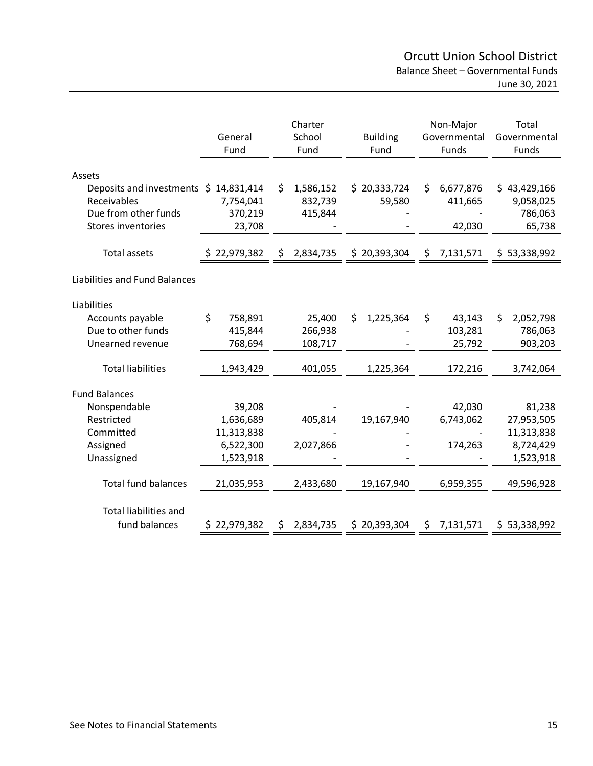# Orcutt Union School District

## Balance Sheet – Governmental Funds

June 30, 2021

| | General Fund | Charter School Fund | Building Fund | Non-Major Governmental Funds | Total Governmental Funds |
|---|---|---|---|---|---|
| **Assets** | | | | | |
| Deposits and investments | $ 14,831,414 | $ 1,586,152 | $ 20,333,724 | $ 6,677,876 | $ 43,429,166 |
| Receivables | 7,754,041 | 832,739 | 59,580 | 411,665 | 9,058,025 |
| Due from other funds | 370,219 | 415,844 | - | - | 786,063 |
| Stores inventories | 23,708 | - | - | 42,030 | 65,738 |
| Total assets | $ 22,979,382 | $ 2,834,735 | $ 20,393,304 | $ 7,131,571 | $ 53,338,992 |
| **Liabilities and Fund Balances** | | | | | |
| **Liabilities** | | | | | |
| Accounts payable | $ 758,891 | 25,400 | $ 1,225,364 | $ 43,143 | $ 2,052,798 |
| Due to other funds | 415,844 | 266,938 | - | 103,281 | 786,063 |
| Unearned revenue | 768,694 | 108,717 | - | 25,792 | 903,203 |
| Total liabilities | 1,943,429 | 401,055 | 1,225,364 | 172,216 | 3,742,064 |
| **Fund Balances** | | | | | |
| Nonspendable | 39,208 | - | - | 42,030 | 81,238 |
| Restricted | 1,636,689 | 405,814 | 19,167,940 | 6,743,062 | 27,953,505 |
| Committed | 11,313,838 | - | - | - | 11,313,838 |
| Assigned | 6,522,300 | 2,027,866 | - | 174,263 | 8,724,429 |
| Unassigned | 1,523,918 | - | - | - | 1,523,918 |
| Total fund balances | 21,035,953 | 2,433,680 | 19,167,940 | 6,959,355 | 49,596,928 |
| Total liabilities and fund balances | $ 22,979,382 | $ 2,834,735 | $ 20,393,304 | $ 7,131,571 | $ 53,338,992 |

See Notes to Financial Statements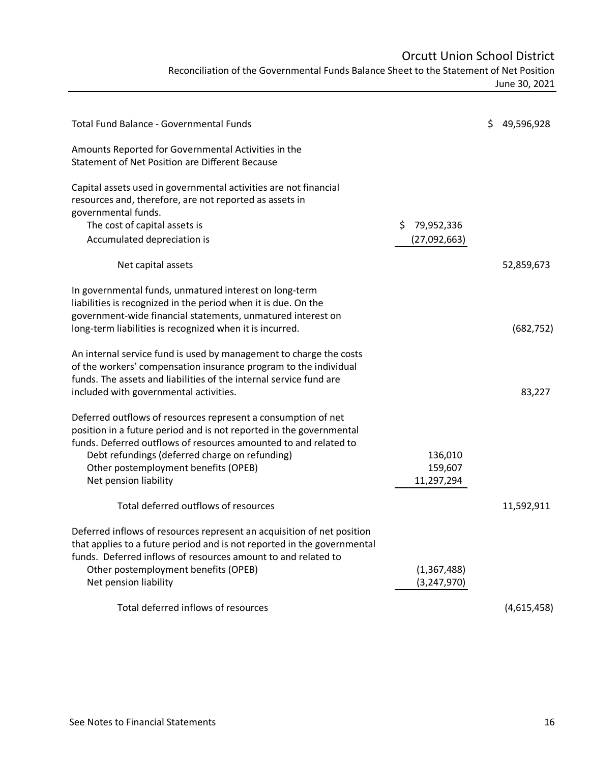# Orcutt Union School District

## Reconciliation of the Governmental Funds Balance Sheet to the Statement of Net Position

June 30, 2021

| | | |
|---|---|---|
| Total Fund Balance - Governmental Funds | | $ 49,596,928 |
| Amounts Reported for Governmental Activities in the Statement of Net Position are Different Because | | |
| Capital assets used in governmental activities are not financial resources and, therefore, are not reported as assets in governmental funds. | | |
| The cost of capital assets is | $ 79,952,336 | |
| Accumulated depreciation is | (27,092,663) | |
| Net capital assets | | 52,859,673 |
| In governmental funds, unmatured interest on long-term liabilities is recognized in the period when it is due. On the government-wide financial statements, unmatured interest on long-term liabilities is recognized when it is incurred. | | (682,752) |
| An internal service fund is used by management to charge the costs of the workers' compensation insurance program to the individual funds. The assets and liabilities of the internal service fund are included with governmental activities. | | 83,227 |
| Deferred outflows of resources represent a consumption of net position in a future period and is not reported in the governmental funds. Deferred outflows of resources amounted to and related to | | |
| Debt refundings (deferred charge on refunding) | 136,010 | |
| Other postemployment benefits (OPEB) | 159,607 | |
| Net pension liability | 11,297,294 | |
| Total deferred outflows of resources | | 11,592,911 |
| Deferred inflows of resources represent an acquisition of net position that applies to a future period and is not reported in the governmental funds. Deferred inflows of resources amount to and related to | | |
| Other postemployment benefits (OPEB) | (1,367,488) | |
| Net pension liability | (3,247,970) | |
| Total deferred inflows of resources | | (4,615,458) |

See Notes to Financial Statements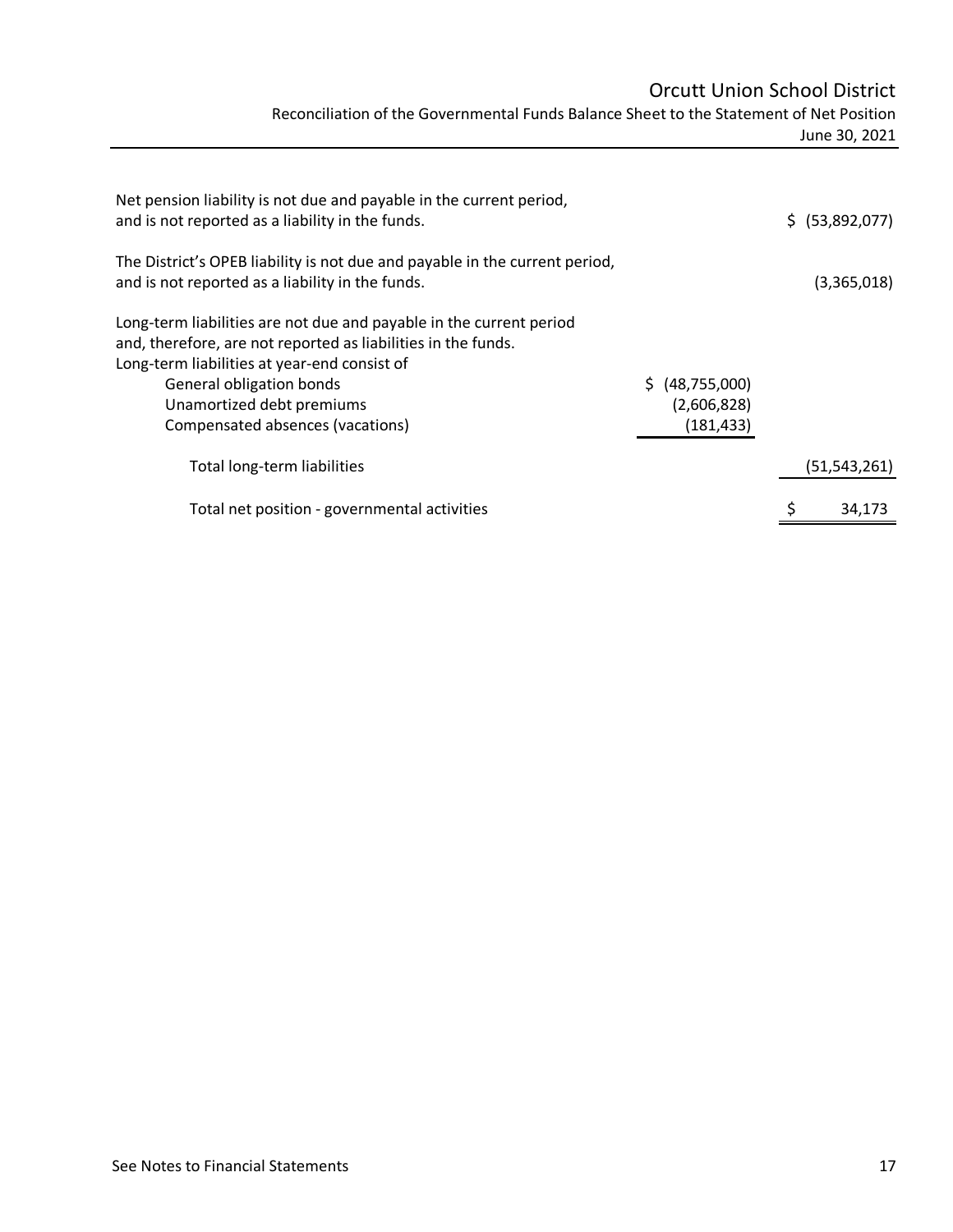# Orcutt Union School District

## Reconciliation of the Governmental Funds Balance Sheet to the Statement of Net Position

June 30, 2021

| | | |
|---|---|---|
| Net pension liability is not due and payable in the current period, and is not reported as a liability in the funds. | | $ (53,892,077) |
| The District's OPEB liability is not due and payable in the current period, and is not reported as a liability in the funds. | | (3,365,018) |
| Long-term liabilities are not due and payable in the current period and, therefore, are not reported as liabilities in the funds. Long-term liabilities at year-end consist of | | |
| General obligation bonds | $ (48,755,000) | |
| Unamortized debt premiums | (2,606,828) | |
| Compensated absences (vacations) | (181,433) | |
| Total long-term liabilities | | (51,543,261) |
| Total net position - governmental activities | | $ 34,173 |

See Notes to Financial Statements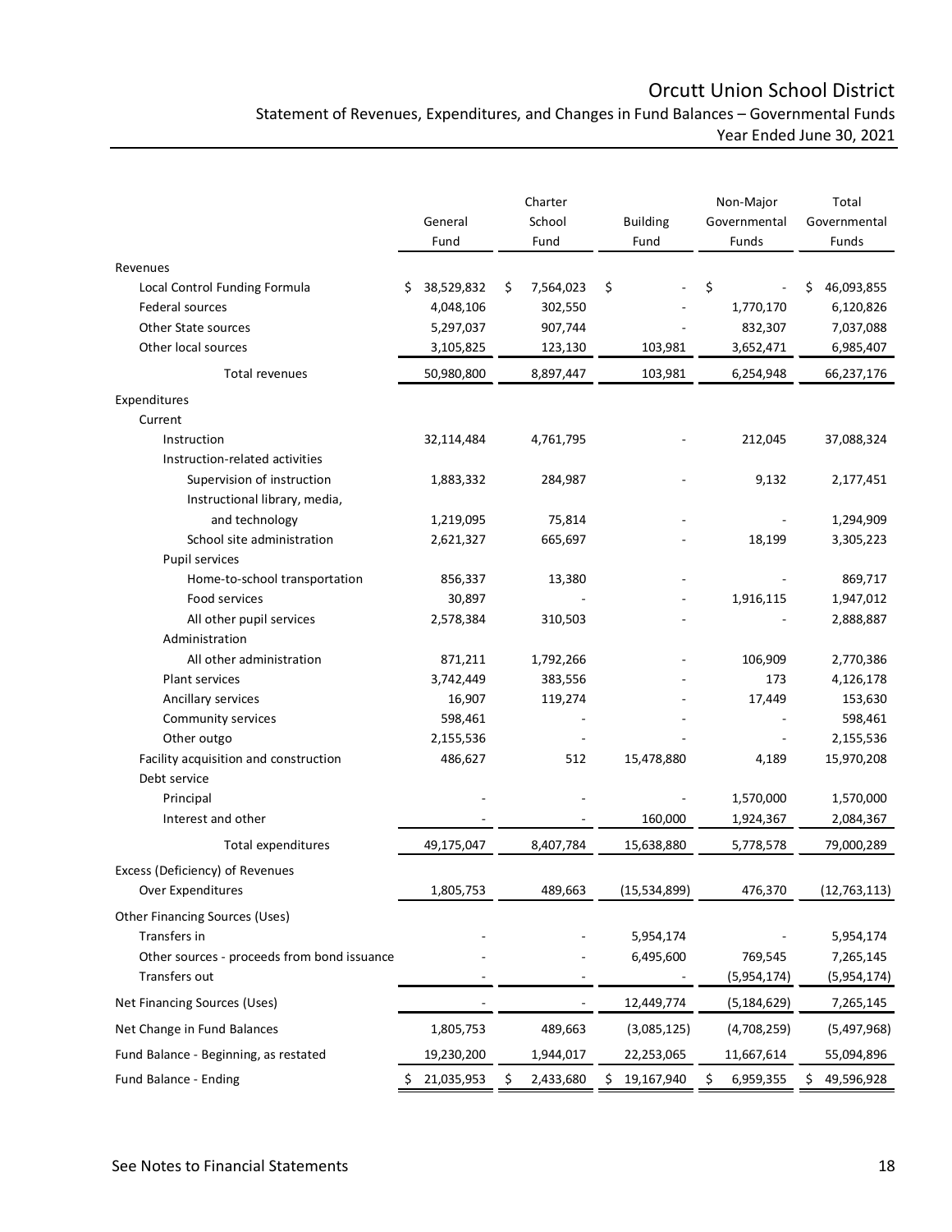# Orcutt Union School District

## Statement of Revenues, Expenditures, and Changes in Fund Balances – Governmental Funds

### Year Ended June 30, 2021

| | General Fund | Charter School Fund | Building Fund | Non-Major Governmental Funds | Total Governmental Funds |
|---|---|---|---|---|---|
| **Revenues** | | | | | |
| Local Control Funding Formula | $ 38,529,832 | $ 7,564,023 | $ - | $ - | $ 46,093,855 |
| Federal sources | 4,048,106 | 302,550 | - | 1,770,170 | 6,120,826 |
| Other State sources | 5,297,037 | 907,744 | - | 832,307 | 7,037,088 |
| Other local sources | 3,105,825 | 123,130 | 103,981 | 3,652,471 | 6,985,407 |
| Total revenues | 50,980,800 | 8,897,447 | 103,981 | 6,254,948 | 66,237,176 |
| **Expenditures** | | | | | |
| Current | | | | | |
| Instruction | 32,114,484 | 4,761,795 | - | 212,045 | 37,088,324 |
| Instruction-related activities | | | | | |
| Supervision of instruction | 1,883,332 | 284,987 | - | 9,132 | 2,177,451 |
| Instructional library, media, and technology | 1,219,095 | 75,814 | - | - | 1,294,909 |
| School site administration | 2,621,327 | 665,697 | - | 18,199 | 3,305,223 |
| Pupil services | | | | | |
| Home-to-school transportation | 856,337 | 13,380 | - | - | 869,717 |
| Food services | 30,897 | - | - | 1,916,115 | 1,947,012 |
| All other pupil services | 2,578,384 | 310,503 | - | - | 2,888,887 |
| Administration | | | | | |
| All other administration | 871,211 | 1,792,266 | - | 106,909 | 2,770,386 |
| Plant services | 3,742,449 | 383,556 | - | 173 | 4,126,178 |
| Ancillary services | 16,907 | 119,274 | - | 17,449 | 153,630 |
| Community services | 598,461 | - | - | - | 598,461 |
| Other outgo | 2,155,536 | - | - | - | 2,155,536 |
| Facility acquisition and construction | 486,627 | 512 | 15,478,880 | 4,189 | 15,970,208 |
| Debt service | | | | | |
| Principal | - | - | - | 1,570,000 | 1,570,000 |
| Interest and other | - | - | 160,000 | 1,924,367 | 2,084,367 |
| Total expenditures | 49,175,047 | 8,407,784 | 15,638,880 | 5,778,578 | 79,000,289 |
| Excess (Deficiency) of Revenues Over Expenditures | 1,805,753 | 489,663 | (15,534,899) | 476,370 | (12,763,113) |
| **Other Financing Sources (Uses)** | | | | | |
| Transfers in | - | - | 5,954,174 | - | 5,954,174 |
| Other sources - proceeds from bond issuance | - | - | 6,495,600 | 769,545 | 7,265,145 |
| Transfers out | - | - | - | (5,954,174) | (5,954,174) |
| Net Financing Sources (Uses) | - | - | 12,449,774 | (5,184,629) | 7,265,145 |
| Net Change in Fund Balances | 1,805,753 | 489,663 | (3,085,125) | (4,708,259) | (5,497,968) |
| Fund Balance - Beginning, as restated | 19,230,200 | 1,944,017 | 22,253,065 | 11,667,614 | 55,094,896 |
| Fund Balance - Ending | $ 21,035,953 | $ 2,433,680 | $ 19,167,940 | $ 6,959,355 | $ 49,596,928 |

See Notes to Financial Statements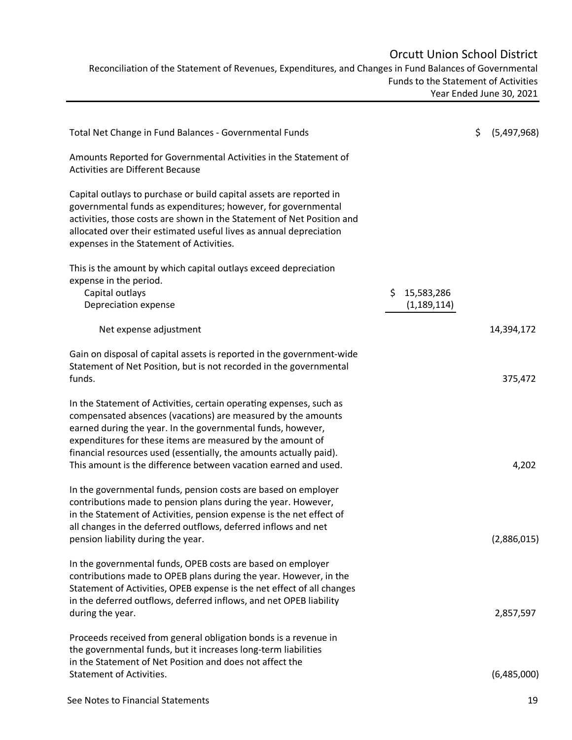# Orcutt Union School District

Reconciliation of the Statement of Revenues, Expenditures, and Changes in Fund Balances of Governmental Funds to the Statement of Activities

Year Ended June 30, 2021

| | | |
|---|---|---|
| Total Net Change in Fund Balances - Governmental Funds | | $ (5,497,968) |
| Amounts Reported for Governmental Activities in the Statement of Activities are Different Because | | |
| Capital outlays to purchase or build capital assets are reported in governmental funds as expenditures; however, for governmental activities, those costs are shown in the Statement of Net Position and allocated over their estimated useful lives as annual depreciation expenses in the Statement of Activities. | | |
| This is the amount by which capital outlays exceed depreciation expense in the period. | | |
| Capital outlays | $ 15,583,286 | |
| Depreciation expense | (1,189,114) | |
| Net expense adjustment | | 14,394,172 |
| Gain on disposal of capital assets is reported in the government-wide Statement of Net Position, but is not recorded in the governmental funds. | | 375,472 |
| In the Statement of Activities, certain operating expenses, such as compensated absences (vacations) are measured by the amounts earned during the year. In the governmental funds, however, expenditures for these items are measured by the amount of financial resources used (essentially, the amounts actually paid). This amount is the difference between vacation earned and used. | | 4,202 |
| In the governmental funds, pension costs are based on employer contributions made to pension plans during the year. However, in the Statement of Activities, pension expense is the net effect of all changes in the deferred outflows, deferred inflows and net pension liability during the year. | | (2,886,015) |
| In the governmental funds, OPEB costs are based on employer contributions made to OPEB plans during the year. However, in the Statement of Activities, OPEB expense is the net effect of all changes in the deferred outflows, deferred inflows, and net OPEB liability during the year. | | 2,857,597 |
| Proceeds received from general obligation bonds is a revenue in the governmental funds, but it increases long-term liabilities in the Statement of Net Position and does not affect the Statement of Activities. | | (6,485,000) |

See Notes to Financial Statements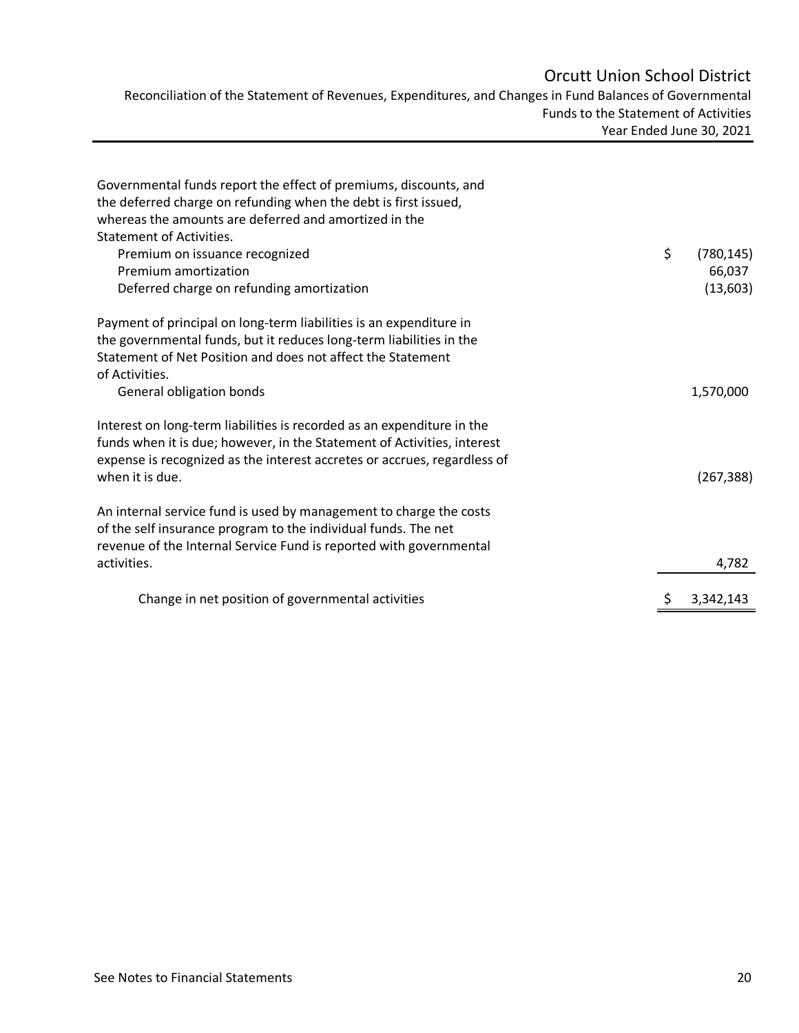# Orcutt Union School District

Reconciliation of the Statement of Revenues, Expenditures, and Changes in Fund Balances of Governmental Funds to the Statement of Activities

Year Ended June 30, 2021

| | |
|---|---|
| Governmental funds report the effect of premiums, discounts, and the deferred charge on refunding when the debt is first issued, whereas the amounts are deferred and amortized in the Statement of Activities. | |
| Premium on issuance recognized | $ (780,145) |
| Premium amortization | 66,037 |
| Deferred charge on refunding amortization | (13,603) |
| Payment of principal on long-term liabilities is an expenditure in the governmental funds, but it reduces long-term liabilities in the Statement of Net Position and does not affect the Statement of Activities. | |
| General obligation bonds | 1,570,000 |
| Interest on long-term liabilities is recorded as an expenditure in the funds when it is due; however, in the Statement of Activities, interest expense is recognized as the interest accretes or accrues, regardless of when it is due. | (267,388) |
| An internal service fund is used by management to charge the costs of the self insurance program to the individual funds. The net revenue of the Internal Service Fund is reported with governmental activities. | 4,782 |
| Change in net position of governmental activities | $ 3,342,143 |

See Notes to Financial Statements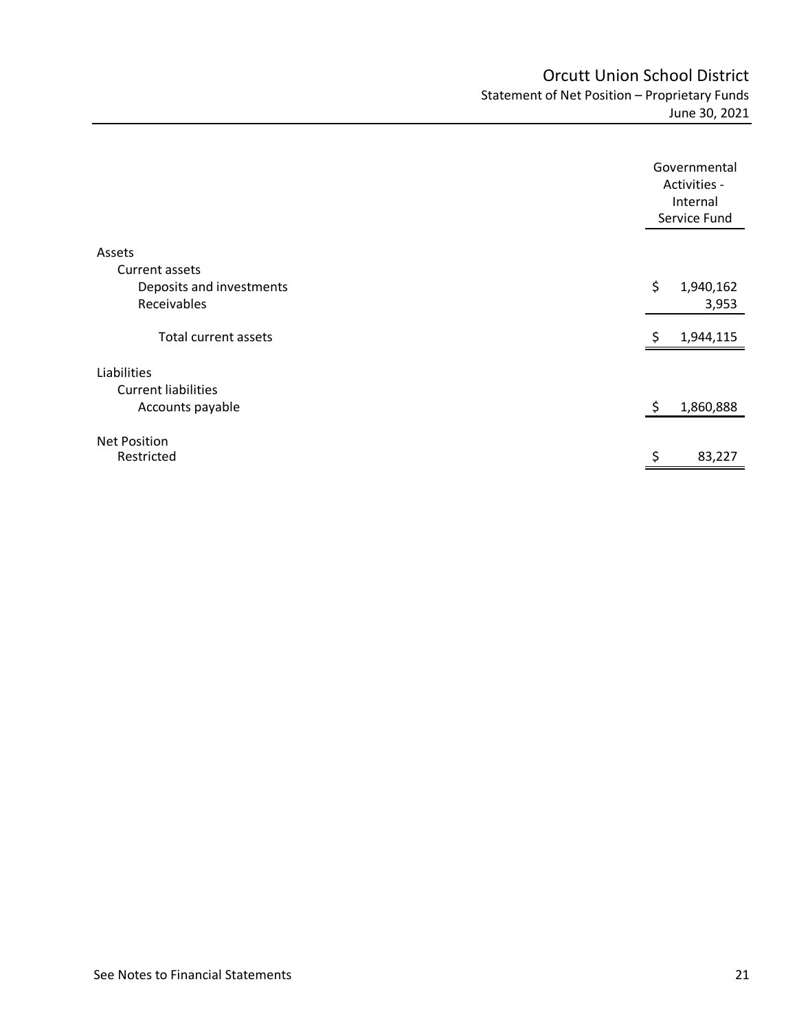# Orcutt Union School District

## Statement of Net Position – Proprietary Funds

June 30, 2021

| | Governmental Activities - Internal Service Fund |
|---|---|
| **Assets** | |
| Current assets | |
| Deposits and investments | $ 1,940,162 |
| Receivables | 3,953 |
| Total current assets | $ 1,944,115 |
| **Liabilities** | |
| Current liabilities | |
| Accounts payable | $ 1,860,888 |
| **Net Position** | |
| Restricted | $ 83,227 |

See Notes to Financial Statements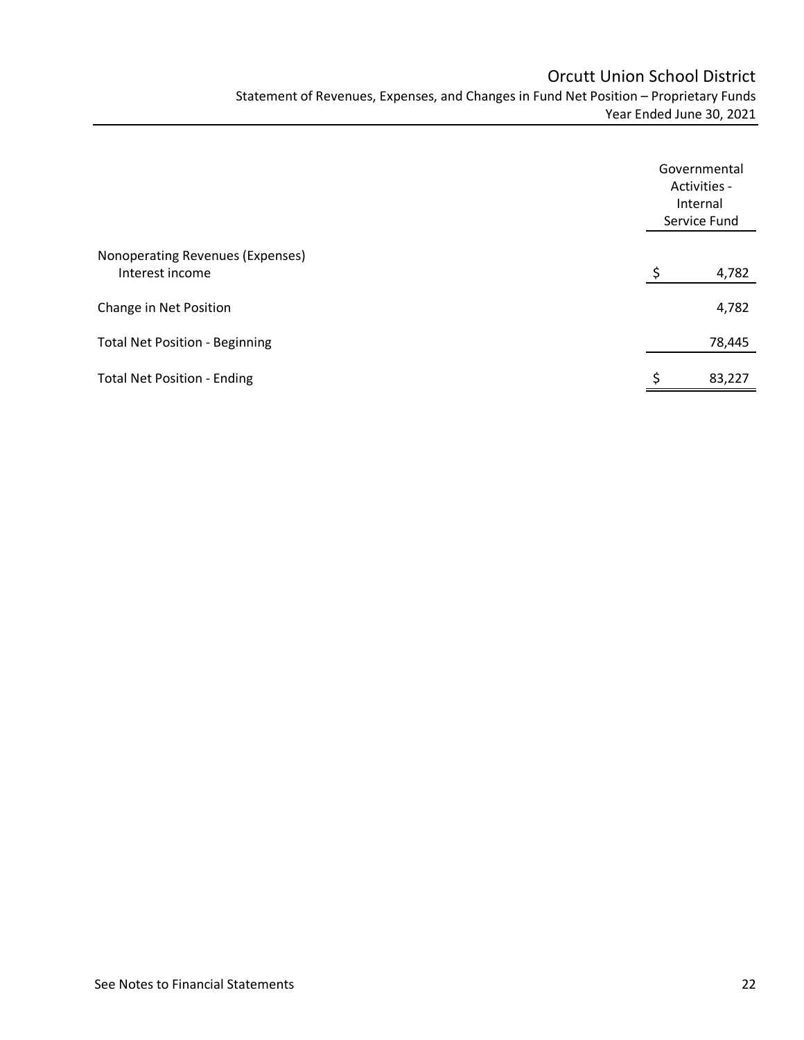# Orcutt Union School District

## Statement of Revenues, Expenses, and Changes in Fund Net Position – Proprietary Funds

### Year Ended June 30, 2021

| | Governmental Activities - Internal Service Fund |
|---|---|
| Nonoperating Revenues (Expenses) | |
| Interest income | $ 4,782 |
| Change in Net Position | 4,782 |
| Total Net Position - Beginning | 78,445 |
| Total Net Position - Ending | $ 83,227 |

See Notes to Financial Statements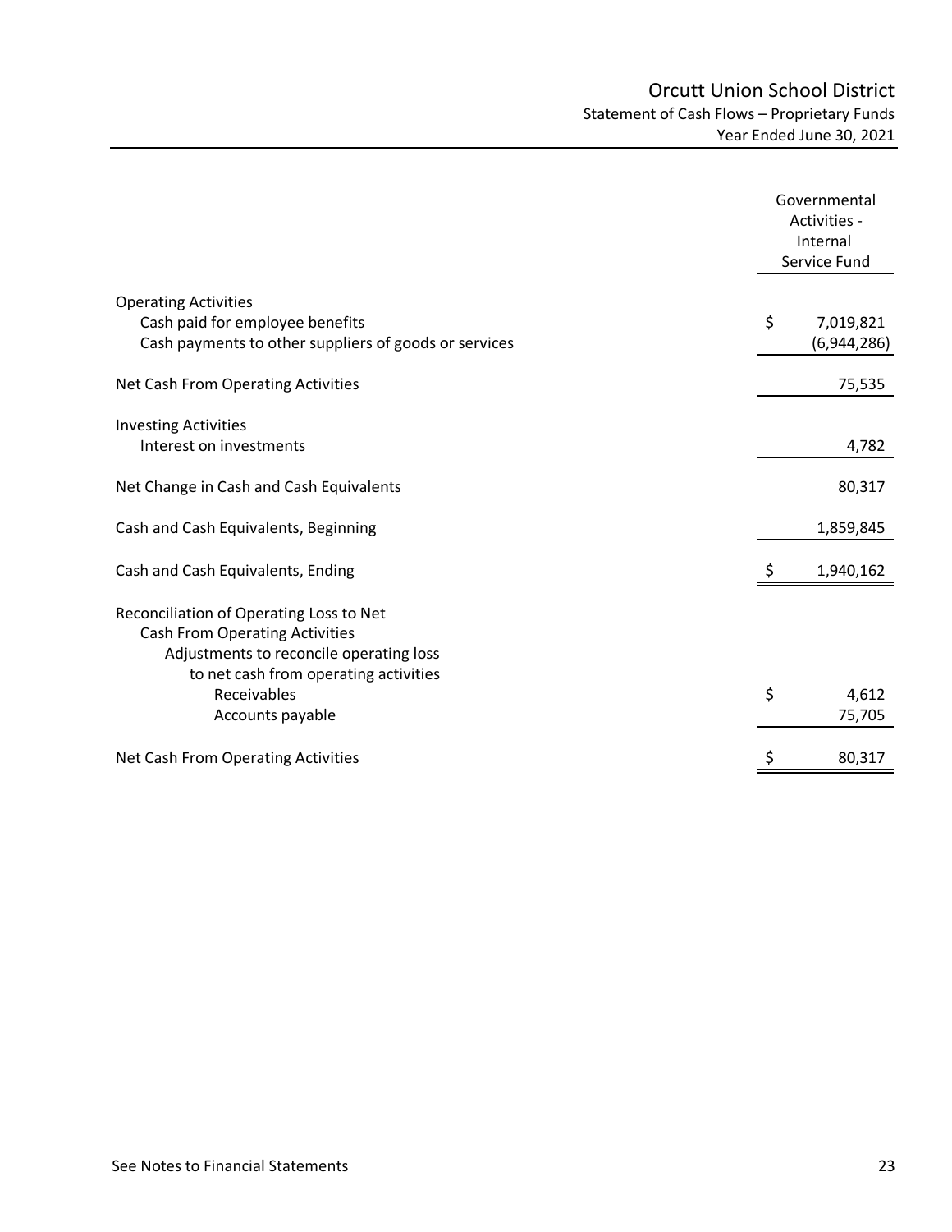# Orcutt Union School District

## Statement of Cash Flows – Proprietary Funds

### Year Ended June 30, 2021

| | Governmental Activities - Internal Service Fund |
|---|---|
| **Operating Activities** | |
| Cash paid for employee benefits | $ 7,019,821 |
| Cash payments to other suppliers of goods or services | (6,944,286) |
| Net Cash From Operating Activities | 75,535 |
| **Investing Activities** | |
| Interest on investments | 4,782 |
| Net Change in Cash and Cash Equivalents | 80,317 |
| Cash and Cash Equivalents, Beginning | 1,859,845 |
| Cash and Cash Equivalents, Ending | $ 1,940,162 |
| **Reconciliation of Operating Loss to Net Cash From Operating Activities** | |
| Adjustments to reconcile operating loss to net cash from operating activities | |
| Receivables | $ 4,612 |
| Accounts payable | 75,705 |
| Net Cash From Operating Activities | $ 80,317 |

See Notes to Financial Statements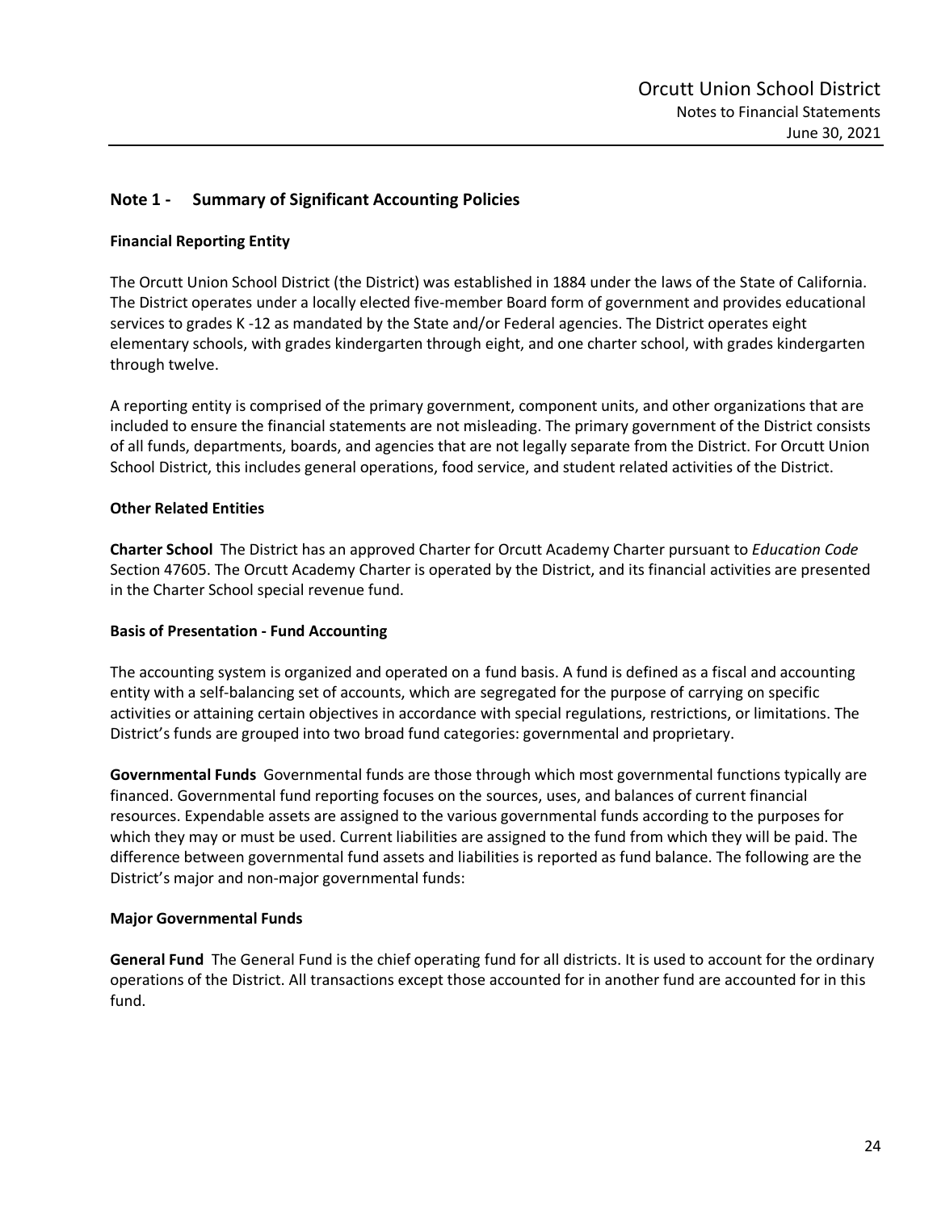## Note 1 - Summary of Significant Accounting Policies

### Financial Reporting Entity

The Orcutt Union School District (the District) was established in 1884 under the laws of the State of California. The District operates under a locally elected five-member Board form of government and provides educational services to grades K -12 as mandated by the State and/or Federal agencies. The District operates eight elementary schools, with grades kindergarten through eight, and one charter school, with grades kindergarten through twelve.

A reporting entity is comprised of the primary government, component units, and other organizations that are included to ensure the financial statements are not misleading. The primary government of the District consists of all funds, departments, boards, and agencies that are not legally separate from the District. For Orcutt Union School District, this includes general operations, food service, and student related activities of the District.

### Other Related Entities

**Charter School** The District has an approved Charter for Orcutt Academy Charter pursuant to *Education Code* Section 47605. The Orcutt Academy Charter is operated by the District, and its financial activities are presented in the Charter School special revenue fund.

### Basis of Presentation - Fund Accounting

The accounting system is organized and operated on a fund basis. A fund is defined as a fiscal and accounting entity with a self-balancing set of accounts, which are segregated for the purpose of carrying on specific activities or attaining certain objectives in accordance with special regulations, restrictions, or limitations. The District's funds are grouped into two broad fund categories: governmental and proprietary.

**Governmental Funds** Governmental funds are those through which most governmental functions typically are financed. Governmental fund reporting focuses on the sources, uses, and balances of current financial resources. Expendable assets are assigned to the various governmental funds according to the purposes for which they may or must be used. Current liabilities are assigned to the fund from which they will be paid. The difference between governmental fund assets and liabilities is reported as fund balance. The following are the District's major and non-major governmental funds:

### Major Governmental Funds

**General Fund** The General Fund is the chief operating fund for all districts. It is used to account for the ordinary operations of the District. All transactions except those accounted for in another fund are accounted for in this fund.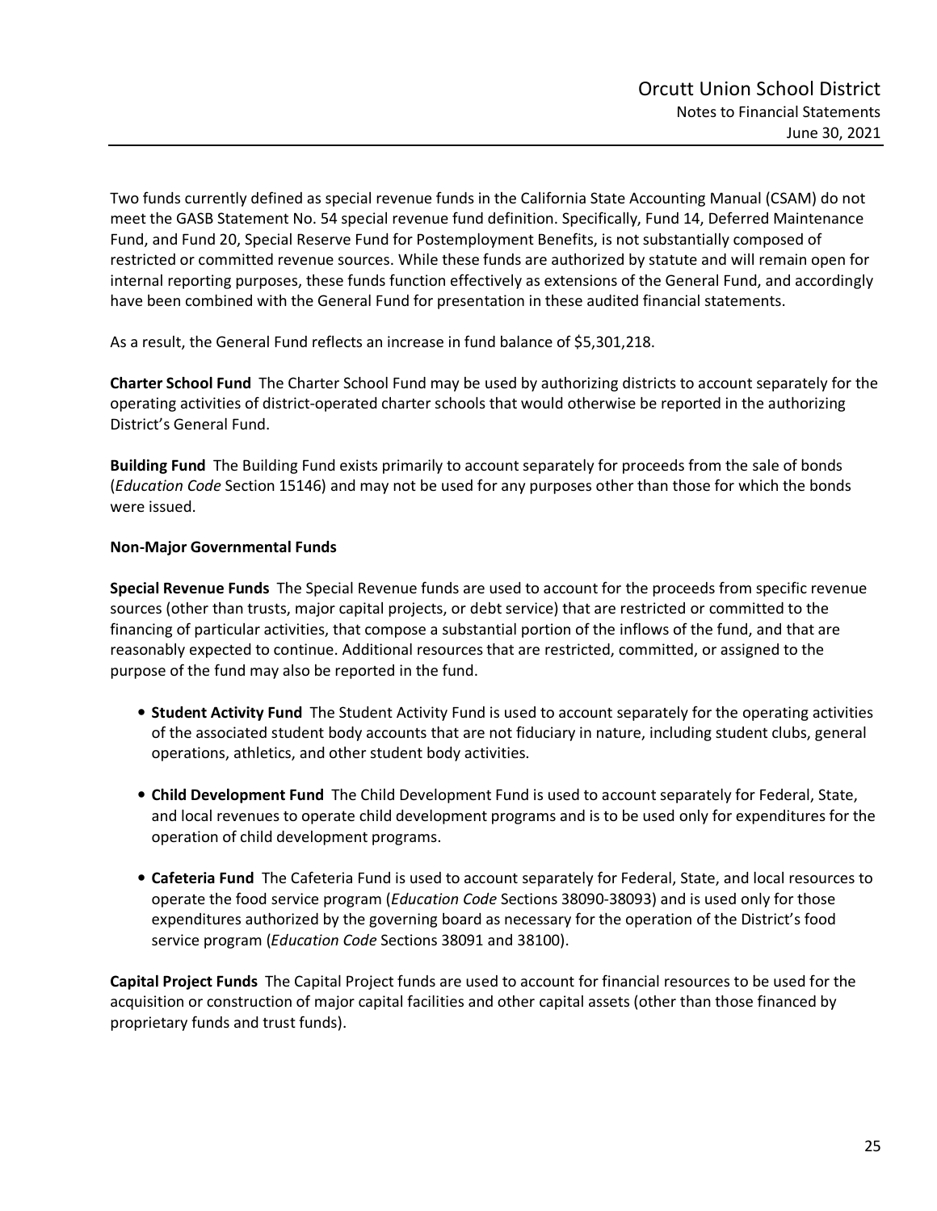Two funds currently defined as special revenue funds in the California State Accounting Manual (CSAM) do not meet the GASB Statement No. 54 special revenue fund definition. Specifically, Fund 14, Deferred Maintenance Fund, and Fund 20, Special Reserve Fund for Postemployment Benefits, is not substantially composed of restricted or committed revenue sources. While these funds are authorized by statute and will remain open for internal reporting purposes, these funds function effectively as extensions of the General Fund, and accordingly have been combined with the General Fund for presentation in these audited financial statements.

As a result, the General Fund reflects an increase in fund balance of $5,301,218.

**Charter School Fund** The Charter School Fund may be used by authorizing districts to account separately for the operating activities of district-operated charter schools that would otherwise be reported in the authorizing District's General Fund.

**Building Fund** The Building Fund exists primarily to account separately for proceeds from the sale of bonds (*Education Code* Section 15146) and may not be used for any purposes other than those for which the bonds were issued.

**Non-Major Governmental Funds**

**Special Revenue Funds** The Special Revenue funds are used to account for the proceeds from specific revenue sources (other than trusts, major capital projects, or debt service) that are restricted or committed to the financing of particular activities, that compose a substantial portion of the inflows of the fund, and that are reasonably expected to continue. Additional resources that are restricted, committed, or assigned to the purpose of the fund may also be reported in the fund.

- **Student Activity Fund** The Student Activity Fund is used to account separately for the operating activities of the associated student body accounts that are not fiduciary in nature, including student clubs, general operations, athletics, and other student body activities.
- **Child Development Fund** The Child Development Fund is used to account separately for Federal, State, and local revenues to operate child development programs and is to be used only for expenditures for the operation of child development programs.
- **Cafeteria Fund** The Cafeteria Fund is used to account separately for Federal, State, and local resources to operate the food service program (*Education Code* Sections 38090-38093) and is used only for those expenditures authorized by the governing board as necessary for the operation of the District's food service program (*Education Code* Sections 38091 and 38100).

**Capital Project Funds** The Capital Project funds are used to account for financial resources to be used for the acquisition or construction of major capital facilities and other capital assets (other than those financed by proprietary funds and trust funds).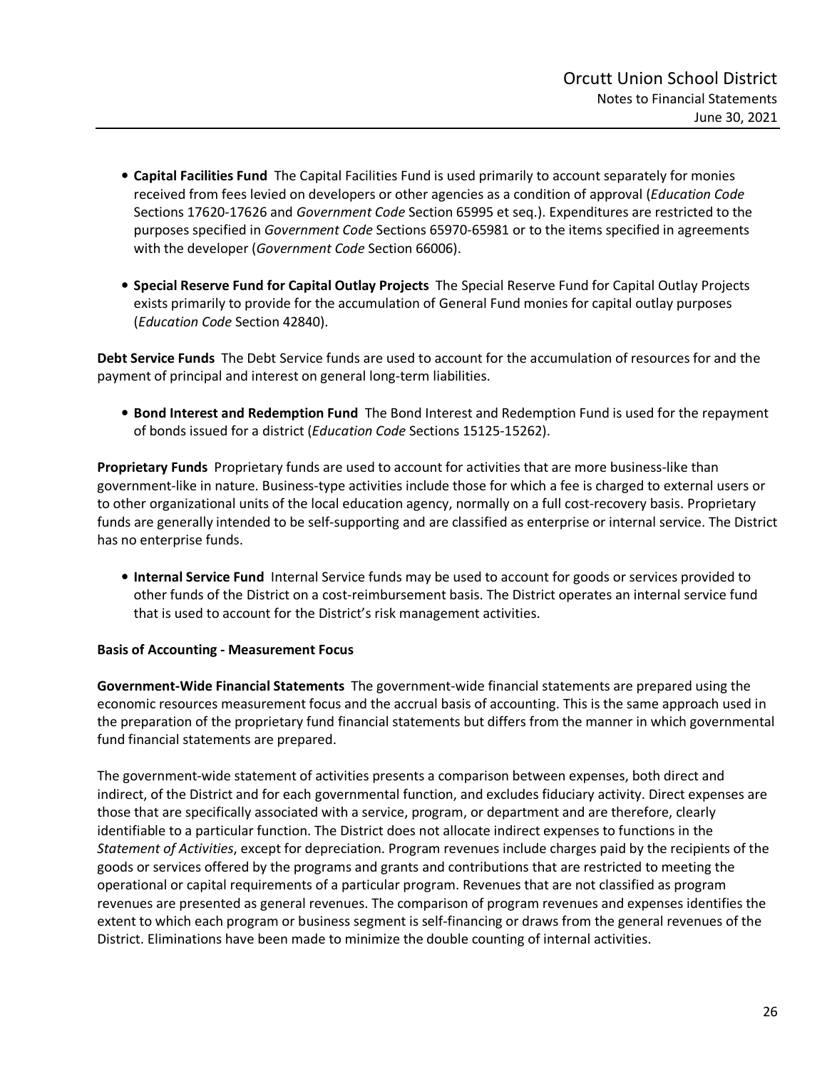- **Capital Facilities Fund** The Capital Facilities Fund is used primarily to account separately for monies received from fees levied on developers or other agencies as a condition of approval (*Education Code* Sections 17620-17626 and *Government Code* Section 65995 et seq.). Expenditures are restricted to the purposes specified in *Government Code* Sections 65970-65981 or to the items specified in agreements with the developer (*Government Code* Section 66006).

- **Special Reserve Fund for Capital Outlay Projects** The Special Reserve Fund for Capital Outlay Projects exists primarily to provide for the accumulation of General Fund monies for capital outlay purposes (*Education Code* Section 42840).

**Debt Service Funds** The Debt Service funds are used to account for the accumulation of resources for and the payment of principal and interest on general long-term liabilities.

- **Bond Interest and Redemption Fund** The Bond Interest and Redemption Fund is used for the repayment of bonds issued for a district (*Education Code* Sections 15125-15262).

**Proprietary Funds** Proprietary funds are used to account for activities that are more business-like than government-like in nature. Business-type activities include those for which a fee is charged to external users or to other organizational units of the local education agency, normally on a full cost-recovery basis. Proprietary funds are generally intended to be self-supporting and are classified as enterprise or internal service. The District has no enterprise funds.

- **Internal Service Fund** Internal Service funds may be used to account for goods or services provided to other funds of the District on a cost-reimbursement basis. The District operates an internal service fund that is used to account for the District's risk management activities.

**Basis of Accounting - Measurement Focus**

**Government-Wide Financial Statements** The government-wide financial statements are prepared using the economic resources measurement focus and the accrual basis of accounting. This is the same approach used in the preparation of the proprietary fund financial statements but differs from the manner in which governmental fund financial statements are prepared.

The government-wide statement of activities presents a comparison between expenses, both direct and indirect, of the District and for each governmental function, and excludes fiduciary activity. Direct expenses are those that are specifically associated with a service, program, or department and are therefore, clearly identifiable to a particular function. The District does not allocate indirect expenses to functions in the *Statement of Activities*, except for depreciation. Program revenues include charges paid by the recipients of the goods or services offered by the programs and grants and contributions that are restricted to meeting the operational or capital requirements of a particular program. Revenues that are not classified as program revenues are presented as general revenues. The comparison of program revenues and expenses identifies the extent to which each program or business segment is self-financing or draws from the general revenues of the District. Eliminations have been made to minimize the double counting of internal activities.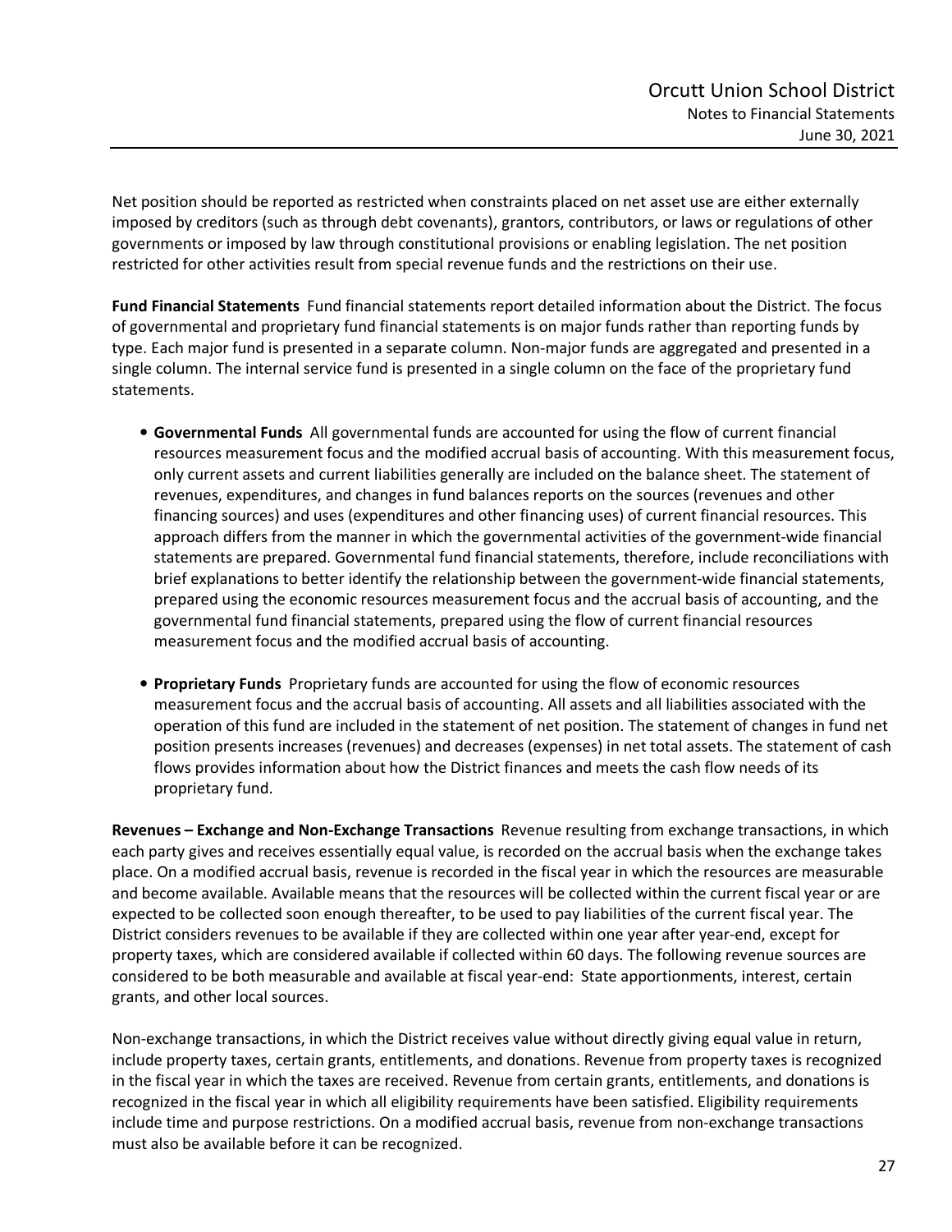Net position should be reported as restricted when constraints placed on net asset use are either externally imposed by creditors (such as through debt covenants), grantors, contributors, or laws or regulations of other governments or imposed by law through constitutional provisions or enabling legislation. The net position restricted for other activities result from special revenue funds and the restrictions on their use.

**Fund Financial Statements** Fund financial statements report detailed information about the District. The focus of governmental and proprietary fund financial statements is on major funds rather than reporting funds by type. Each major fund is presented in a separate column. Non-major funds are aggregated and presented in a single column. The internal service fund is presented in a single column on the face of the proprietary fund statements.

- **Governmental Funds** All governmental funds are accounted for using the flow of current financial resources measurement focus and the modified accrual basis of accounting. With this measurement focus, only current assets and current liabilities generally are included on the balance sheet. The statement of revenues, expenditures, and changes in fund balances reports on the sources (revenues and other financing sources) and uses (expenditures and other financing uses) of current financial resources. This approach differs from the manner in which the governmental activities of the government-wide financial statements are prepared. Governmental fund financial statements, therefore, include reconciliations with brief explanations to better identify the relationship between the government-wide financial statements, prepared using the economic resources measurement focus and the accrual basis of accounting, and the governmental fund financial statements, prepared using the flow of current financial resources measurement focus and the modified accrual basis of accounting.

- **Proprietary Funds** Proprietary funds are accounted for using the flow of economic resources measurement focus and the accrual basis of accounting. All assets and all liabilities associated with the operation of this fund are included in the statement of net position. The statement of changes in fund net position presents increases (revenues) and decreases (expenses) in net total assets. The statement of cash flows provides information about how the District finances and meets the cash flow needs of its proprietary fund.

**Revenues – Exchange and Non-Exchange Transactions** Revenue resulting from exchange transactions, in which each party gives and receives essentially equal value, is recorded on the accrual basis when the exchange takes place. On a modified accrual basis, revenue is recorded in the fiscal year in which the resources are measurable and become available. Available means that the resources will be collected within the current fiscal year or are expected to be collected soon enough thereafter, to be used to pay liabilities of the current fiscal year. The District considers revenues to be available if they are collected within one year after year-end, except for property taxes, which are considered available if collected within 60 days. The following revenue sources are considered to be both measurable and available at fiscal year-end: State apportionments, interest, certain grants, and other local sources.

Non-exchange transactions, in which the District receives value without directly giving equal value in return, include property taxes, certain grants, entitlements, and donations. Revenue from property taxes is recognized in the fiscal year in which the taxes are received. Revenue from certain grants, entitlements, and donations is recognized in the fiscal year in which all eligibility requirements have been satisfied. Eligibility requirements include time and purpose restrictions. On a modified accrual basis, revenue from non-exchange transactions must also be available before it can be recognized.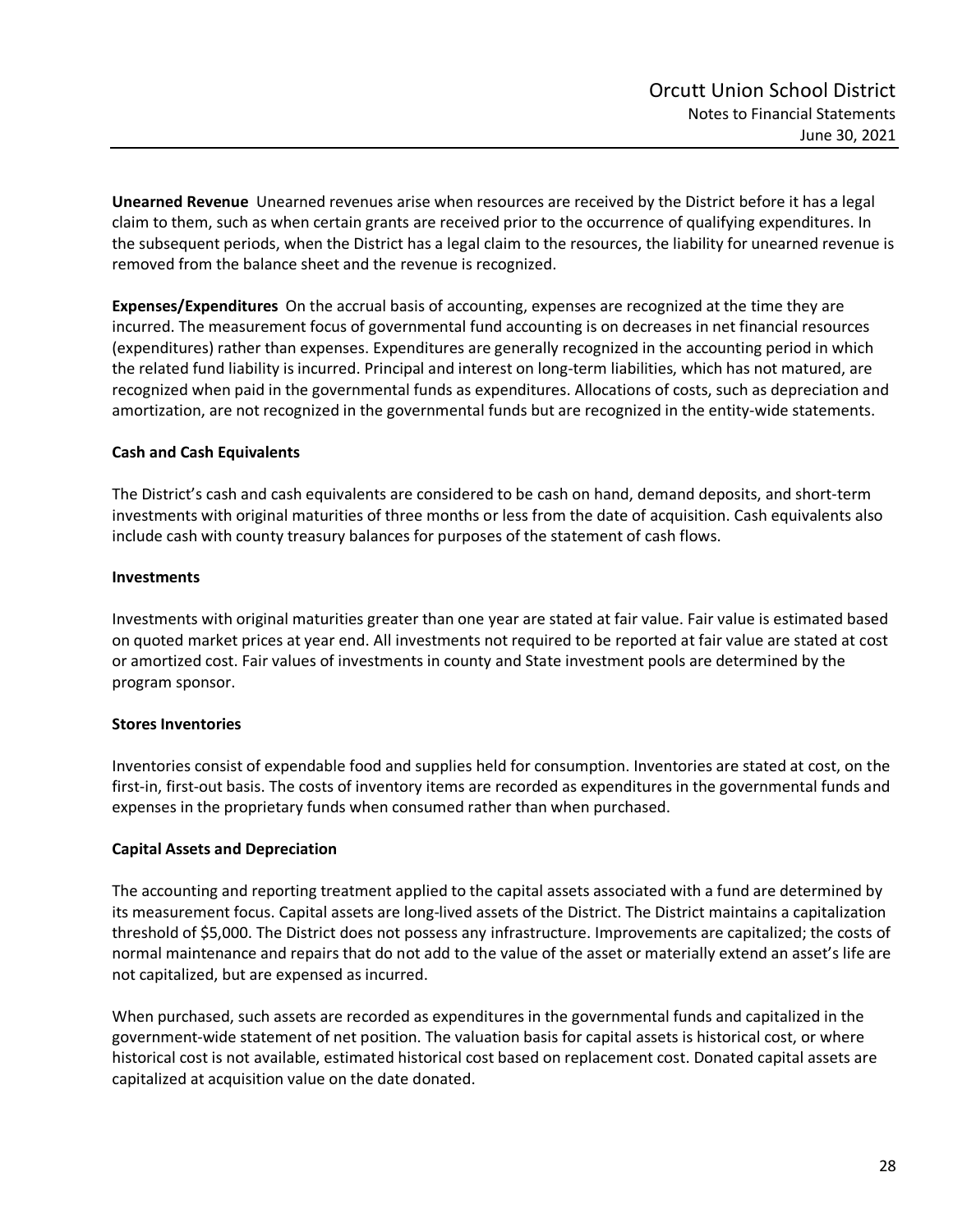**Unearned Revenue** Unearned revenues arise when resources are received by the District before it has a legal claim to them, such as when certain grants are received prior to the occurrence of qualifying expenditures. In the subsequent periods, when the District has a legal claim to the resources, the liability for unearned revenue is removed from the balance sheet and the revenue is recognized.

**Expenses/Expenditures** On the accrual basis of accounting, expenses are recognized at the time they are incurred. The measurement focus of governmental fund accounting is on decreases in net financial resources (expenditures) rather than expenses. Expenditures are generally recognized in the accounting period in which the related fund liability is incurred. Principal and interest on long-term liabilities, which has not matured, are recognized when paid in the governmental funds as expenditures. Allocations of costs, such as depreciation and amortization, are not recognized in the governmental funds but are recognized in the entity-wide statements.

**Cash and Cash Equivalents**

The District's cash and cash equivalents are considered to be cash on hand, demand deposits, and short-term investments with original maturities of three months or less from the date of acquisition. Cash equivalents also include cash with county treasury balances for purposes of the statement of cash flows.

**Investments**

Investments with original maturities greater than one year are stated at fair value. Fair value is estimated based on quoted market prices at year end. All investments not required to be reported at fair value are stated at cost or amortized cost. Fair values of investments in county and State investment pools are determined by the program sponsor.

**Stores Inventories**

Inventories consist of expendable food and supplies held for consumption. Inventories are stated at cost, on the first-in, first-out basis. The costs of inventory items are recorded as expenditures in the governmental funds and expenses in the proprietary funds when consumed rather than when purchased.

**Capital Assets and Depreciation**

The accounting and reporting treatment applied to the capital assets associated with a fund are determined by its measurement focus. Capital assets are long-lived assets of the District. The District maintains a capitalization threshold of $5,000. The District does not possess any infrastructure. Improvements are capitalized; the costs of normal maintenance and repairs that do not add to the value of the asset or materially extend an asset's life are not capitalized, but are expensed as incurred.

When purchased, such assets are recorded as expenditures in the governmental funds and capitalized in the government-wide statement of net position. The valuation basis for capital assets is historical cost, or where historical cost is not available, estimated historical cost based on replacement cost. Donated capital assets are capitalized at acquisition value on the date donated.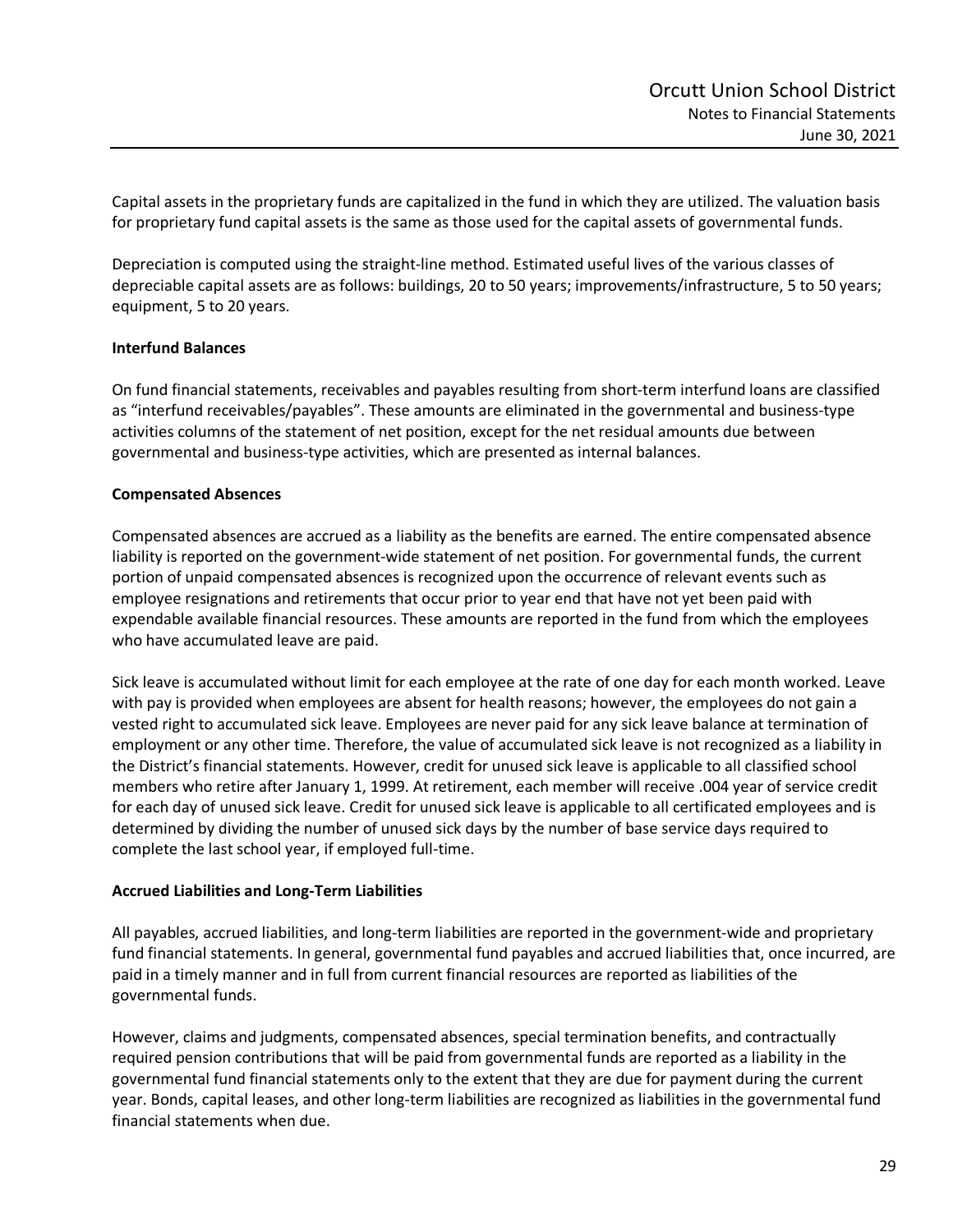Capital assets in the proprietary funds are capitalized in the fund in which they are utilized. The valuation basis for proprietary fund capital assets is the same as those used for the capital assets of governmental funds.

Depreciation is computed using the straight-line method. Estimated useful lives of the various classes of depreciable capital assets are as follows: buildings, 20 to 50 years; improvements/infrastructure, 5 to 50 years; equipment, 5 to 20 years.

**Interfund Balances**

On fund financial statements, receivables and payables resulting from short-term interfund loans are classified as "interfund receivables/payables". These amounts are eliminated in the governmental and business-type activities columns of the statement of net position, except for the net residual amounts due between governmental and business-type activities, which are presented as internal balances.

**Compensated Absences**

Compensated absences are accrued as a liability as the benefits are earned. The entire compensated absence liability is reported on the government-wide statement of net position. For governmental funds, the current portion of unpaid compensated absences is recognized upon the occurrence of relevant events such as employee resignations and retirements that occur prior to year end that have not yet been paid with expendable available financial resources. These amounts are reported in the fund from which the employees who have accumulated leave are paid.

Sick leave is accumulated without limit for each employee at the rate of one day for each month worked. Leave with pay is provided when employees are absent for health reasons; however, the employees do not gain a vested right to accumulated sick leave. Employees are never paid for any sick leave balance at termination of employment or any other time. Therefore, the value of accumulated sick leave is not recognized as a liability in the District's financial statements. However, credit for unused sick leave is applicable to all classified school members who retire after January 1, 1999. At retirement, each member will receive .004 year of service credit for each day of unused sick leave. Credit for unused sick leave is applicable to all certificated employees and is determined by dividing the number of unused sick days by the number of base service days required to complete the last school year, if employed full-time.

**Accrued Liabilities and Long-Term Liabilities**

All payables, accrued liabilities, and long-term liabilities are reported in the government-wide and proprietary fund financial statements. In general, governmental fund payables and accrued liabilities that, once incurred, are paid in a timely manner and in full from current financial resources are reported as liabilities of the governmental funds.

However, claims and judgments, compensated absences, special termination benefits, and contractually required pension contributions that will be paid from governmental funds are reported as a liability in the governmental fund financial statements only to the extent that they are due for payment during the current year. Bonds, capital leases, and other long-term liabilities are recognized as liabilities in the governmental fund financial statements when due.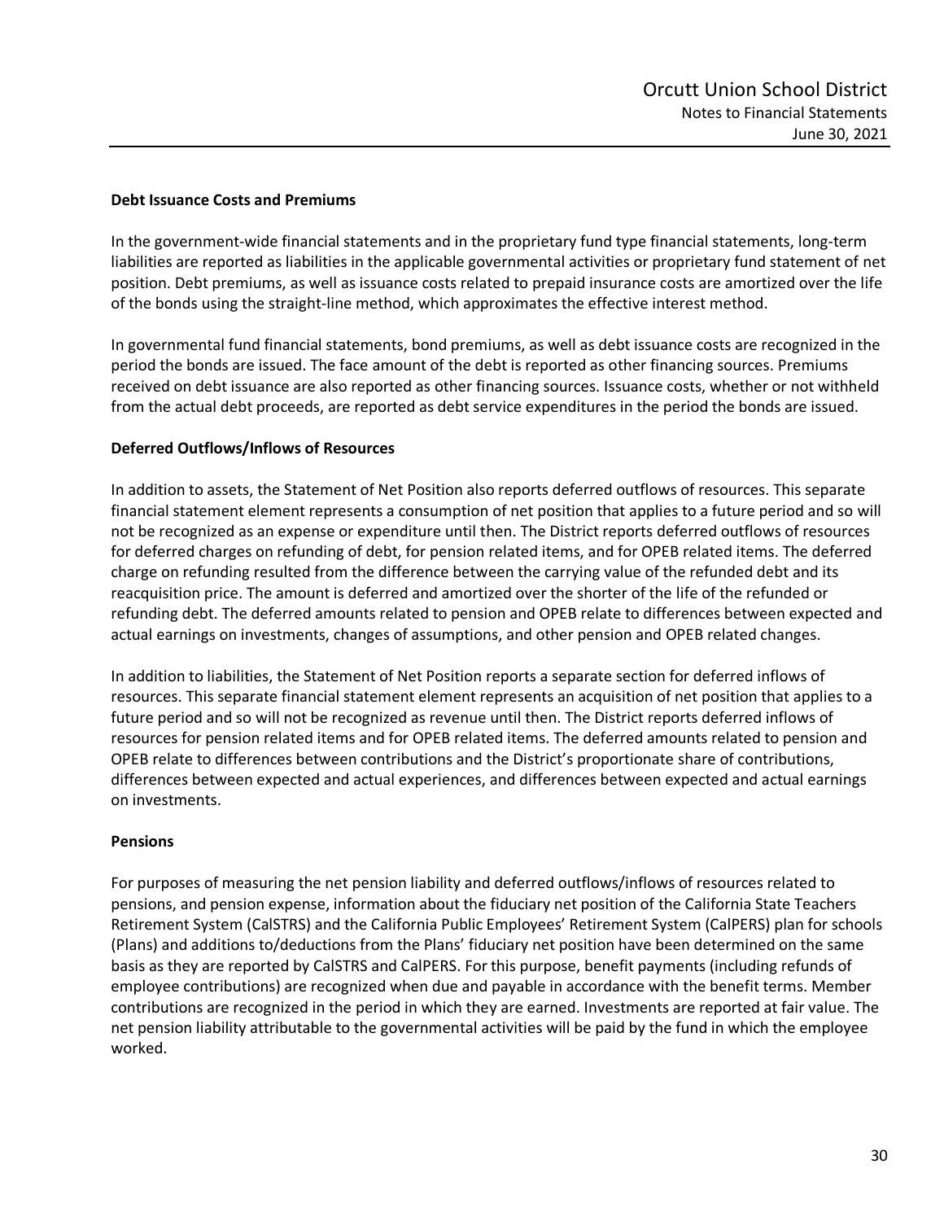**Debt Issuance Costs and Premiums**

In the government-wide financial statements and in the proprietary fund type financial statements, long-term liabilities are reported as liabilities in the applicable governmental activities or proprietary fund statement of net position. Debt premiums, as well as issuance costs related to prepaid insurance costs are amortized over the life of the bonds using the straight-line method, which approximates the effective interest method.

In governmental fund financial statements, bond premiums, as well as debt issuance costs are recognized in the period the bonds are issued. The face amount of the debt is reported as other financing sources. Premiums received on debt issuance are also reported as other financing sources. Issuance costs, whether or not withheld from the actual debt proceeds, are reported as debt service expenditures in the period the bonds are issued.

**Deferred Outflows/Inflows of Resources**

In addition to assets, the Statement of Net Position also reports deferred outflows of resources. This separate financial statement element represents a consumption of net position that applies to a future period and so will not be recognized as an expense or expenditure until then. The District reports deferred outflows of resources for deferred charges on refunding of debt, for pension related items, and for OPEB related items. The deferred charge on refunding resulted from the difference between the carrying value of the refunded debt and its reacquisition price. The amount is deferred and amortized over the shorter of the life of the refunded or refunding debt. The deferred amounts related to pension and OPEB relate to differences between expected and actual earnings on investments, changes of assumptions, and other pension and OPEB related changes.

In addition to liabilities, the Statement of Net Position reports a separate section for deferred inflows of resources. This separate financial statement element represents an acquisition of net position that applies to a future period and so will not be recognized as revenue until then. The District reports deferred inflows of resources for pension related items and for OPEB related items. The deferred amounts related to pension and OPEB relate to differences between contributions and the District's proportionate share of contributions, differences between expected and actual experiences, and differences between expected and actual earnings on investments.

**Pensions**

For purposes of measuring the net pension liability and deferred outflows/inflows of resources related to pensions, and pension expense, information about the fiduciary net position of the California State Teachers Retirement System (CalSTRS) and the California Public Employees' Retirement System (CalPERS) plan for schools (Plans) and additions to/deductions from the Plans' fiduciary net position have been determined on the same basis as they are reported by CalSTRS and CalPERS. For this purpose, benefit payments (including refunds of employee contributions) are recognized when due and payable in accordance with the benefit terms. Member contributions are recognized in the period in which they are earned. Investments are reported at fair value. The net pension liability attributable to the governmental activities will be paid by the fund in which the employee worked.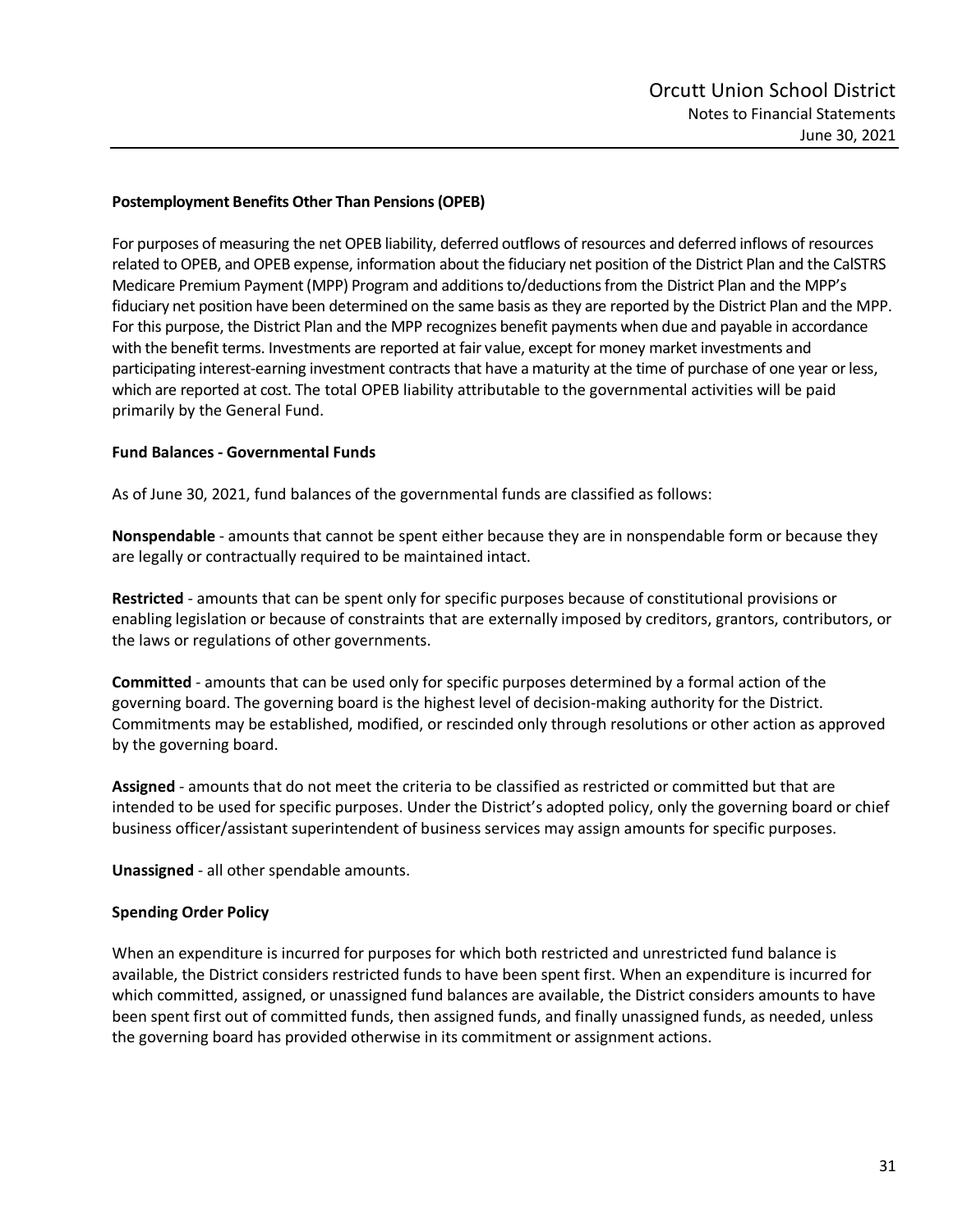**Postemployment Benefits Other Than Pensions (OPEB)**

For purposes of measuring the net OPEB liability, deferred outflows of resources and deferred inflows of resources related to OPEB, and OPEB expense, information about the fiduciary net position of the District Plan and the CalSTRS Medicare Premium Payment (MPP) Program and additions to/deductions from the District Plan and the MPP's fiduciary net position have been determined on the same basis as they are reported by the District Plan and the MPP. For this purpose, the District Plan and the MPP recognizes benefit payments when due and payable in accordance with the benefit terms. Investments are reported at fair value, except for money market investments and participating interest-earning investment contracts that have a maturity at the time of purchase of one year or less, which are reported at cost. The total OPEB liability attributable to the governmental activities will be paid primarily by the General Fund.

**Fund Balances - Governmental Funds**

As of June 30, 2021, fund balances of the governmental funds are classified as follows:

**Nonspendable** - amounts that cannot be spent either because they are in nonspendable form or because they are legally or contractually required to be maintained intact.

**Restricted** - amounts that can be spent only for specific purposes because of constitutional provisions or enabling legislation or because of constraints that are externally imposed by creditors, grantors, contributors, or the laws or regulations of other governments.

**Committed** - amounts that can be used only for specific purposes determined by a formal action of the governing board. The governing board is the highest level of decision-making authority for the District. Commitments may be established, modified, or rescinded only through resolutions or other action as approved by the governing board.

**Assigned** - amounts that do not meet the criteria to be classified as restricted or committed but that are intended to be used for specific purposes. Under the District's adopted policy, only the governing board or chief business officer/assistant superintendent of business services may assign amounts for specific purposes.

**Unassigned** - all other spendable amounts.

**Spending Order Policy**

When an expenditure is incurred for purposes for which both restricted and unrestricted fund balance is available, the District considers restricted funds to have been spent first. When an expenditure is incurred for which committed, assigned, or unassigned fund balances are available, the District considers amounts to have been spent first out of committed funds, then assigned funds, and finally unassigned funds, as needed, unless the governing board has provided otherwise in its commitment or assignment actions.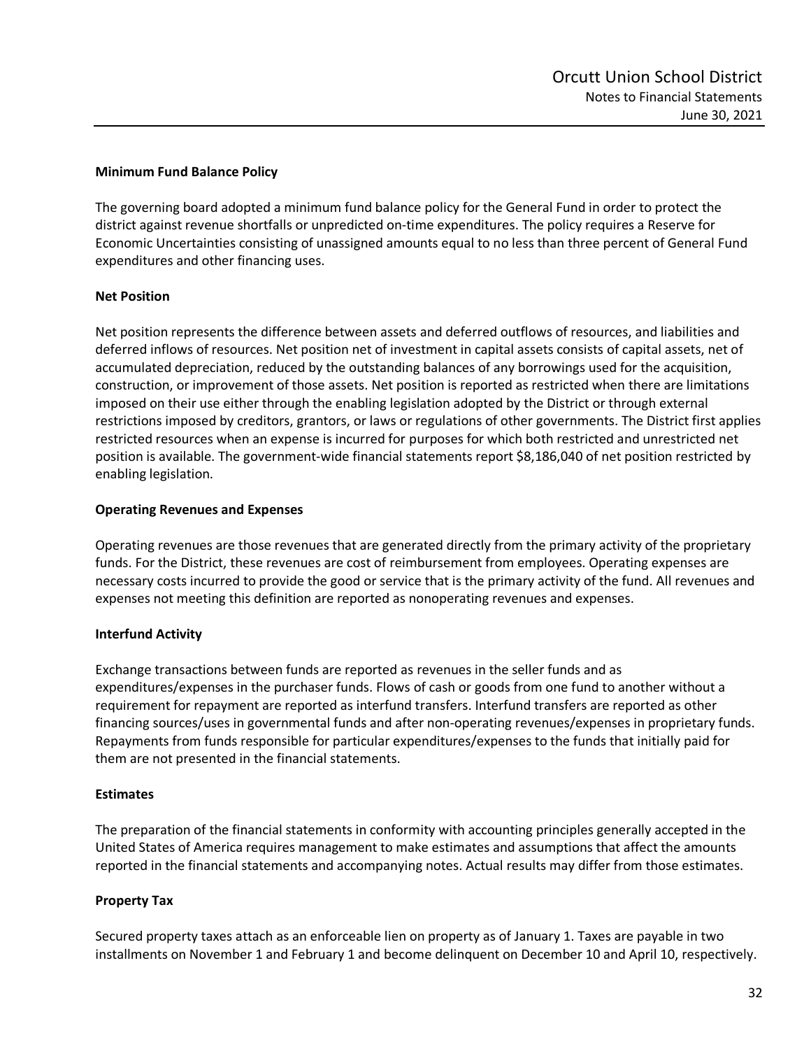**Minimum Fund Balance Policy**

The governing board adopted a minimum fund balance policy for the General Fund in order to protect the district against revenue shortfalls or unpredicted on-time expenditures. The policy requires a Reserve for Economic Uncertainties consisting of unassigned amounts equal to no less than three percent of General Fund expenditures and other financing uses.

**Net Position**

Net position represents the difference between assets and deferred outflows of resources, and liabilities and deferred inflows of resources. Net position net of investment in capital assets consists of capital assets, net of accumulated depreciation, reduced by the outstanding balances of any borrowings used for the acquisition, construction, or improvement of those assets. Net position is reported as restricted when there are limitations imposed on their use either through the enabling legislation adopted by the District or through external restrictions imposed by creditors, grantors, or laws or regulations of other governments. The District first applies restricted resources when an expense is incurred for purposes for which both restricted and unrestricted net position is available. The government-wide financial statements report $8,186,040 of net position restricted by enabling legislation.

**Operating Revenues and Expenses**

Operating revenues are those revenues that are generated directly from the primary activity of the proprietary funds. For the District, these revenues are cost of reimbursement from employees. Operating expenses are necessary costs incurred to provide the good or service that is the primary activity of the fund. All revenues and expenses not meeting this definition are reported as nonoperating revenues and expenses.

**Interfund Activity**

Exchange transactions between funds are reported as revenues in the seller funds and as expenditures/expenses in the purchaser funds. Flows of cash or goods from one fund to another without a requirement for repayment are reported as interfund transfers. Interfund transfers are reported as other financing sources/uses in governmental funds and after non-operating revenues/expenses in proprietary funds. Repayments from funds responsible for particular expenditures/expenses to the funds that initially paid for them are not presented in the financial statements.

**Estimates**

The preparation of the financial statements in conformity with accounting principles generally accepted in the United States of America requires management to make estimates and assumptions that affect the amounts reported in the financial statements and accompanying notes. Actual results may differ from those estimates.

**Property Tax**

Secured property taxes attach as an enforceable lien on property as of January 1. Taxes are payable in two installments on November 1 and February 1 and become delinquent on December 10 and April 10, respectively.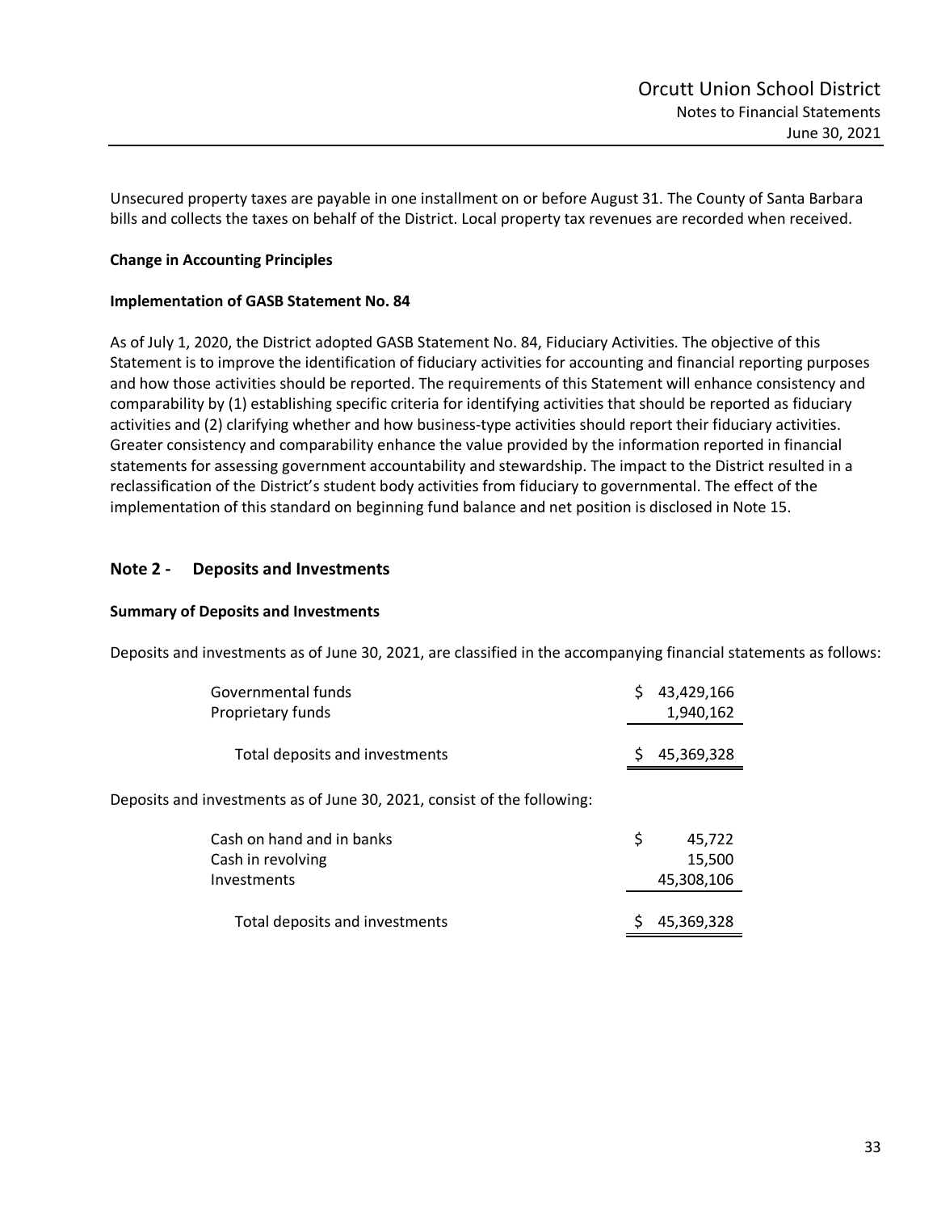Unsecured property taxes are payable in one installment on or before August 31. The County of Santa Barbara bills and collects the taxes on behalf of the District. Local property tax revenues are recorded when received.

**Change in Accounting Principles**

**Implementation of GASB Statement No. 84**

As of July 1, 2020, the District adopted GASB Statement No. 84, Fiduciary Activities. The objective of this Statement is to improve the identification of fiduciary activities for accounting and financial reporting purposes and how those activities should be reported. The requirements of this Statement will enhance consistency and comparability by (1) establishing specific criteria for identifying activities that should be reported as fiduciary activities and (2) clarifying whether and how business-type activities should report their fiduciary activities. Greater consistency and comparability enhance the value provided by the information reported in financial statements for assessing government accountability and stewardship. The impact to the District resulted in a reclassification of the District's student body activities from fiduciary to governmental. The effect of the implementation of this standard on beginning fund balance and net position is disclosed in Note 15.

## Note 2 - Deposits and Investments

**Summary of Deposits and Investments**

Deposits and investments as of June 30, 2021, are classified in the accompanying financial statements as follows:

| | |
|---|---|
| Governmental funds | $ 43,429,166 |
| Proprietary funds | 1,940,162 |
| Total deposits and investments | $ 45,369,328 |

Deposits and investments as of June 30, 2021, consist of the following:

| | |
|---|---|
| Cash on hand and in banks | $ 45,722 |
| Cash in revolving | 15,500 |
| Investments | 45,308,106 |
| Total deposits and investments | $ 45,369,328 |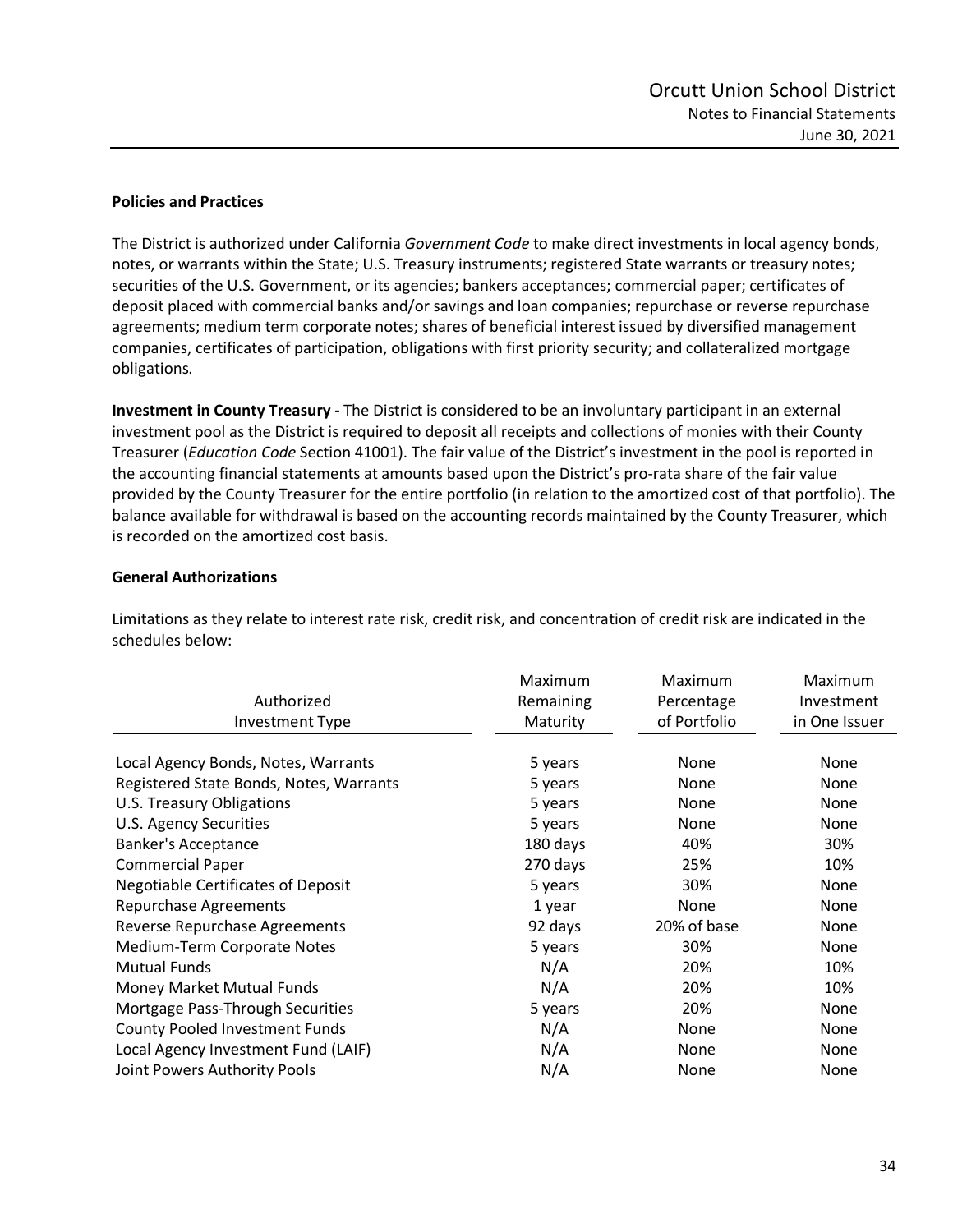**Policies and Practices**

The District is authorized under California *Government Code* to make direct investments in local agency bonds, notes, or warrants within the State; U.S. Treasury instruments; registered State warrants or treasury notes; securities of the U.S. Government, or its agencies; bankers acceptances; commercial paper; certificates of deposit placed with commercial banks and/or savings and loan companies; repurchase or reverse repurchase agreements; medium term corporate notes; shares of beneficial interest issued by diversified management companies, certificates of participation, obligations with first priority security; and collateralized mortgage obligations.

**Investment in County Treasury -** The District is considered to be an involuntary participant in an external investment pool as the District is required to deposit all receipts and collections of monies with their County Treasurer (*Education Code* Section 41001). The fair value of the District's investment in the pool is reported in the accounting financial statements at amounts based upon the District's pro-rata share of the fair value provided by the County Treasurer for the entire portfolio (in relation to the amortized cost of that portfolio). The balance available for withdrawal is based on the accounting records maintained by the County Treasurer, which is recorded on the amortized cost basis.

**General Authorizations**

Limitations as they relate to interest rate risk, credit risk, and concentration of credit risk are indicated in the schedules below:

| Authorized Investment Type | Maximum Remaining Maturity | Maximum Percentage of Portfolio | Maximum Investment in One Issuer |
|---|---|---|---|
| Local Agency Bonds, Notes, Warrants | 5 years | None | None |
| Registered State Bonds, Notes, Warrants | 5 years | None | None |
| U.S. Treasury Obligations | 5 years | None | None |
| U.S. Agency Securities | 5 years | None | None |
| Banker's Acceptance | 180 days | 40% | 30% |
| Commercial Paper | 270 days | 25% | 10% |
| Negotiable Certificates of Deposit | 5 years | 30% | None |
| Repurchase Agreements | 1 year | None | None |
| Reverse Repurchase Agreements | 92 days | 20% of base | None |
| Medium-Term Corporate Notes | 5 years | 30% | None |
| Mutual Funds | N/A | 20% | 10% |
| Money Market Mutual Funds | N/A | 20% | 10% |
| Mortgage Pass-Through Securities | 5 years | 20% | None |
| County Pooled Investment Funds | N/A | None | None |
| Local Agency Investment Fund (LAIF) | N/A | None | None |
| Joint Powers Authority Pools | N/A | None | None |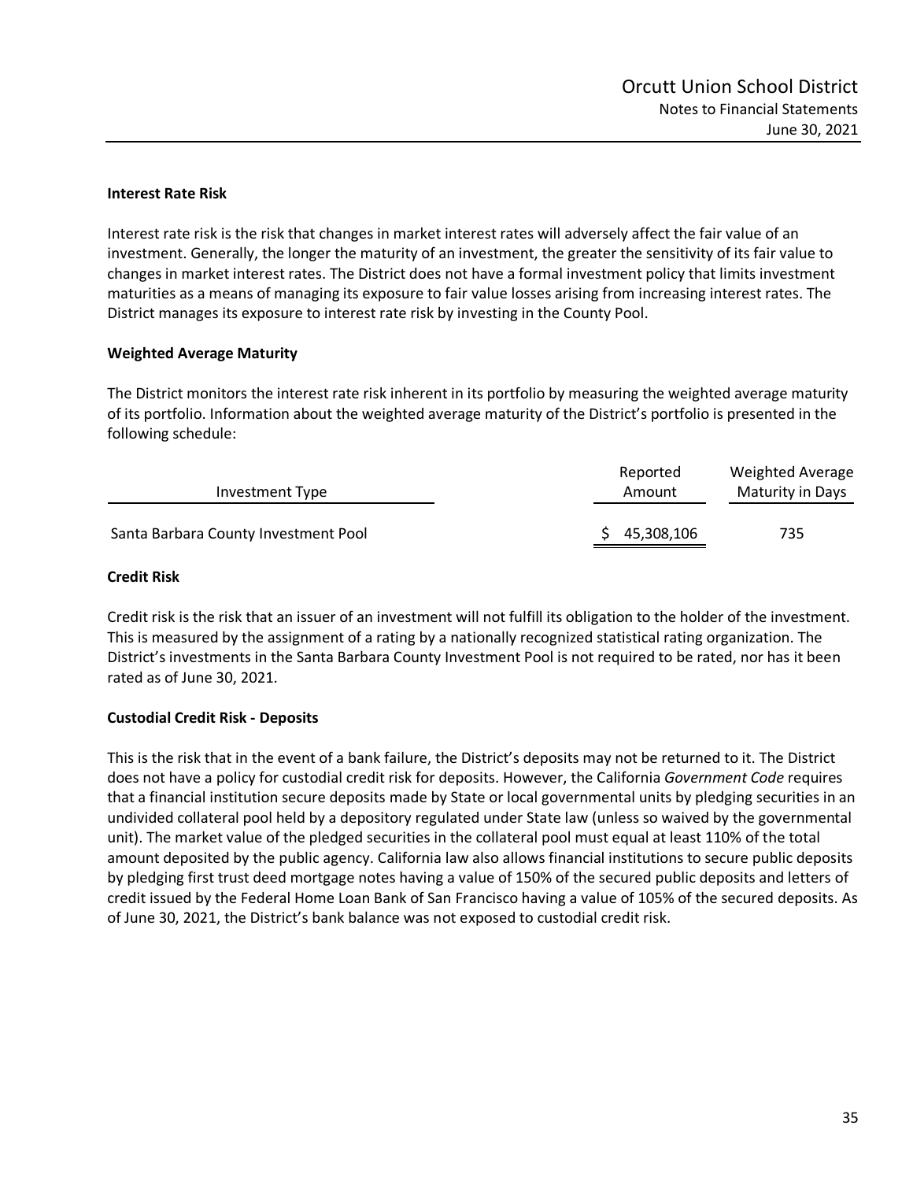### Interest Rate Risk

Interest rate risk is the risk that changes in market interest rates will adversely affect the fair value of an investment. Generally, the longer the maturity of an investment, the greater the sensitivity of its fair value to changes in market interest rates. The District does not have a formal investment policy that limits investment maturities as a means of managing its exposure to fair value losses arising from increasing interest rates. The District manages its exposure to interest rate risk by investing in the County Pool.

### Weighted Average Maturity

The District monitors the interest rate risk inherent in its portfolio by measuring the weighted average maturity of its portfolio. Information about the weighted average maturity of the District's portfolio is presented in the following schedule:

| Investment Type | Reported Amount | Weighted Average Maturity in Days |
|---|---|---|
| Santa Barbara County Investment Pool | $ 45,308,106 | 735 |

### Credit Risk

Credit risk is the risk that an issuer of an investment will not fulfill its obligation to the holder of the investment. This is measured by the assignment of a rating by a nationally recognized statistical rating organization. The District's investments in the Santa Barbara County Investment Pool is not required to be rated, nor has it been rated as of June 30, 2021.

### Custodial Credit Risk - Deposits

This is the risk that in the event of a bank failure, the District's deposits may not be returned to it. The District does not have a policy for custodial credit risk for deposits. However, the California *Government Code* requires that a financial institution secure deposits made by State or local governmental units by pledging securities in an undivided collateral pool held by a depository regulated under State law (unless so waived by the governmental unit). The market value of the pledged securities in the collateral pool must equal at least 110% of the total amount deposited by the public agency. California law also allows financial institutions to secure public deposits by pledging first trust deed mortgage notes having a value of 150% of the secured public deposits and letters of credit issued by the Federal Home Loan Bank of San Francisco having a value of 105% of the secured deposits. As of June 30, 2021, the District's bank balance was not exposed to custodial credit risk.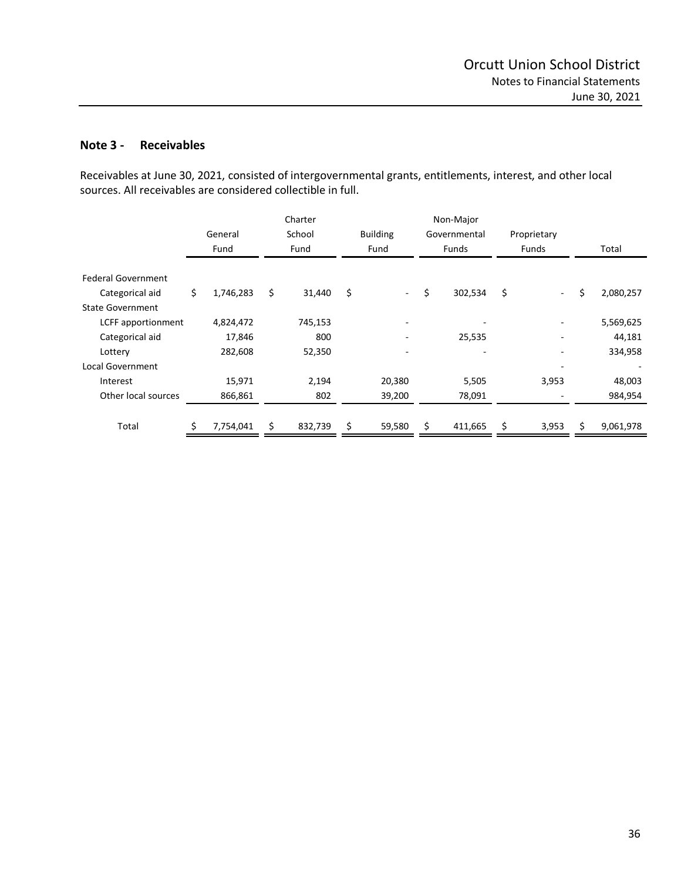## Note 3 - Receivables

Receivables at June 30, 2021, consisted of intergovernmental grants, entitlements, interest, and other local sources. All receivables are considered collectible in full.

| | General Fund | Charter School Fund | Building Fund | Non-Major Governmental Funds | Proprietary Funds | Total |
|---|---|---|---|---|---|---|
| Federal Government | | | | | | |
| Categorical aid | $ 1,746,283 | $ 31,440 | $ - | $ 302,534 | $ - | $ 2,080,257 |
| State Government | | | | | | |
| LCFF apportionment | 4,824,472 | 745,153 | - | - | - | 5,569,625 |
| Categorical aid | 17,846 | 800 | - | 25,535 | - | 44,181 |
| Lottery | 282,608 | 52,350 | - | - | - | 334,958 |
| Local Government | | | | | - | - |
| Interest | 15,971 | 2,194 | 20,380 | 5,505 | 3,953 | 48,003 |
| Other local sources | 866,861 | 802 | 39,200 | 78,091 | - | 984,954 |
| Total | $ 7,754,041 | $ 832,739 | $ 59,580 | $ 411,665 | $ 3,953 | $ 9,061,978 |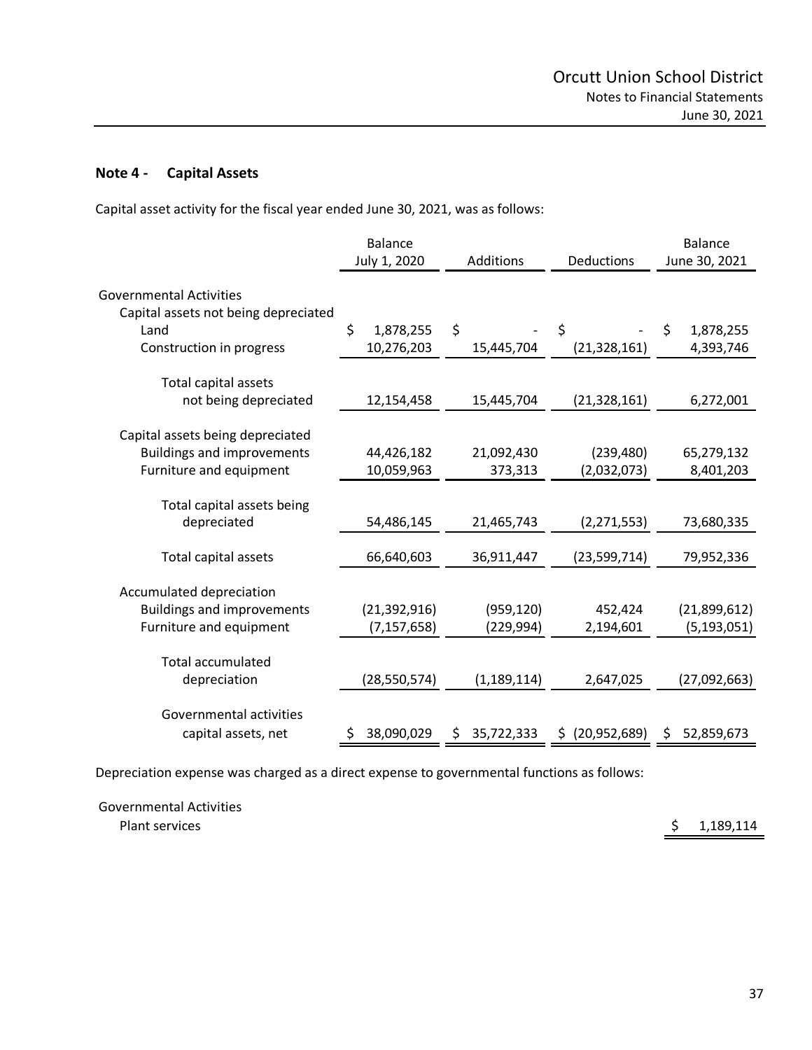## Note 4 - Capital Assets

Capital asset activity for the fiscal year ended June 30, 2021, was as follows:

| | Balance July 1, 2020 | Additions | Deductions | Balance June 30, 2021 |
|---|---|---|---|---|
| **Governmental Activities** | | | | |
| Capital assets not being depreciated | | | | |
| Land | $ 1,878,255 | $ - | $ - | $ 1,878,255 |
| Construction in progress | 10,276,203 | 15,445,704 | (21,328,161) | 4,393,746 |
| Total capital assets not being depreciated | 12,154,458 | 15,445,704 | (21,328,161) | 6,272,001 |
| Capital assets being depreciated | | | | |
| Buildings and improvements | 44,426,182 | 21,092,430 | (239,480) | 65,279,132 |
| Furniture and equipment | 10,059,963 | 373,313 | (2,032,073) | 8,401,203 |
| Total capital assets being depreciated | 54,486,145 | 21,465,743 | (2,271,553) | 73,680,335 |
| Total capital assets | 66,640,603 | 36,911,447 | (23,599,714) | 79,952,336 |
| Accumulated depreciation | | | | |
| Buildings and improvements | (21,392,916) | (959,120) | 452,424 | (21,899,612) |
| Furniture and equipment | (7,157,658) | (229,994) | 2,194,601 | (5,193,051) |
| Total accumulated depreciation | (28,550,574) | (1,189,114) | 2,647,025 | (27,092,663) |
| Governmental activities capital assets, net | $ 38,090,029 | $ 35,722,333 | $ (20,952,689) | $ 52,859,673 |

Depreciation expense was charged as a direct expense to governmental functions as follows:

| | |
|---|---|
| Governmental Activities | |
| Plant services | $ 1,189,114 |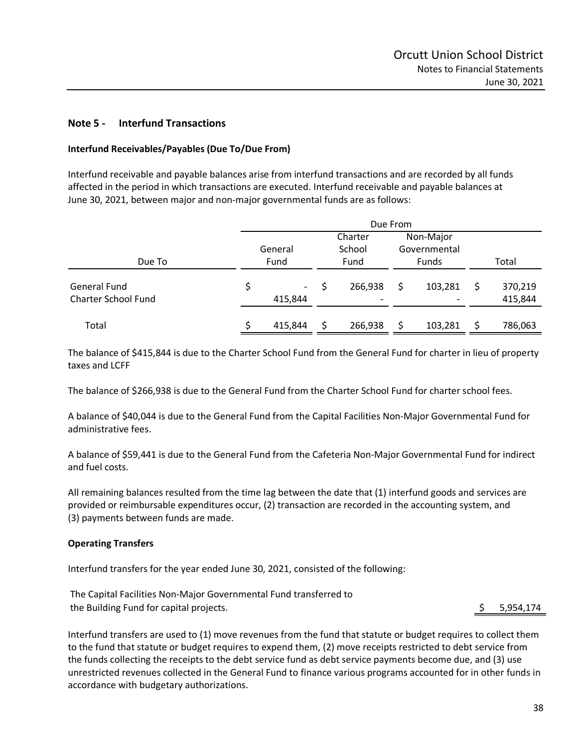## Note 5 - Interfund Transactions

### Interfund Receivables/Payables (Due To/Due From)

Interfund receivable and payable balances arise from interfund transactions and are recorded by all funds affected in the period in which transactions are executed. Interfund receivable and payable balances at June 30, 2021, between major and non-major governmental funds are as follows:

| | Due From | | | |
|---|---|---|---|---|
| Due To | General Fund | Charter School Fund | Non-Major Governmental Funds | Total |
| General Fund | $ - | $ 266,938 | $ 103,281 | $ 370,219 |
| Charter School Fund | 415,844 | - | - | 415,844 |
| Total | $ 415,844 | $ 266,938 | $ 103,281 | $ 786,063 |

The balance of $415,844 is due to the Charter School Fund from the General Fund for charter in lieu of property taxes and LCFF

The balance of $266,938 is due to the General Fund from the Charter School Fund for charter school fees.

A balance of $40,044 is due to the General Fund from the Capital Facilities Non-Major Governmental Fund for administrative fees.

A balance of $59,441 is due to the General Fund from the Cafeteria Non-Major Governmental Fund for indirect and fuel costs.

All remaining balances resulted from the time lag between the date that (1) interfund goods and services are provided or reimbursable expenditures occur, (2) transaction are recorded in the accounting system, and (3) payments between funds are made.

### Operating Transfers

Interfund transfers for the year ended June 30, 2021, consisted of the following:

| | |
|---|---|
| The Capital Facilities Non-Major Governmental Fund transferred to the Building Fund for capital projects. | $ 5,954,174 |

Interfund transfers are used to (1) move revenues from the fund that statute or budget requires to collect them to the fund that statute or budget requires to expend them, (2) move receipts restricted to debt service from the funds collecting the receipts to the debt service fund as debt service payments become due, and (3) use unrestricted revenues collected in the General Fund to finance various programs accounted for in other funds in accordance with budgetary authorizations.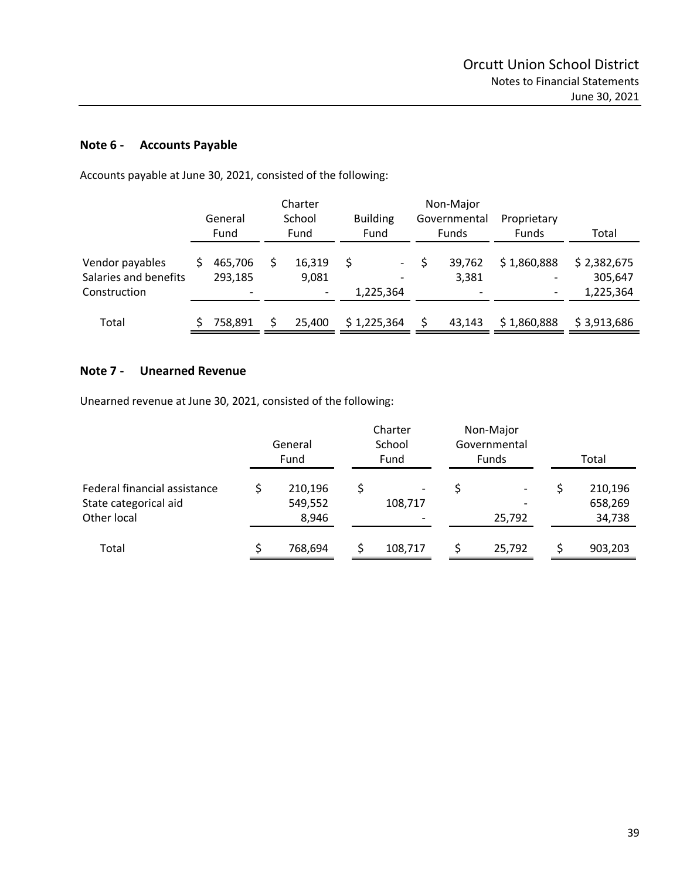## Note 6 - Accounts Payable

Accounts payable at June 30, 2021, consisted of the following:

| | General Fund | Charter School Fund | Building Fund | Non-Major Governmental Funds | Proprietary Funds | Total |
|---|---|---|---|---|---|---|
| Vendor payables | $ 465,706 | $ 16,319 | $ - | $ 39,762 | $ 1,860,888 | $ 2,382,675 |
| Salaries and benefits | 293,185 | 9,081 | - | 3,381 | - | 305,647 |
| Construction | - | - | 1,225,364 | - | - | 1,225,364 |
| Total | $ 758,891 | $ 25,400 | $ 1,225,364 | $ 43,143 | $ 1,860,888 | $ 3,913,686 |

## Note 7 - Unearned Revenue

Unearned revenue at June 30, 2021, consisted of the following:

| | General Fund | Charter School Fund | Non-Major Governmental Funds | Total |
|---|---|---|---|---|
| Federal financial assistance | $ 210,196 | $ - | $ - | $ 210,196 |
| State categorical aid | 549,552 | 108,717 | - | 658,269 |
| Other local | 8,946 | - | 25,792 | 34,738 |
| Total | $ 768,694 | $ 108,717 | $ 25,792 | $ 903,203 |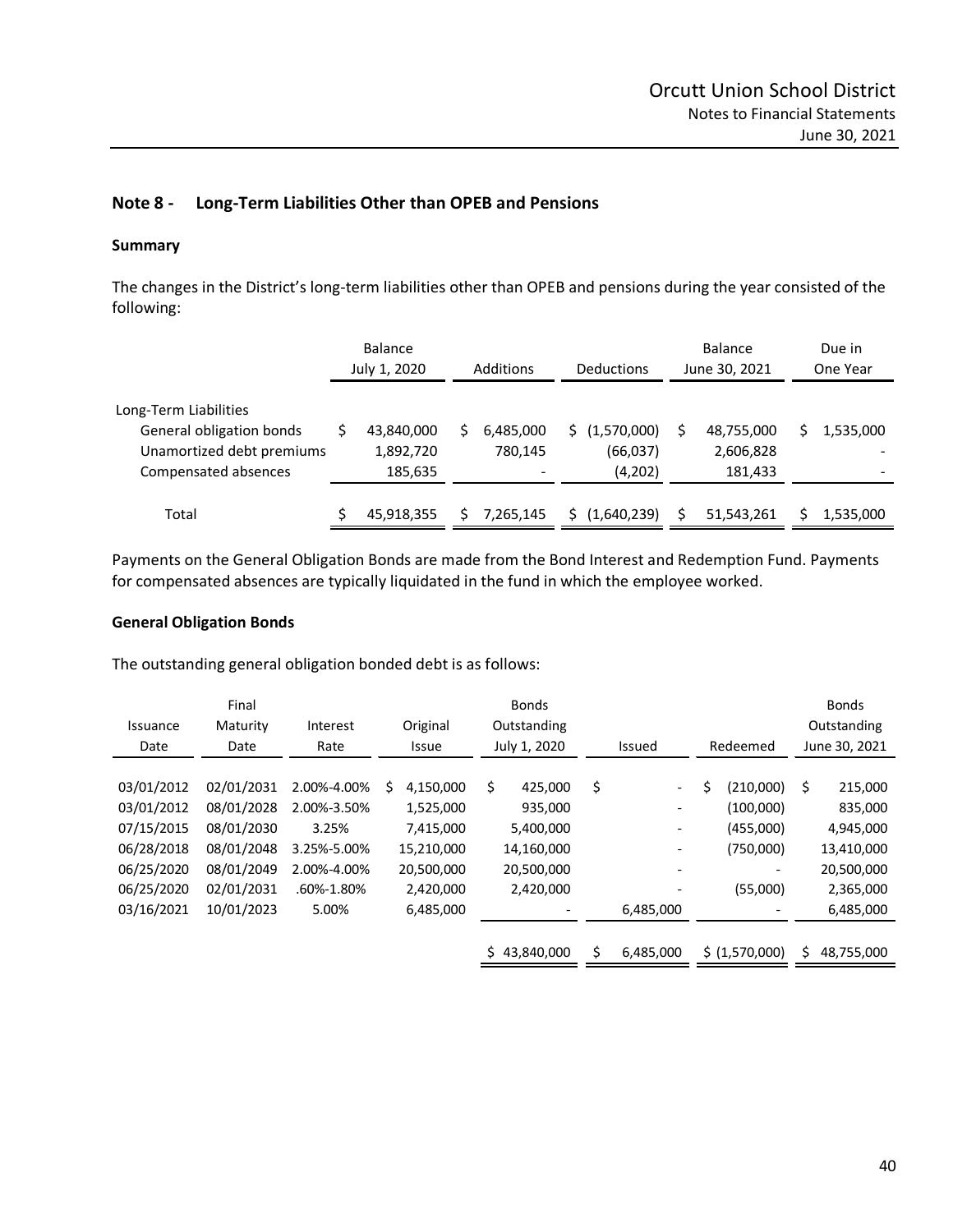## Note 8 - Long-Term Liabilities Other than OPEB and Pensions

### Summary

The changes in the District's long-term liabilities other than OPEB and pensions during the year consisted of the following:

| | Balance July 1, 2020 | Additions | Deductions | Balance June 30, 2021 | Due in One Year |
|---|---|---|---|---|---|
| Long-Term Liabilities | | | | | |
| General obligation bonds | $ 43,840,000 | $ 6,485,000 | $ (1,570,000) | $ 48,755,000 | $ 1,535,000 |
| Unamortized debt premiums | 1,892,720 | 780,145 | (66,037) | 2,606,828 | - |
| Compensated absences | 185,635 | - | (4,202) | 181,433 | - |
| Total | $ 45,918,355 | $ 7,265,145 | $ (1,640,239) | $ 51,543,261 | $ 1,535,000 |

Payments on the General Obligation Bonds are made from the Bond Interest and Redemption Fund. Payments for compensated absences are typically liquidated in the fund in which the employee worked.

### General Obligation Bonds

The outstanding general obligation bonded debt is as follows:

| Issuance Date | Final Maturity Date | Interest Rate | Original Issue | Bonds Outstanding July 1, 2020 | Issued | Redeemed | Bonds Outstanding June 30, 2021 |
|---|---|---|---|---|---|---|---|
| 03/01/2012 | 02/01/2031 | 2.00%-4.00% | $ 4,150,000 | $ 425,000 | $ - | $ (210,000) | $ 215,000 |
| 03/01/2012 | 08/01/2028 | 2.00%-3.50% | 1,525,000 | 935,000 | - | (100,000) | 835,000 |
| 07/15/2015 | 08/01/2030 | 3.25% | 7,415,000 | 5,400,000 | - | (455,000) | 4,945,000 |
| 06/28/2018 | 08/01/2048 | 3.25%-5.00% | 15,210,000 | 14,160,000 | - | (750,000) | 13,410,000 |
| 06/25/2020 | 08/01/2049 | 2.00%-4.00% | 20,500,000 | 20,500,000 | - | - | 20,500,000 |
| 06/25/2020 | 02/01/2031 | .60%-1.80% | 2,420,000 | 2,420,000 | - | (55,000) | 2,365,000 |
| 03/16/2021 | 10/01/2023 | 5.00% | 6,485,000 | - | 6,485,000 | - | 6,485,000 |
| | | | | $ 43,840,000 | $ 6,485,000 | $ (1,570,000) | $ 48,755,000 |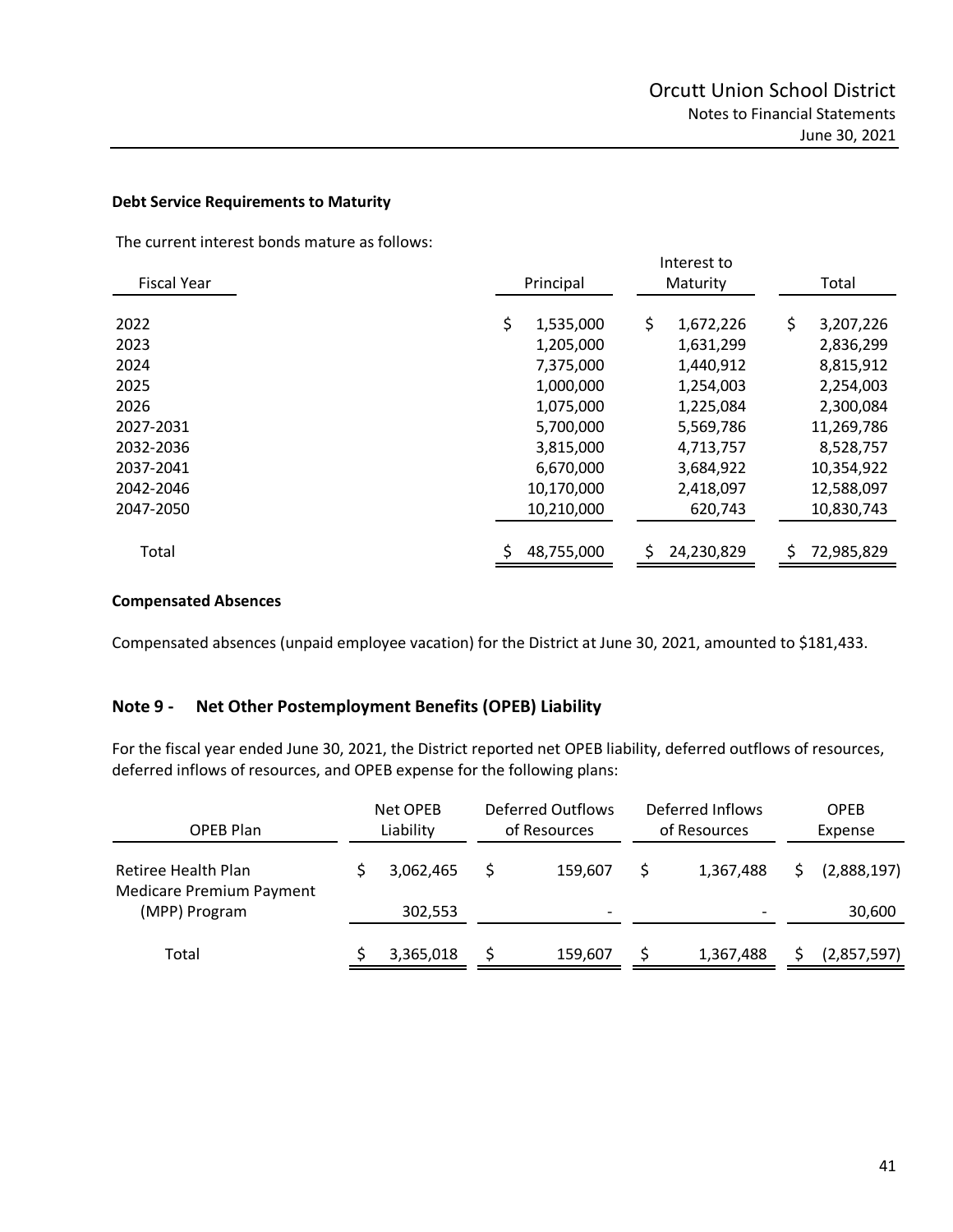### Debt Service Requirements to Maturity

The current interest bonds mature as follows:

| Fiscal Year | Principal | Interest to Maturity | Total |
|---|---|---|---|
| 2022 | $ 1,535,000 | $ 1,672,226 | $ 3,207,226 |
| 2023 | 1,205,000 | 1,631,299 | 2,836,299 |
| 2024 | 7,375,000 | 1,440,912 | 8,815,912 |
| 2025 | 1,000,000 | 1,254,003 | 2,254,003 |
| 2026 | 1,075,000 | 1,225,084 | 2,300,084 |
| 2027-2031 | 5,700,000 | 5,569,786 | 11,269,786 |
| 2032-2036 | 3,815,000 | 4,713,757 | 8,528,757 |
| 2037-2041 | 6,670,000 | 3,684,922 | 10,354,922 |
| 2042-2046 | 10,170,000 | 2,418,097 | 12,588,097 |
| 2047-2050 | 10,210,000 | 620,743 | 10,830,743 |
| Total | $ 48,755,000 | $ 24,230,829 | $ 72,985,829 |

### Compensated Absences

Compensated absences (unpaid employee vacation) for the District at June 30, 2021, amounted to $181,433.

## Note 9 - Net Other Postemployment Benefits (OPEB) Liability

For the fiscal year ended June 30, 2021, the District reported net OPEB liability, deferred outflows of resources, deferred inflows of resources, and OPEB expense for the following plans:

| OPEB Plan | Net OPEB Liability | Deferred Outflows of Resources | Deferred Inflows of Resources | OPEB Expense |
|---|---|---|---|---|
| Retiree Health Plan | $ 3,062,465 | $ 159,607 | $ 1,367,488 | $ (2,888,197) |
| Medicare Premium Payment (MPP) Program | 302,553 | - | - | 30,600 |
| Total | $ 3,365,018 | $ 159,607 | $ 1,367,488 | $ (2,857,597) |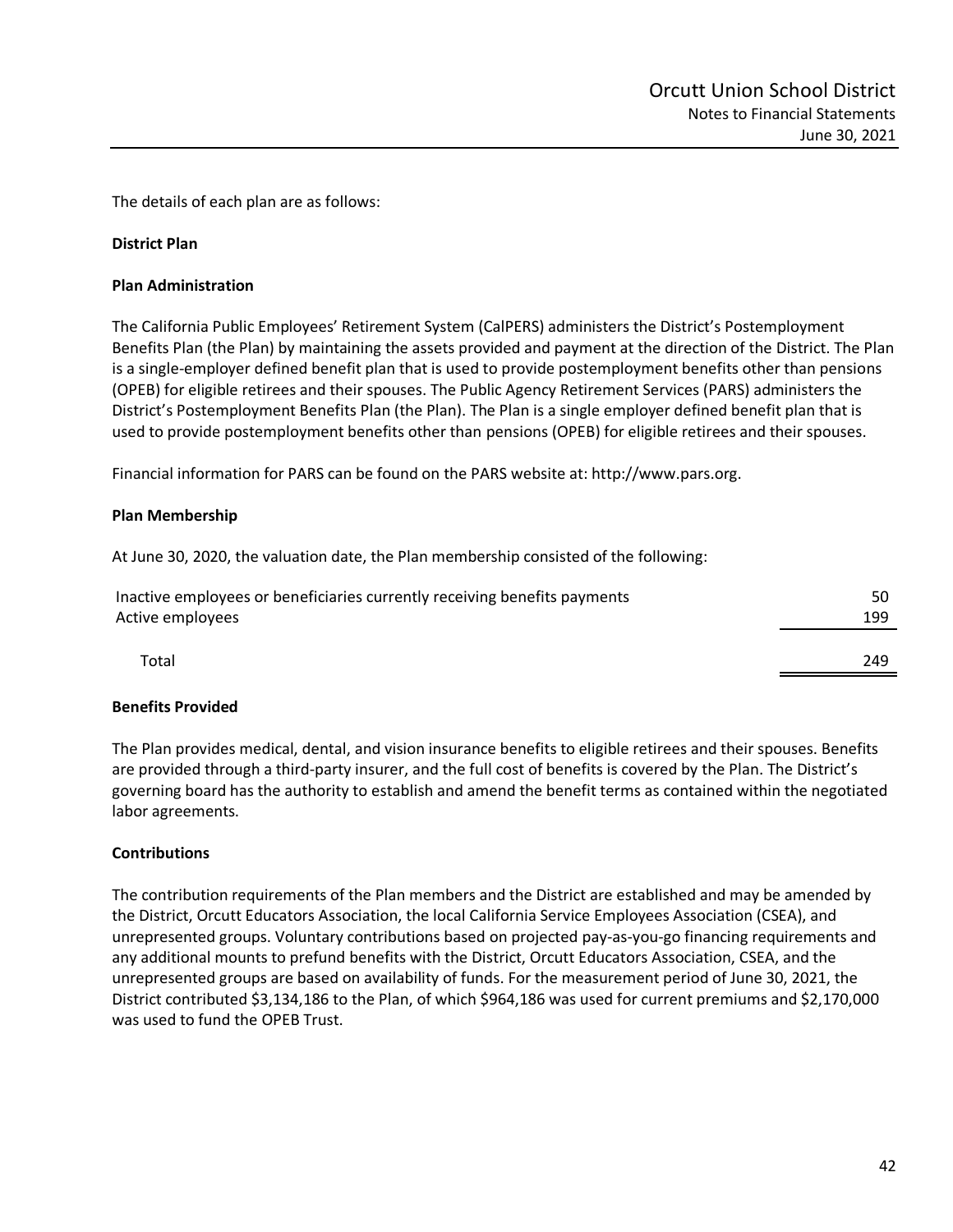The details of each plan are as follows:

**District Plan**

**Plan Administration**

The California Public Employees' Retirement System (CalPERS) administers the District's Postemployment Benefits Plan (the Plan) by maintaining the assets provided and payment at the direction of the District. The Plan is a single-employer defined benefit plan that is used to provide postemployment benefits other than pensions (OPEB) for eligible retirees and their spouses. The Public Agency Retirement Services (PARS) administers the District's Postemployment Benefits Plan (the Plan). The Plan is a single employer defined benefit plan that is used to provide postemployment benefits other than pensions (OPEB) for eligible retirees and their spouses.

Financial information for PARS can be found on the PARS website at: http://www.pars.org.

**Plan Membership**

At June 30, 2020, the valuation date, the Plan membership consisted of the following:

| | |
|---|---|
| Inactive employees or beneficiaries currently receiving benefits payments | 50 |
| Active employees | 199 |
| Total | 249 |

**Benefits Provided**

The Plan provides medical, dental, and vision insurance benefits to eligible retirees and their spouses. Benefits are provided through a third-party insurer, and the full cost of benefits is covered by the Plan. The District's governing board has the authority to establish and amend the benefit terms as contained within the negotiated labor agreements.

**Contributions**

The contribution requirements of the Plan members and the District are established and may be amended by the District, Orcutt Educators Association, the local California Service Employees Association (CSEA), and unrepresented groups. Voluntary contributions based on projected pay-as-you-go financing requirements and any additional mounts to prefund benefits with the District, Orcutt Educators Association, CSEA, and the unrepresented groups are based on availability of funds. For the measurement period of June 30, 2021, the District contributed $3,134,186 to the Plan, of which $964,186 was used for current premiums and $2,170,000 was used to fund the OPEB Trust.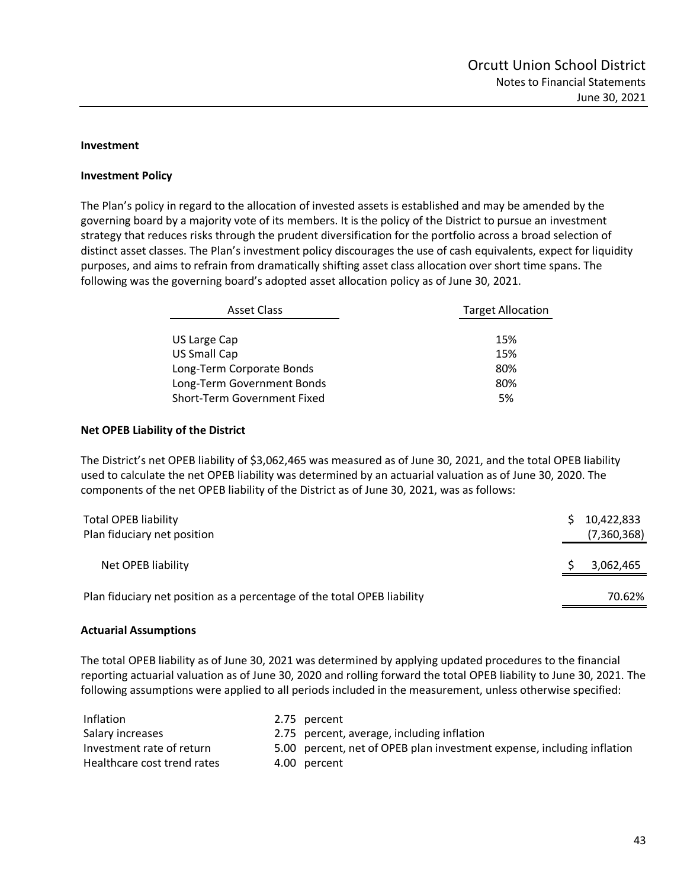**Investment**

**Investment Policy**

The Plan's policy in regard to the allocation of invested assets is established and may be amended by the governing board by a majority vote of its members. It is the policy of the District to pursue an investment strategy that reduces risks through the prudent diversification for the portfolio across a broad selection of distinct asset classes. The Plan's investment policy discourages the use of cash equivalents, expect for liquidity purposes, and aims to refrain from dramatically shifting asset class allocation over short time spans. The following was the governing board's adopted asset allocation policy as of June 30, 2021.

| Asset Class | Target Allocation |
|---|---|
| US Large Cap | 15% |
| US Small Cap | 15% |
| Long-Term Corporate Bonds | 80% |
| Long-Term Government Bonds | 80% |
| Short-Term Government Fixed | 5% |

**Net OPEB Liability of the District**

The District's net OPEB liability of $3,062,465 was measured as of June 30, 2021, and the total OPEB liability used to calculate the net OPEB liability was determined by an actuarial valuation as of June 30, 2020. The components of the net OPEB liability of the District as of June 30, 2021, was as follows:

| | |
|---|---|
| Total OPEB liability | $ 10,422,833 |
| Plan fiduciary net position | (7,360,368) |
| Net OPEB liability | $ 3,062,465 |
| Plan fiduciary net position as a percentage of the total OPEB liability | 70.62% |

**Actuarial Assumptions**

The total OPEB liability as of June 30, 2021 was determined by applying updated procedures to the financial reporting actuarial valuation as of June 30, 2020 and rolling forward the total OPEB liability to June 30, 2021. The following assumptions were applied to all periods included in the measurement, unless otherwise specified:

| | |
|---|---|
| Inflation | 2.75 percent |
| Salary increases | 2.75 percent, average, including inflation |
| Investment rate of return | 5.00 percent, net of OPEB plan investment expense, including inflation |
| Healthcare cost trend rates | 4.00 percent |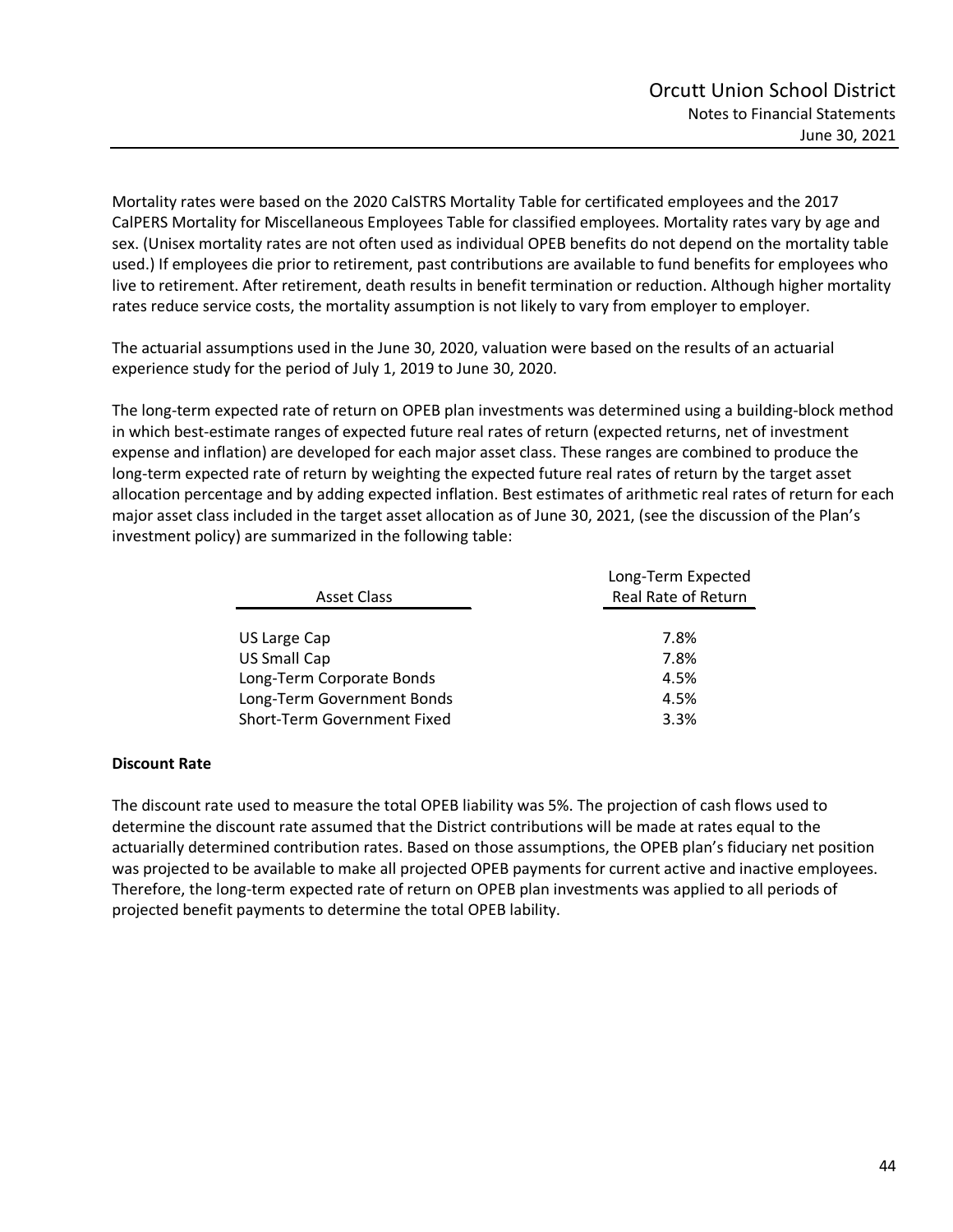Mortality rates were based on the 2020 CalSTRS Mortality Table for certificated employees and the 2017 CalPERS Mortality for Miscellaneous Employees Table for classified employees. Mortality rates vary by age and sex. (Unisex mortality rates are not often used as individual OPEB benefits do not depend on the mortality table used.) If employees die prior to retirement, past contributions are available to fund benefits for employees who live to retirement. After retirement, death results in benefit termination or reduction. Although higher mortality rates reduce service costs, the mortality assumption is not likely to vary from employer to employer.

The actuarial assumptions used in the June 30, 2020, valuation were based on the results of an actuarial experience study for the period of July 1, 2019 to June 30, 2020.

The long-term expected rate of return on OPEB plan investments was determined using a building-block method in which best-estimate ranges of expected future real rates of return (expected returns, net of investment expense and inflation) are developed for each major asset class. These ranges are combined to produce the long-term expected rate of return by weighting the expected future real rates of return by the target asset allocation percentage and by adding expected inflation. Best estimates of arithmetic real rates of return for each major asset class included in the target asset allocation as of June 30, 2021, (see the discussion of the Plan's investment policy) are summarized in the following table:

| Asset Class | Long-Term Expected Real Rate of Return |
|---|---|
| US Large Cap | 7.8% |
| US Small Cap | 7.8% |
| Long-Term Corporate Bonds | 4.5% |
| Long-Term Government Bonds | 4.5% |
| Short-Term Government Fixed | 3.3% |

**Discount Rate**

The discount rate used to measure the total OPEB liability was 5%. The projection of cash flows used to determine the discount rate assumed that the District contributions will be made at rates equal to the actuarially determined contribution rates. Based on those assumptions, the OPEB plan's fiduciary net position was projected to be available to make all projected OPEB payments for current active and inactive employees. Therefore, the long-term expected rate of return on OPEB plan investments was applied to all periods of projected benefit payments to determine the total OPEB lability.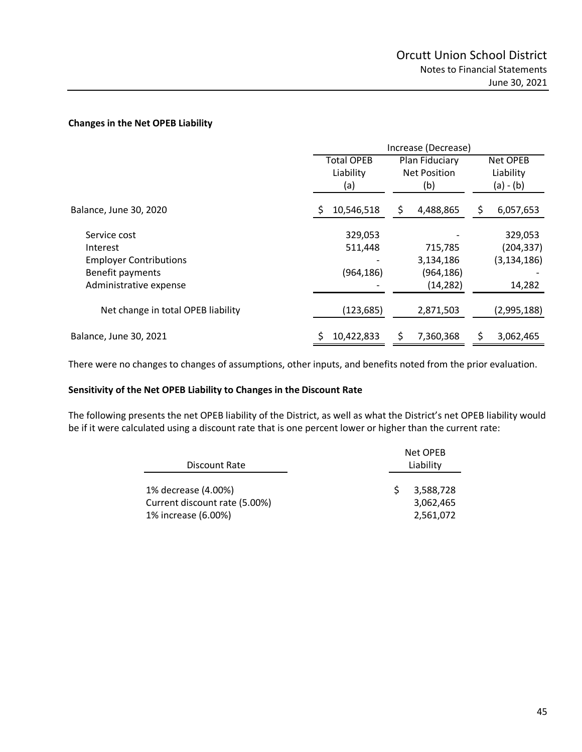**Changes in the Net OPEB Liability**

| | Increase (Decrease) | | |
|---|---|---|---|
| | Total OPEB Liability (a) | Plan Fiduciary Net Position (b) | Net OPEB Liability (a) - (b) |
| Balance, June 30, 2020 | $ 10,546,518 | $ 4,488,865 | $ 6,057,653 |
| Service cost | 329,053 | - | 329,053 |
| Interest | 511,448 | 715,785 | (204,337) |
| Employer Contributions | - | 3,134,186 | (3,134,186) |
| Benefit payments | (964,186) | (964,186) | - |
| Administrative expense | - | (14,282) | 14,282 |
| Net change in total OPEB liability | (123,685) | 2,871,503 | (2,995,188) |
| Balance, June 30, 2021 | $ 10,422,833 | $ 7,360,368 | $ 3,062,465 |

There were no changes to changes of assumptions, other inputs, and benefits noted from the prior evaluation.

**Sensitivity of the Net OPEB Liability to Changes in the Discount Rate**

The following presents the net OPEB liability of the District, as well as what the District's net OPEB liability would be if it were calculated using a discount rate that is one percent lower or higher than the current rate:

| Discount Rate | Net OPEB Liability |
|---|---|
| 1% decrease (4.00%) | $ 3,588,728 |
| Current discount rate (5.00%) | 3,062,465 |
| 1% increase (6.00%) | 2,561,072 |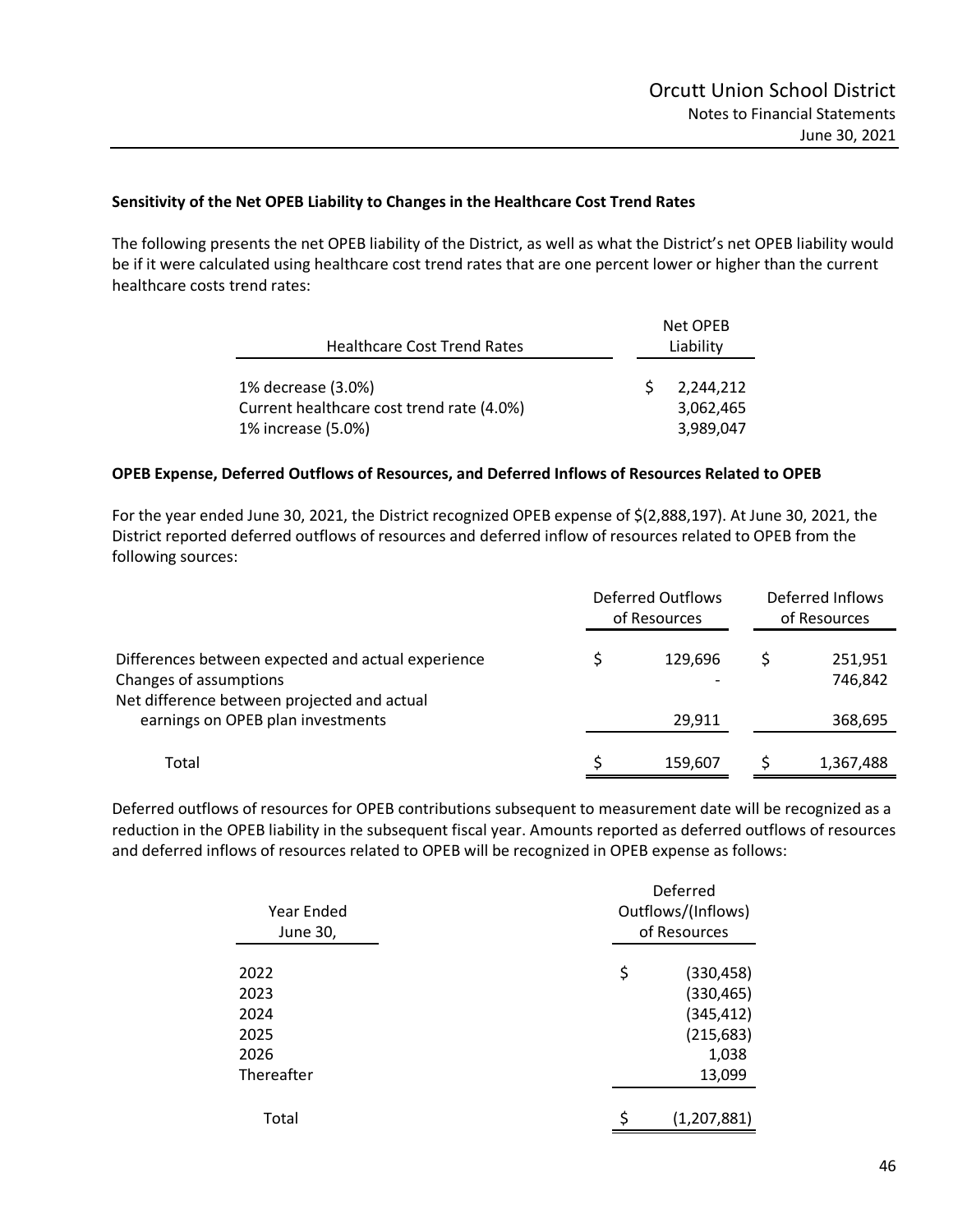**Sensitivity of the Net OPEB Liability to Changes in the Healthcare Cost Trend Rates**

The following presents the net OPEB liability of the District, as well as what the District's net OPEB liability would be if it were calculated using healthcare cost trend rates that are one percent lower or higher than the current healthcare costs trend rates:

| Healthcare Cost Trend Rates | Net OPEB Liability |
|---|---|
| 1% decrease (3.0%) | $ 2,244,212 |
| Current healthcare cost trend rate (4.0%) | 3,062,465 |
| 1% increase (5.0%) | 3,989,047 |

**OPEB Expense, Deferred Outflows of Resources, and Deferred Inflows of Resources Related to OPEB**

For the year ended June 30, 2021, the District recognized OPEB expense of $(2,888,197). At June 30, 2021, the District reported deferred outflows of resources and deferred inflow of resources related to OPEB from the following sources:

| | Deferred Outflows of Resources | Deferred Inflows of Resources |
|---|---|---|
| Differences between expected and actual experience | $ 129,696 | $ 251,951 |
| Changes of assumptions | - | 746,842 |
| Net difference between projected and actual earnings on OPEB plan investments | 29,911 | 368,695 |
| Total | $ 159,607 | $ 1,367,488 |

Deferred outflows of resources for OPEB contributions subsequent to measurement date will be recognized as a reduction in the OPEB liability in the subsequent fiscal year. Amounts reported as deferred outflows of resources and deferred inflows of resources related to OPEB will be recognized in OPEB expense as follows:

| Year Ended June 30, | Deferred Outflows/(Inflows) of Resources |
|---|---|
| 2022 | $ (330,458) |
| 2023 | (330,465) |
| 2024 | (345,412) |
| 2025 | (215,683) |
| 2026 | 1,038 |
| Thereafter | 13,099 |
| Total | $ (1,207,881) |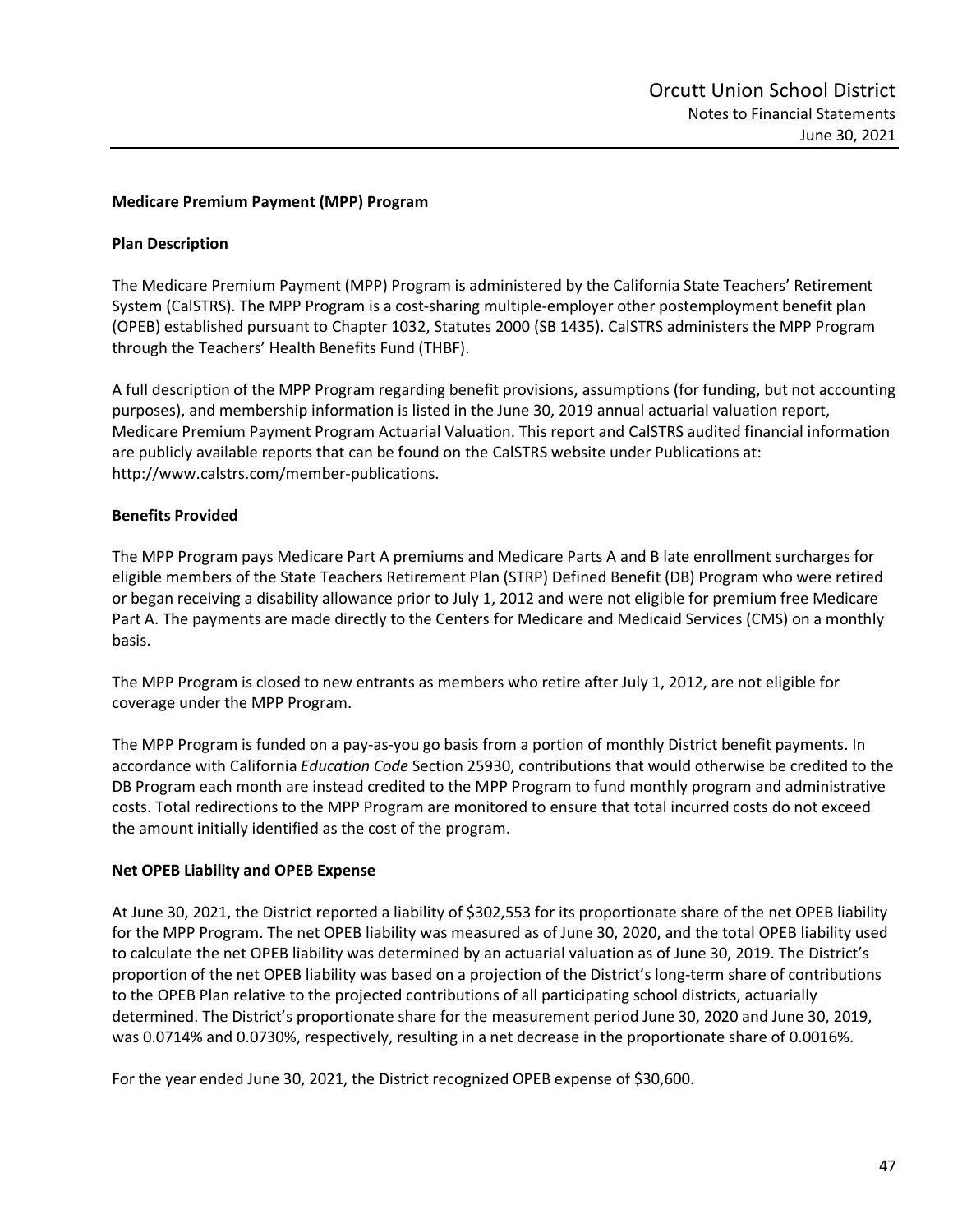**Medicare Premium Payment (MPP) Program**

**Plan Description**

The Medicare Premium Payment (MPP) Program is administered by the California State Teachers' Retirement System (CalSTRS). The MPP Program is a cost-sharing multiple-employer other postemployment benefit plan (OPEB) established pursuant to Chapter 1032, Statutes 2000 (SB 1435). CalSTRS administers the MPP Program through the Teachers' Health Benefits Fund (THBF).

A full description of the MPP Program regarding benefit provisions, assumptions (for funding, but not accounting purposes), and membership information is listed in the June 30, 2019 annual actuarial valuation report, Medicare Premium Payment Program Actuarial Valuation. This report and CalSTRS audited financial information are publicly available reports that can be found on the CalSTRS website under Publications at: http://www.calstrs.com/member-publications.

**Benefits Provided**

The MPP Program pays Medicare Part A premiums and Medicare Parts A and B late enrollment surcharges for eligible members of the State Teachers Retirement Plan (STRP) Defined Benefit (DB) Program who were retired or began receiving a disability allowance prior to July 1, 2012 and were not eligible for premium free Medicare Part A. The payments are made directly to the Centers for Medicare and Medicaid Services (CMS) on a monthly basis.

The MPP Program is closed to new entrants as members who retire after July 1, 2012, are not eligible for coverage under the MPP Program.

The MPP Program is funded on a pay-as-you go basis from a portion of monthly District benefit payments. In accordance with California *Education Code* Section 25930, contributions that would otherwise be credited to the DB Program each month are instead credited to the MPP Program to fund monthly program and administrative costs. Total redirections to the MPP Program are monitored to ensure that total incurred costs do not exceed the amount initially identified as the cost of the program.

**Net OPEB Liability and OPEB Expense**

At June 30, 2021, the District reported a liability of $302,553 for its proportionate share of the net OPEB liability for the MPP Program. The net OPEB liability was measured as of June 30, 2020, and the total OPEB liability used to calculate the net OPEB liability was determined by an actuarial valuation as of June 30, 2019. The District's proportion of the net OPEB liability was based on a projection of the District's long-term share of contributions to the OPEB Plan relative to the projected contributions of all participating school districts, actuarially determined. The District's proportionate share for the measurement period June 30, 2020 and June 30, 2019, was 0.0714% and 0.0730%, respectively, resulting in a net decrease in the proportionate share of 0.0016%.

For the year ended June 30, 2021, the District recognized OPEB expense of $30,600.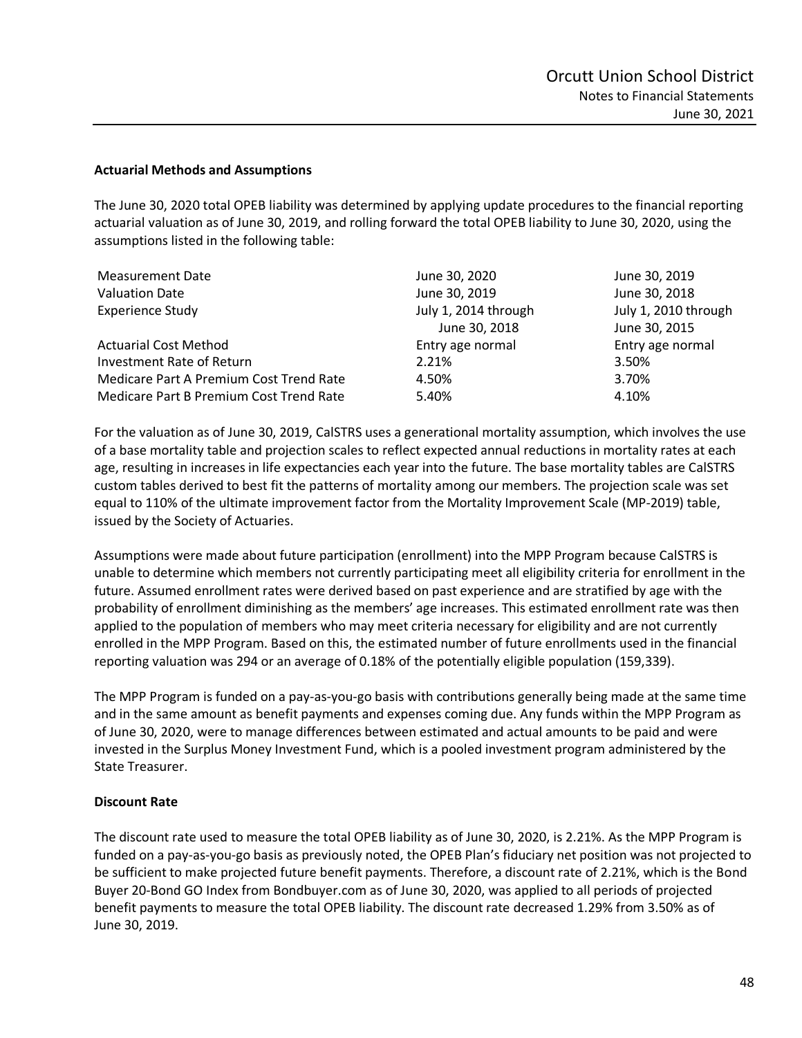**Actuarial Methods and Assumptions**

The June 30, 2020 total OPEB liability was determined by applying update procedures to the financial reporting actuarial valuation as of June 30, 2019, and rolling forward the total OPEB liability to June 30, 2020, using the assumptions listed in the following table:

| | | |
|---|---|---|
| Measurement Date | June 30, 2020 | June 30, 2019 |
| Valuation Date | June 30, 2019 | June 30, 2018 |
| Experience Study | July 1, 2014 through June 30, 2018 | July 1, 2010 through June 30, 2015 |
| Actuarial Cost Method | Entry age normal | Entry age normal |
| Investment Rate of Return | 2.21% | 3.50% |
| Medicare Part A Premium Cost Trend Rate | 4.50% | 3.70% |
| Medicare Part B Premium Cost Trend Rate | 5.40% | 4.10% |

For the valuation as of June 30, 2019, CalSTRS uses a generational mortality assumption, which involves the use of a base mortality table and projection scales to reflect expected annual reductions in mortality rates at each age, resulting in increases in life expectancies each year into the future. The base mortality tables are CalSTRS custom tables derived to best fit the patterns of mortality among our members. The projection scale was set equal to 110% of the ultimate improvement factor from the Mortality Improvement Scale (MP-2019) table, issued by the Society of Actuaries.

Assumptions were made about future participation (enrollment) into the MPP Program because CalSTRS is unable to determine which members not currently participating meet all eligibility criteria for enrollment in the future. Assumed enrollment rates were derived based on past experience and are stratified by age with the probability of enrollment diminishing as the members' age increases. This estimated enrollment rate was then applied to the population of members who may meet criteria necessary for eligibility and are not currently enrolled in the MPP Program. Based on this, the estimated number of future enrollments used in the financial reporting valuation was 294 or an average of 0.18% of the potentially eligible population (159,339).

The MPP Program is funded on a pay-as-you-go basis with contributions generally being made at the same time and in the same amount as benefit payments and expenses coming due. Any funds within the MPP Program as of June 30, 2020, were to manage differences between estimated and actual amounts to be paid and were invested in the Surplus Money Investment Fund, which is a pooled investment program administered by the State Treasurer.

**Discount Rate**

The discount rate used to measure the total OPEB liability as of June 30, 2020, is 2.21%. As the MPP Program is funded on a pay-as-you-go basis as previously noted, the OPEB Plan's fiduciary net position was not projected to be sufficient to make projected future benefit payments. Therefore, a discount rate of 2.21%, which is the Bond Buyer 20-Bond GO Index from Bondbuyer.com as of June 30, 2020, was applied to all periods of projected benefit payments to measure the total OPEB liability. The discount rate decreased 1.29% from 3.50% as of June 30, 2019.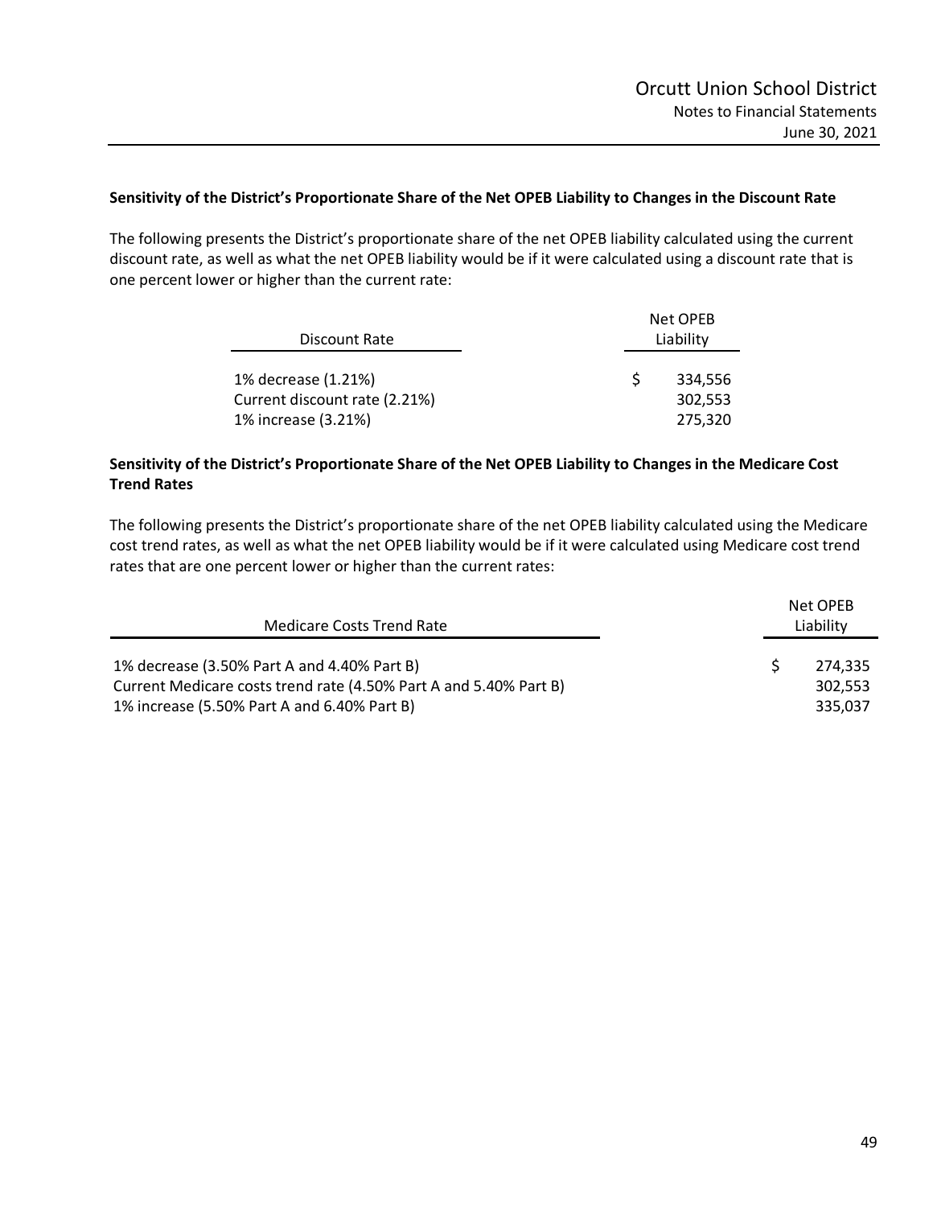**Sensitivity of the District's Proportionate Share of the Net OPEB Liability to Changes in the Discount Rate**

The following presents the District's proportionate share of the net OPEB liability calculated using the current discount rate, as well as what the net OPEB liability would be if it were calculated using a discount rate that is one percent lower or higher than the current rate:

| Discount Rate | Net OPEB Liability |
|---|---|
| 1% decrease (1.21%) | $ 334,556 |
| Current discount rate (2.21%) | 302,553 |
| 1% increase (3.21%) | 275,320 |

**Sensitivity of the District's Proportionate Share of the Net OPEB Liability to Changes in the Medicare Cost Trend Rates**

The following presents the District's proportionate share of the net OPEB liability calculated using the Medicare cost trend rates, as well as what the net OPEB liability would be if it were calculated using Medicare cost trend rates that are one percent lower or higher than the current rates:

| Medicare Costs Trend Rate | Net OPEB Liability |
|---|---|
| 1% decrease (3.50% Part A and 4.40% Part B) | $ 274,335 |
| Current Medicare costs trend rate (4.50% Part A and 5.40% Part B) | 302,553 |
| 1% increase (5.50% Part A and 6.40% Part B) | 335,037 |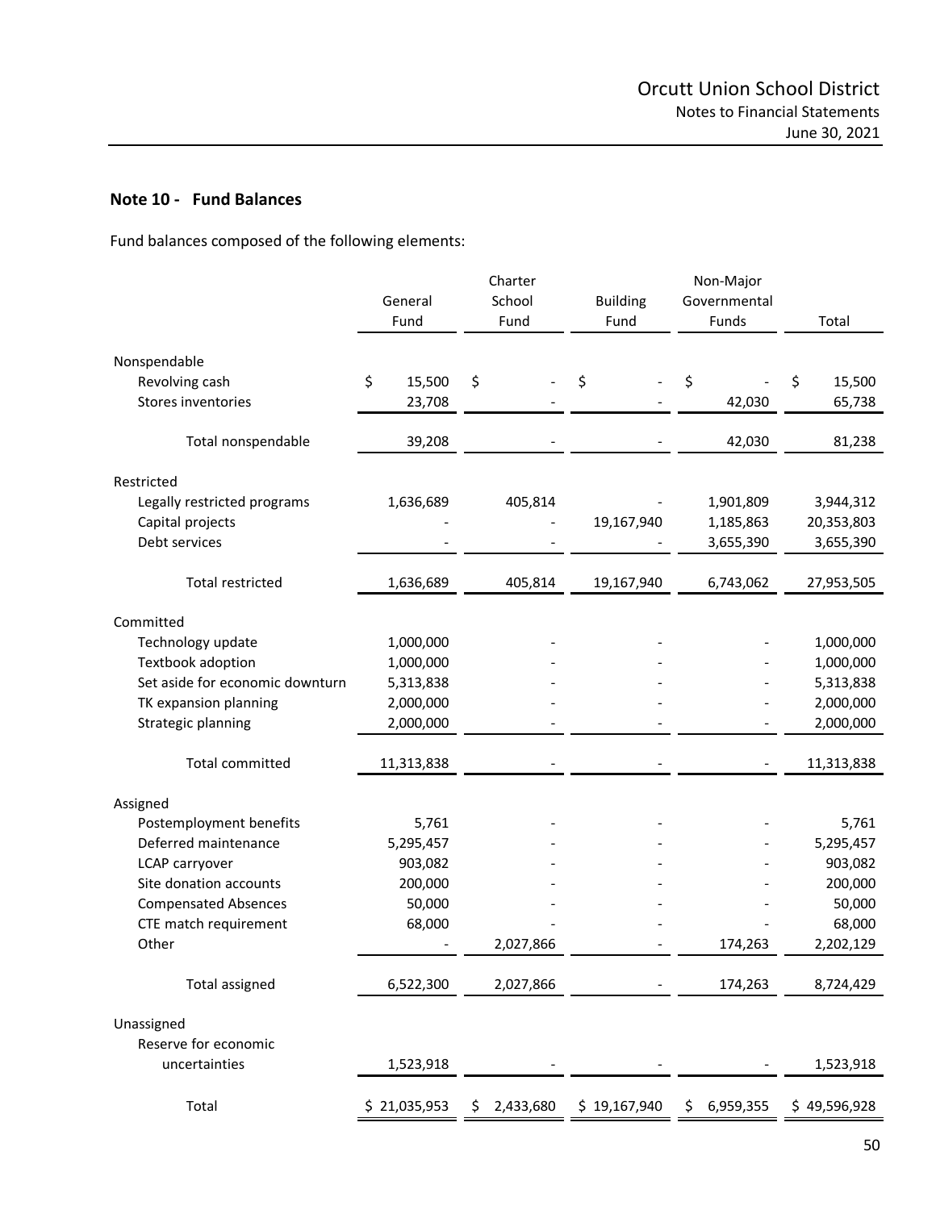## Note 10 - Fund Balances

Fund balances composed of the following elements:

| | General Fund | Charter School Fund | Building Fund | Non-Major Governmental Funds | Total |
|---|---|---|---|---|---|
| Nonspendable | | | | | |
| Revolving cash | $ 15,500 | $ - | $ - | $ - | $ 15,500 |
| Stores inventories | 23,708 | - | - | 42,030 | 65,738 |
| Total nonspendable | 39,208 | - | - | 42,030 | 81,238 |
| Restricted | | | | | |
| Legally restricted programs | 1,636,689 | 405,814 | - | 1,901,809 | 3,944,312 |
| Capital projects | - | - | 19,167,940 | 1,185,863 | 20,353,803 |
| Debt services | - | - | - | 3,655,390 | 3,655,390 |
| Total restricted | 1,636,689 | 405,814 | 19,167,940 | 6,743,062 | 27,953,505 |
| Committed | | | | | |
| Technology update | 1,000,000 | - | - | - | 1,000,000 |
| Textbook adoption | 1,000,000 | - | - | - | 1,000,000 |
| Set aside for economic downturn | 5,313,838 | - | - | - | 5,313,838 |
| TK expansion planning | 2,000,000 | - | - | - | 2,000,000 |
| Strategic planning | 2,000,000 | - | - | - | 2,000,000 |
| Total committed | 11,313,838 | - | - | - | 11,313,838 |
| Assigned | | | | | |
| Postemployment benefits | 5,761 | - | - | - | 5,761 |
| Deferred maintenance | 5,295,457 | - | - | - | 5,295,457 |
| LCAP carryover | 903,082 | - | - | - | 903,082 |
| Site donation accounts | 200,000 | - | - | - | 200,000 |
| Compensated Absences | 50,000 | - | - | - | 50,000 |
| CTE match requirement | 68,000 | - | - | - | 68,000 |
| Other | - | 2,027,866 | - | 174,263 | 2,202,129 |
| Total assigned | 6,522,300 | 2,027,866 | - | 174,263 | 8,724,429 |
| Unassigned | | | | | |
| Reserve for economic uncertainties | 1,523,918 | - | - | - | 1,523,918 |
| Total | $ 21,035,953 | $ 2,433,680 | $ 19,167,940 | $ 6,959,355 | $ 49,596,928 |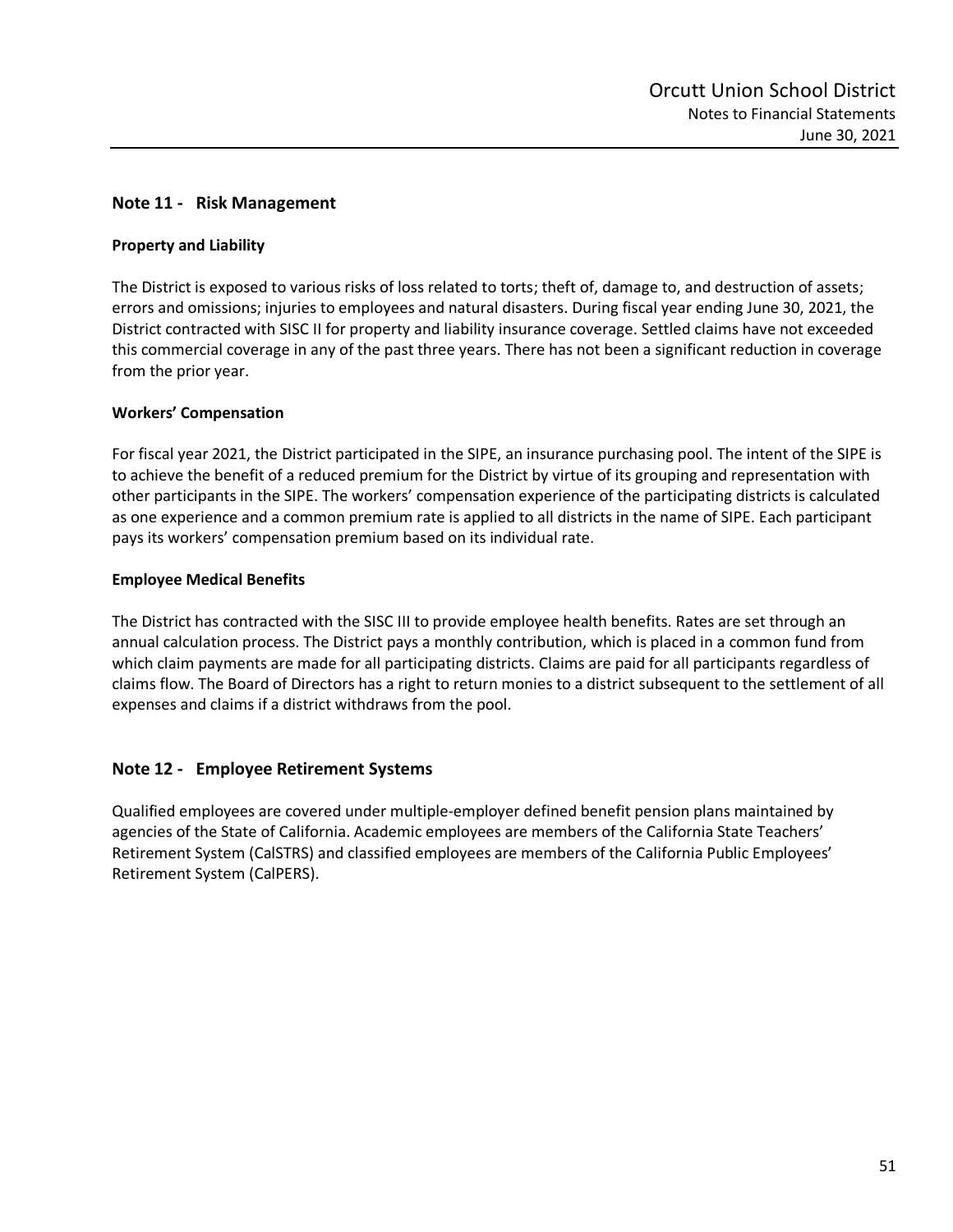## Note 11 - Risk Management

### Property and Liability

The District is exposed to various risks of loss related to torts; theft of, damage to, and destruction of assets; errors and omissions; injuries to employees and natural disasters. During fiscal year ending June 30, 2021, the District contracted with SISC II for property and liability insurance coverage. Settled claims have not exceeded this commercial coverage in any of the past three years. There has not been a significant reduction in coverage from the prior year.

### Workers' Compensation

For fiscal year 2021, the District participated in the SIPE, an insurance purchasing pool. The intent of the SIPE is to achieve the benefit of a reduced premium for the District by virtue of its grouping and representation with other participants in the SIPE. The workers' compensation experience of the participating districts is calculated as one experience and a common premium rate is applied to all districts in the name of SIPE. Each participant pays its workers' compensation premium based on its individual rate.

### Employee Medical Benefits

The District has contracted with the SISC III to provide employee health benefits. Rates are set through an annual calculation process. The District pays a monthly contribution, which is placed in a common fund from which claim payments are made for all participating districts. Claims are paid for all participants regardless of claims flow. The Board of Directors has a right to return monies to a district subsequent to the settlement of all expenses and claims if a district withdraws from the pool.

## Note 12 - Employee Retirement Systems

Qualified employees are covered under multiple-employer defined benefit pension plans maintained by agencies of the State of California. Academic employees are members of the California State Teachers' Retirement System (CalSTRS) and classified employees are members of the California Public Employees' Retirement System (CalPERS).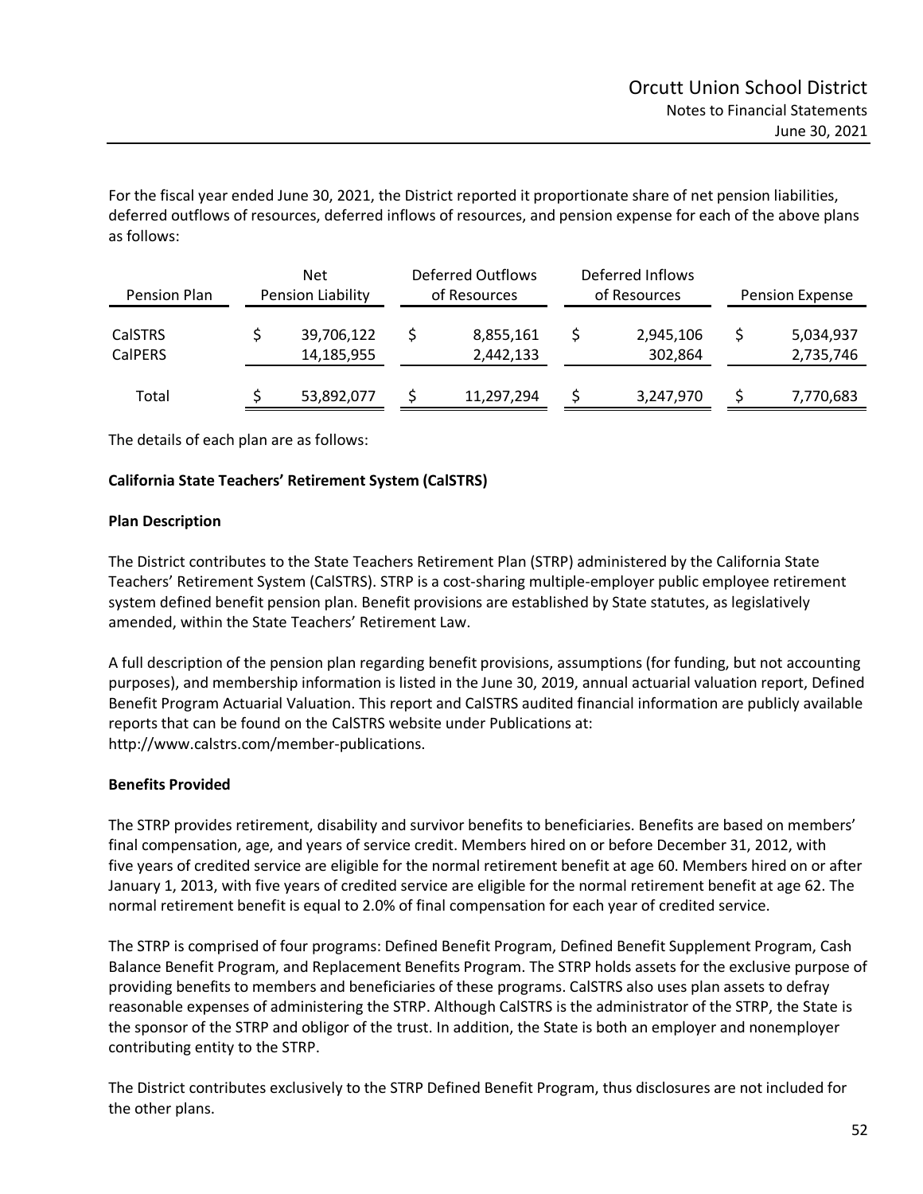For the fiscal year ended June 30, 2021, the District reported it proportionate share of net pension liabilities, deferred outflows of resources, deferred inflows of resources, and pension expense for each of the above plans as follows:

| Pension Plan | Net Pension Liability | Deferred Outflows of Resources | Deferred Inflows of Resources | Pension Expense |
|---|---|---|---|---|
| CalSTRS | $ 39,706,122 | $ 8,855,161 | $ 2,945,106 | $ 5,034,937 |
| CalPERS | 14,185,955 | 2,442,133 | 302,864 | 2,735,746 |
| Total | $ 53,892,077 | $ 11,297,294 | $ 3,247,970 | $ 7,770,683 |

The details of each plan are as follows:

**California State Teachers' Retirement System (CalSTRS)**

**Plan Description**

The District contributes to the State Teachers Retirement Plan (STRP) administered by the California State Teachers' Retirement System (CalSTRS). STRP is a cost-sharing multiple-employer public employee retirement system defined benefit pension plan. Benefit provisions are established by State statutes, as legislatively amended, within the State Teachers' Retirement Law.

A full description of the pension plan regarding benefit provisions, assumptions (for funding, but not accounting purposes), and membership information is listed in the June 30, 2019, annual actuarial valuation report, Defined Benefit Program Actuarial Valuation. This report and CalSTRS audited financial information are publicly available reports that can be found on the CalSTRS website under Publications at: http://www.calstrs.com/member-publications.

**Benefits Provided**

The STRP provides retirement, disability and survivor benefits to beneficiaries. Benefits are based on members' final compensation, age, and years of service credit. Members hired on or before December 31, 2012, with five years of credited service are eligible for the normal retirement benefit at age 60. Members hired on or after January 1, 2013, with five years of credited service are eligible for the normal retirement benefit at age 62. The normal retirement benefit is equal to 2.0% of final compensation for each year of credited service.

The STRP is comprised of four programs: Defined Benefit Program, Defined Benefit Supplement Program, Cash Balance Benefit Program, and Replacement Benefits Program. The STRP holds assets for the exclusive purpose of providing benefits to members and beneficiaries of these programs. CalSTRS also uses plan assets to defray reasonable expenses of administering the STRP. Although CalSTRS is the administrator of the STRP, the State is the sponsor of the STRP and obligor of the trust. In addition, the State is both an employer and nonemployer contributing entity to the STRP.

The District contributes exclusively to the STRP Defined Benefit Program, thus disclosures are not included for the other plans.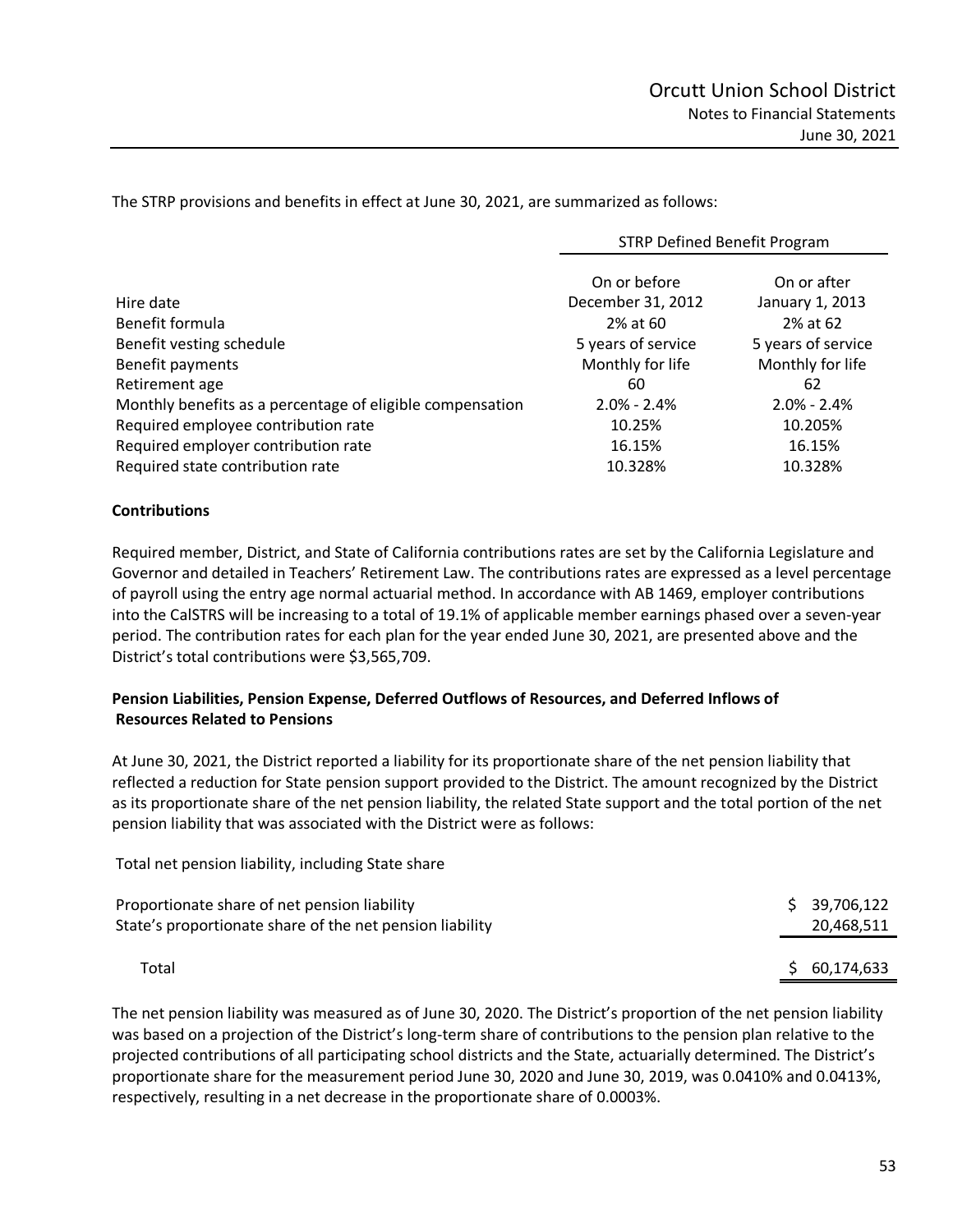The STRP provisions and benefits in effect at June 30, 2021, are summarized as follows:

| | STRP Defined Benefit Program | |
|---|---|---|
| Hire date | On or before December 31, 2012 | On or after January 1, 2013 |
| Benefit formula | 2% at 60 | 2% at 62 |
| Benefit vesting schedule | 5 years of service | 5 years of service |
| Benefit payments | Monthly for life | Monthly for life |
| Retirement age | 60 | 62 |
| Monthly benefits as a percentage of eligible compensation | 2.0% - 2.4% | 2.0% - 2.4% |
| Required employee contribution rate | 10.25% | 10.205% |
| Required employer contribution rate | 16.15% | 16.15% |
| Required state contribution rate | 10.328% | 10.328% |

**Contributions**

Required member, District, and State of California contributions rates are set by the California Legislature and Governor and detailed in Teachers' Retirement Law. The contributions rates are expressed as a level percentage of payroll using the entry age normal actuarial method. In accordance with AB 1469, employer contributions into the CalSTRS will be increasing to a total of 19.1% of applicable member earnings phased over a seven-year period. The contribution rates for each plan for the year ended June 30, 2021, are presented above and the District's total contributions were $3,565,709.

**Pension Liabilities, Pension Expense, Deferred Outflows of Resources, and Deferred Inflows of Resources Related to Pensions**

At June 30, 2021, the District reported a liability for its proportionate share of the net pension liability that reflected a reduction for State pension support provided to the District. The amount recognized by the District as its proportionate share of the net pension liability, the related State support and the total portion of the net pension liability that was associated with the District were as follows:

| Total net pension liability, including State share | |
|---|---|
| Proportionate share of net pension liability | $ 39,706,122 |
| State's proportionate share of the net pension liability | 20,468,511 |
| Total | $ 60,174,633 |

The net pension liability was measured as of June 30, 2020. The District's proportion of the net pension liability was based on a projection of the District's long-term share of contributions to the pension plan relative to the projected contributions of all participating school districts and the State, actuarially determined. The District's proportionate share for the measurement period June 30, 2020 and June 30, 2019, was 0.0410% and 0.0413%, respectively, resulting in a net decrease in the proportionate share of 0.0003%.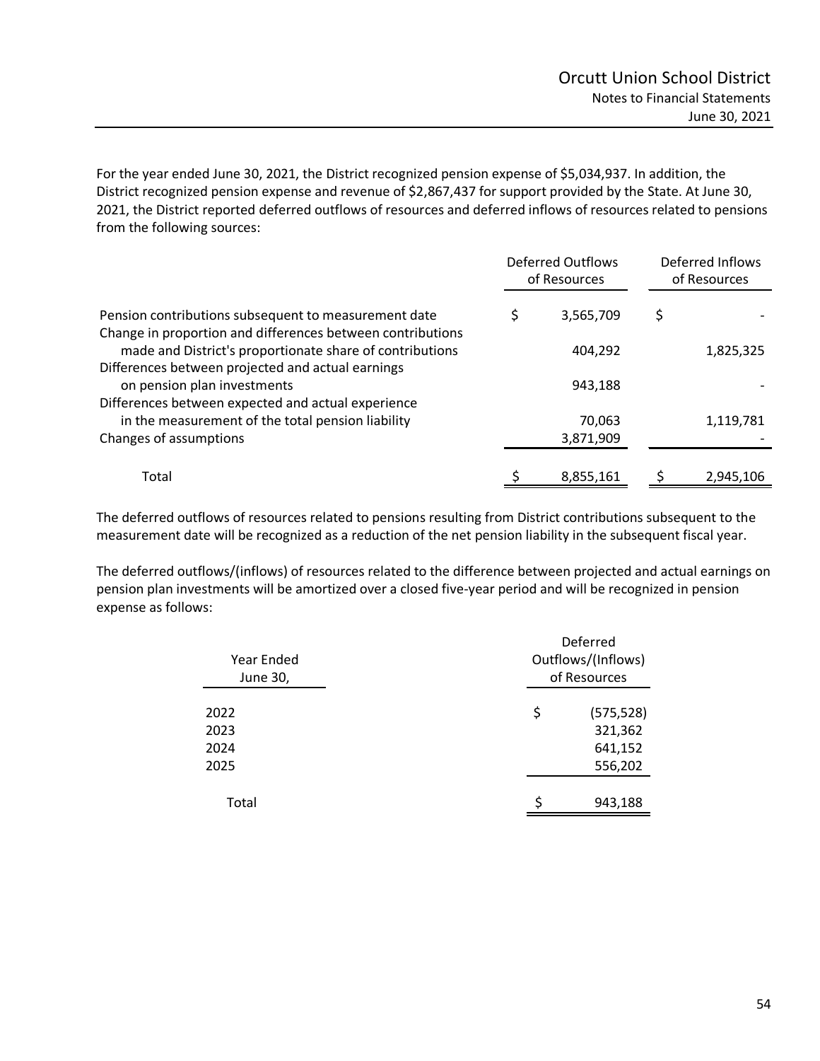For the year ended June 30, 2021, the District recognized pension expense of $5,034,937. In addition, the District recognized pension expense and revenue of $2,867,437 for support provided by the State. At June 30, 2021, the District reported deferred outflows of resources and deferred inflows of resources related to pensions from the following sources:

| | Deferred Outflows of Resources | Deferred Inflows of Resources |
|---|---|---|
| Pension contributions subsequent to measurement date | $ 3,565,709 | $ - |
| Change in proportion and differences between contributions made and District's proportionate share of contributions | 404,292 | 1,825,325 |
| Differences between projected and actual earnings on pension plan investments | 943,188 | - |
| Differences between expected and actual experience in the measurement of the total pension liability | 70,063 | 1,119,781 |
| Changes of assumptions | 3,871,909 | - |
| Total | $ 8,855,161 | $ 2,945,106 |

The deferred outflows of resources related to pensions resulting from District contributions subsequent to the measurement date will be recognized as a reduction of the net pension liability in the subsequent fiscal year.

The deferred outflows/(inflows) of resources related to the difference between projected and actual earnings on pension plan investments will be amortized over a closed five-year period and will be recognized in pension expense as follows:

| Year Ended June 30, | Deferred Outflows/(Inflows) of Resources |
|---|---|
| 2022 | $ (575,528) |
| 2023 | 321,362 |
| 2024 | 641,152 |
| 2025 | 556,202 |
| Total | $ 943,188 |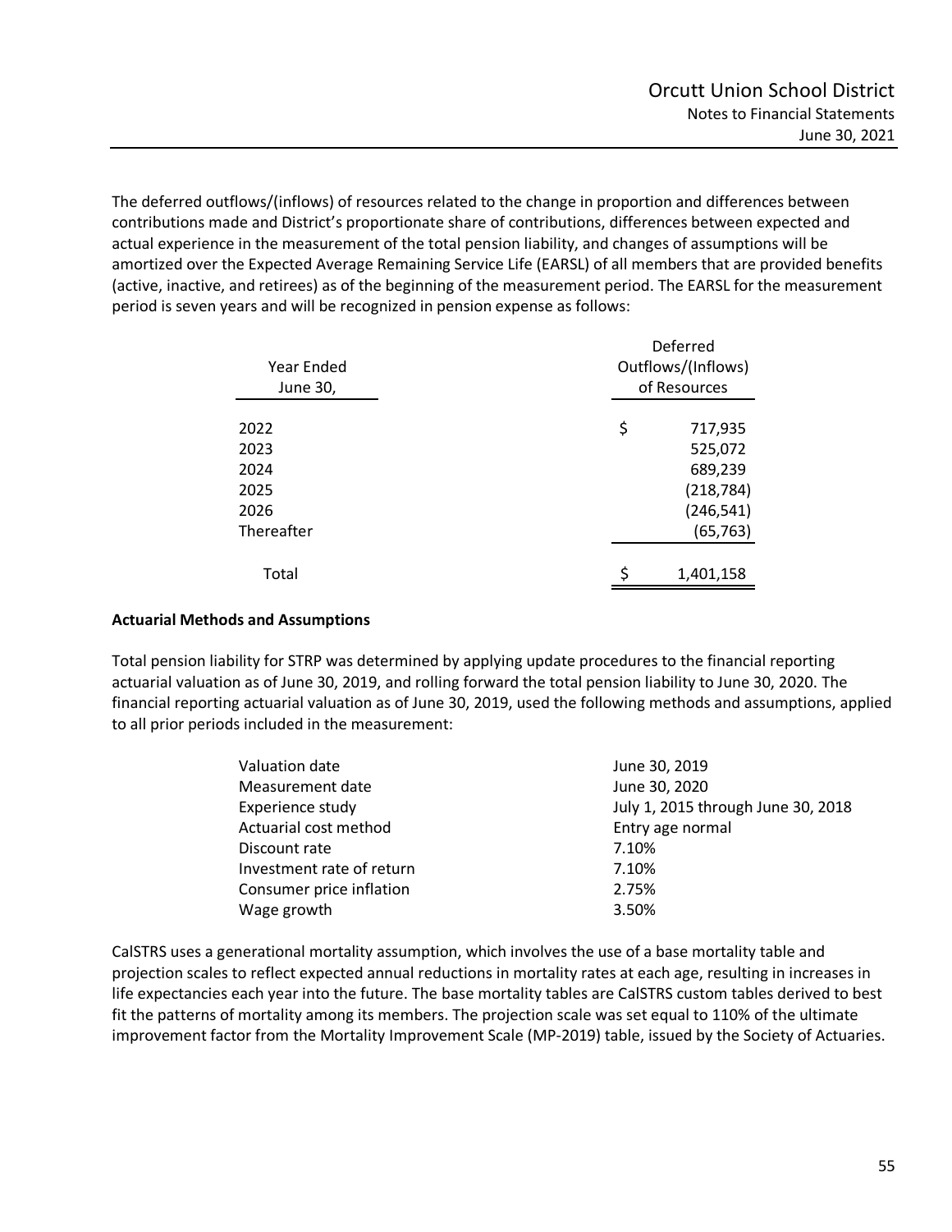The deferred outflows/(inflows) of resources related to the change in proportion and differences between contributions made and District's proportionate share of contributions, differences between expected and actual experience in the measurement of the total pension liability, and changes of assumptions will be amortized over the Expected Average Remaining Service Life (EARSL) of all members that are provided benefits (active, inactive, and retirees) as of the beginning of the measurement period. The EARSL for the measurement period is seven years and will be recognized in pension expense as follows:

| Year Ended June 30, | Deferred Outflows/(Inflows) of Resources |
|---|---|
| 2022 | $ 717,935 |
| 2023 | 525,072 |
| 2024 | 689,239 |
| 2025 | (218,784) |
| 2026 | (246,541) |
| Thereafter | (65,763) |
| Total | $ 1,401,158 |

**Actuarial Methods and Assumptions**

Total pension liability for STRP was determined by applying update procedures to the financial reporting actuarial valuation as of June 30, 2019, and rolling forward the total pension liability to June 30, 2020. The financial reporting actuarial valuation as of June 30, 2019, used the following methods and assumptions, applied to all prior periods included in the measurement:

| | |
|---|---|
| Valuation date | June 30, 2019 |
| Measurement date | June 30, 2020 |
| Experience study | July 1, 2015 through June 30, 2018 |
| Actuarial cost method | Entry age normal |
| Discount rate | 7.10% |
| Investment rate of return | 7.10% |
| Consumer price inflation | 2.75% |
| Wage growth | 3.50% |

CalSTRS uses a generational mortality assumption, which involves the use of a base mortality table and projection scales to reflect expected annual reductions in mortality rates at each age, resulting in increases in life expectancies each year into the future. The base mortality tables are CalSTRS custom tables derived to best fit the patterns of mortality among its members. The projection scale was set equal to 110% of the ultimate improvement factor from the Mortality Improvement Scale (MP-2019) table, issued by the Society of Actuaries.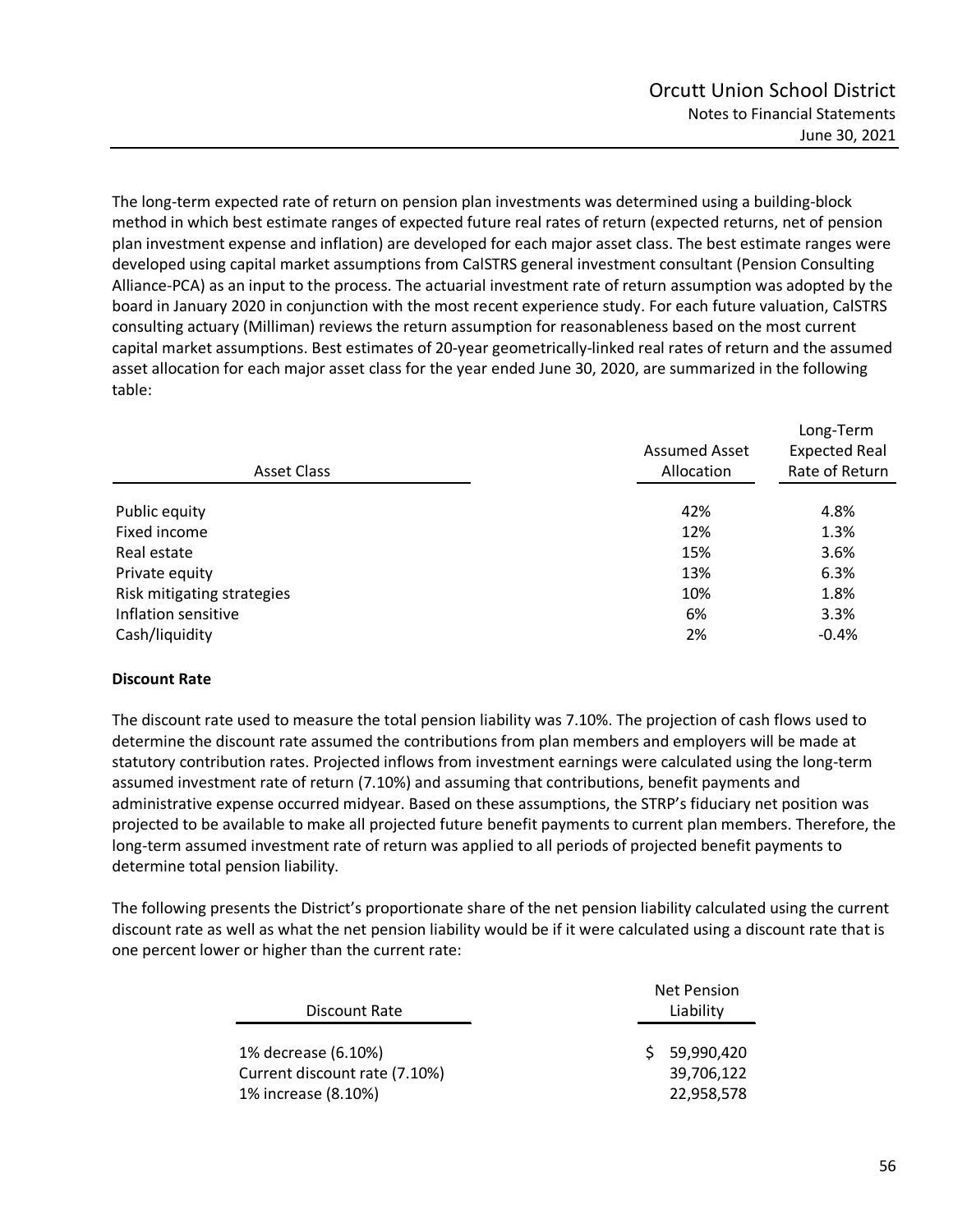The long-term expected rate of return on pension plan investments was determined using a building-block method in which best estimate ranges of expected future real rates of return (expected returns, net of pension plan investment expense and inflation) are developed for each major asset class. The best estimate ranges were developed using capital market assumptions from CalSTRS general investment consultant (Pension Consulting Alliance-PCA) as an input to the process. The actuarial investment rate of return assumption was adopted by the board in January 2020 in conjunction with the most recent experience study. For each future valuation, CalSTRS consulting actuary (Milliman) reviews the return assumption for reasonableness based on the most current capital market assumptions. Best estimates of 20-year geometrically-linked real rates of return and the assumed asset allocation for each major asset class for the year ended June 30, 2020, are summarized in the following table:

| Asset Class | Assumed Asset Allocation | Long-Term Expected Real Rate of Return |
|---|---|---|
| Public equity | 42% | 4.8% |
| Fixed income | 12% | 1.3% |
| Real estate | 15% | 3.6% |
| Private equity | 13% | 6.3% |
| Risk mitigating strategies | 10% | 1.8% |
| Inflation sensitive | 6% | 3.3% |
| Cash/liquidity | 2% | -0.4% |

**Discount Rate**

The discount rate used to measure the total pension liability was 7.10%. The projection of cash flows used to determine the discount rate assumed the contributions from plan members and employers will be made at statutory contribution rates. Projected inflows from investment earnings were calculated using the long-term assumed investment rate of return (7.10%) and assuming that contributions, benefit payments and administrative expense occurred midyear. Based on these assumptions, the STRP's fiduciary net position was projected to be available to make all projected future benefit payments to current plan members. Therefore, the long-term assumed investment rate of return was applied to all periods of projected benefit payments to determine total pension liability.

The following presents the District's proportionate share of the net pension liability calculated using the current discount rate as well as what the net pension liability would be if it were calculated using a discount rate that is one percent lower or higher than the current rate:

| Discount Rate | Net Pension Liability |
|---|---|
| 1% decrease (6.10%) | $ 59,990,420 |
| Current discount rate (7.10%) | 39,706,122 |
| 1% increase (8.10%) | 22,958,578 |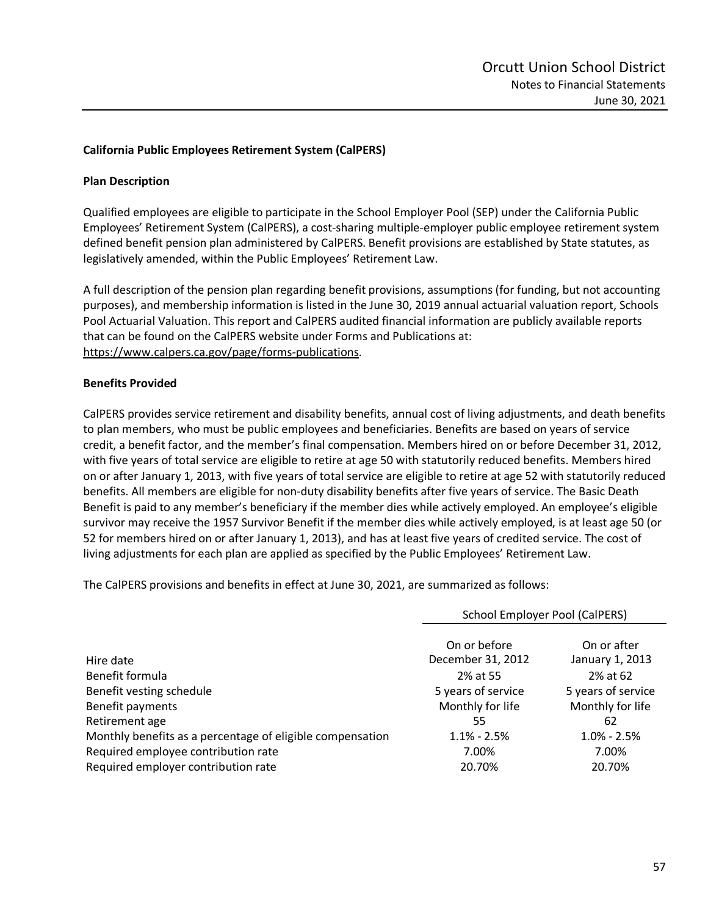**California Public Employees Retirement System (CalPERS)**

**Plan Description**

Qualified employees are eligible to participate in the School Employer Pool (SEP) under the California Public Employees' Retirement System (CalPERS), a cost-sharing multiple-employer public employee retirement system defined benefit pension plan administered by CalPERS. Benefit provisions are established by State statutes, as legislatively amended, within the Public Employees' Retirement Law.

A full description of the pension plan regarding benefit provisions, assumptions (for funding, but not accounting purposes), and membership information is listed in the June 30, 2019 annual actuarial valuation report, Schools Pool Actuarial Valuation. This report and CalPERS audited financial information are publicly available reports that can be found on the CalPERS website under Forms and Publications at: https://www.calpers.ca.gov/page/forms-publications.

**Benefits Provided**

CalPERS provides service retirement and disability benefits, annual cost of living adjustments, and death benefits to plan members, who must be public employees and beneficiaries. Benefits are based on years of service credit, a benefit factor, and the member's final compensation. Members hired on or before December 31, 2012, with five years of total service are eligible to retire at age 50 with statutorily reduced benefits. Members hired on or after January 1, 2013, with five years of total service are eligible to retire at age 52 with statutorily reduced benefits. All members are eligible for non-duty disability benefits after five years of service. The Basic Death Benefit is paid to any member's beneficiary if the member dies while actively employed. An employee's eligible survivor may receive the 1957 Survivor Benefit if the member dies while actively employed, is at least age 50 (or 52 for members hired on or after January 1, 2013), and has at least five years of credited service. The cost of living adjustments for each plan are applied as specified by the Public Employees' Retirement Law.

The CalPERS provisions and benefits in effect at June 30, 2021, are summarized as follows:

| | School Employer Pool (CalPERS) | |
|---|---|---|
| Hire date | On or before December 31, 2012 | On or after January 1, 2013 |
| Benefit formula | 2% at 55 | 2% at 62 |
| Benefit vesting schedule | 5 years of service | 5 years of service |
| Benefit payments | Monthly for life | Monthly for life |
| Retirement age | 55 | 62 |
| Monthly benefits as a percentage of eligible compensation | 1.1% - 2.5% | 1.0% - 2.5% |
| Required employee contribution rate | 7.00% | 7.00% |
| Required employer contribution rate | 20.70% | 20.70% |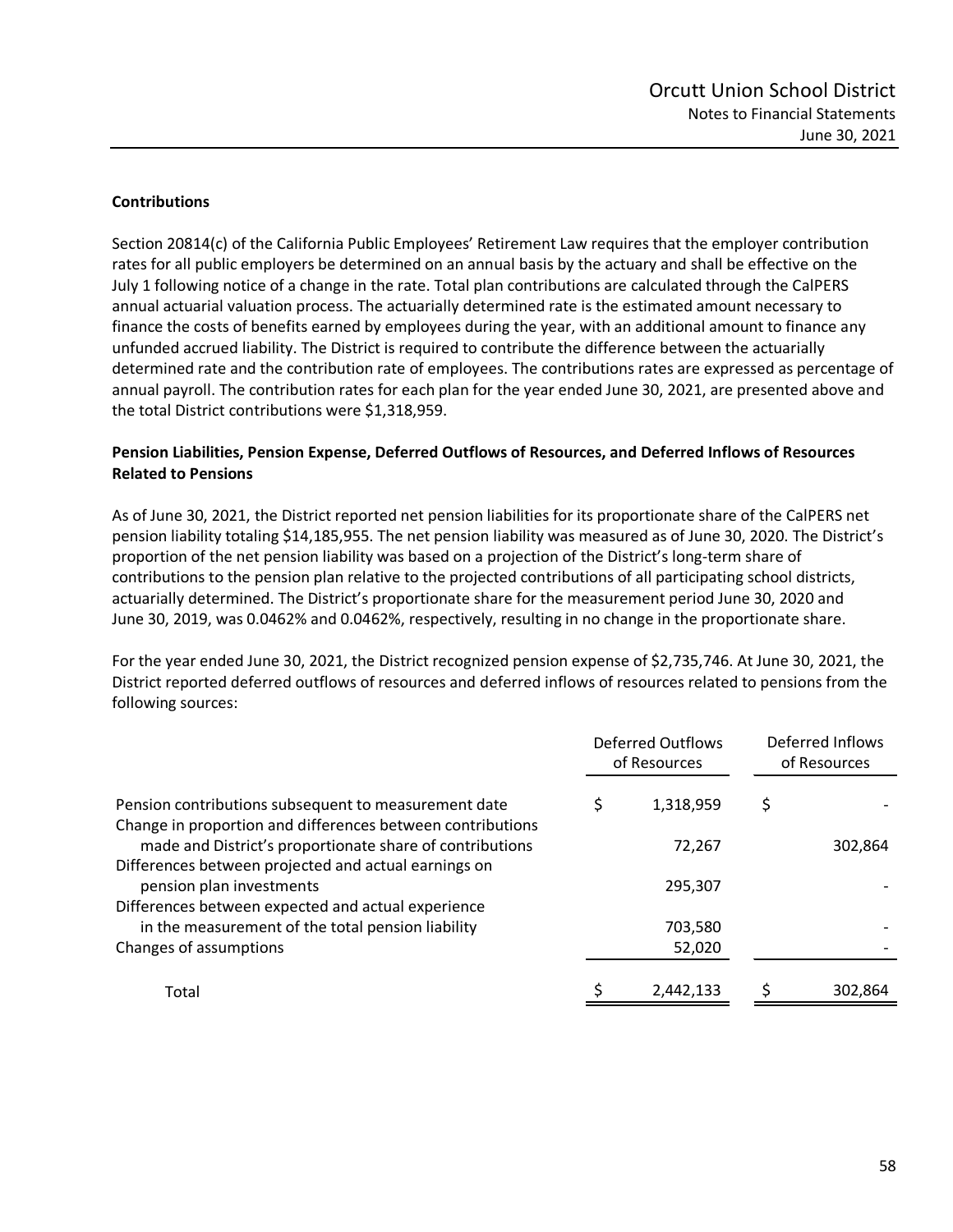**Contributions**

Section 20814(c) of the California Public Employees' Retirement Law requires that the employer contribution rates for all public employers be determined on an annual basis by the actuary and shall be effective on the July 1 following notice of a change in the rate. Total plan contributions are calculated through the CalPERS annual actuarial valuation process. The actuarially determined rate is the estimated amount necessary to finance the costs of benefits earned by employees during the year, with an additional amount to finance any unfunded accrued liability. The District is required to contribute the difference between the actuarially determined rate and the contribution rate of employees. The contributions rates are expressed as percentage of annual payroll. The contribution rates for each plan for the year ended June 30, 2021, are presented above and the total District contributions were $1,318,959.

**Pension Liabilities, Pension Expense, Deferred Outflows of Resources, and Deferred Inflows of Resources Related to Pensions**

As of June 30, 2021, the District reported net pension liabilities for its proportionate share of the CalPERS net pension liability totaling $14,185,955. The net pension liability was measured as of June 30, 2020. The District's proportion of the net pension liability was based on a projection of the District's long-term share of contributions to the pension plan relative to the projected contributions of all participating school districts, actuarially determined. The District's proportionate share for the measurement period June 30, 2020 and June 30, 2019, was 0.0462% and 0.0462%, respectively, resulting in no change in the proportionate share.

For the year ended June 30, 2021, the District recognized pension expense of $2,735,746. At June 30, 2021, the District reported deferred outflows of resources and deferred inflows of resources related to pensions from the following sources:

| | Deferred Outflows of Resources | Deferred Inflows of Resources |
|---|---|---|
| Pension contributions subsequent to measurement date | $ 1,318,959 | $ - |
| Change in proportion and differences between contributions made and District's proportionate share of contributions | 72,267 | 302,864 |
| Differences between projected and actual earnings on pension plan investments | 295,307 | - |
| Differences between expected and actual experience in the measurement of the total pension liability | 703,580 | - |
| Changes of assumptions | 52,020 | - |
| Total | $ 2,442,133 | $ 302,864 |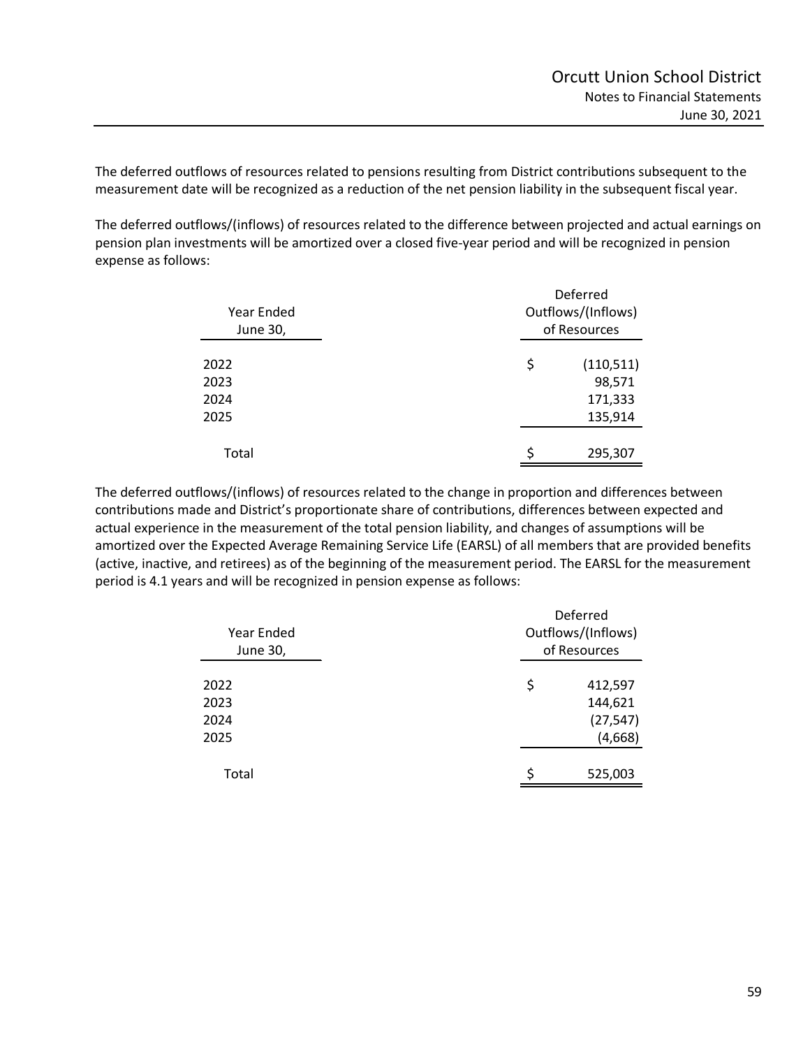The deferred outflows of resources related to pensions resulting from District contributions subsequent to the measurement date will be recognized as a reduction of the net pension liability in the subsequent fiscal year.

The deferred outflows/(inflows) of resources related to the difference between projected and actual earnings on pension plan investments will be amortized over a closed five-year period and will be recognized in pension expense as follows:

| Year Ended June 30, | Deferred Outflows/(Inflows) of Resources |
|---|---|
| 2022 | $ (110,511) |
| 2023 | 98,571 |
| 2024 | 171,333 |
| 2025 | 135,914 |
| Total | $ 295,307 |

The deferred outflows/(inflows) of resources related to the change in proportion and differences between contributions made and District's proportionate share of contributions, differences between expected and actual experience in the measurement of the total pension liability, and changes of assumptions will be amortized over the Expected Average Remaining Service Life (EARSL) of all members that are provided benefits (active, inactive, and retirees) as of the beginning of the measurement period. The EARSL for the measurement period is 4.1 years and will be recognized in pension expense as follows:

| Year Ended June 30, | Deferred Outflows/(Inflows) of Resources |
|---|---|
| 2022 | $ 412,597 |
| 2023 | 144,621 |
| 2024 | (27,547) |
| 2025 | (4,668) |
| Total | $ 525,003 |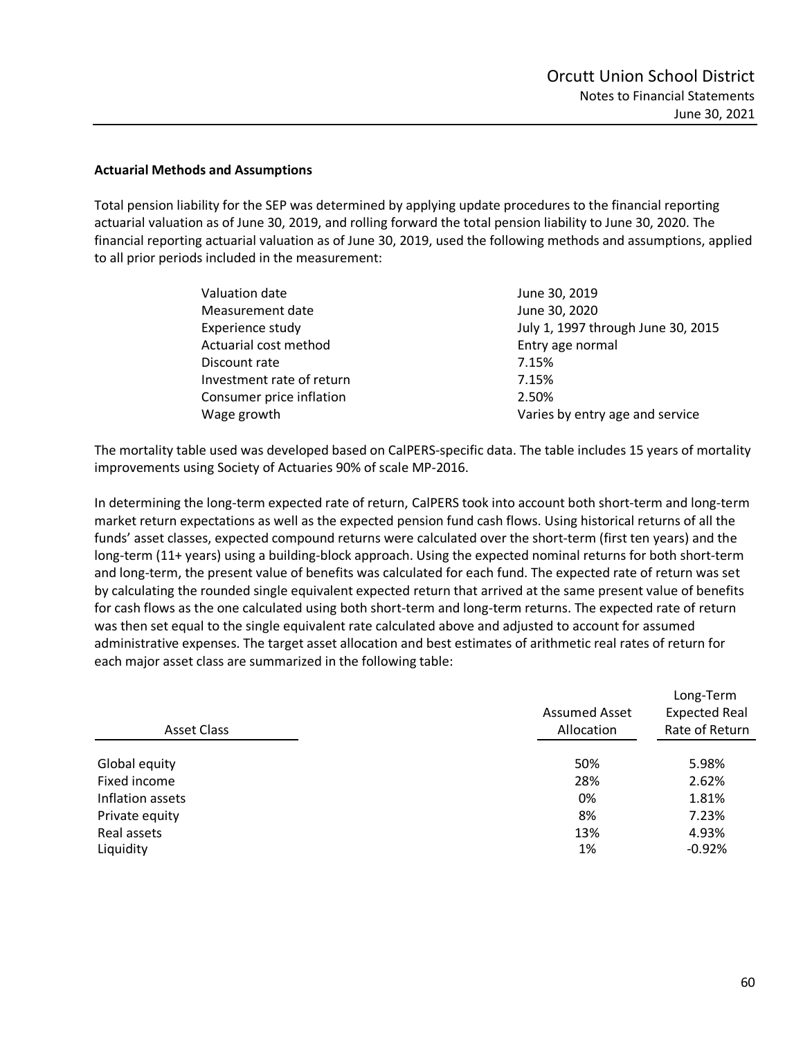### Actuarial Methods and Assumptions

Total pension liability for the SEP was determined by applying update procedures to the financial reporting actuarial valuation as of June 30, 2019, and rolling forward the total pension liability to June 30, 2020. The financial reporting actuarial valuation as of June 30, 2019, used the following methods and assumptions, applied to all prior periods included in the measurement:

| | |
|---|---|
| Valuation date | June 30, 2019 |
| Measurement date | June 30, 2020 |
| Experience study | July 1, 1997 through June 30, 2015 |
| Actuarial cost method | Entry age normal |
| Discount rate | 7.15% |
| Investment rate of return | 7.15% |
| Consumer price inflation | 2.50% |
| Wage growth | Varies by entry age and service |

The mortality table used was developed based on CalPERS-specific data. The table includes 15 years of mortality improvements using Society of Actuaries 90% of scale MP-2016.

In determining the long-term expected rate of return, CalPERS took into account both short-term and long-term market return expectations as well as the expected pension fund cash flows. Using historical returns of all the funds' asset classes, expected compound returns were calculated over the short-term (first ten years) and the long-term (11+ years) using a building-block approach. Using the expected nominal returns for both short-term and long-term, the present value of benefits was calculated for each fund. The expected rate of return was set by calculating the rounded single equivalent expected return that arrived at the same present value of benefits for cash flows as the one calculated using both short-term and long-term returns. The expected rate of return was then set equal to the single equivalent rate calculated above and adjusted to account for assumed administrative expenses. The target asset allocation and best estimates of arithmetic real rates of return for each major asset class are summarized in the following table:

| Asset Class | Assumed Asset Allocation | Long-Term Expected Real Rate of Return |
|---|---|---|
| Global equity | 50% | 5.98% |
| Fixed income | 28% | 2.62% |
| Inflation assets | 0% | 1.81% |
| Private equity | 8% | 7.23% |
| Real assets | 13% | 4.93% |
| Liquidity | 1% | -0.92% |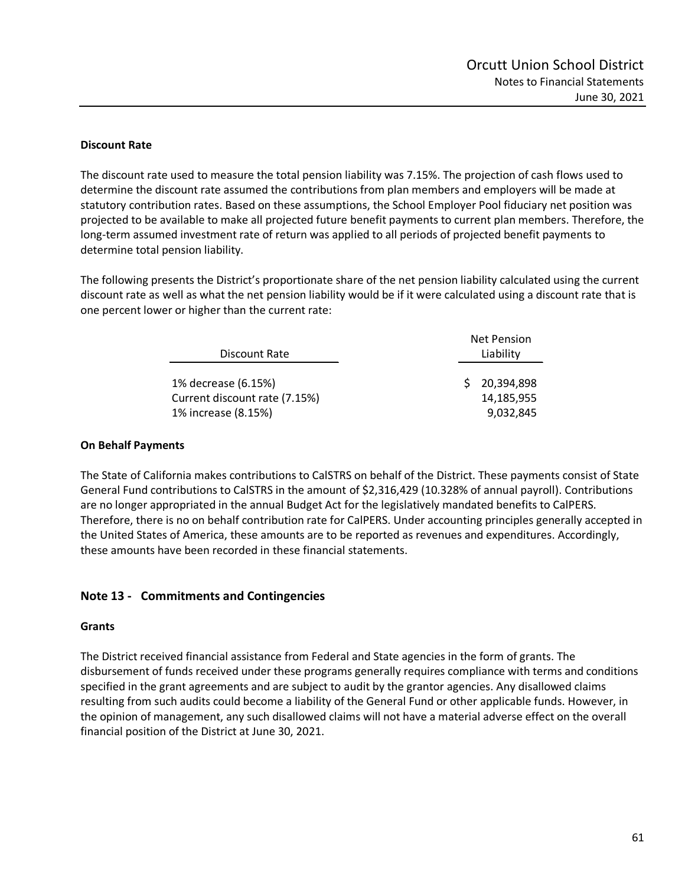### Discount Rate

The discount rate used to measure the total pension liability was 7.15%. The projection of cash flows used to determine the discount rate assumed the contributions from plan members and employers will be made at statutory contribution rates. Based on these assumptions, the School Employer Pool fiduciary net position was projected to be available to make all projected future benefit payments to current plan members. Therefore, the long-term assumed investment rate of return was applied to all periods of projected benefit payments to determine total pension liability.

The following presents the District's proportionate share of the net pension liability calculated using the current discount rate as well as what the net pension liability would be if it were calculated using a discount rate that is one percent lower or higher than the current rate:

| Discount Rate | Net Pension Liability |
|---|---|
| 1% decrease (6.15%) | $ 20,394,898 |
| Current discount rate (7.15%) | 14,185,955 |
| 1% increase (8.15%) | 9,032,845 |

### On Behalf Payments

The State of California makes contributions to CalSTRS on behalf of the District. These payments consist of State General Fund contributions to CalSTRS in the amount of $2,316,429 (10.328% of annual payroll). Contributions are no longer appropriated in the annual Budget Act for the legislatively mandated benefits to CalPERS. Therefore, there is no on behalf contribution rate for CalPERS. Under accounting principles generally accepted in the United States of America, these amounts are to be reported as revenues and expenditures. Accordingly, these amounts have been recorded in these financial statements.

## Note 13 - Commitments and Contingencies

### Grants

The District received financial assistance from Federal and State agencies in the form of grants. The disbursement of funds received under these programs generally requires compliance with terms and conditions specified in the grant agreements and are subject to audit by the grantor agencies. Any disallowed claims resulting from such audits could become a liability of the General Fund or other applicable funds. However, in the opinion of management, any such disallowed claims will not have a material adverse effect on the overall financial position of the District at June 30, 2021.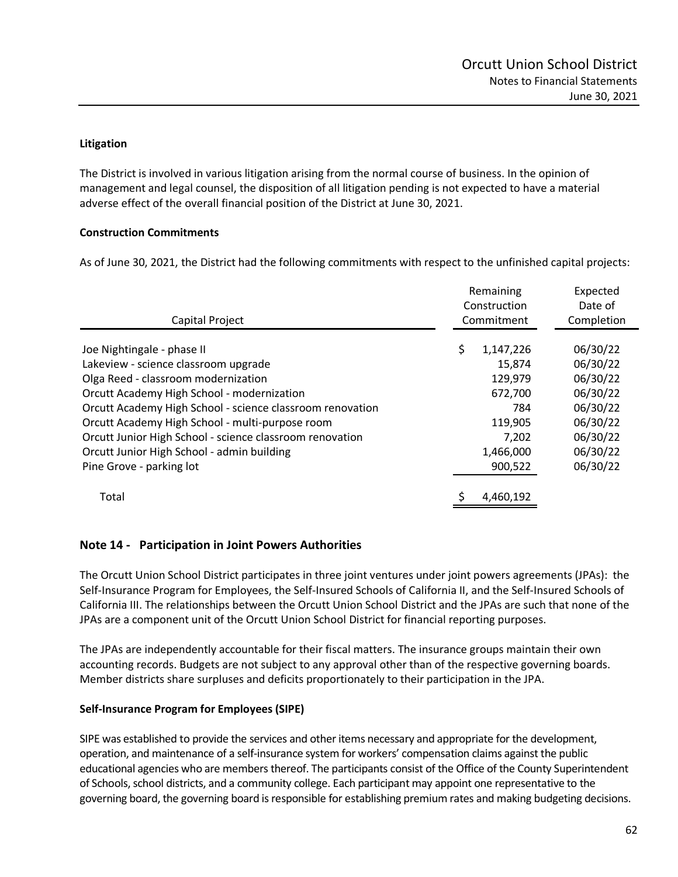**Litigation**

The District is involved in various litigation arising from the normal course of business. In the opinion of management and legal counsel, the disposition of all litigation pending is not expected to have a material adverse effect of the overall financial position of the District at June 30, 2021.

**Construction Commitments**

As of June 30, 2021, the District had the following commitments with respect to the unfinished capital projects:

| Capital Project | Remaining Construction Commitment | Expected Date of Completion |
|---|---|---|
| Joe Nightingale - phase II | $ 1,147,226 | 06/30/22 |
| Lakeview - science classroom upgrade | 15,874 | 06/30/22 |
| Olga Reed - classroom modernization | 129,979 | 06/30/22 |
| Orcutt Academy High School - modernization | 672,700 | 06/30/22 |
| Orcutt Academy High School - science classroom renovation | 784 | 06/30/22 |
| Orcutt Academy High School - multi-purpose room | 119,905 | 06/30/22 |
| Orcutt Junior High School - science classroom renovation | 7,202 | 06/30/22 |
| Orcutt Junior High School - admin building | 1,466,000 | 06/30/22 |
| Pine Grove - parking lot | 900,522 | 06/30/22 |
| Total | $ 4,460,192 | |

## Note 14 - Participation in Joint Powers Authorities

The Orcutt Union School District participates in three joint ventures under joint powers agreements (JPAs): the Self-Insurance Program for Employees, the Self-Insured Schools of California II, and the Self-Insured Schools of California III. The relationships between the Orcutt Union School District and the JPAs are such that none of the JPAs are a component unit of the Orcutt Union School District for financial reporting purposes.

The JPAs are independently accountable for their fiscal matters. The insurance groups maintain their own accounting records. Budgets are not subject to any approval other than of the respective governing boards. Member districts share surpluses and deficits proportionately to their participation in the JPA.

**Self-Insurance Program for Employees (SIPE)**

SIPE was established to provide the services and other items necessary and appropriate for the development, operation, and maintenance of a self-insurance system for workers' compensation claims against the public educational agencies who are members thereof. The participants consist of the Office of the County Superintendent of Schools, school districts, and a community college. Each participant may appoint one representative to the governing board, the governing board is responsible for establishing premium rates and making budgeting decisions.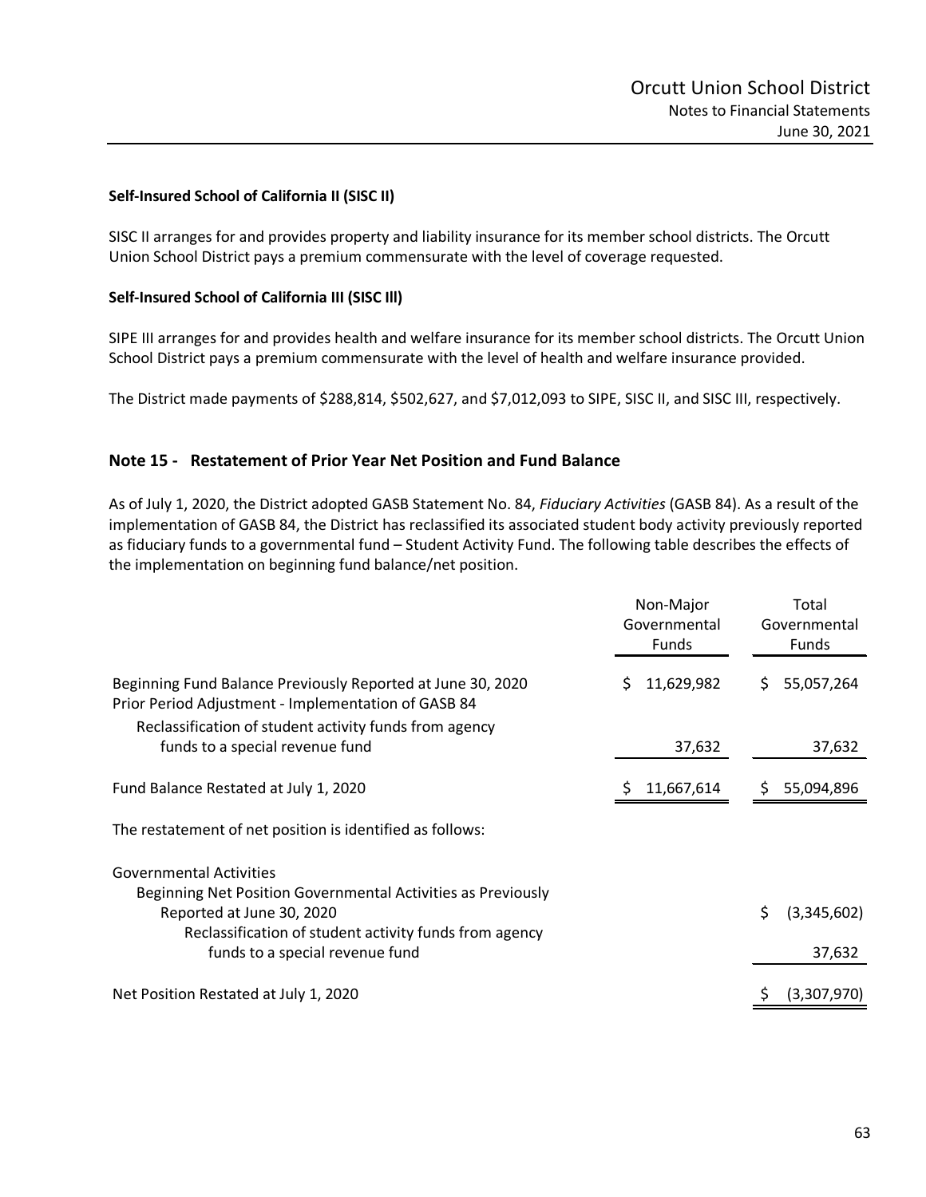**Self-Insured School of California II (SISC II)**

SISC II arranges for and provides property and liability insurance for its member school districts. The Orcutt Union School District pays a premium commensurate with the level of coverage requested.

**Self-Insured School of California III (SISC Ill)**

SIPE III arranges for and provides health and welfare insurance for its member school districts. The Orcutt Union School District pays a premium commensurate with the level of health and welfare insurance provided.

The District made payments of $288,814, $502,627, and $7,012,093 to SIPE, SISC II, and SISC III, respectively.

## Note 15 - Restatement of Prior Year Net Position and Fund Balance

As of July 1, 2020, the District adopted GASB Statement No. 84, *Fiduciary Activities* (GASB 84). As a result of the implementation of GASB 84, the District has reclassified its associated student body activity previously reported as fiduciary funds to a governmental fund – Student Activity Fund. The following table describes the effects of the implementation on beginning fund balance/net position.

| | Non-Major Governmental Funds | Total Governmental Funds |
|---|---|---|
| Beginning Fund Balance Previously Reported at June 30, 2020 | $ 11,629,982 | $ 55,057,264 |
| Prior Period Adjustment - Implementation of GASB 84 | | |
| Reclassification of student activity funds from agency funds to a special revenue fund | 37,632 | 37,632 |
| Fund Balance Restated at July 1, 2020 | $ 11,667,614 | $ 55,094,896 |

The restatement of net position is identified as follows:

| | |
|---|---|
| Governmental Activities | |
| Beginning Net Position Governmental Activities as Previously Reported at June 30, 2020 | $ (3,345,602) |
| Reclassification of student activity funds from agency funds to a special revenue fund | 37,632 |
| Net Position Restated at July 1, 2020 | $ (3,307,970) |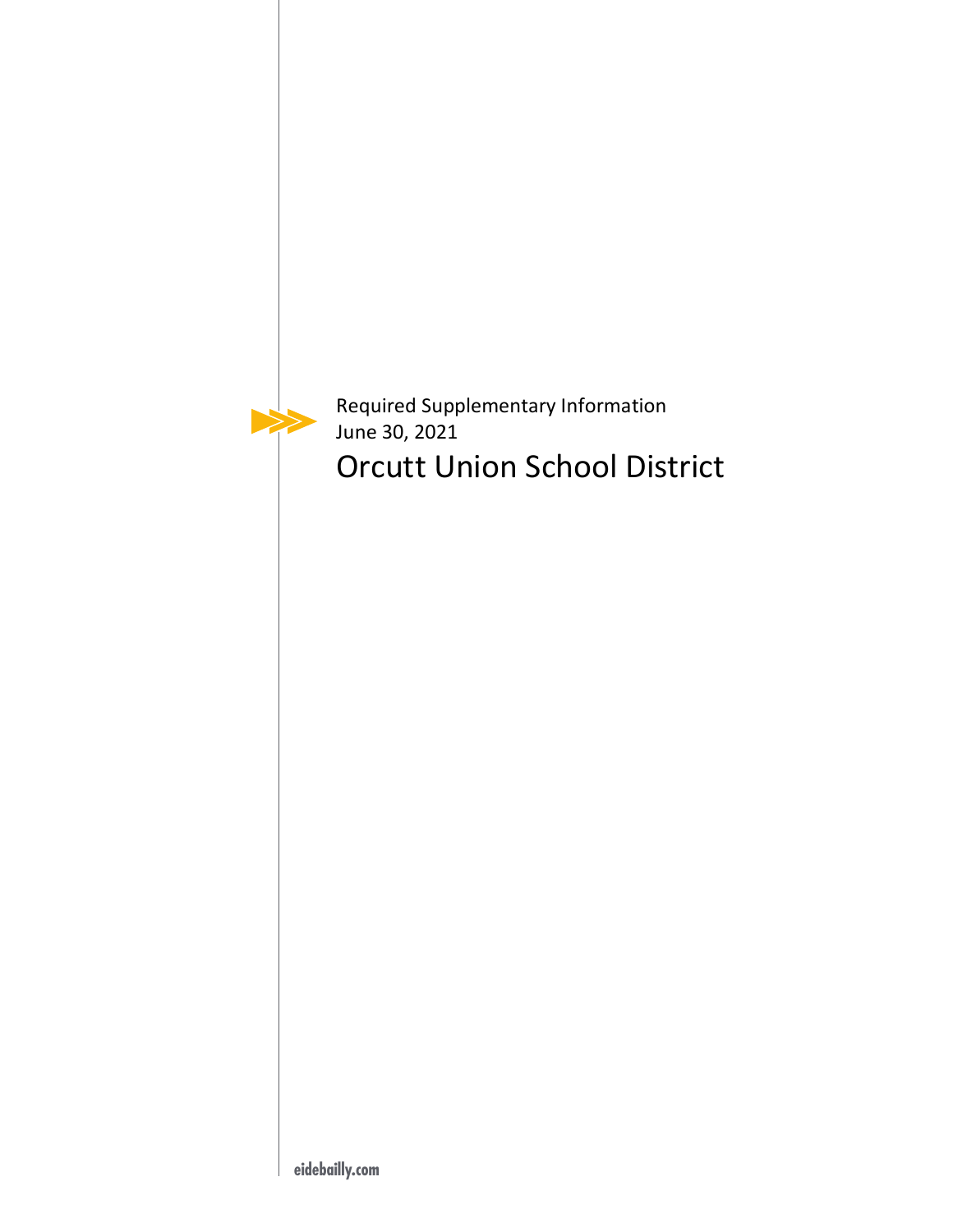Required Supplementary Information
June 30, 2021

# Orcutt Union School District

eidebailly.com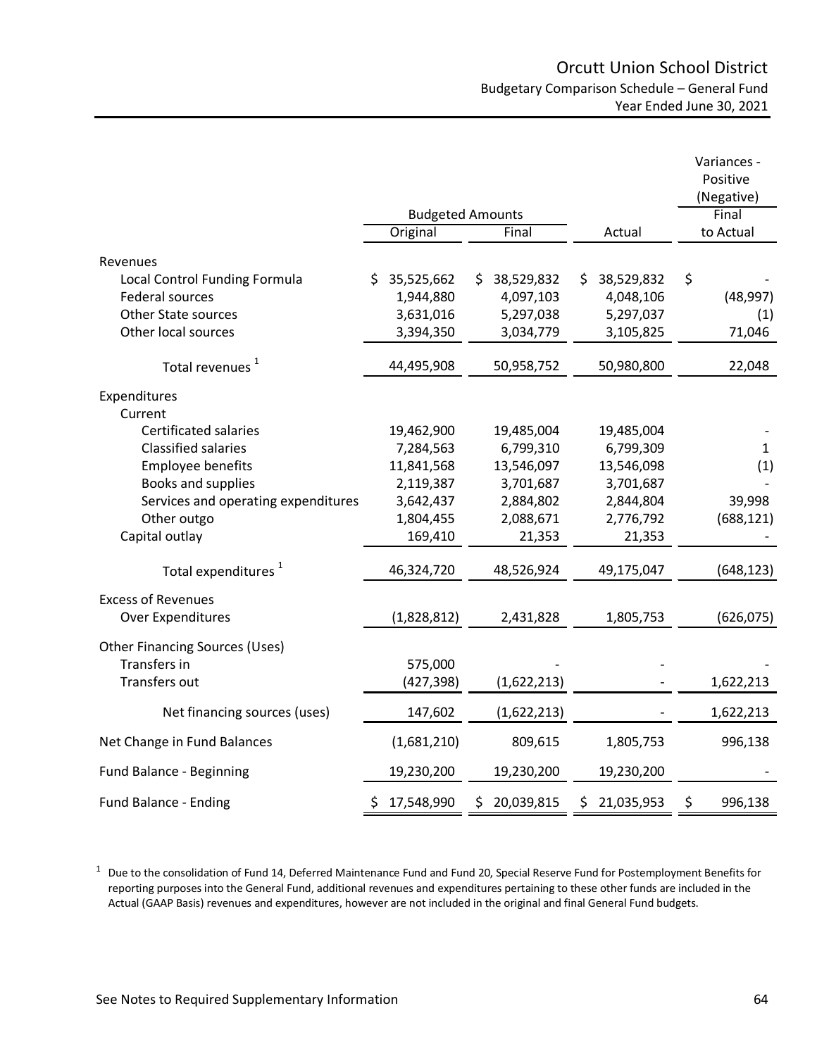# Orcutt Union School District

## Budgetary Comparison Schedule – General Fund
## Year Ended June 30, 2021

| | Budgeted Amounts | | | Variances - Positive (Negative) |
|---|---|---|---|---|
| | Original | Final | Actual | Final to Actual |
| **Revenues** | | | | |
| Local Control Funding Formula | $ 35,525,662 | $ 38,529,832 | $ 38,529,832 | $ - |
| Federal sources | 1,944,880 | 4,097,103 | 4,048,106 | (48,997) |
| Other State sources | 3,631,016 | 5,297,038 | 5,297,037 | (1) |
| Other local sources | 3,394,350 | 3,034,779 | 3,105,825 | 71,046 |
| Total revenues [1] | 44,495,908 | 50,958,752 | 50,980,800 | 22,048 |
| **Expenditures** | | | | |
| Current | | | | |
| Certificated salaries | 19,462,900 | 19,485,004 | 19,485,004 | - |
| Classified salaries | 7,284,563 | 6,799,310 | 6,799,309 | 1 |
| Employee benefits | 11,841,568 | 13,546,097 | 13,546,098 | (1) |
| Books and supplies | 2,119,387 | 3,701,687 | 3,701,687 | - |
| Services and operating expenditures | 3,642,437 | 2,884,802 | 2,844,804 | 39,998 |
| Other outgo | 1,804,455 | 2,088,671 | 2,776,792 | (688,121) |
| Capital outlay | 169,410 | 21,353 | 21,353 | - |
| Total expenditures [1] | 46,324,720 | 48,526,924 | 49,175,047 | (648,123) |
| **Excess of Revenues Over Expenditures** | (1,828,812) | 2,431,828 | 1,805,753 | (626,075) |
| **Other Financing Sources (Uses)** | | | | |
| Transfers in | 575,000 | - | - | - |
| Transfers out | (427,398) | (1,622,213) | - | 1,622,213 |
| Net financing sources (uses) | 147,602 | (1,622,213) | - | 1,622,213 |
| **Net Change in Fund Balances** | (1,681,210) | 809,615 | 1,805,753 | 996,138 |
| **Fund Balance - Beginning** | 19,230,200 | 19,230,200 | 19,230,200 | - |
| **Fund Balance - Ending** | $ 17,548,990 | $ 20,039,815 | $ 21,035,953 | $ 996,138 |

[1] Due to the consolidation of Fund 14, Deferred Maintenance Fund and Fund 20, Special Reserve Fund for Postemployment Benefits for reporting purposes into the General Fund, additional revenues and expenditures pertaining to these other funds are included in the Actual (GAAP Basis) revenues and expenditures, however are not included in the original and final General Fund budgets.

See Notes to Required Supplementary Information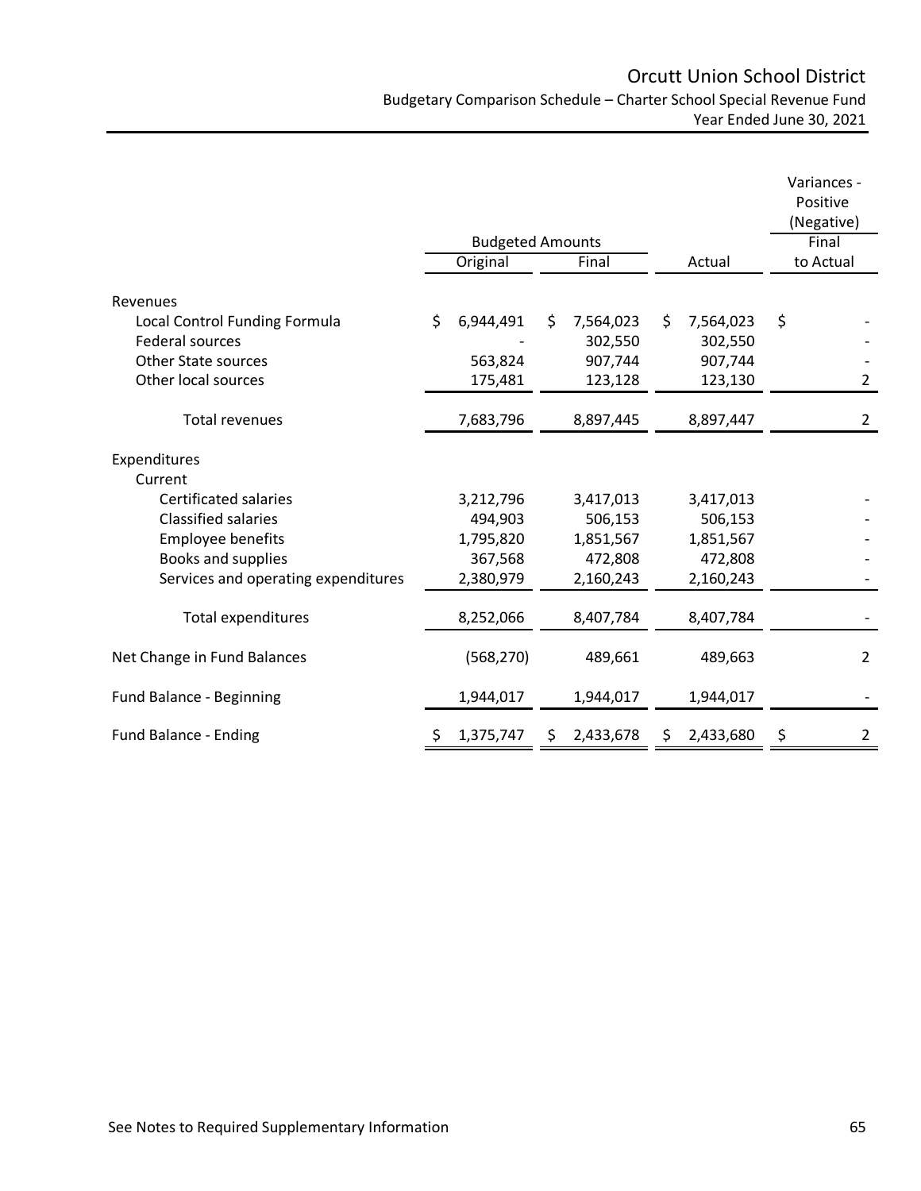# Orcutt Union School District

## Budgetary Comparison Schedule – Charter School Special Revenue Fund

### Year Ended June 30, 2021

| | Budgeted Amounts | | | Variances - Positive (Negative) |
|---|---|---|---|---|
| | Original | Final | Actual | Final to Actual |
| **Revenues** | | | | |
| Local Control Funding Formula | $ 6,944,491 | $ 7,564,023 | $ 7,564,023 | $ - |
| Federal sources | - | 302,550 | 302,550 | - |
| Other State sources | 563,824 | 907,744 | 907,744 | - |
| Other local sources | 175,481 | 123,128 | 123,130 | 2 |
| Total revenues | 7,683,796 | 8,897,445 | 8,897,447 | 2 |
| **Expenditures** | | | | |
| Current | | | | |
| Certificated salaries | 3,212,796 | 3,417,013 | 3,417,013 | - |
| Classified salaries | 494,903 | 506,153 | 506,153 | - |
| Employee benefits | 1,795,820 | 1,851,567 | 1,851,567 | - |
| Books and supplies | 367,568 | 472,808 | 472,808 | - |
| Services and operating expenditures | 2,380,979 | 2,160,243 | 2,160,243 | - |
| Total expenditures | 8,252,066 | 8,407,784 | 8,407,784 | - |
| Net Change in Fund Balances | (568,270) | 489,661 | 489,663 | 2 |
| Fund Balance - Beginning | 1,944,017 | 1,944,017 | 1,944,017 | - |
| Fund Balance - Ending | $ 1,375,747 | $ 2,433,678 | $ 2,433,680 | $ 2 |

See Notes to Required Supplementary Information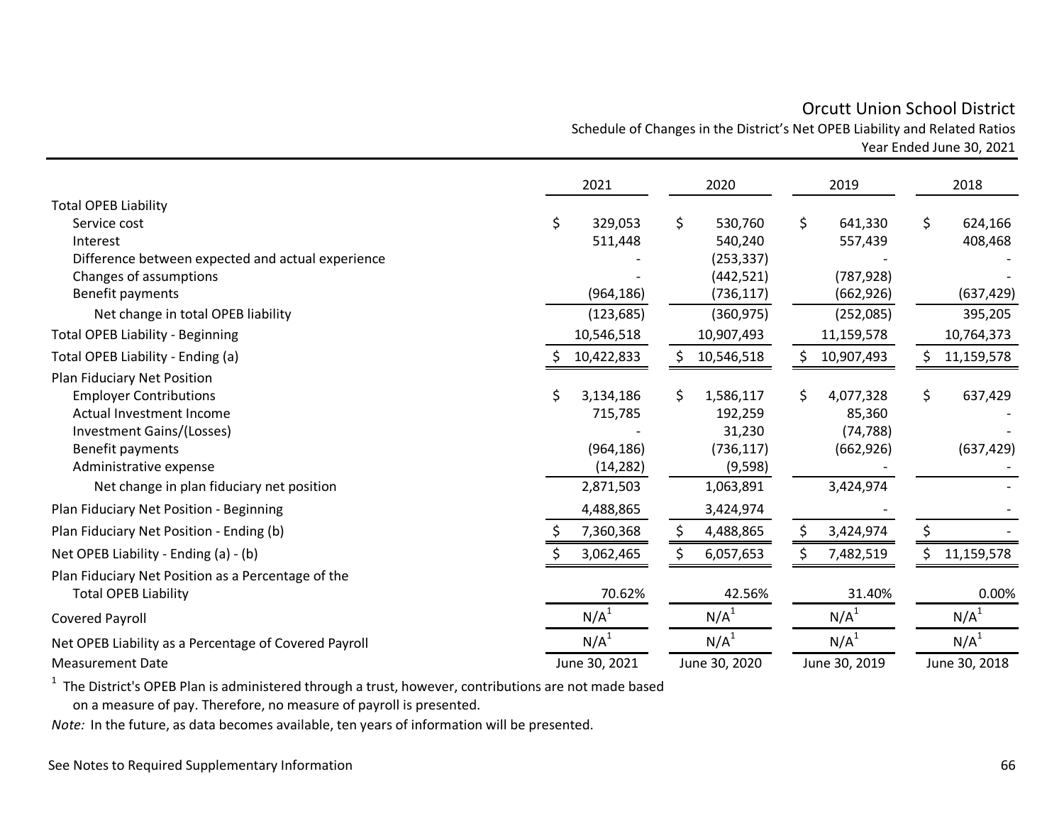# Orcutt Union School District

## Schedule of Changes in the District's Net OPEB Liability and Related Ratios

### Year Ended June 30, 2021

| | 2021 | 2020 | 2019 | 2018 |
|---|---|---|---|---|
| **Total OPEB Liability** | | | | |
| Service cost | $ 329,053 | $ 530,760 | $ 641,330 | $ 624,166 |
| Interest | 511,448 | 540,240 | 557,439 | 408,468 |
| Difference between expected and actual experience | - | (253,337) | - | - |
| Changes of assumptions | - | (442,521) | (787,928) | - |
| Benefit payments | (964,186) | (736,117) | (662,926) | (637,429) |
| Net change in total OPEB liability | (123,685) | (360,975) | (252,085) | 395,205 |
| Total OPEB Liability - Beginning | 10,546,518 | 10,907,493 | 11,159,578 | 10,764,373 |
| Total OPEB Liability - Ending (a) | $ 10,422,833 | $ 10,546,518 | $ 10,907,493 | $ 11,159,578 |
| **Plan Fiduciary Net Position** | | | | |
| Employer Contributions | $ 3,134,186 | $ 1,586,117 | $ 4,077,328 | $ 637,429 |
| Actual Investment Income | 715,785 | 192,259 | 85,360 | - |
| Investment Gains/(Losses) | - | 31,230 | (74,788) | - |
| Benefit payments | (964,186) | (736,117) | (662,926) | (637,429) |
| Administrative expense | (14,282) | (9,598) | - | - |
| Net change in plan fiduciary net position | 2,871,503 | 1,063,891 | 3,424,974 | - |
| Plan Fiduciary Net Position - Beginning | 4,488,865 | 3,424,974 | - | - |
| Plan Fiduciary Net Position - Ending (b) | $ 7,360,368 | $ 4,488,865 | $ 3,424,974 | $ - |
| Net OPEB Liability - Ending (a) - (b) | $ 3,062,465 | $ 6,057,653 | $ 7,482,519 | $ 11,159,578 |
| Plan Fiduciary Net Position as a Percentage of the Total OPEB Liability | 70.62% | 42.56% | 31.40% | 0.00% |
| Covered Payroll | N/A[1] | N/A[1] | N/A[1] | N/A[1] |
| Net OPEB Liability as a Percentage of Covered Payroll | N/A[1] | N/A[1] | N/A[1] | N/A[1] |
| Measurement Date | June 30, 2021 | June 30, 2020 | June 30, 2019 | June 30, 2018 |

[1] The District's OPEB Plan is administered through a trust, however, contributions are not made based on a measure of pay. Therefore, no measure of payroll is presented.

*Note:* In the future, as data becomes available, ten years of information will be presented.

See Notes to Required Supplementary Information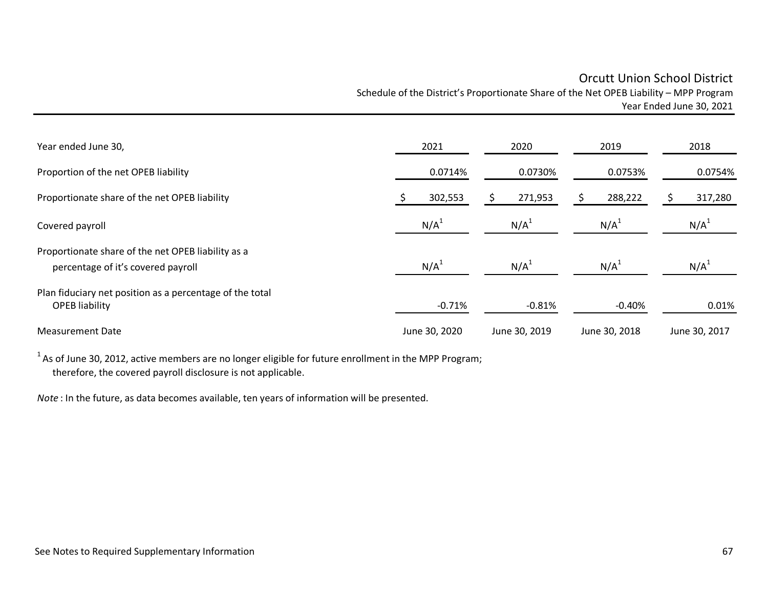# Orcutt Union School District

## Schedule of the District's Proportionate Share of the Net OPEB Liability – MPP Program

### Year Ended June 30, 2021

| Year ended June 30, | 2021 | 2020 | 2019 | 2018 |
|---|---|---|---|---|
| Proportion of the net OPEB liability | 0.0714% | 0.0730% | 0.0753% | 0.0754% |
| Proportionate share of the net OPEB liability | $ 302,553 | $ 271,953 | $ 288,222 | $ 317,280 |
| Covered payroll | N/A[1] | N/A[1] | N/A[1] | N/A[1] |
| Proportionate share of the net OPEB liability as a percentage of it's covered payroll | N/A[1] | N/A[1] | N/A[1] | N/A[1] |
| Plan fiduciary net position as a percentage of the total OPEB liability | -0.71% | -0.81% | -0.40% | 0.01% |
| Measurement Date | June 30, 2020 | June 30, 2019 | June 30, 2018 | June 30, 2017 |

[1] As of June 30, 2012, active members are no longer eligible for future enrollment in the MPP Program; therefore, the covered payroll disclosure is not applicable.

*Note* : In the future, as data becomes available, ten years of information will be presented.

See Notes to Required Supplementary Information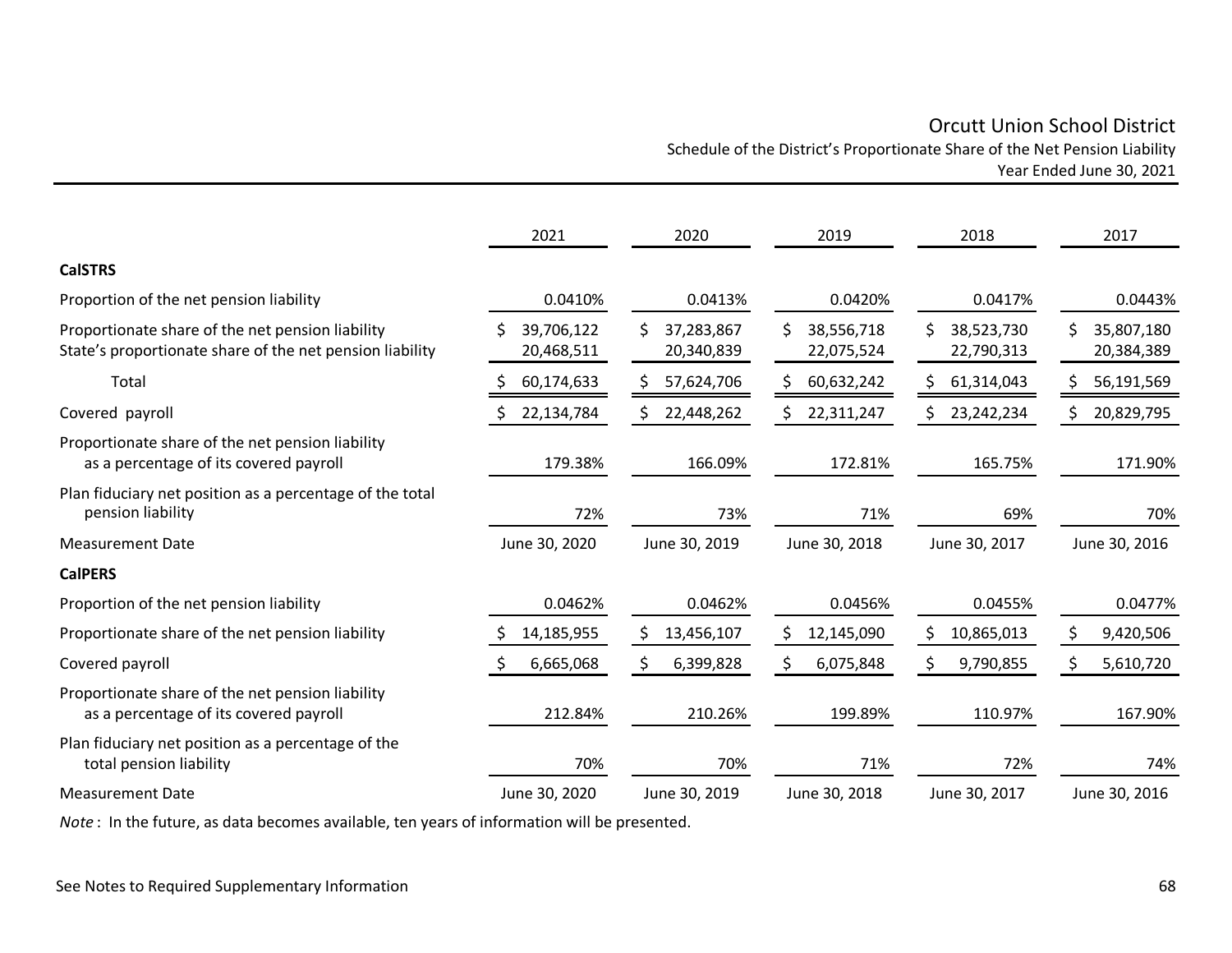# Orcutt Union School District

## Schedule of the District's Proportionate Share of the Net Pension Liability

### Year Ended June 30, 2021

| | 2021 | 2020 | 2019 | 2018 | 2017 |
|---|---|---|---|---|---|
| **CalSTRS** | | | | | |
| Proportion of the net pension liability | 0.0410% | 0.0413% | 0.0420% | 0.0417% | 0.0443% |
| Proportionate share of the net pension liability | $ 39,706,122 | $ 37,283,867 | $ 38,556,718 | $ 38,523,730 | $ 35,807,180 |
| State's proportionate share of the net pension liability | 20,468,511 | 20,340,839 | 22,075,524 | 22,790,313 | 20,384,389 |
| Total | $ 60,174,633 | $ 57,624,706 | $ 60,632,242 | $ 61,314,043 | $ 56,191,569 |
| Covered payroll | $ 22,134,784 | $ 22,448,262 | $ 22,311,247 | $ 23,242,234 | $ 20,829,795 |
| Proportionate share of the net pension liability as a percentage of its covered payroll | 179.38% | 166.09% | 172.81% | 165.75% | 171.90% |
| Plan fiduciary net position as a percentage of the total pension liability | 72% | 73% | 71% | 69% | 70% |
| Measurement Date | June 30, 2020 | June 30, 2019 | June 30, 2018 | June 30, 2017 | June 30, 2016 |
| **CalPERS** | | | | | |
| Proportion of the net pension liability | 0.0462% | 0.0462% | 0.0456% | 0.0455% | 0.0477% |
| Proportionate share of the net pension liability | $ 14,185,955 | $ 13,456,107 | $ 12,145,090 | $ 10,865,013 | $ 9,420,506 |
| Covered payroll | $ 6,665,068 | $ 6,399,828 | $ 6,075,848 | $ 9,790,855 | $ 5,610,720 |
| Proportionate share of the net pension liability as a percentage of its covered payroll | 212.84% | 210.26% | 199.89% | 110.97% | 167.90% |
| Plan fiduciary net position as a percentage of the total pension liability | 70% | 70% | 71% | 72% | 74% |
| Measurement Date | June 30, 2020 | June 30, 2019 | June 30, 2018 | June 30, 2017 | June 30, 2016 |

*Note* : In the future, as data becomes available, ten years of information will be presented.

See Notes to Required Supplementary Information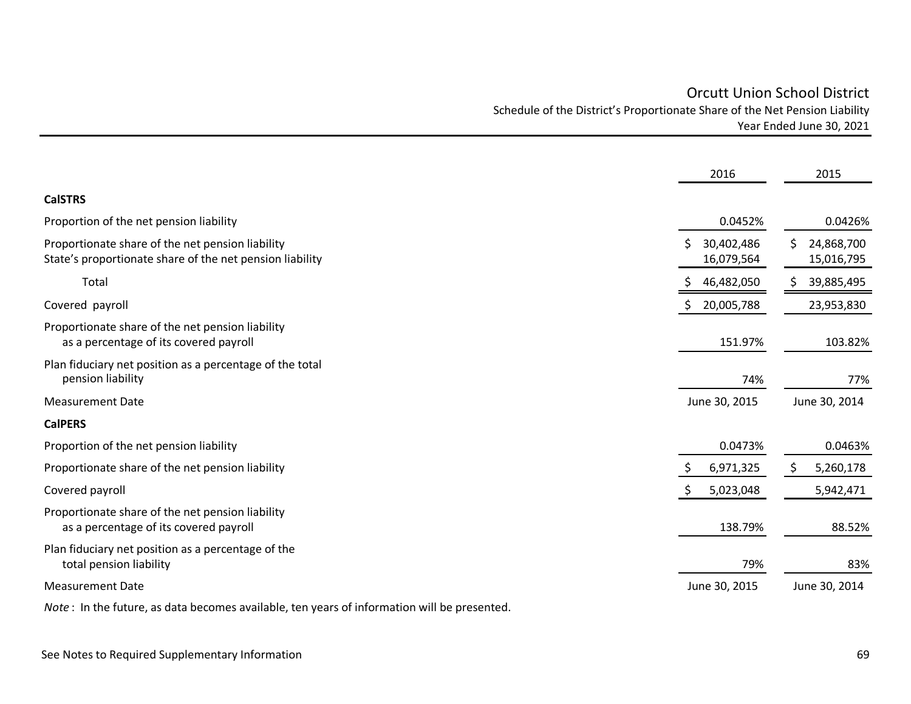# Orcutt Union School District

## Schedule of the District's Proportionate Share of the Net Pension Liability

### Year Ended June 30, 2021

| | 2016 | 2015 |
|---|---|---|
| **CalSTRS** | | |
| Proportion of the net pension liability | 0.0452% | 0.0426% |
| Proportionate share of the net pension liability | $ 30,402,486 | $ 24,868,700 |
| State's proportionate share of the net pension liability | 16,079,564 | 15,016,795 |
| Total | $ 46,482,050 | $ 39,885,495 |
| Covered payroll | $ 20,005,788 | 23,953,830 |
| Proportionate share of the net pension liability as a percentage of its covered payroll | 151.97% | 103.82% |
| Plan fiduciary net position as a percentage of the total pension liability | 74% | 77% |
| Measurement Date | June 30, 2015 | June 30, 2014 |
| **CalPERS** | | |
| Proportion of the net pension liability | 0.0473% | 0.0463% |
| Proportionate share of the net pension liability | $ 6,971,325 | $ 5,260,178 |
| Covered payroll | $ 5,023,048 | 5,942,471 |
| Proportionate share of the net pension liability as a percentage of its covered payroll | 138.79% | 88.52% |
| Plan fiduciary net position as a percentage of the total pension liability | 79% | 83% |
| Measurement Date | June 30, 2015 | June 30, 2014 |

*Note* : In the future, as data becomes available, ten years of information will be presented.

See Notes to Required Supplementary Information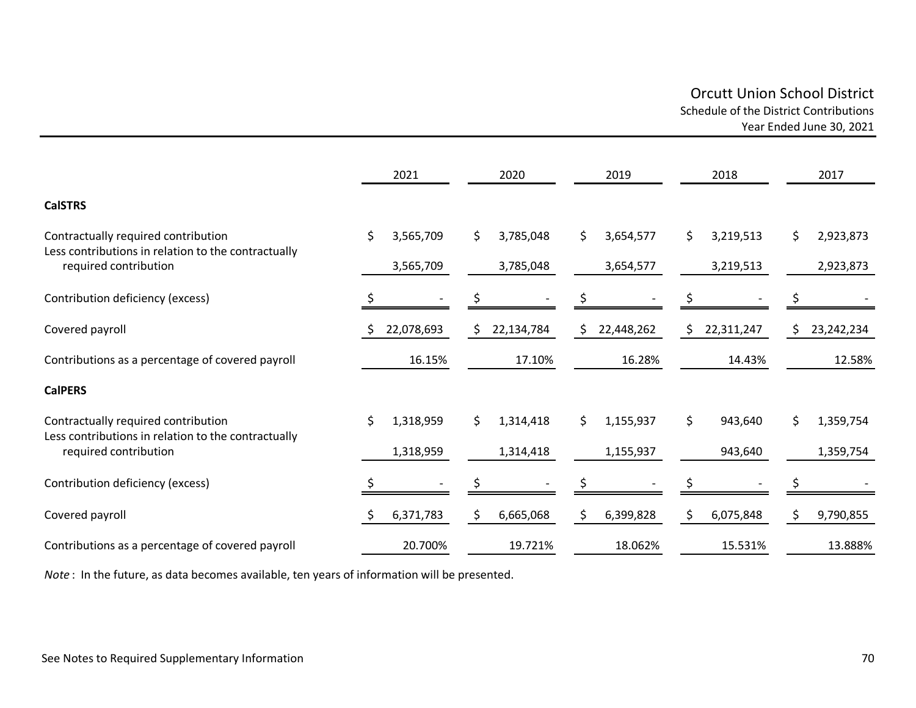Orcutt Union School District
Schedule of the District Contributions
Year Ended June 30, 2021

| | 2021 | 2020 | 2019 | 2018 | 2017 |
|---|---|---|---|---|---|
| **CalSTRS** | | | | | |
| Contractually required contribution | $ 3,565,709 | $ 3,785,048 | $ 3,654,577 | $ 3,219,513 | $ 2,923,873 |
| Less contributions in relation to the contractually required contribution | 3,565,709 | 3,785,048 | 3,654,577 | 3,219,513 | 2,923,873 |
| Contribution deficiency (excess) | $ - | $ - | $ - | $ - | $ - |
| Covered payroll | $ 22,078,693 | $ 22,134,784 | $ 22,448,262 | $ 22,311,247 | $ 23,242,234 |
| Contributions as a percentage of covered payroll | 16.15% | 17.10% | 16.28% | 14.43% | 12.58% |
| **CalPERS** | | | | | |
| Contractually required contribution | $ 1,318,959 | $ 1,314,418 | $ 1,155,937 | $ 943,640 | $ 1,359,754 |
| Less contributions in relation to the contractually required contribution | 1,318,959 | 1,314,418 | 1,155,937 | 943,640 | 1,359,754 |
| Contribution deficiency (excess) | $ - | $ - | $ - | $ - | $ - |
| Covered payroll | $ 6,371,783 | $ 6,665,068 | $ 6,399,828 | $ 6,075,848 | $ 9,790,855 |
| Contributions as a percentage of covered payroll | 20.700% | 19.721% | 18.062% | 15.531% | 13.888% |

*Note* : In the future, as data becomes available, ten years of information will be presented.

See Notes to Required Supplementary Information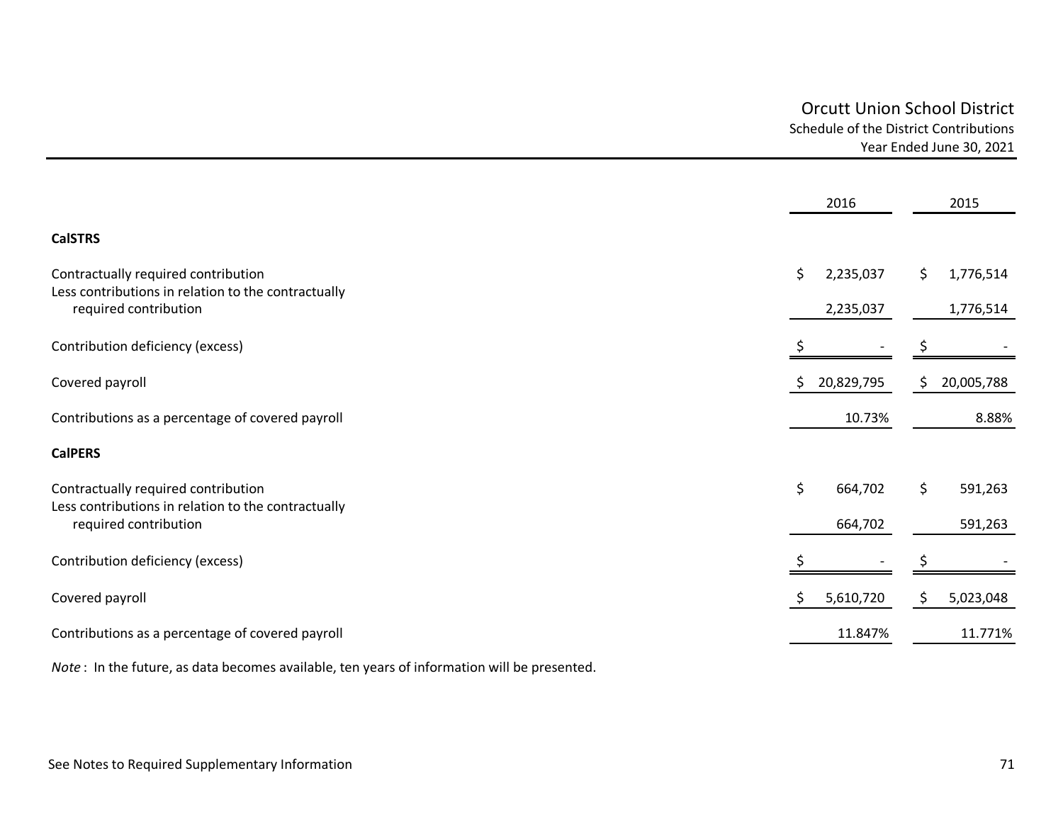# Orcutt Union School District

Schedule of the District Contributions

Year Ended June 30, 2021

| | 2016 | 2015 |
|---|---|---|
| **CalSTRS** | | |
| Contractually required contribution | $ 2,235,037 | $ 1,776,514 |
| Less contributions in relation to the contractually required contribution | 2,235,037 | 1,776,514 |
| Contribution deficiency (excess) | $ - | $ - |
| Covered payroll | $ 20,829,795 | $ 20,005,788 |
| Contributions as a percentage of covered payroll | 10.73% | 8.88% |
| **CalPERS** | | |
| Contractually required contribution | $ 664,702 | $ 591,263 |
| Less contributions in relation to the contractually required contribution | 664,702 | 591,263 |
| Contribution deficiency (excess) | $ - | $ - |
| Covered payroll | $ 5,610,720 | $ 5,023,048 |
| Contributions as a percentage of covered payroll | 11.847% | 11.771% |

*Note* : In the future, as data becomes available, ten years of information will be presented.

See Notes to Required Supplementary Information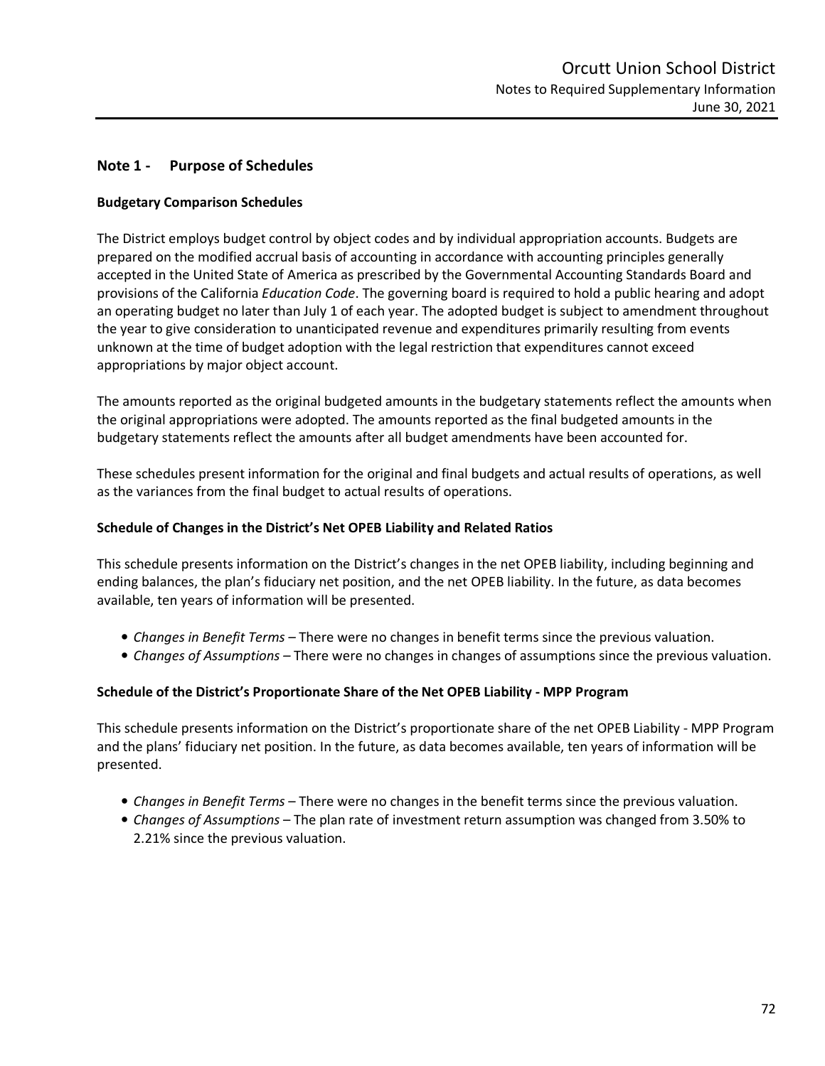## Note 1 - Purpose of Schedules

### Budgetary Comparison Schedules

The District employs budget control by object codes and by individual appropriation accounts. Budgets are prepared on the modified accrual basis of accounting in accordance with accounting principles generally accepted in the United State of America as prescribed by the Governmental Accounting Standards Board and provisions of the California *Education Code*. The governing board is required to hold a public hearing and adopt an operating budget no later than July 1 of each year. The adopted budget is subject to amendment throughout the year to give consideration to unanticipated revenue and expenditures primarily resulting from events unknown at the time of budget adoption with the legal restriction that expenditures cannot exceed appropriations by major object account.

The amounts reported as the original budgeted amounts in the budgetary statements reflect the amounts when the original appropriations were adopted. The amounts reported as the final budgeted amounts in the budgetary statements reflect the amounts after all budget amendments have been accounted for.

These schedules present information for the original and final budgets and actual results of operations, as well as the variances from the final budget to actual results of operations.

### Schedule of Changes in the District's Net OPEB Liability and Related Ratios

This schedule presents information on the District's changes in the net OPEB liability, including beginning and ending balances, the plan's fiduciary net position, and the net OPEB liability. In the future, as data becomes available, ten years of information will be presented.

- *Changes in Benefit Terms* – There were no changes in benefit terms since the previous valuation.
- *Changes of Assumptions* – There were no changes in changes of assumptions since the previous valuation.

### Schedule of the District's Proportionate Share of the Net OPEB Liability - MPP Program

This schedule presents information on the District's proportionate share of the net OPEB Liability - MPP Program and the plans' fiduciary net position. In the future, as data becomes available, ten years of information will be presented.

- *Changes in Benefit Terms* – There were no changes in the benefit terms since the previous valuation.
- *Changes of Assumptions* – The plan rate of investment return assumption was changed from 3.50% to 2.21% since the previous valuation.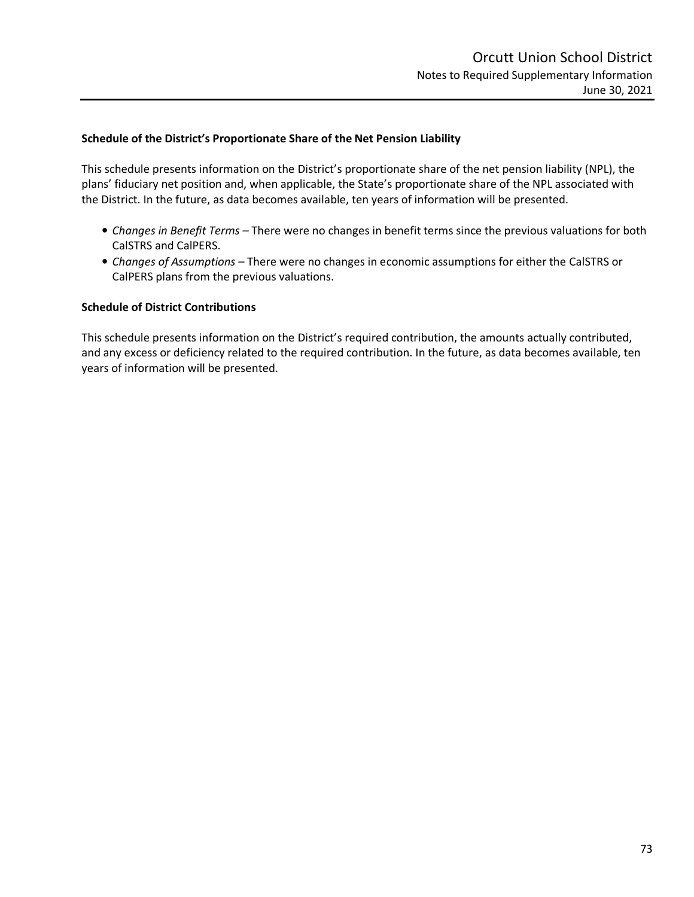## Schedule of the District's Proportionate Share of the Net Pension Liability

This schedule presents information on the District's proportionate share of the net pension liability (NPL), the plans' fiduciary net position and, when applicable, the State's proportionate share of the NPL associated with the District. In the future, as data becomes available, ten years of information will be presented.

- *Changes in Benefit Terms* – There were no changes in benefit terms since the previous valuations for both CalSTRS and CalPERS.
- *Changes of Assumptions* – There were no changes in economic assumptions for either the CalSTRS or CalPERS plans from the previous valuations.

## Schedule of District Contributions

This schedule presents information on the District's required contribution, the amounts actually contributed, and any excess or deficiency related to the required contribution. In the future, as data becomes available, ten years of information will be presented.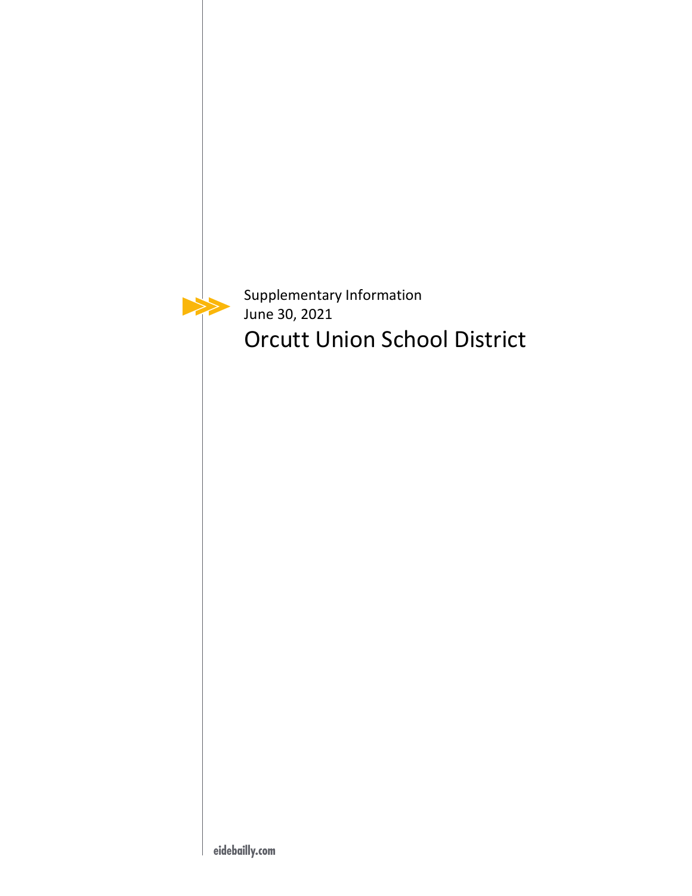Supplementary Information

June 30, 2021

# Orcutt Union School District

eidebailly.com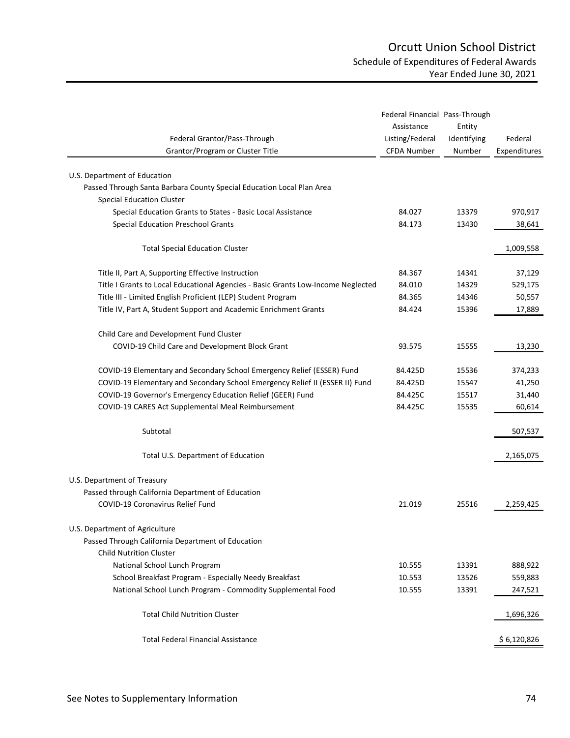# Orcutt Union School District

## Schedule of Expenditures of Federal Awards

### Year Ended June 30, 2021

| Federal Grantor/Pass-Through Grantor/Program or Cluster Title | Federal Financial Assistance Listing/Federal CFDA Number | Pass-Through Entity Identifying Number | Federal Expenditures |
|---|---|---|---|
| U.S. Department of Education | | | |
| Passed Through Santa Barbara County Special Education Local Plan Area | | | |
| Special Education Cluster | | | |
| Special Education Grants to States - Basic Local Assistance | 84.027 | 13379 | 970,917 |
| Special Education Preschool Grants | 84.173 | 13430 | 38,641 |
| Total Special Education Cluster | | | 1,009,558 |
| Title II, Part A, Supporting Effective Instruction | 84.367 | 14341 | 37,129 |
| Title I Grants to Local Educational Agencies - Basic Grants Low-Income Neglected | 84.010 | 14329 | 529,175 |
| Title III - Limited English Proficient (LEP) Student Program | 84.365 | 14346 | 50,557 |
| Title IV, Part A, Student Support and Academic Enrichment Grants | 84.424 | 15396 | 17,889 |
| Child Care and Development Fund Cluster | | | |
| COVID-19 Child Care and Development Block Grant | 93.575 | 15555 | 13,230 |
| COVID-19 Elementary and Secondary School Emergency Relief (ESSER) Fund | 84.425D | 15536 | 374,233 |
| COVID-19 Elementary and Secondary School Emergency Relief II (ESSER II) Fund | 84.425D | 15547 | 41,250 |
| COVID-19 Governor's Emergency Education Relief (GEER) Fund | 84.425C | 15517 | 31,440 |
| COVID-19 CARES Act Supplemental Meal Reimbursement | 84.425C | 15535 | 60,614 |
| Subtotal | | | 507,537 |
| Total U.S. Department of Education | | | 2,165,075 |
| U.S. Department of Treasury | | | |
| Passed through California Department of Education | | | |
| COVID-19 Coronavirus Relief Fund | 21.019 | 25516 | 2,259,425 |
| U.S. Department of Agriculture | | | |
| Passed Through California Department of Education | | | |
| Child Nutrition Cluster | | | |
| National School Lunch Program | 10.555 | 13391 | 888,922 |
| School Breakfast Program - Especially Needy Breakfast | 10.553 | 13526 | 559,883 |
| National School Lunch Program - Commodity Supplemental Food | 10.555 | 13391 | 247,521 |
| Total Child Nutrition Cluster | | | 1,696,326 |
| Total Federal Financial Assistance | | | $ 6,120,826 |

See Notes to Supplementary Information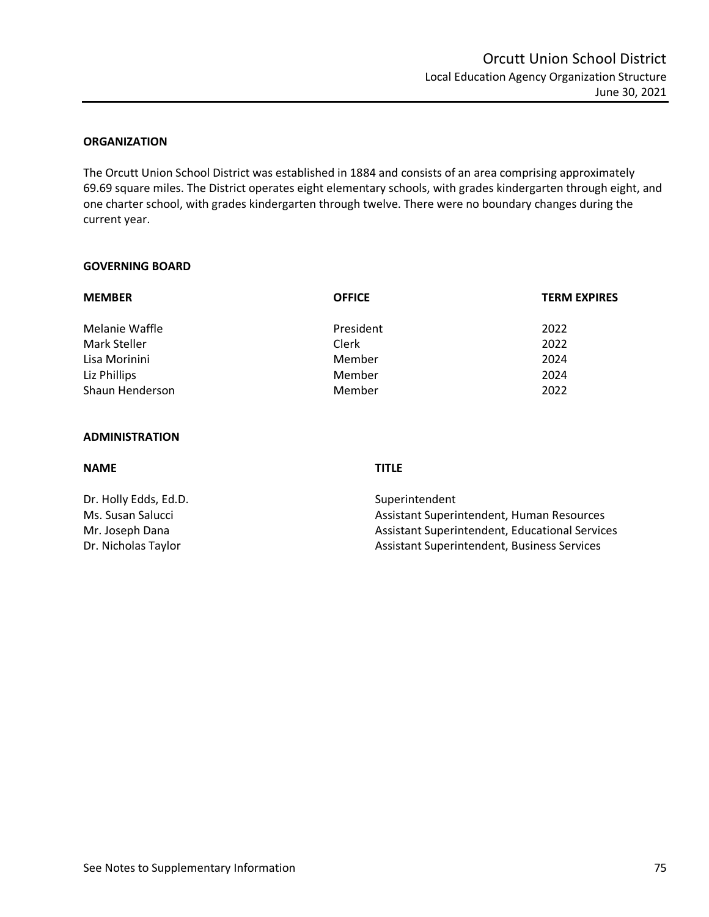# Orcutt Union School District

## Local Education Agency Organization Structure

June 30, 2021

### ORGANIZATION

The Orcutt Union School District was established in 1884 and consists of an area comprising approximately 69.69 square miles. The District operates eight elementary schools, with grades kindergarten through eight, and one charter school, with grades kindergarten through twelve. There were no boundary changes during the current year.

### GOVERNING BOARD

| MEMBER | OFFICE | TERM EXPIRES |
|---|---|---|
| Melanie Waffle | President | 2022 |
| Mark Steller | Clerk | 2022 |
| Lisa Morinini | Member | 2024 |
| Liz Phillips | Member | 2024 |
| Shaun Henderson | Member | 2022 |

### ADMINISTRATION

| NAME | TITLE |
|---|---|
| Dr. Holly Edds, Ed.D. | Superintendent |
| Ms. Susan Salucci | Assistant Superintendent, Human Resources |
| Mr. Joseph Dana | Assistant Superintendent, Educational Services |
| Dr. Nicholas Taylor | Assistant Superintendent, Business Services |

See Notes to Supplementary Information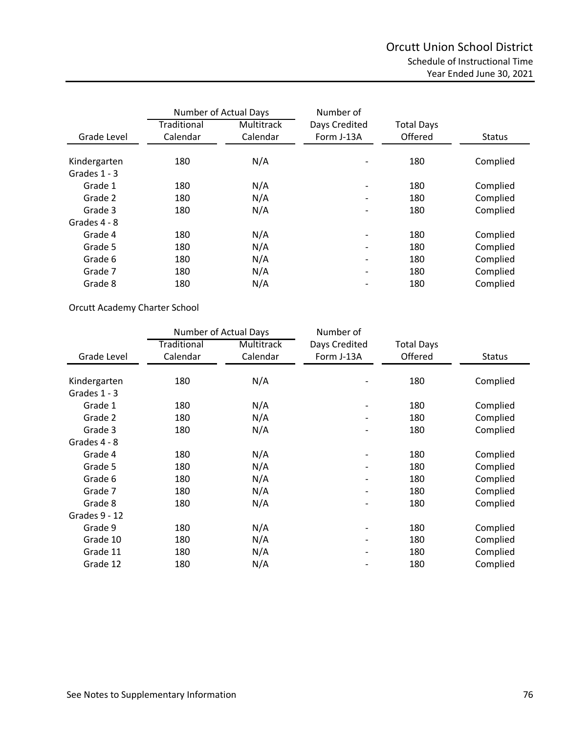# Orcutt Union School District

## Schedule of Instructional Time

### Year Ended June 30, 2021

| Grade Level | Number of Actual Days Traditional Calendar | Multitrack Calendar | Number of Days Credited Form J-13A | Total Days Offered | Status |
|---|---|---|---|---|---|
| Kindergarten | 180 | N/A | - | 180 | Complied |
| Grades 1 - 3 | | | | | |
| Grade 1 | 180 | N/A | - | 180 | Complied |
| Grade 2 | 180 | N/A | - | 180 | Complied |
| Grade 3 | 180 | N/A | - | 180 | Complied |
| Grades 4 - 8 | | | | | |
| Grade 4 | 180 | N/A | - | 180 | Complied |
| Grade 5 | 180 | N/A | - | 180 | Complied |
| Grade 6 | 180 | N/A | - | 180 | Complied |
| Grade 7 | 180 | N/A | - | 180 | Complied |
| Grade 8 | 180 | N/A | - | 180 | Complied |

Orcutt Academy Charter School

| Grade Level | Number of Actual Days Traditional Calendar | Multitrack Calendar | Number of Days Credited Form J-13A | Total Days Offered | Status |
|---|---|---|---|---|---|
| Kindergarten | 180 | N/A | - | 180 | Complied |
| Grades 1 - 3 | | | | | |
| Grade 1 | 180 | N/A | - | 180 | Complied |
| Grade 2 | 180 | N/A | - | 180 | Complied |
| Grade 3 | 180 | N/A | - | 180 | Complied |
| Grades 4 - 8 | | | | | |
| Grade 4 | 180 | N/A | - | 180 | Complied |
| Grade 5 | 180 | N/A | - | 180 | Complied |
| Grade 6 | 180 | N/A | - | 180 | Complied |
| Grade 7 | 180 | N/A | - | 180 | Complied |
| Grade 8 | 180 | N/A | - | 180 | Complied |
| Grades 9 - 12 | | | | | |
| Grade 9 | 180 | N/A | - | 180 | Complied |
| Grade 10 | 180 | N/A | - | 180 | Complied |
| Grade 11 | 180 | N/A | - | 180 | Complied |
| Grade 12 | 180 | N/A | - | 180 | Complied |

See Notes to Supplementary Information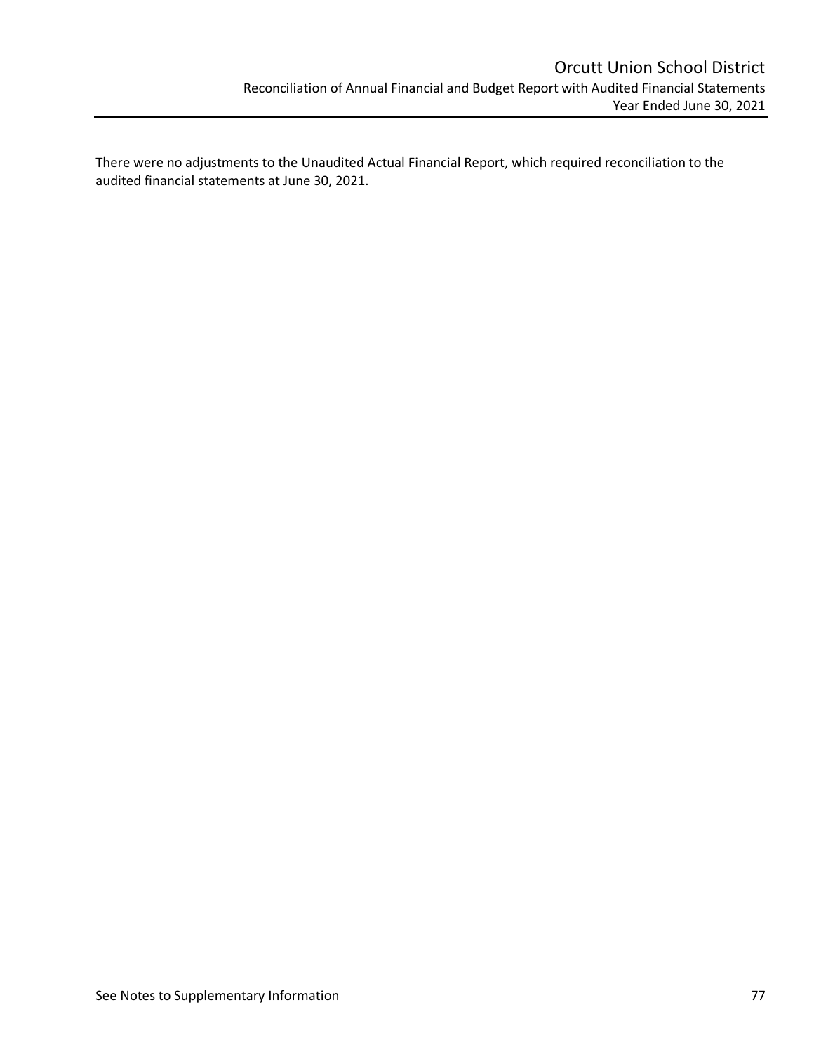There were no adjustments to the Unaudited Actual Financial Report, which required reconciliation to the audited financial statements at June 30, 2021.

See Notes to Supplementary Information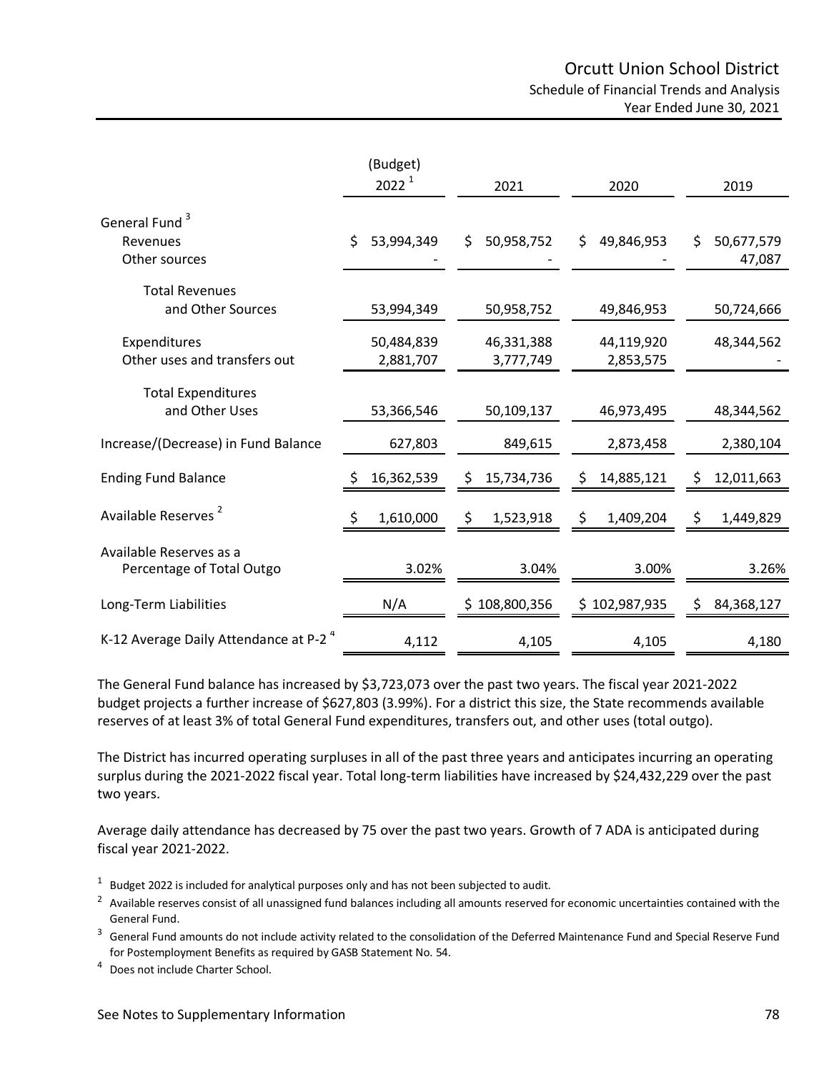# Orcutt Union School District

## Schedule of Financial Trends and Analysis

### Year Ended June 30, 2021

| | (Budget) 2022 [1] | 2021 | 2020 | 2019 |
|---|---|---|---|---|
| **General Fund** [3] | | | | |
| Revenues | $ 53,994,349 | $ 50,958,752 | $ 49,846,953 | $ 50,677,579 |
| Other sources | - | - | - | 47,087 |
| Total Revenues and Other Sources | 53,994,349 | 50,958,752 | 49,846,953 | 50,724,666 |
| Expenditures | 50,484,839 | 46,331,388 | 44,119,920 | 48,344,562 |
| Other uses and transfers out | 2,881,707 | 3,777,749 | 2,853,575 | - |
| Total Expenditures and Other Uses | 53,366,546 | 50,109,137 | 46,973,495 | 48,344,562 |
| Increase/(Decrease) in Fund Balance | 627,803 | 849,615 | 2,873,458 | 2,380,104 |
| Ending Fund Balance | $ 16,362,539 | $ 15,734,736 | $ 14,885,121 | $ 12,011,663 |
| Available Reserves [2] | $ 1,610,000 | $ 1,523,918 | $ 1,409,204 | $ 1,449,829 |
| Available Reserves as a Percentage of Total Outgo | 3.02% | 3.04% | 3.00% | 3.26% |
| Long-Term Liabilities | N/A | $ 108,800,356 | $ 102,987,935 | $ 84,368,127 |
| K-12 Average Daily Attendance at P-2 [4] | 4,112 | 4,105 | 4,105 | 4,180 |

The General Fund balance has increased by $3,723,073 over the past two years. The fiscal year 2021-2022 budget projects a further increase of $627,803 (3.99%). For a district this size, the State recommends available reserves of at least 3% of total General Fund expenditures, transfers out, and other uses (total outgo).

The District has incurred operating surpluses in all of the past three years and anticipates incurring an operating surplus during the 2021-2022 fiscal year. Total long-term liabilities have increased by $24,432,229 over the past two years.

Average daily attendance has decreased by 75 over the past two years. Growth of 7 ADA is anticipated during fiscal year 2021-2022.

[1] Budget 2022 is included for analytical purposes only and has not been subjected to audit.

[2] Available reserves consist of all unassigned fund balances including all amounts reserved for economic uncertainties contained with the General Fund.

[3] General Fund amounts do not include activity related to the consolidation of the Deferred Maintenance Fund and Special Reserve Fund for Postemployment Benefits as required by GASB Statement No. 54.

[4] Does not include Charter School.

See Notes to Supplementary Information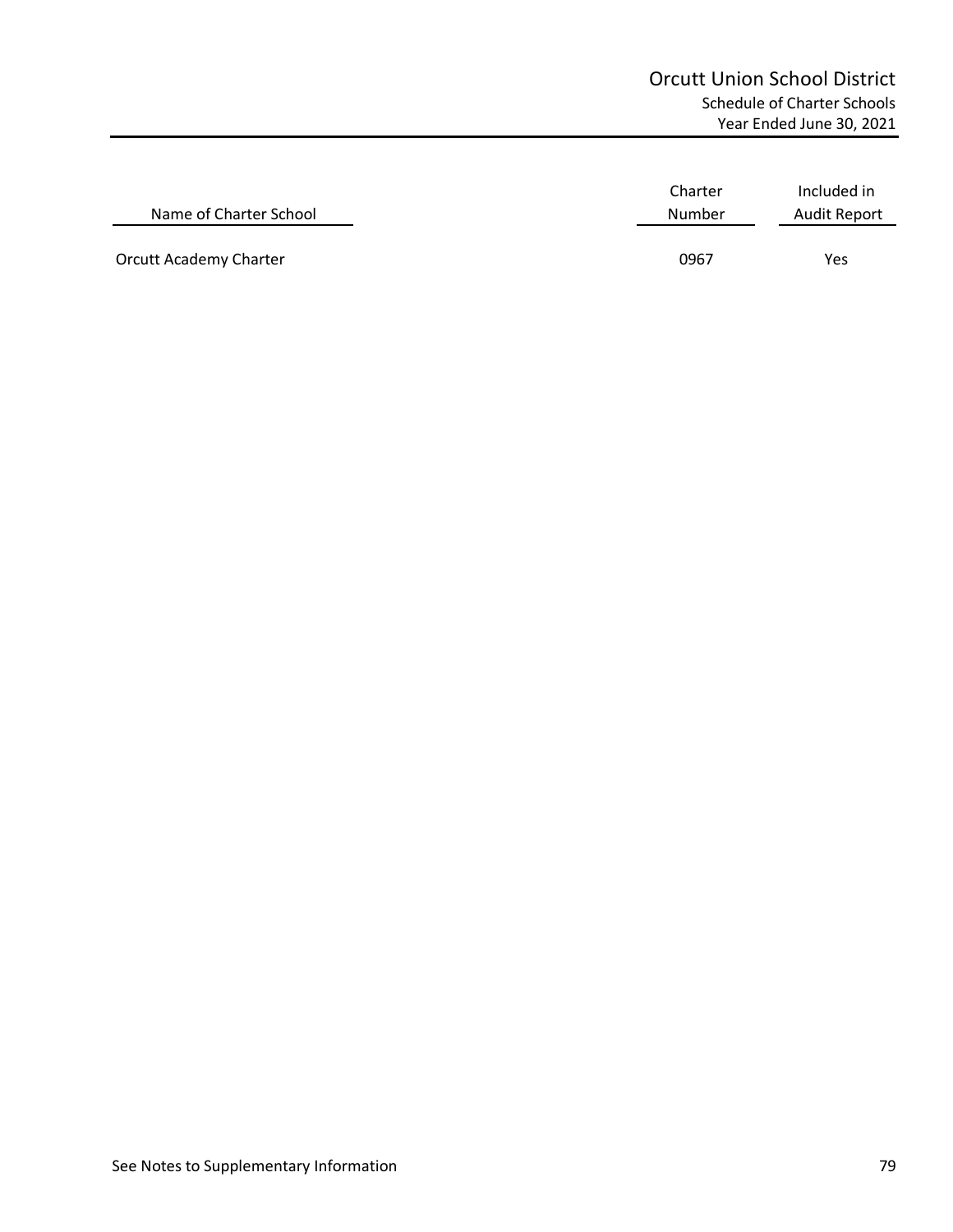# Orcutt Union School District

## Schedule of Charter Schools

### Year Ended June 30, 2021

| Name of Charter School | Charter Number | Included in Audit Report |
|---|---|---|
| Orcutt Academy Charter | 0967 | Yes |

See Notes to Supplementary Information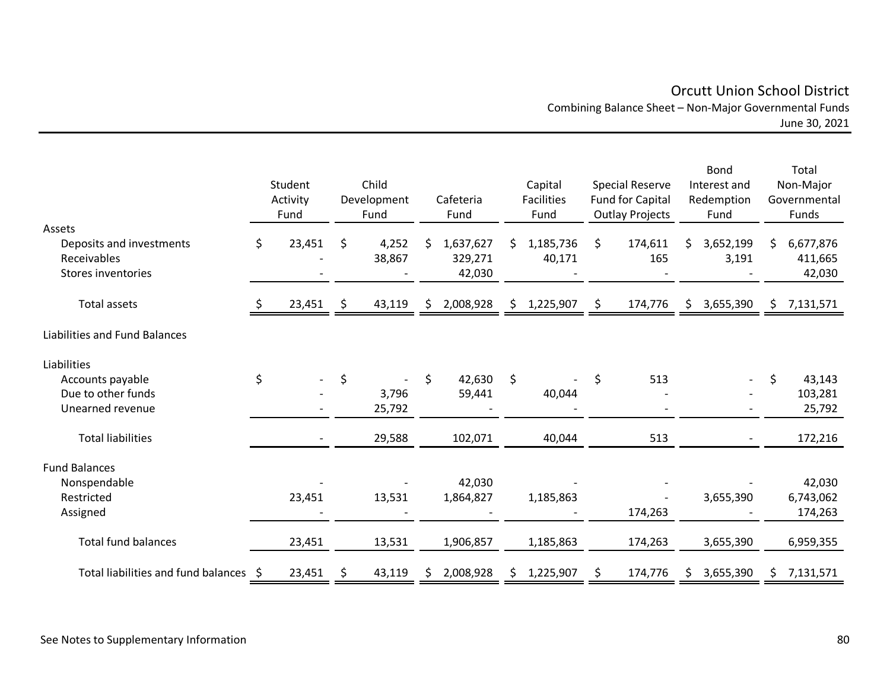# Orcutt Union School District

## Combining Balance Sheet – Non-Major Governmental Funds

June 30, 2021

| | Student Activity Fund | Child Development Fund | Cafeteria Fund | Capital Facilities Fund | Special Reserve Fund for Capital Outlay Projects | Bond Interest and Redemption Fund | Total Non-Major Governmental Funds |
|---|---|---|---|---|---|---|---|
| **Assets** | | | | | | | |
| Deposits and investments | $ 23,451 | $ 4,252 | $ 1,637,627 | $ 1,185,736 | $ 174,611 | $ 3,652,199 | $ 6,677,876 |
| Receivables | - | 38,867 | 329,271 | 40,171 | 165 | 3,191 | 411,665 |
| Stores inventories | - | - | 42,030 | - | - | - | 42,030 |
| Total assets | $ 23,451 | $ 43,119 | $ 2,008,928 | $ 1,225,907 | $ 174,776 | $ 3,655,390 | $ 7,131,571 |
| **Liabilities and Fund Balances** | | | | | | | |
| **Liabilities** | | | | | | | |
| Accounts payable | $ - | $ - | $ 42,630 | $ - | $ 513 | - | $ 43,143 |
| Due to other funds | - | 3,796 | 59,441 | 40,044 | - | - | 103,281 |
| Unearned revenue | - | 25,792 | - | - | - | - | 25,792 |
| Total liabilities | - | 29,588 | 102,071 | 40,044 | 513 | - | 172,216 |
| **Fund Balances** | | | | | | | |
| Nonspendable | - | - | 42,030 | - | - | - | 42,030 |
| Restricted | 23,451 | 13,531 | 1,864,827 | 1,185,863 | - | 3,655,390 | 6,743,062 |
| Assigned | - | - | - | - | 174,263 | - | 174,263 |
| Total fund balances | 23,451 | 13,531 | 1,906,857 | 1,185,863 | 174,263 | 3,655,390 | 6,959,355 |
| Total liabilities and fund balances | $ 23,451 | $ 43,119 | $ 2,008,928 | $ 1,225,907 | $ 174,776 | $ 3,655,390 | $ 7,131,571 |

See Notes to Supplementary Information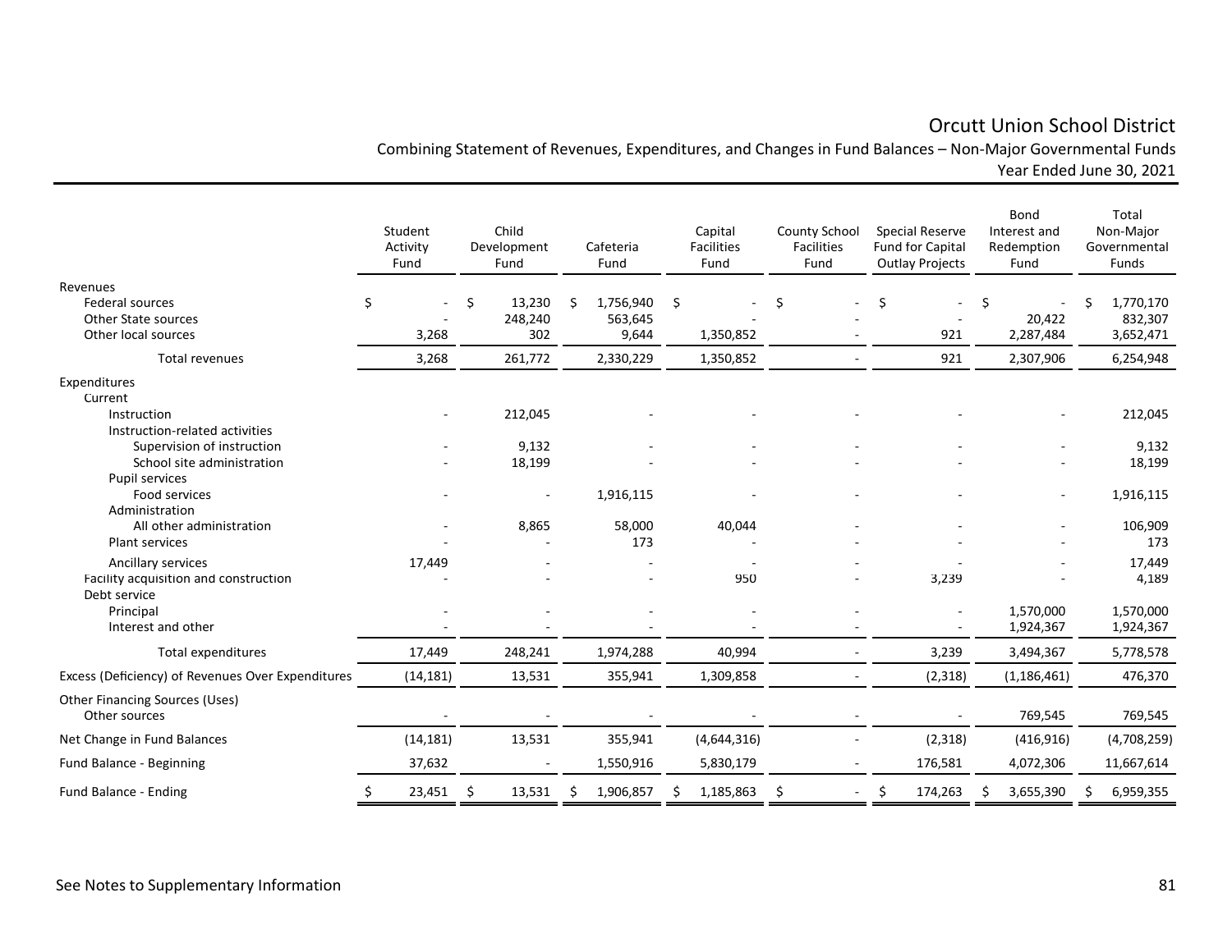# Orcutt Union School District

## Combining Statement of Revenues, Expenditures, and Changes in Fund Balances – Non-Major Governmental Funds

Year Ended June 30, 2021

| | Student Activity Fund | Child Development Fund | Cafeteria Fund | Capital Facilities Fund | County School Facilities Fund | Special Reserve Fund for Capital Outlay Projects | Bond Interest and Redemption Fund | Total Non-Major Governmental Funds |
|---|---|---|---|---|---|---|---|---|
| **Revenues** | | | | | | | | |
| Federal sources | $ - | $ 13,230 | $ 1,756,940 | $ - | $ - | $ - | $ - | $ 1,770,170 |
| Other State sources | - | 248,240 | 563,645 | - | - | - | 20,422 | 832,307 |
| Other local sources | 3,268 | 302 | 9,644 | 1,350,852 | - | 921 | 2,287,484 | 3,652,471 |
| Total revenues | 3,268 | 261,772 | 2,330,229 | 1,350,852 | - | 921 | 2,307,906 | 6,254,948 |
| **Expenditures** | | | | | | | | |
| Current | | | | | | | | |
| Instruction | - | 212,045 | - | - | - | - | - | 212,045 |
| Instruction-related activities | | | | | | | | |
| Supervision of instruction | - | 9,132 | - | - | - | - | - | 9,132 |
| School site administration | - | 18,199 | - | - | - | - | - | 18,199 |
| Pupil services | | | | | | | | |
| Food services | - | - | 1,916,115 | - | - | - | - | 1,916,115 |
| Administration | | | | | | | | |
| All other administration | - | 8,865 | 58,000 | 40,044 | - | - | - | 106,909 |
| Plant services | - | - | 173 | - | - | - | - | 173 |
| Ancillary services | 17,449 | - | - | - | - | - | - | 17,449 |
| Facility acquisition and construction | - | - | - | 950 | - | 3,239 | - | 4,189 |
| Debt service | | | | | | | | |
| Principal | - | - | - | - | - | - | 1,570,000 | 1,570,000 |
| Interest and other | - | - | - | - | - | - | 1,924,367 | 1,924,367 |
| Total expenditures | 17,449 | 248,241 | 1,974,288 | 40,994 | - | 3,239 | 3,494,367 | 5,778,578 |
| Excess (Deficiency) of Revenues Over Expenditures | (14,181) | 13,531 | 355,941 | 1,309,858 | - | (2,318) | (1,186,461) | 476,370 |
| **Other Financing Sources (Uses)** | | | | | | | | |
| Other sources | - | - | - | - | - | - | 769,545 | 769,545 |
| Net Change in Fund Balances | (14,181) | 13,531 | 355,941 | (4,644,316) | - | (2,318) | (416,916) | (4,708,259) |
| Fund Balance - Beginning | 37,632 | - | 1,550,916 | 5,830,179 | - | 176,581 | 4,072,306 | 11,667,614 |
| Fund Balance - Ending | $ 23,451 | $ 13,531 | $ 1,906,857 | $ 1,185,863 | $ - | $ 174,263 | $ 3,655,390 | $ 6,959,355 |

See Notes to Supplementary Information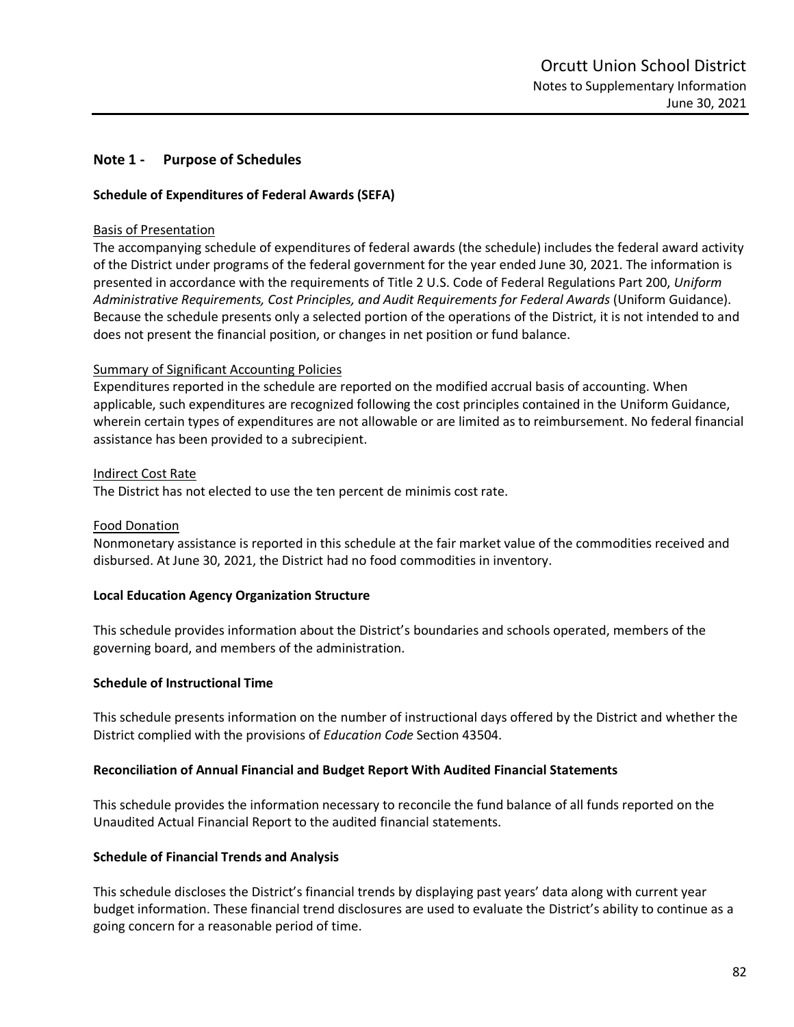## Note 1 - Purpose of Schedules

### Schedule of Expenditures of Federal Awards (SEFA)

Basis of Presentation

The accompanying schedule of expenditures of federal awards (the schedule) includes the federal award activity of the District under programs of the federal government for the year ended June 30, 2021. The information is presented in accordance with the requirements of Title 2 U.S. Code of Federal Regulations Part 200, *Uniform Administrative Requirements, Cost Principles, and Audit Requirements for Federal Awards* (Uniform Guidance). Because the schedule presents only a selected portion of the operations of the District, it is not intended to and does not present the financial position, or changes in net position or fund balance.

Summary of Significant Accounting Policies

Expenditures reported in the schedule are reported on the modified accrual basis of accounting. When applicable, such expenditures are recognized following the cost principles contained in the Uniform Guidance, wherein certain types of expenditures are not allowable or are limited as to reimbursement. No federal financial assistance has been provided to a subrecipient.

Indirect Cost Rate

The District has not elected to use the ten percent de minimis cost rate.

Food Donation

Nonmonetary assistance is reported in this schedule at the fair market value of the commodities received and disbursed. At June 30, 2021, the District had no food commodities in inventory.

### Local Education Agency Organization Structure

This schedule provides information about the District's boundaries and schools operated, members of the governing board, and members of the administration.

### Schedule of Instructional Time

This schedule presents information on the number of instructional days offered by the District and whether the District complied with the provisions of *Education Code* Section 43504.

### Reconciliation of Annual Financial and Budget Report With Audited Financial Statements

This schedule provides the information necessary to reconcile the fund balance of all funds reported on the Unaudited Actual Financial Report to the audited financial statements.

### Schedule of Financial Trends and Analysis

This schedule discloses the District's financial trends by displaying past years' data along with current year budget information. These financial trend disclosures are used to evaluate the District's ability to continue as a going concern for a reasonable period of time.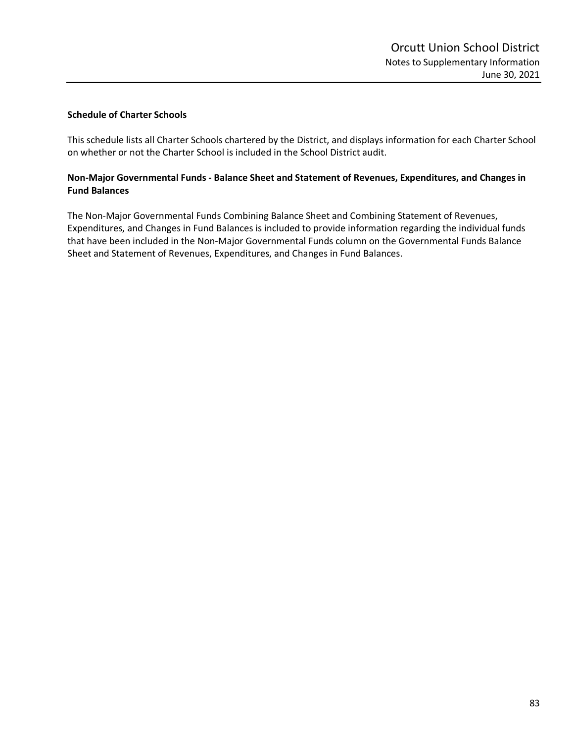### Schedule of Charter Schools

This schedule lists all Charter Schools chartered by the District, and displays information for each Charter School on whether or not the Charter School is included in the School District audit.

### Non-Major Governmental Funds - Balance Sheet and Statement of Revenues, Expenditures, and Changes in Fund Balances

The Non-Major Governmental Funds Combining Balance Sheet and Combining Statement of Revenues, Expenditures, and Changes in Fund Balances is included to provide information regarding the individual funds that have been included in the Non-Major Governmental Funds column on the Governmental Funds Balance Sheet and Statement of Revenues, Expenditures, and Changes in Fund Balances.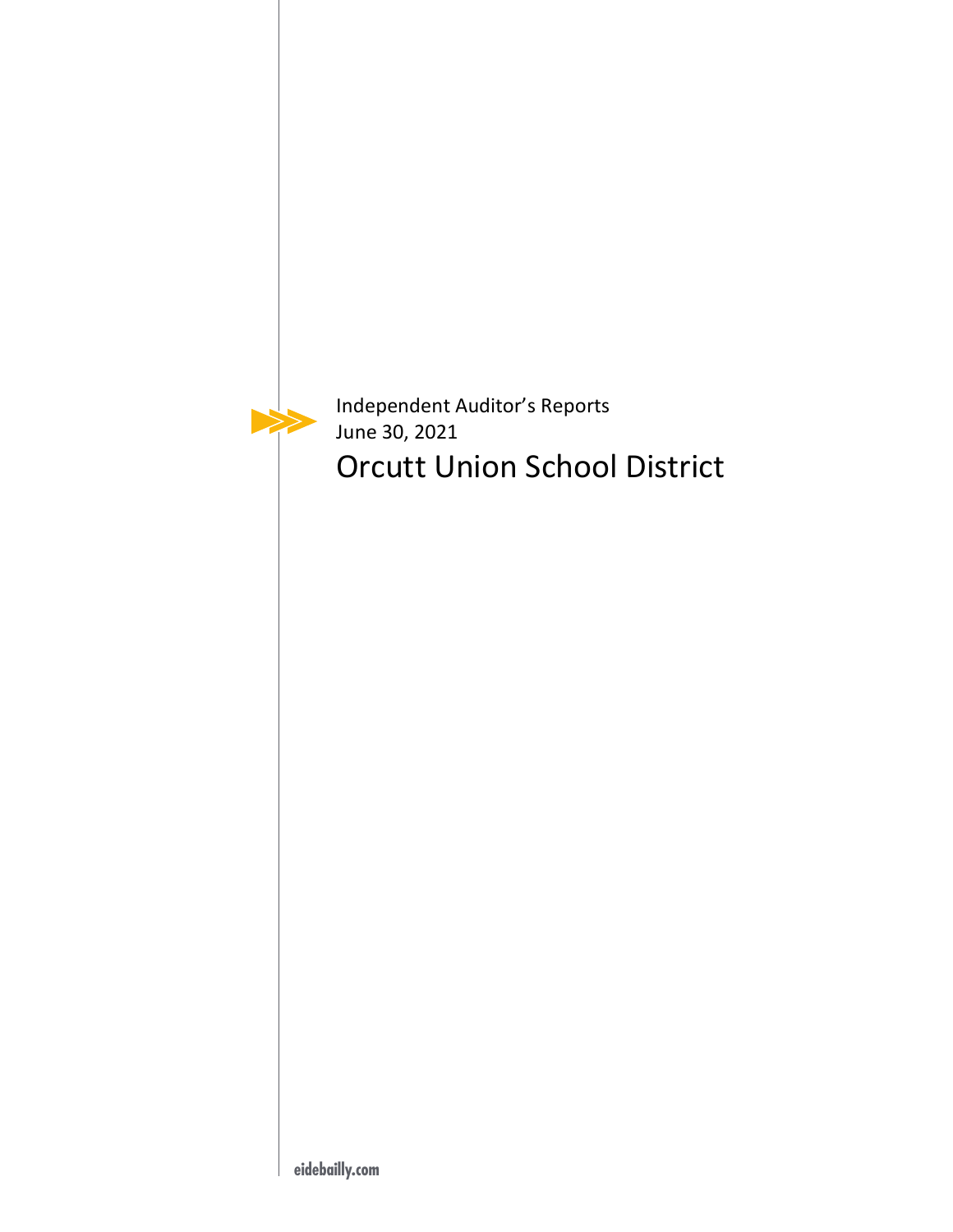Independent Auditor's Reports
June 30, 2021

# Orcutt Union School District

eidebailly.com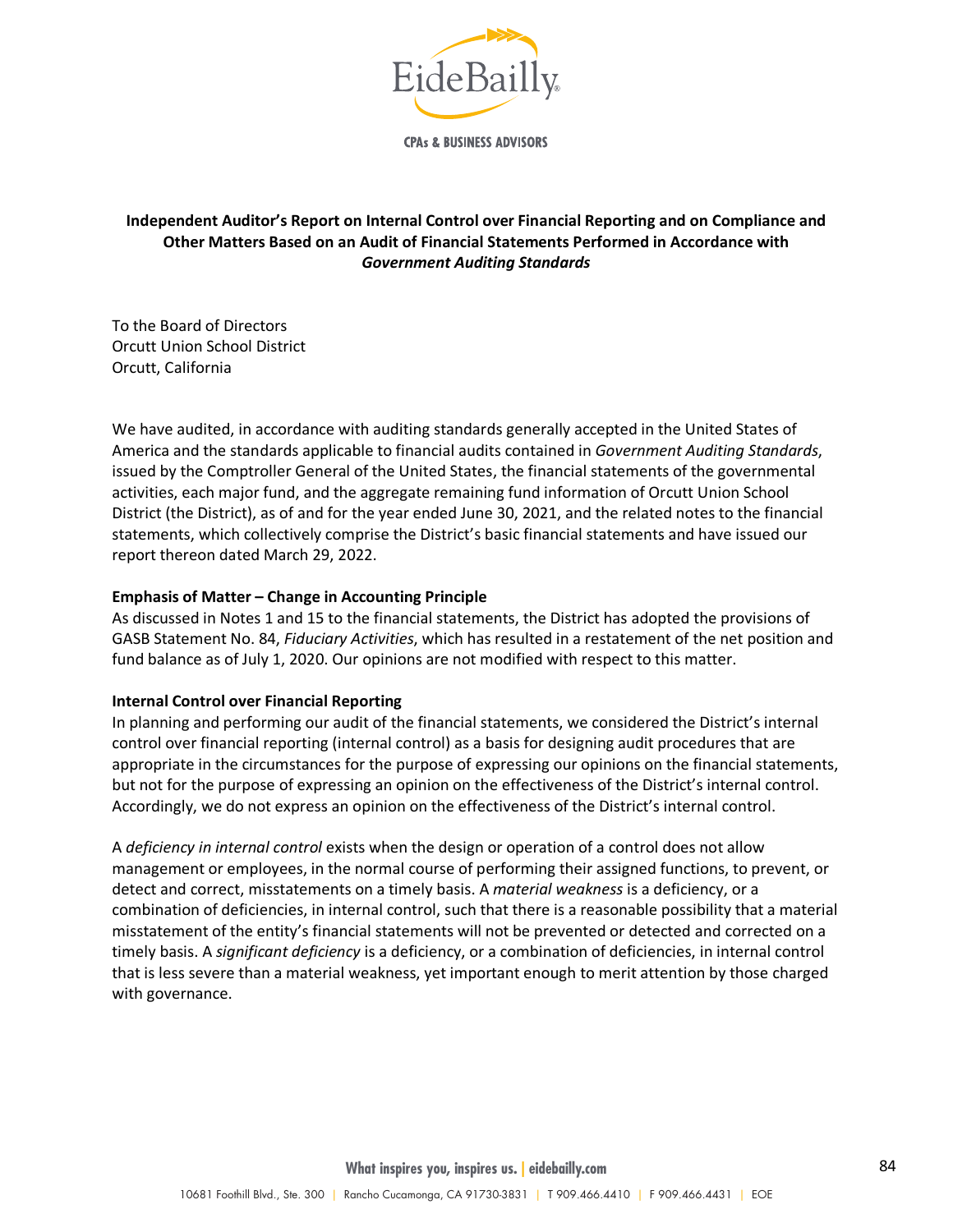**Independent Auditor's Report on Internal Control over Financial Reporting and on Compliance and Other Matters Based on an Audit of Financial Statements Performed in Accordance with *Government Auditing Standards***

To the Board of Directors
Orcutt Union School District
Orcutt, California

We have audited, in accordance with auditing standards generally accepted in the United States of America and the standards applicable to financial audits contained in *Government Auditing Standards*, issued by the Comptroller General of the United States, the financial statements of the governmental activities, each major fund, and the aggregate remaining fund information of Orcutt Union School District (the District), as of and for the year ended June 30, 2021, and the related notes to the financial statements, which collectively comprise the District's basic financial statements and have issued our report thereon dated March 29, 2022.

**Emphasis of Matter – Change in Accounting Principle**

As discussed in Notes 1 and 15 to the financial statements, the District has adopted the provisions of GASB Statement No. 84, *Fiduciary Activities*, which has resulted in a restatement of the net position and fund balance as of July 1, 2020. Our opinions are not modified with respect to this matter.

**Internal Control over Financial Reporting**

In planning and performing our audit of the financial statements, we considered the District's internal control over financial reporting (internal control) as a basis for designing audit procedures that are appropriate in the circumstances for the purpose of expressing our opinions on the financial statements, but not for the purpose of expressing an opinion on the effectiveness of the District's internal control. Accordingly, we do not express an opinion on the effectiveness of the District's internal control.

A *deficiency in internal control* exists when the design or operation of a control does not allow management or employees, in the normal course of performing their assigned functions, to prevent, or detect and correct, misstatements on a timely basis. A *material weakness* is a deficiency, or a combination of deficiencies, in internal control, such that there is a reasonable possibility that a material misstatement of the entity's financial statements will not be prevented or detected and corrected on a timely basis. A *significant deficiency* is a deficiency, or a combination of deficiencies, in internal control that is less severe than a material weakness, yet important enough to merit attention by those charged with governance.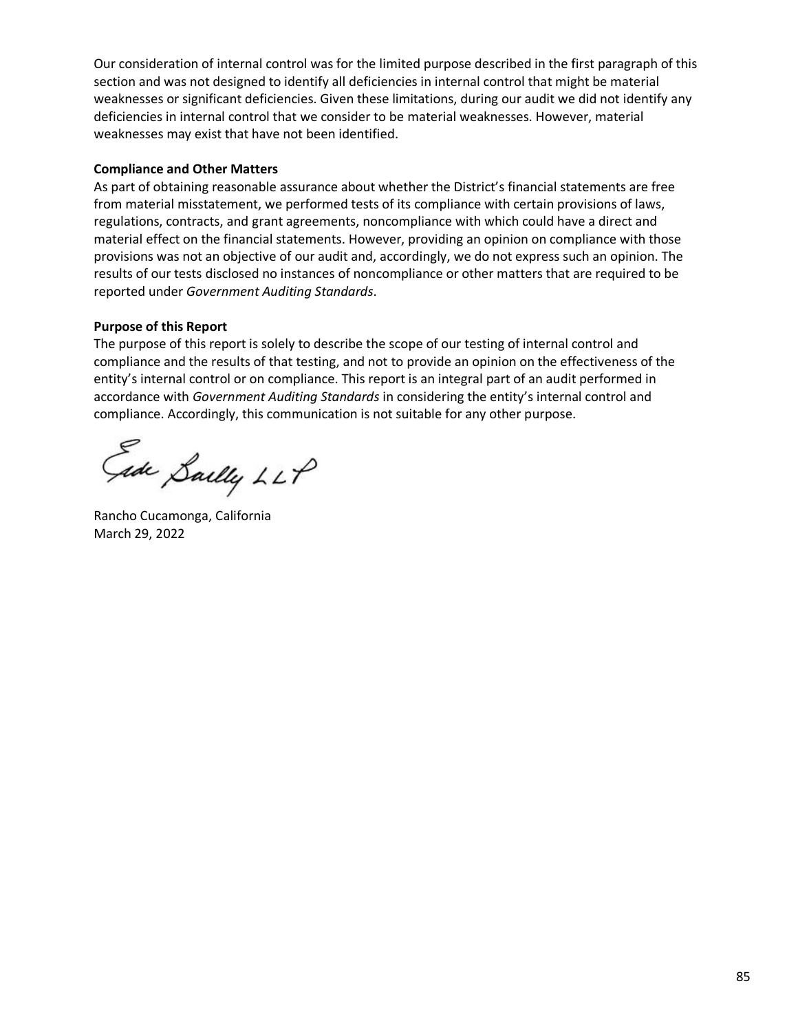Our consideration of internal control was for the limited purpose described in the first paragraph of this section and was not designed to identify all deficiencies in internal control that might be material weaknesses or significant deficiencies. Given these limitations, during our audit we did not identify any deficiencies in internal control that we consider to be material weaknesses. However, material weaknesses may exist that have not been identified.

**Compliance and Other Matters**

As part of obtaining reasonable assurance about whether the District's financial statements are free from material misstatement, we performed tests of its compliance with certain provisions of laws, regulations, contracts, and grant agreements, noncompliance with which could have a direct and material effect on the financial statements. However, providing an opinion on compliance with those provisions was not an objective of our audit and, accordingly, we do not express such an opinion. The results of our tests disclosed no instances of noncompliance or other matters that are required to be reported under *Government Auditing Standards*.

**Purpose of this Report**

The purpose of this report is solely to describe the scope of our testing of internal control and compliance and the results of that testing, and not to provide an opinion on the effectiveness of the entity's internal control or on compliance. This report is an integral part of an audit performed in accordance with *Government Auditing Standards* in considering the entity's internal control and compliance. Accordingly, this communication is not suitable for any other purpose.

Eide Bailly LLP

Rancho Cucamonga, California
March 29, 2022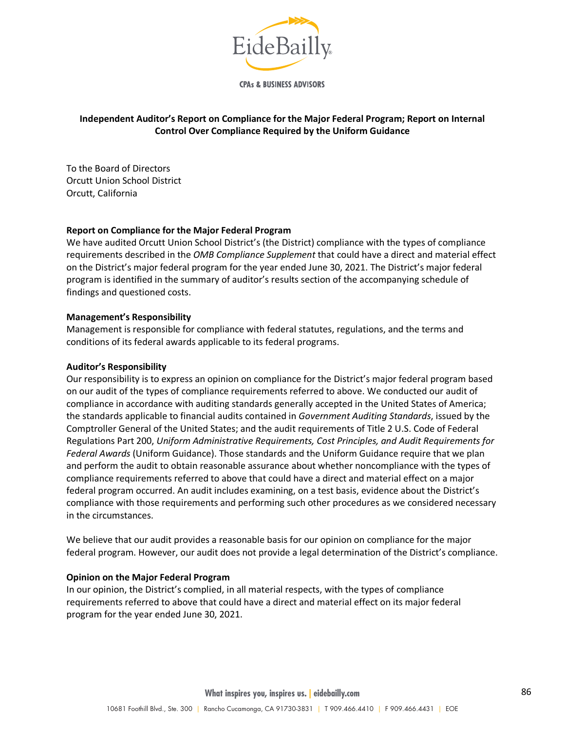# Independent Auditor's Report on Compliance for the Major Federal Program; Report on Internal Control Over Compliance Required by the Uniform Guidance

To the Board of Directors
Orcutt Union School District
Orcutt, California

**Report on Compliance for the Major Federal Program**

We have audited Orcutt Union School District's (the District) compliance with the types of compliance requirements described in the *OMB Compliance Supplement* that could have a direct and material effect on the District's major federal program for the year ended June 30, 2021. The District's major federal program is identified in the summary of auditor's results section of the accompanying schedule of findings and questioned costs.

**Management's Responsibility**

Management is responsible for compliance with federal statutes, regulations, and the terms and conditions of its federal awards applicable to its federal programs.

**Auditor's Responsibility**

Our responsibility is to express an opinion on compliance for the District's major federal program based on our audit of the types of compliance requirements referred to above. We conducted our audit of compliance in accordance with auditing standards generally accepted in the United States of America; the standards applicable to financial audits contained in *Government Auditing Standards*, issued by the Comptroller General of the United States; and the audit requirements of Title 2 U.S. Code of Federal Regulations Part 200, *Uniform Administrative Requirements, Cost Principles, and Audit Requirements for Federal Awards* (Uniform Guidance). Those standards and the Uniform Guidance require that we plan and perform the audit to obtain reasonable assurance about whether noncompliance with the types of compliance requirements referred to above that could have a direct and material effect on a major federal program occurred. An audit includes examining, on a test basis, evidence about the District's compliance with those requirements and performing such other procedures as we considered necessary in the circumstances.

We believe that our audit provides a reasonable basis for our opinion on compliance for the major federal program. However, our audit does not provide a legal determination of the District's compliance.

**Opinion on the Major Federal Program**

In our opinion, the District's complied, in all material respects, with the types of compliance requirements referred to above that could have a direct and material effect on its major federal program for the year ended June 30, 2021.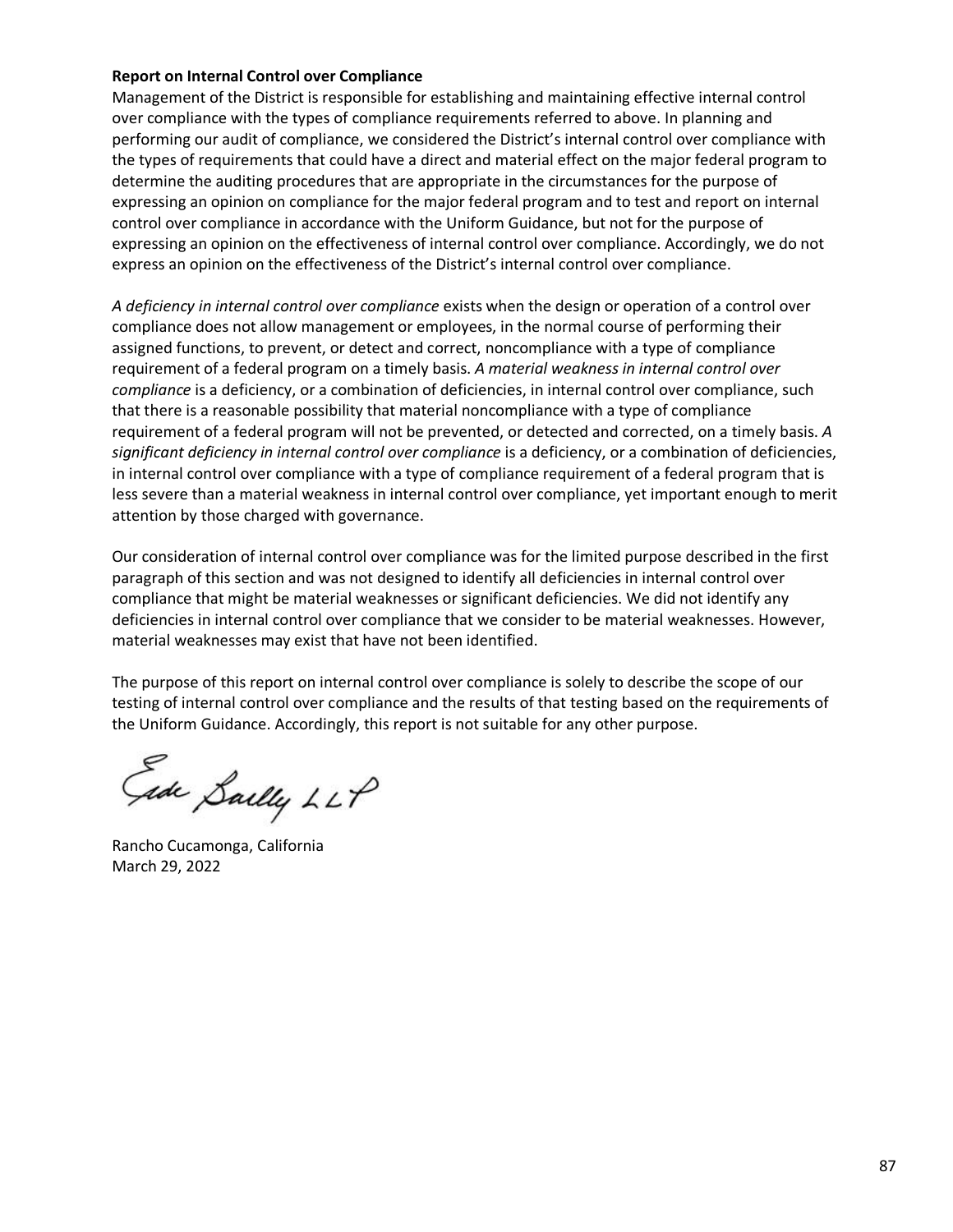**Report on Internal Control over Compliance**

Management of the District is responsible for establishing and maintaining effective internal control over compliance with the types of compliance requirements referred to above. In planning and performing our audit of compliance, we considered the District's internal control over compliance with the types of requirements that could have a direct and material effect on the major federal program to determine the auditing procedures that are appropriate in the circumstances for the purpose of expressing an opinion on compliance for the major federal program and to test and report on internal control over compliance in accordance with the Uniform Guidance, but not for the purpose of expressing an opinion on the effectiveness of internal control over compliance. Accordingly, we do not express an opinion on the effectiveness of the District's internal control over compliance.

*A deficiency in internal control over compliance* exists when the design or operation of a control over compliance does not allow management or employees, in the normal course of performing their assigned functions, to prevent, or detect and correct, noncompliance with a type of compliance requirement of a federal program on a timely basis. *A material weakness in internal control over compliance* is a deficiency, or a combination of deficiencies, in internal control over compliance, such that there is a reasonable possibility that material noncompliance with a type of compliance requirement of a federal program will not be prevented, or detected and corrected, on a timely basis. *A significant deficiency in internal control over compliance* is a deficiency, or a combination of deficiencies, in internal control over compliance with a type of compliance requirement of a federal program that is less severe than a material weakness in internal control over compliance, yet important enough to merit attention by those charged with governance.

Our consideration of internal control over compliance was for the limited purpose described in the first paragraph of this section and was not designed to identify all deficiencies in internal control over compliance that might be material weaknesses or significant deficiencies. We did not identify any deficiencies in internal control over compliance that we consider to be material weaknesses. However, material weaknesses may exist that have not been identified.

The purpose of this report on internal control over compliance is solely to describe the scope of our testing of internal control over compliance and the results of that testing based on the requirements of the Uniform Guidance. Accordingly, this report is not suitable for any other purpose.

Eide Bailly LLP

Rancho Cucamonga, California
March 29, 2022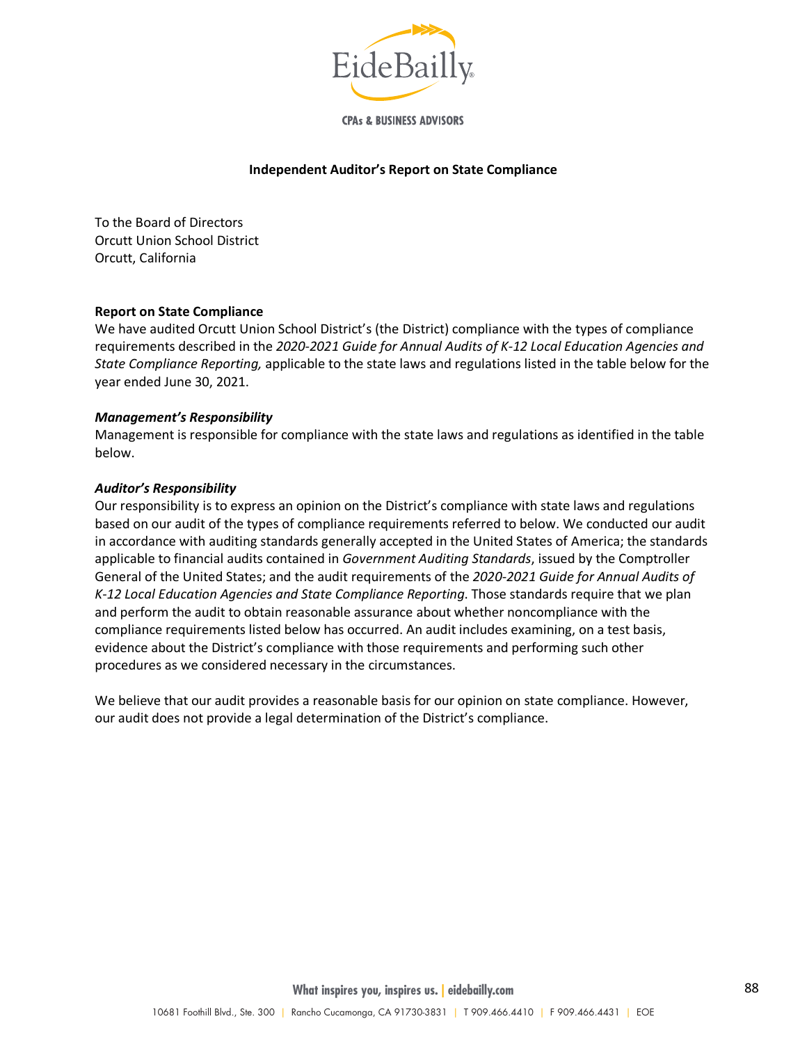**Independent Auditor's Report on State Compliance**

To the Board of Directors
Orcutt Union School District
Orcutt, California

**Report on State Compliance**

We have audited Orcutt Union School District's (the District) compliance with the types of compliance requirements described in the *2020-2021 Guide for Annual Audits of K-12 Local Education Agencies and State Compliance Reporting,* applicable to the state laws and regulations listed in the table below for the year ended June 30, 2021.

***Management's Responsibility***

Management is responsible for compliance with the state laws and regulations as identified in the table below.

***Auditor's Responsibility***

Our responsibility is to express an opinion on the District's compliance with state laws and regulations based on our audit of the types of compliance requirements referred to below. We conducted our audit in accordance with auditing standards generally accepted in the United States of America; the standards applicable to financial audits contained in *Government Auditing Standards*, issued by the Comptroller General of the United States; and the audit requirements of the *2020-2021 Guide for Annual Audits of K-12 Local Education Agencies and State Compliance Reporting.* Those standards require that we plan and perform the audit to obtain reasonable assurance about whether noncompliance with the compliance requirements listed below has occurred. An audit includes examining, on a test basis, evidence about the District's compliance with those requirements and performing such other procedures as we considered necessary in the circumstances.

We believe that our audit provides a reasonable basis for our opinion on state compliance. However, our audit does not provide a legal determination of the District's compliance.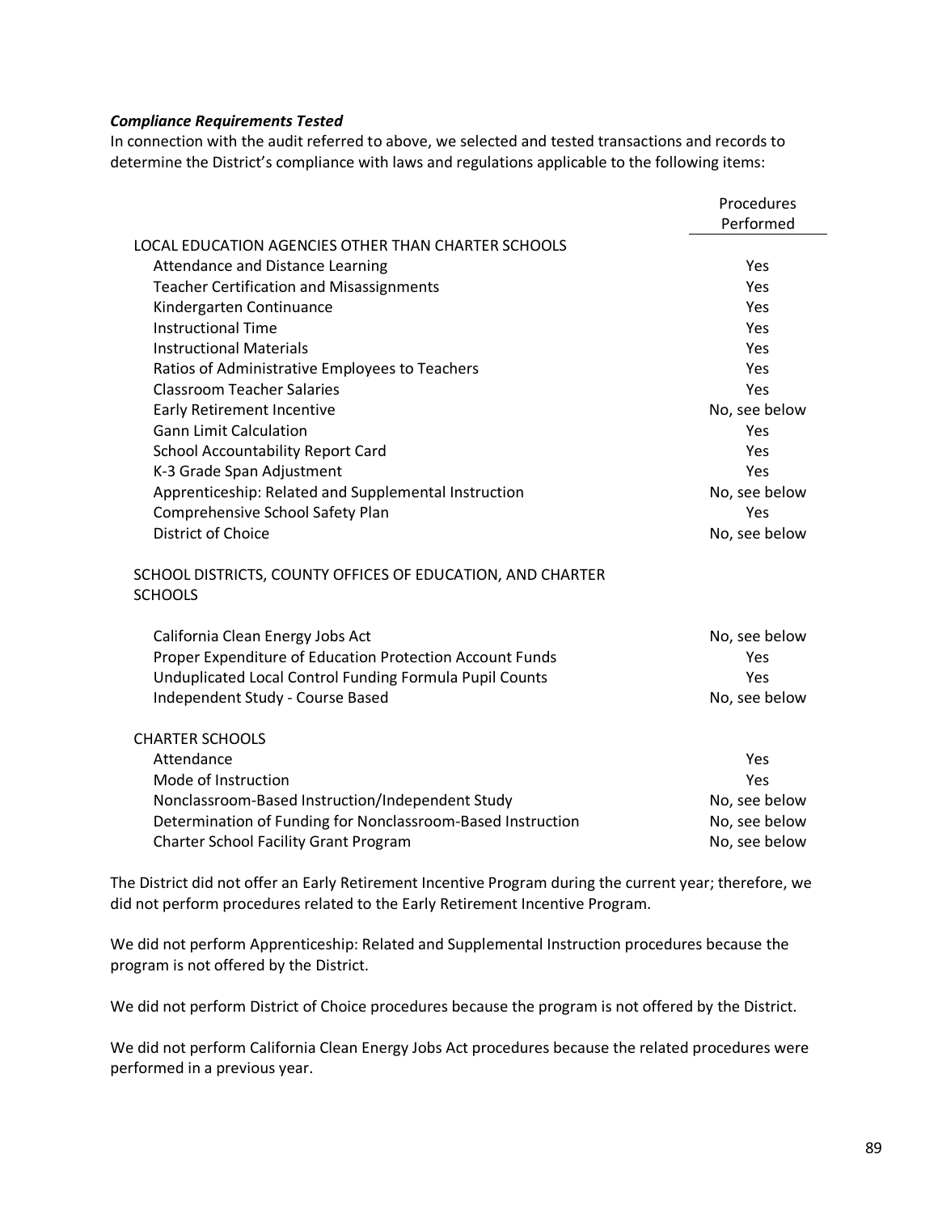***Compliance Requirements Tested***

In connection with the audit referred to above, we selected and tested transactions and records to determine the District's compliance with laws and regulations applicable to the following items:

| | Procedures Performed |
|---|---|
| LOCAL EDUCATION AGENCIES OTHER THAN CHARTER SCHOOLS | |
| Attendance and Distance Learning | Yes |
| Teacher Certification and Misassignments | Yes |
| Kindergarten Continuance | Yes |
| Instructional Time | Yes |
| Instructional Materials | Yes |
| Ratios of Administrative Employees to Teachers | Yes |
| Classroom Teacher Salaries | Yes |
| Early Retirement Incentive | No, see below |
| Gann Limit Calculation | Yes |
| School Accountability Report Card | Yes |
| K-3 Grade Span Adjustment | Yes |
| Apprenticeship: Related and Supplemental Instruction | No, see below |
| Comprehensive School Safety Plan | Yes |
| District of Choice | No, see below |
| SCHOOL DISTRICTS, COUNTY OFFICES OF EDUCATION, AND CHARTER SCHOOLS | |
| California Clean Energy Jobs Act | No, see below |
| Proper Expenditure of Education Protection Account Funds | Yes |
| Unduplicated Local Control Funding Formula Pupil Counts | Yes |
| Independent Study - Course Based | No, see below |
| CHARTER SCHOOLS | |
| Attendance | Yes |
| Mode of Instruction | Yes |
| Nonclassroom-Based Instruction/Independent Study | No, see below |
| Determination of Funding for Nonclassroom-Based Instruction | No, see below |
| Charter School Facility Grant Program | No, see below |

The District did not offer an Early Retirement Incentive Program during the current year; therefore, we did not perform procedures related to the Early Retirement Incentive Program.

We did not perform Apprenticeship: Related and Supplemental Instruction procedures because the program is not offered by the District.

We did not perform District of Choice procedures because the program is not offered by the District.

We did not perform California Clean Energy Jobs Act procedures because the related procedures were performed in a previous year.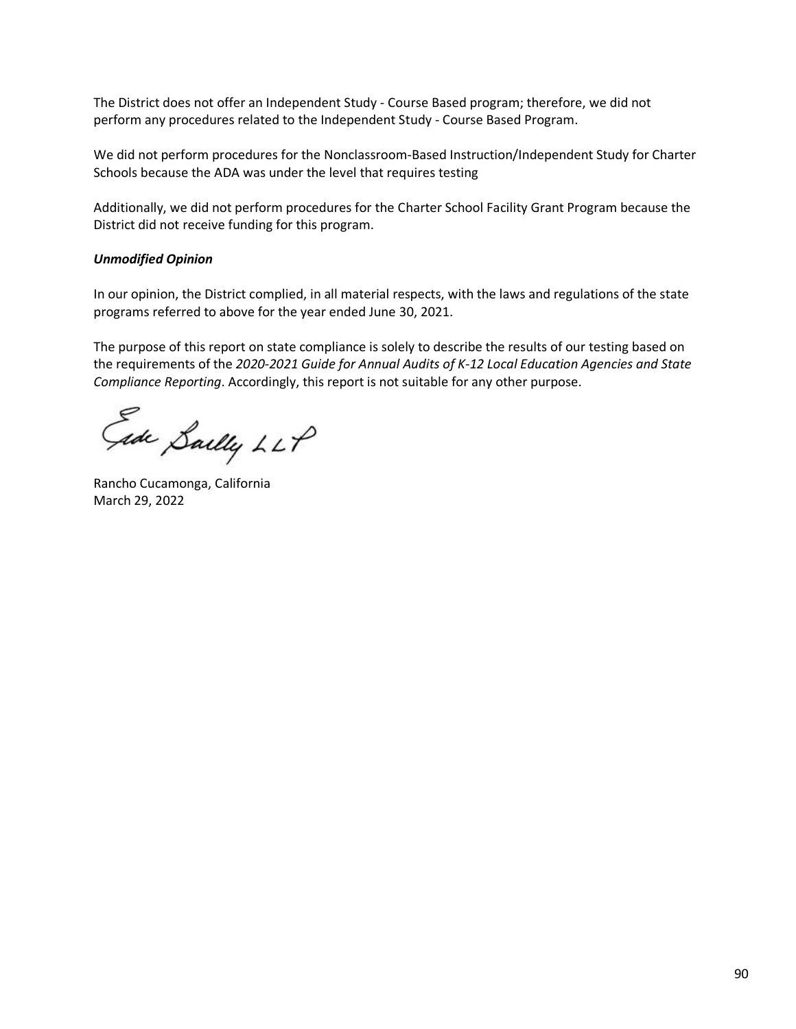The District does not offer an Independent Study - Course Based program; therefore, we did not perform any procedures related to the Independent Study - Course Based Program.

We did not perform procedures for the Nonclassroom-Based Instruction/Independent Study for Charter Schools because the ADA was under the level that requires testing

Additionally, we did not perform procedures for the Charter School Facility Grant Program because the District did not receive funding for this program.

***Unmodified Opinion***

In our opinion, the District complied, in all material respects, with the laws and regulations of the state programs referred to above for the year ended June 30, 2021.

The purpose of this report on state compliance is solely to describe the results of our testing based on the requirements of the *2020-2021 Guide for Annual Audits of K-12 Local Education Agencies and State Compliance Reporting*. Accordingly, this report is not suitable for any other purpose.

Eide Bailly LLP

Rancho Cucamonga, California
March 29, 2022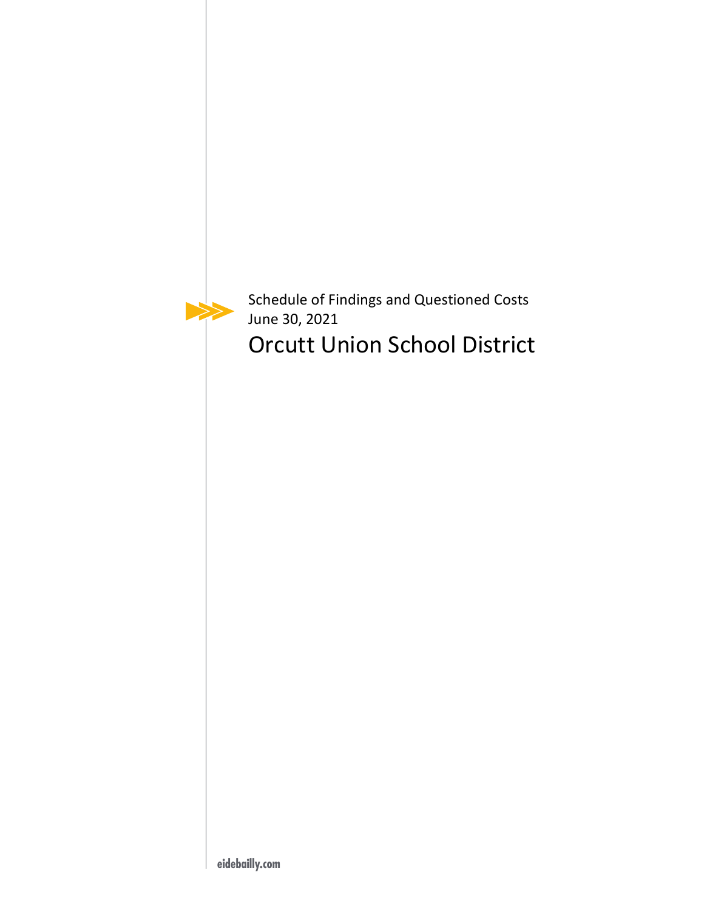Schedule of Findings and Questioned Costs
June 30, 2021

# Orcutt Union School District

eidebailly.com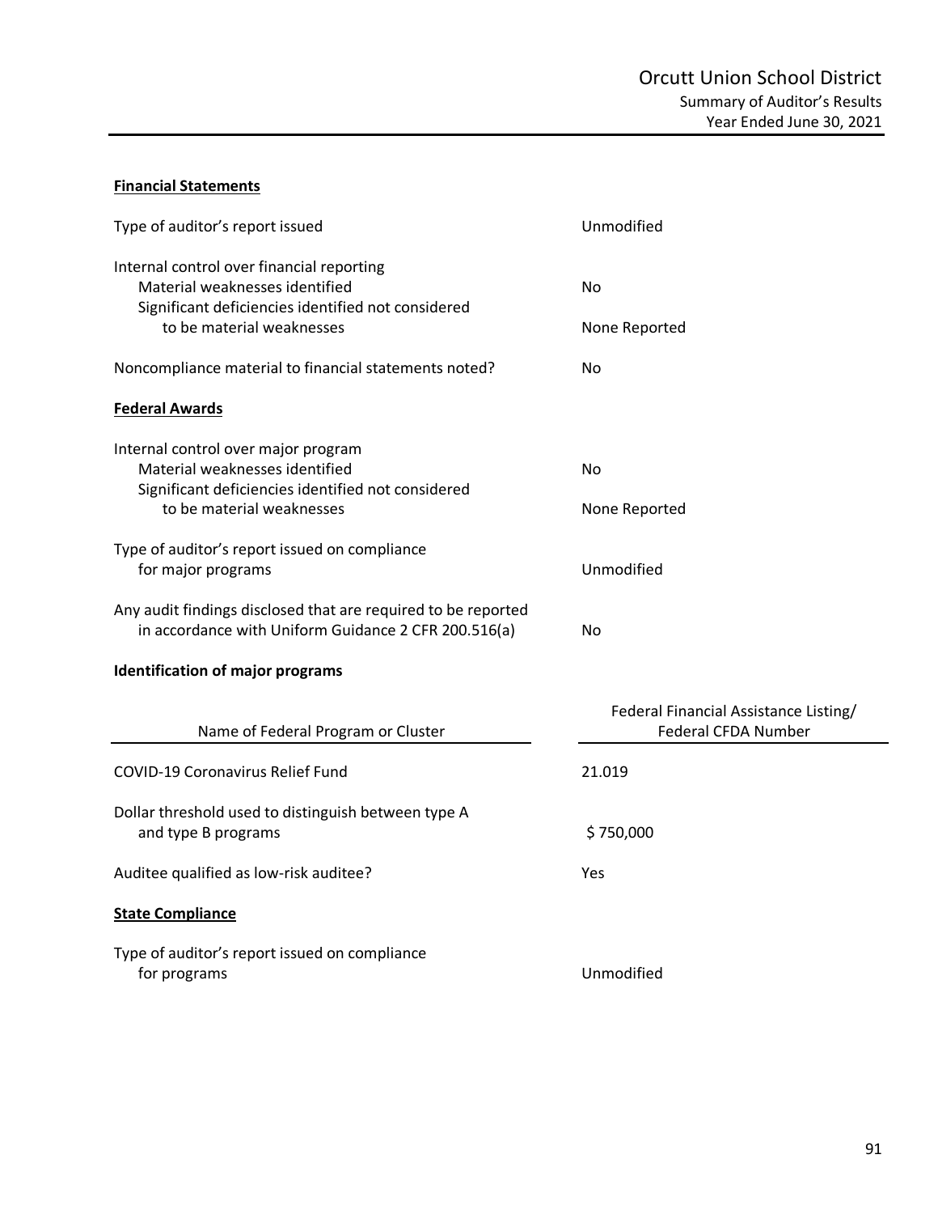# Orcutt Union School District

## Summary of Auditor's Results

### Year Ended June 30, 2021

**Financial Statements**

| | |
|---|---|
| Type of auditor's report issued | Unmodified |
| Internal control over financial reporting | |
| Material weaknesses identified | No |
| Significant deficiencies identified not considered to be material weaknesses | None Reported |
| Noncompliance material to financial statements noted? | No |

**Federal Awards**

| | |
|---|---|
| Internal control over major program | |
| Material weaknesses identified | No |
| Significant deficiencies identified not considered to be material weaknesses | None Reported |
| Type of auditor's report issued on compliance for major programs | Unmodified |
| Any audit findings disclosed that are required to be reported in accordance with Uniform Guidance 2 CFR 200.516(a) | No |

**Identification of major programs**

| Name of Federal Program or Cluster | Federal Financial Assistance Listing/ Federal CFDA Number |
|---|---|
| COVID-19 Coronavirus Relief Fund | 21.019 |

| | |
|---|---|
| Dollar threshold used to distinguish between type A and type B programs | $ 750,000 |
| Auditee qualified as low-risk auditee? | Yes |

**State Compliance**

| | |
|---|---|
| Type of auditor's report issued on compliance for programs | Unmodified |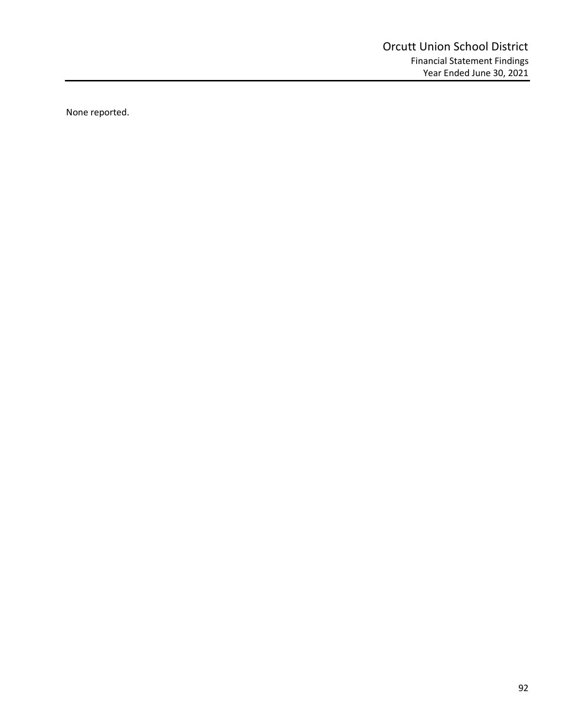None reported.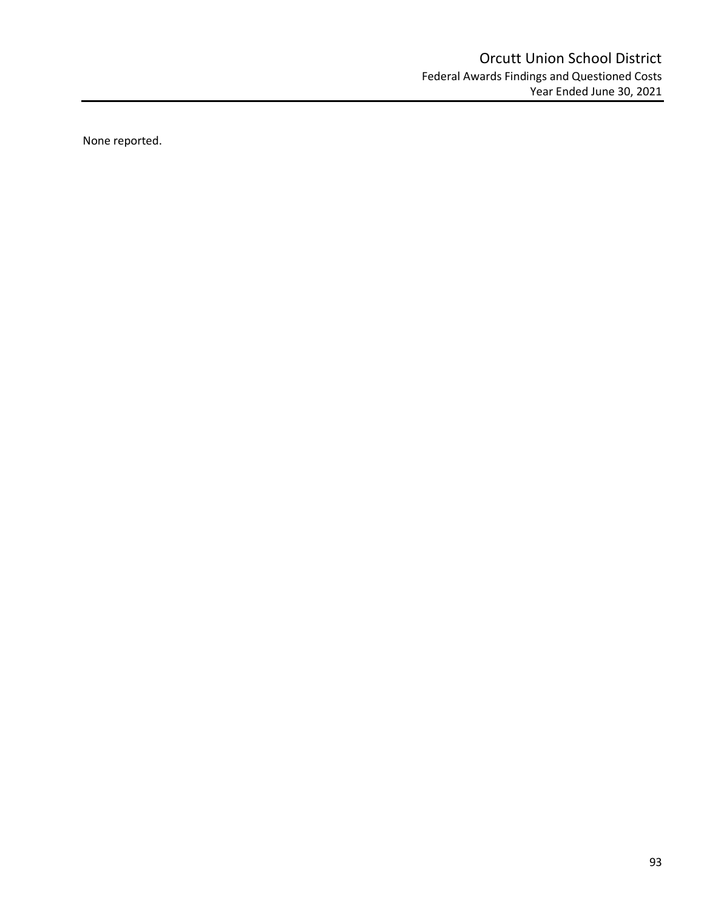None reported.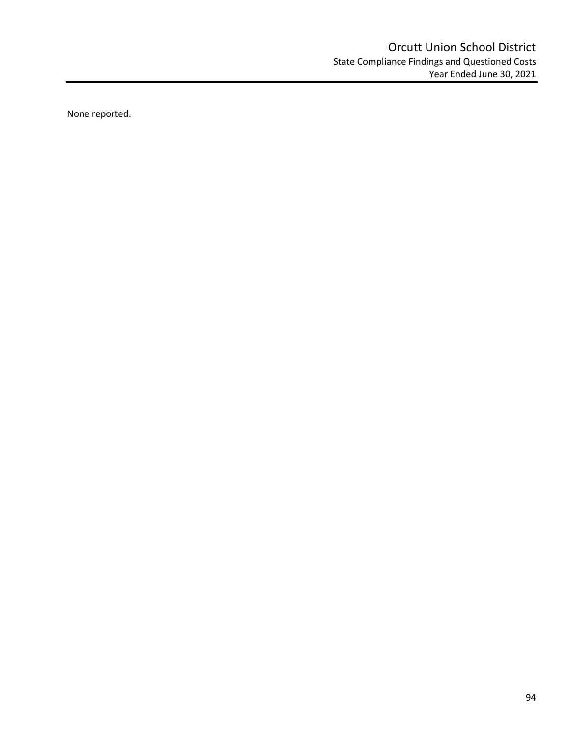# Orcutt Union School District

## State Compliance Findings and Questioned Costs

### Year Ended June 30, 2021

None reported.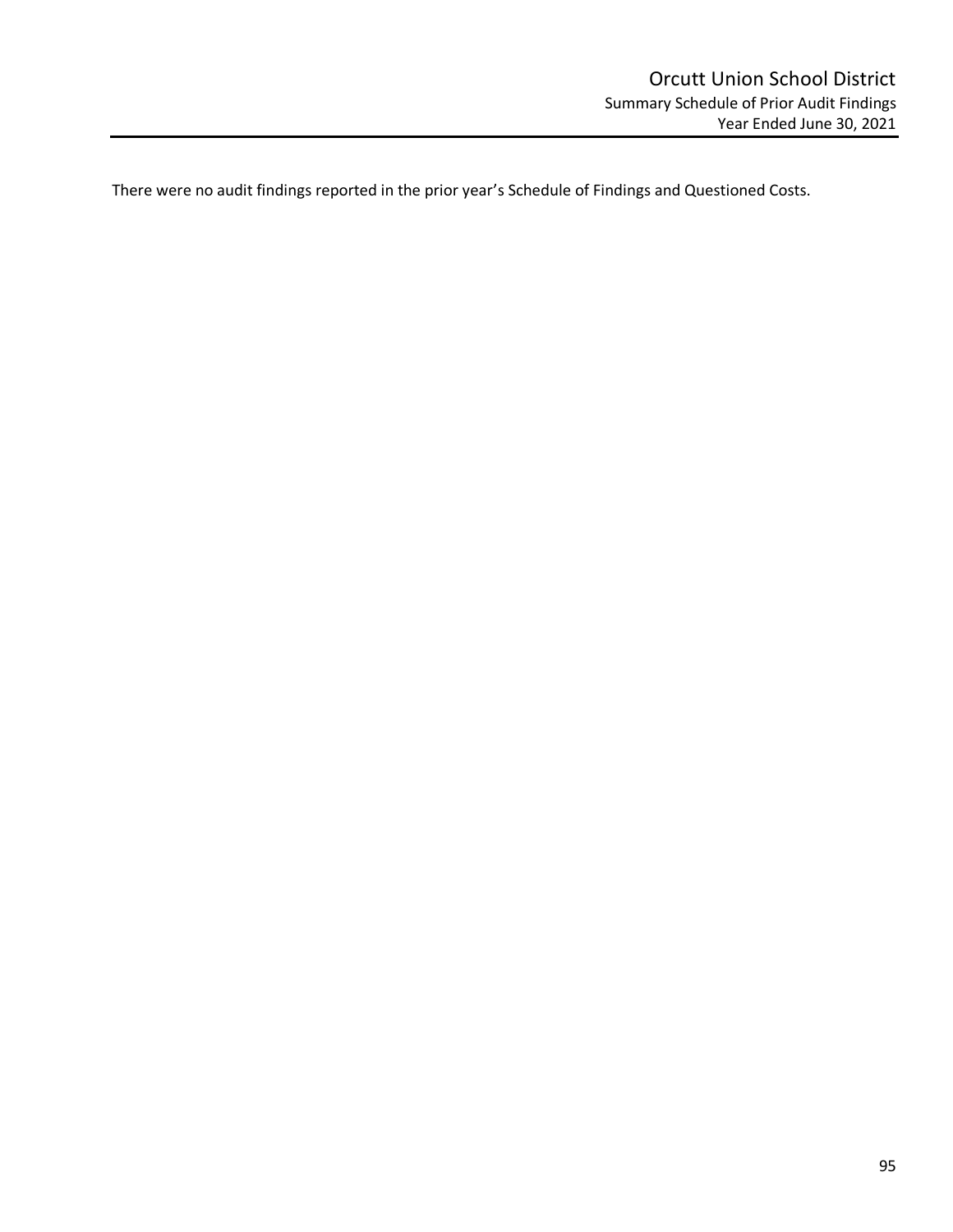There were no audit findings reported in the prior year's Schedule of Findings and Questioned Costs.